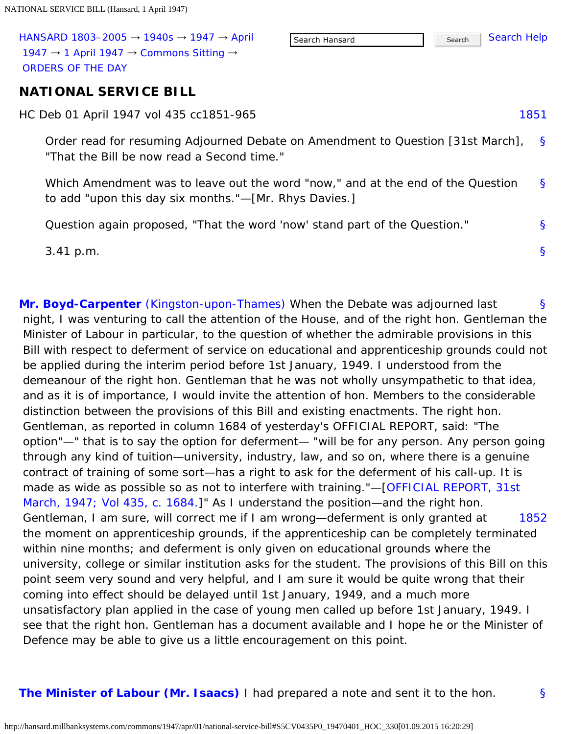HANSARD 1803–2005 → 1940s → 1947 → April 1947 → 1 April 1947 → Commons Sitting → ORDERS OF THE DAY

# NATIONAL SERVICE BILL

HC Deb 01 April 1947 vol 435 cc1851-965

Order read for resuming Adjourned Debate on Amendment to Question [31st March], "That the Bill be now read a Second time."

Which Amendment was to leave out the word "now," and at the end of the Question to add "upon this day six months."—[Mr. Rhys Davies.]

Question again proposed, "That the word 'now' stand part of the Question."

3.41 p.m.

**Mr. Boyd-Carpenter (Kingston-upon-Thames)** When the Debate was adjourned last night, I was venturing to call the attention of the House, and of the right hon. Gentleman the Minister of Labour in particular, to the question of whether the admirable provisions in this Bill with respect to deferment of service on educational and apprenticeship grounds could not be applied during the interim period before 1st January, 1949. I understood from the demeanour of the right hon. Gentleman that he was not wholly unsympathetic to that idea, and as it is of importance, I would invite the attention of hon. Members to the considerable distinction between the provisions of this Bill and existing enactments. The right hon. Gentleman, as reported in column 1684 of yesterday's OFFICIAL REPORT, said: "The option"—" that is to say the option for deferment— "will be for any person. Any person going through any kind of tuition—university, industry, law, and so on, where there is a genuine contract of training of some sort—has a right to ask for the deferment of his call-up. It is made as wide as possible so as not to interfere with training."—[OFFICIAL REPORT, 31st March, 1947; Vol 435, c. 1684.]" As I understand the position—and the right hon. Gentleman, I am sure, will correct me if I am wrong—deferment is only granted at the moment on apprenticeship grounds, if the apprenticeship can be completely terminated within nine months; and deferment is only given on educational grounds where the university, college or similar institution asks for the student. The provisions of this Bill on this point seem very sound and very helpful, and I am sure it would be quite wrong that their coming into effect should be delayed until 1st January, 1949, and a much more unsatisfactory plan applied in the case of young men called up before 1st January, 1949. I see that the right hon. Gentleman has a document available and I hope he or the Minister of Defence may be able to give us a little encouragement on this point.

**The Minister of Labour (Mr. Isaacs)** I had prepared a note and sent it to the hon.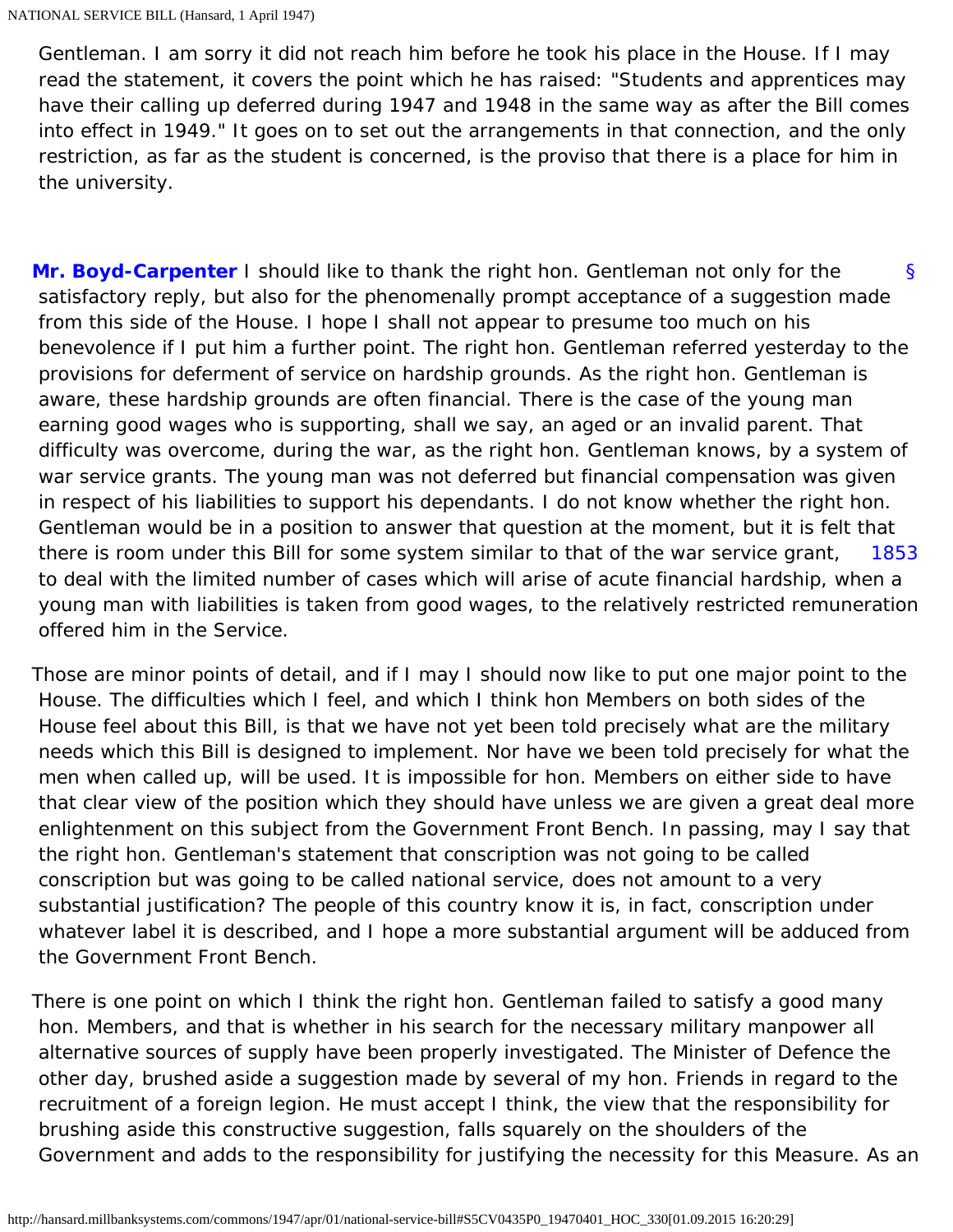Gentleman. I am sorry it did not reach him before he took his place in the House. If I may read the statement, it covers the point which he has raised: "Students and apprentices may have their calling up deferred during 1947 and 1948 in the same way as after the Bill comes into effect in 1949." It goes on to set out the arrangements in that connection, and the only restriction, as far as the student is concerned, is the proviso that there is a place for him in the university.

**Mr. Boyd-Carpenter** I should like to thank the right hon. Gentleman not only for the satisfactory reply, but also for the phenomenally prompt acceptance of a suggestion made from this side of the House. I hope I shall not appear to presume too much on his benevolence if I put him a further point. The right hon. Gentleman referred yesterday to the provisions for deferment of service on hardship grounds. As the right hon. Gentleman is aware, these hardship grounds are often financial. There is the case of the young man earning good wages who is supporting, shall we say, an aged or an invalid parent. That difficulty was overcome, during the war, as the right hon. Gentleman knows, by a system of war service grants. The young man was not deferred but financial compensation was given in respect of his liabilities to support his dependants. I do not know whether the right hon. Gentleman would be in a position to answer that question at the moment, but it is felt that there is room under this Bill for some system similar to that of the war service grant, to deal with the limited number of cases which will arise of acute financial hardship, when a young man with liabilities is taken from good wages, to the relatively restricted remuneration offered him in the Service.

Those are minor points of detail, and if I may I should now like to put one major point to the House. The difficulties which I feel, and which I think hon Members on both sides of the House feel about this Bill, is that we have not yet been told precisely what are the military needs which this Bill is designed to implement. Nor have we been told precisely for what the men when called up, will be used. It is impossible for hon. Members on either side to have that clear view of the position which they should have unless we are given a great deal more enlightenment on this subject from the Government Front Bench. In passing, may I say that the right hon. Gentleman's statement that conscription was not going to be called conscription but was going to be called national service, does not amount to a very substantial justification? The people of this country know it is, in fact, conscription under whatever label it is described, and I hope a more substantial argument will be adduced from the Government Front Bench.

There is one point on which I think the right hon. Gentleman failed to satisfy a good many hon. Members, and that is whether in his search for the necessary military manpower all alternative sources of supply have been properly investigated. The Minister of Defence the other day, brushed aside a suggestion made by several of my hon. Friends in regard to the recruitment of a foreign legion. He must accept I think, the view that the responsibility for brushing aside this constructive suggestion, falls squarely on the shoulders of the Government and adds to the responsibility for justifying the necessity for this Measure. As an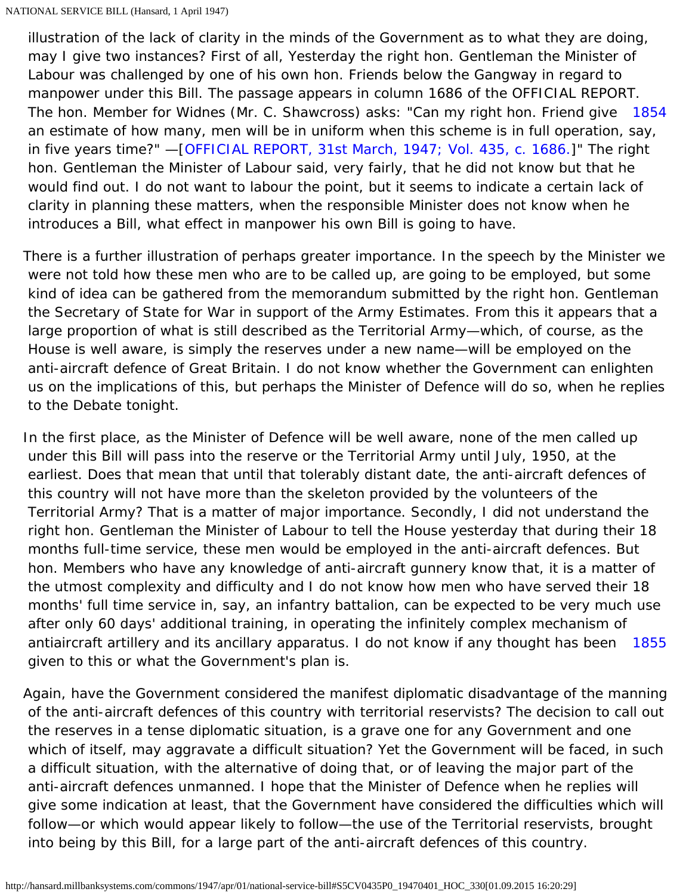illustration of the lack of clarity in the minds of the Government as to what they are doing, may I give two instances? First of all, Yesterday the right hon. Gentleman the Minister of Labour was challenged by one of his own hon. Friends below the Gangway in regard to manpower under this Bill. The passage appears in column 1686 of the OFFICIAL REPORT. The hon. Member for Widnes (Mr. C. Shawcross) asks: "Can my right hon. Friend give an estimate of how many, men will be in uniform when this scheme is in full operation, say, in five years time?" —[OFFICIAL REPORT, 31st March, 1947; Vol. 435, c. 1686.]" The right hon. Gentleman the Minister of Labour said, very fairly, that he did not know but that he would find out. I do not want to labour the point, but it seems to indicate a certain lack of clarity in planning these matters, when the responsible Minister does not know when he introduces a Bill, what effect in manpower his own Bill is going to have.

There is a further illustration of perhaps greater importance. In the speech by the Minister we were not told how these men who are to be called up, are going to be employed, but some kind of idea can be gathered from the memorandum submitted by the right hon. Gentleman the Secretary of State for War in support of the Army Estimates. From this it appears that a large proportion of what is still described as the Territorial Army—which, of course, as the House is well aware, is simply the reserves under a new name—will be employed on the anti-aircraft defence of Great Britain. I do not know whether the Government can enlighten us on the implications of this, but perhaps the Minister of Defence will do so, when he replies to the Debate tonight.

In the first place, as the Minister of Defence will be well aware, none of the men called up under this Bill will pass into the reserve or the Territorial Army until July, 1950, at the earliest. Does that mean that until that tolerably distant date, the anti-aircraft defences of this country will not have more than the skeleton provided by the volunteers of the Territorial Army? That is a matter of major importance. Secondly, I did not understand the right hon. Gentleman the Minister of Labour to tell the House yesterday that during their 18 months full-time service, these men would be employed in the anti-aircraft defences. But hon. Members who have any knowledge of anti-aircraft gunnery know that, it is a matter of the utmost complexity and difficulty and I do not know how men who have served their 18 months' full time service in, say, an infantry battalion, can be expected to be very much use after only 60 days' additional training, in operating the infinitely complex mechanism of antiaircraft artillery and its ancillary apparatus. I do not know if any thought has been given to this or what the Government's plan is.

Again, have the Government considered the manifest diplomatic disadvantage of the manning of the anti-aircraft defences of this country with territorial reservists? The decision to call out the reserves in a tense diplomatic situation, is a grave one for any Government and one which of itself, may aggravate a difficult situation? Yet the Government will be faced, in such a difficult situation, with the alternative of doing that, or of leaving the major part of the anti-aircraft defences unmanned. I hope that the Minister of Defence when he replies will give some indication at least, that the Government have considered the difficulties which will follow—or which would appear likely to follow—the use of the Territorial reservists, brought into being by this Bill, for a large part of the anti-aircraft defences of this country.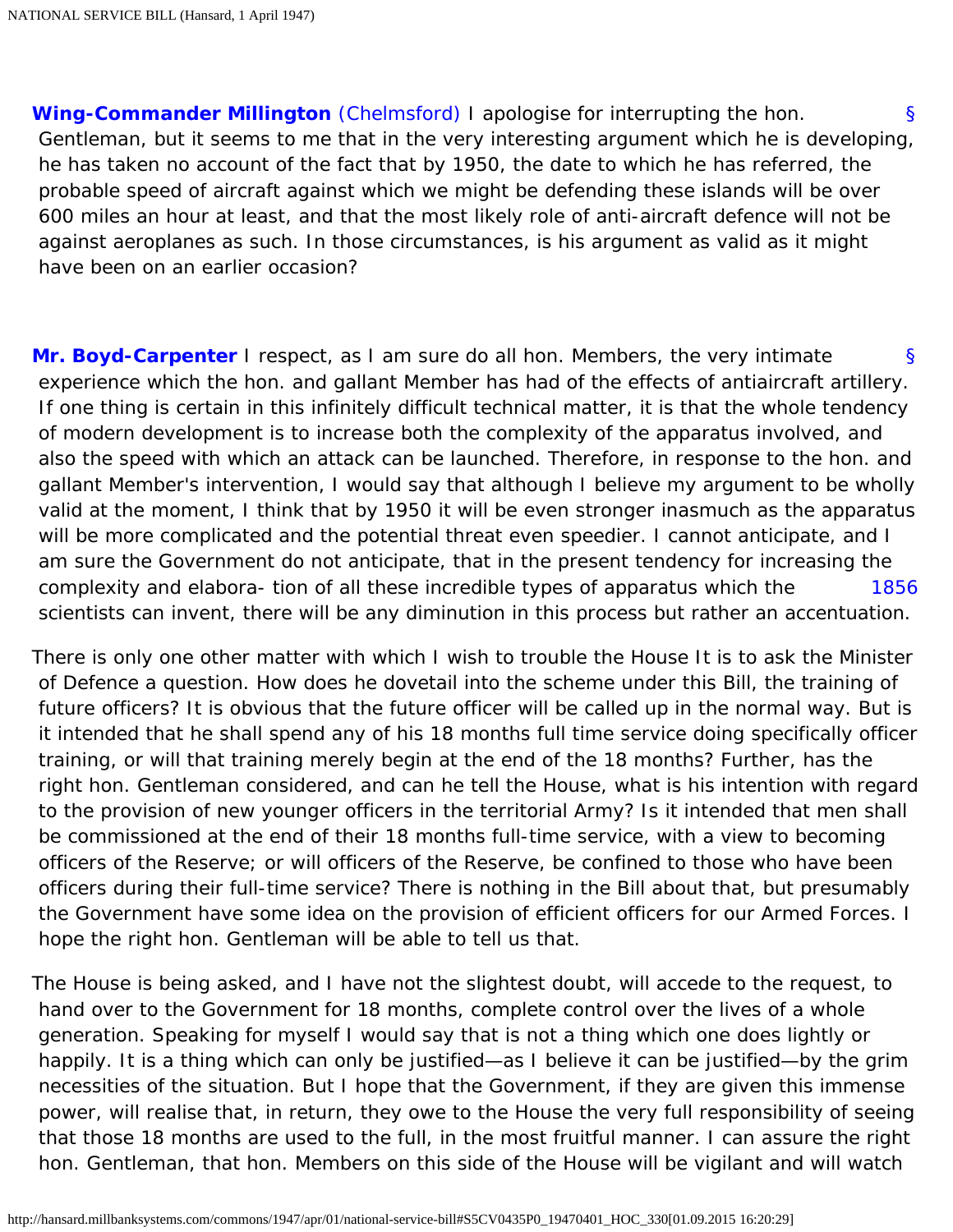**Wing-Commander Millington** (Chelmsford) I apologise for interrupting the hon. Gentleman, but it seems to me that in the very interesting argument which he is developing, he has taken no account of the fact that by 1950, the date to which he has referred, the probable speed of aircraft against which we might be defending these islands will be over 600 miles an hour at least, and that the most likely role of anti-aircraft defence will not be against aeroplanes as such. In those circumstances, is his argument as valid as it might have been on an earlier occasion?

**Mr. Boyd-Carpenter** I respect, as I am sure do all hon. Members, the very intimate experience which the hon. and gallant Member has had of the effects of antiaircraft artillery. If one thing is certain in this infinitely difficult technical matter, it is that the whole tendency of modern development is to increase both the complexity of the apparatus involved, and also the speed with which an attack can be launched. Therefore, in response to the hon. and gallant Member's intervention, I would say that although I believe my argument to be wholly valid at the moment, I think that by 1950 it will be even stronger inasmuch as the apparatus will be more complicated and the potential threat even speedier. I cannot anticipate, and I am sure the Government do not anticipate, that in the present tendency for increasing the complexity and elaboration of all these incredible types of apparatus which the scientists can invent, there will be any diminution in this process but rather an accentuation.

There is only one other matter with which I wish to trouble the House It is to ask the Minister of Defence a question. How does he dovetail into the scheme under this Bill, the training of future officers? It is obvious that the future officer will be called up in the normal way. But is it intended that he shall spend any of his 18 months full time service doing specifically officer training, or will that training merely begin at the end of the 18 months? Further, has the right hon. Gentleman considered, and can he tell the House, what is his intention with regard to the provision of new younger officers in the territorial Army? Is it intended that men shall be commissioned at the end of their 18 months full-time service, with a view to becoming officers of the Reserve; or will officers of the Reserve, be confined to those who have been officers during their full-time service? There is nothing in the Bill about that, but presumably the Government have some idea on the provision of efficient officers for our Armed Forces. I hope the right hon. Gentleman will be able to tell us that.

The House is being asked, and I have not the slightest doubt, will accede to the request, to hand over to the Government for 18 months, complete control over the lives of a whole generation. Speaking for myself I would say that is not a thing which one does lightly or happily. It is a thing which can only be justified—as I believe it can be justified—by the grim necessities of the situation. But I hope that the Government, if they are given this immense power, will realise that, in return, they owe to the House the very full responsibility of seeing that those 18 months are used to the full, in the most fruitful manner. I can assure the right hon. Gentleman, that hon. Members on this side of the House will be vigilant and will watch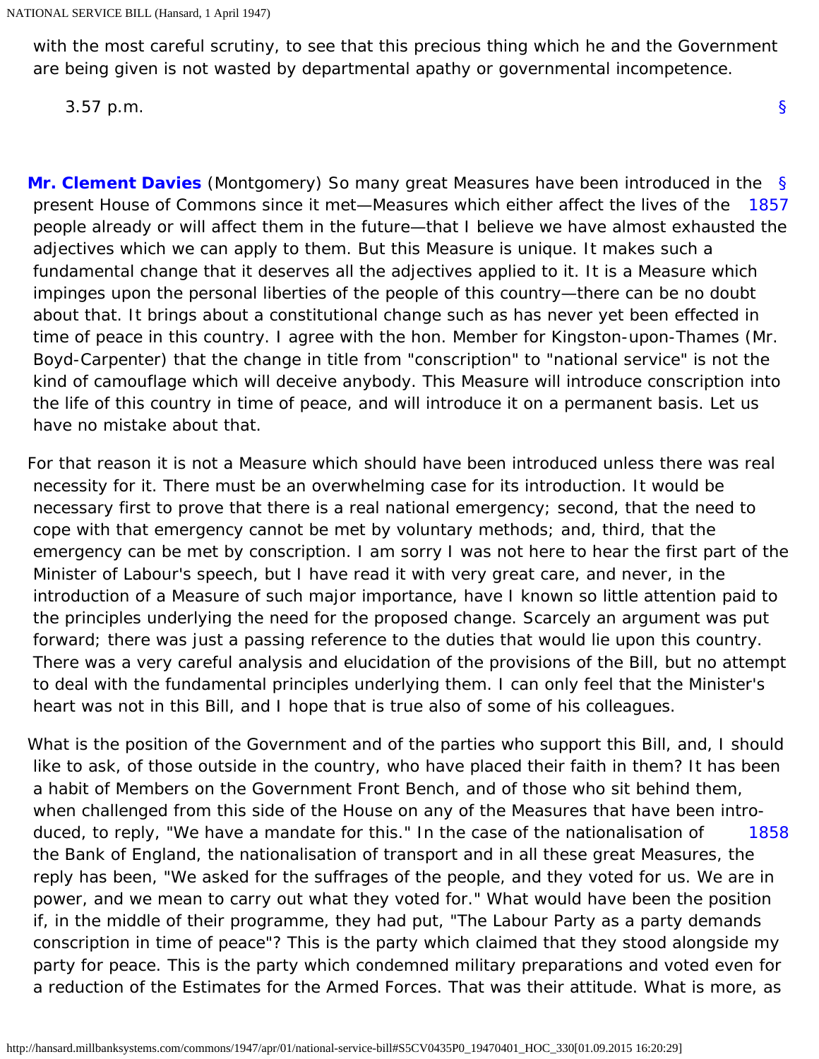with the most careful scrutiny, to see that this precious thing which he and the Government are being given is not wasted by departmental apathy or governmental incompetence.

3.57 p.m.

§

**Mr. Clement Davies** (Montgomery) So many great Measures have been introduced in the present House of Commons since it met—Measures which either affect the lives of the people already or will affect them in the future—that I believe we have almost exhausted the adjectives which we can apply to them. But this Measure is unique. It makes such a fundamental change that it deserves all the adjectives applied to it. It is a Measure which impinges upon the personal liberties of the people of this country—there can be no doubt about that. It brings about a constitutional change such as has never yet been effected in time of peace in this country. I agree with the hon. Member for Kingston-upon-Thames (Mr. Boyd-Carpenter) that the change in title from "conscription" to "national service" is not the kind of camouflage which will deceive anybody. This Measure will introduce conscription into the life of this country in time of peace, and will introduce it on a permanent basis. Let us have no mistake about that.

For that reason it is not a Measure which should have been introduced unless there was real necessity for it. There must be an overwhelming case for its introduction. It would be necessary first to prove that there is a real national emergency; second, that the need to cope with that emergency cannot be met by voluntary methods; and, third, that the emergency can be met by conscription. I am sorry I was not here to hear the first part of the Minister of Labour's speech, but I have read it with very great care, and never, in the introduction of a Measure of such major importance, have I known so little attention paid to the principles underlying the need for the proposed change. Scarcely an argument was put forward; there was just a passing reference to the duties that would lie upon this country. There was a very careful analysis and elucidation of the provisions of the Bill, but no attempt to deal with the fundamental principles underlying them. I can only feel that the Minister's heart was not in this Bill, and I hope that is true also of some of his colleagues.

What is the position of the Government and of the parties who support this Bill, and, I should like to ask, of those outside in the country, who have placed their faith in them? It has been a habit of Members on the Government Front Bench, and of those who sit behind them, when challenged from this side of the House on any of the Measures that have been introduced, to reply, "We have a mandate for this." In the case of the nationalisation of the Bank of England, the nationalisation of transport and in all these great Measures, the reply has been, "We asked for the suffrages of the people, and they voted for us. We are in power, and we mean to carry out what they voted for." What would have been the position if, in the middle of their programme, they had put, "The Labour Party as a party demands conscription in time of peace"? This is the party which claimed that they stood alongside my party for peace. This is the party which condemned military preparations and voted even for a reduction of the Estimates for the Armed Forces. That was their attitude. What is more, as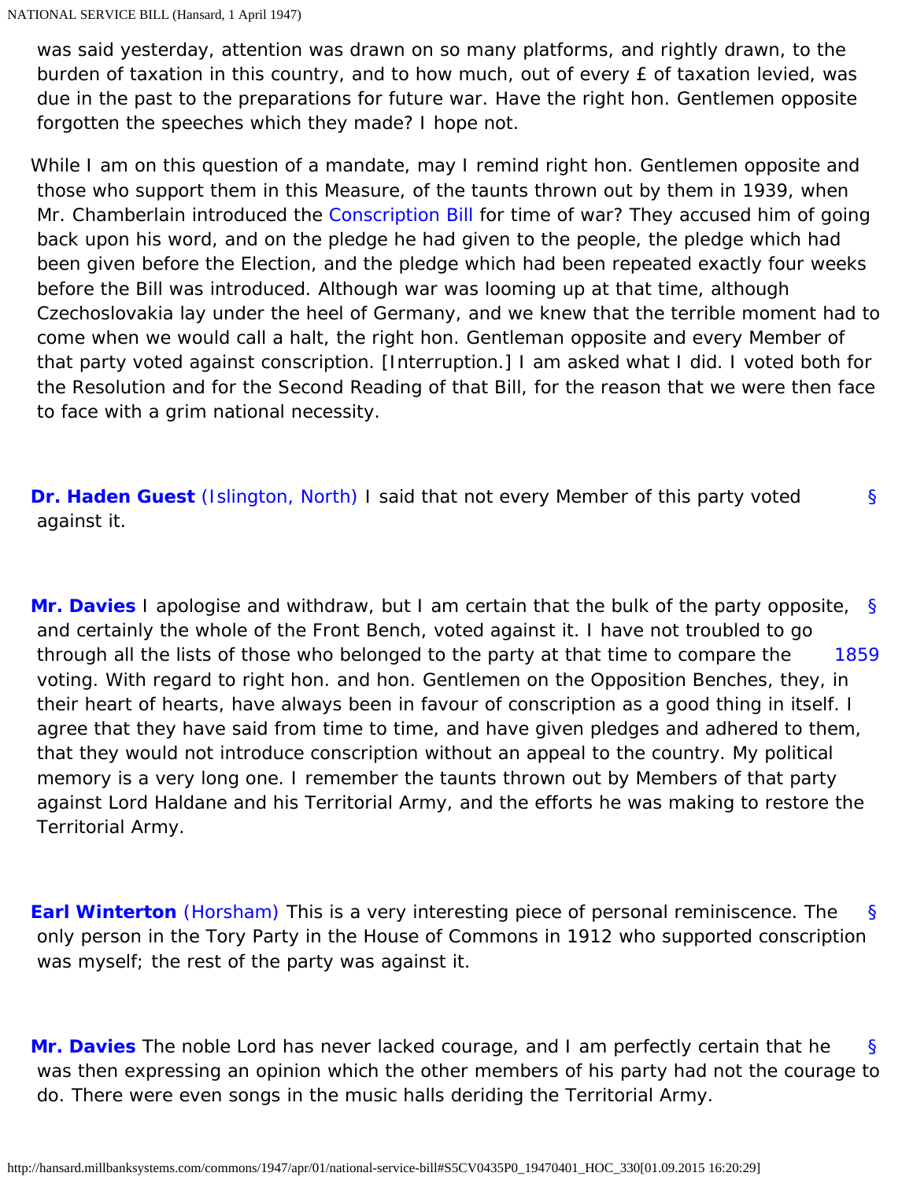was said yesterday, attention was drawn on so many platforms, and rightly drawn, to the burden of taxation in this country, and to how much, out of every £ of taxation levied, was due in the past to the preparations for future war. Have the right hon. Gentlemen opposite forgotten the speeches which they made? I hope not.

While I am on this question of a mandate, may I remind right hon. Gentlemen opposite and those who support them in this Measure, of the taunts thrown out by them in 1939, when Mr. Chamberlain introduced the Conscription Bill for time of war? They accused him of going back upon his word, and on the pledge he had given to the people, the pledge which had been given before the Election, and the pledge which had been repeated exactly four weeks before the Bill was introduced. Although war was looming up at that time, although Czechoslovakia lay under the heel of Germany, and we knew that the terrible moment had to come when we would call a halt, the right hon. Gentleman opposite and every Member of that party voted against conscription. [Interruption.] I am asked what I did. I voted both for the Resolution and for the Second Reading of that Bill, for the reason that we were then face to face with a grim national necessity.

**Dr. Haden Guest** (Islington, North) I said that not every Member of this party voted against it.

**Mr. Davies** I apologise and withdraw, but I am certain that the bulk of the party opposite, and certainly the whole of the Front Bench, voted against it. I have not troubled to go through all the lists of those who belonged to the party at that time to compare the voting. With regard to right hon. and hon. Gentlemen on the Opposition Benches, they, in their heart of hearts, have always been in favour of conscription as a good thing in itself. I agree that they have said from time to time, and have given pledges and adhered to them, that they would not introduce conscription without an appeal to the country. My political memory is a very long one. I remember the taunts thrown out by Members of that party against Lord Haldane and his Territorial Army, and the efforts he was making to restore the Territorial Army.

**Earl Winterton** (Horsham) This is a very interesting piece of personal reminiscence. The only person in the Tory Party in the House of Commons in 1912 who supported conscription was myself; the rest of the party was against it.

**Mr. Davies** The noble Lord has never lacked courage, and I am perfectly certain that he was then expressing an opinion which the other members of his party had not the courage to do. There were even songs in the music halls deriding the Territorial Army.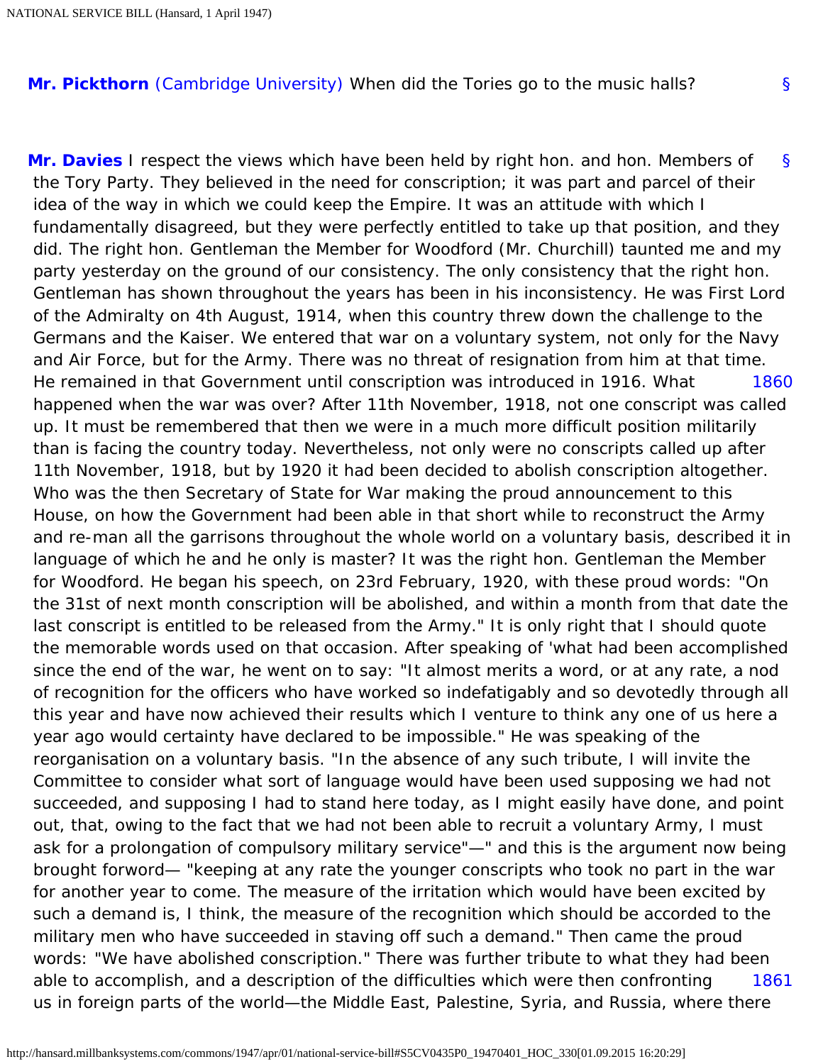**Mr. Pickthorn** (Cambridge University) When did the Tories go to the music halls?

**Mr. Davies** I respect the views which have been held by right hon. and hon. Members of the Tory Party. They believed in the need for conscription; it was part and parcel of their idea of the way in which we could keep the Empire. It was an attitude with which I fundamentally disagreed, but they were perfectly entitled to take up that position, and they did. The right hon. Gentleman the Member for Woodford (Mr. Churchill) taunted me and my party yesterday on the ground of our consistency. The only consistency that the right hon. Gentleman has shown throughout the years has been in his inconsistency. He was First Lord of the Admiralty on 4th August, 1914, when this country threw down the challenge to the Germans and the Kaiser. We entered that war on a voluntary system, not only for the Navy and Air Force, but for the Army. There was no threat of resignation from him at that time. He remained in that Government until conscription was introduced in 1916. What happened when the war was over? After 11th November, 1918, not one conscript was called up. It must be remembered that then we were in a much more difficult position militarily than is facing the country today. Nevertheless, not only were no conscripts called up after 11th November, 1918, but by 1920 it had been decided to abolish conscription altogether. Who was the then Secretary of State for War making the proud announcement to this House, on how the Government had been able in that short while to reconstruct the Army and re-man all the garrisons throughout the whole world on a voluntary basis, described it in language of which he and he only is master? It was the right hon. Gentleman the Member for Woodford. He began his speech, on 23rd February, 1920, with these proud words: "On the 31st of next month conscription will be abolished, and within a month from that date the last conscript is entitled to be released from the Army." It is only right that I should quote the memorable words used on that occasion. After speaking of 'what had been accomplished since the end of the war, he went on to say: "It almost merits a word, or at any rate, a nod of recognition for the officers who have worked so indefatigably and so devotedly through all this year and have now achieved their results which I venture to think any one of us here a year ago would certainty have declared to be impossible." He was speaking of the reorganisation on a voluntary basis. "In the absence of any such tribute, I will invite the Committee to consider what sort of language would have been used supposing we had not succeeded, and supposing I had to stand here today, as I might easily have done, and point out, that, owing to the fact that we had not been able to recruit a voluntary Army, I must ask for a prolongation of compulsory military service"—" and this is the argument now being brought forward— "keeping at any rate the younger conscripts who took no part in the war for another year to come. The measure of the irritation which would have been excited by such a demand is, I think, the measure of the recognition which should be accorded to the military men who have succeeded in staving off such a demand." Then came the proud words: "We have abolished conscription." There was further tribute to what they had been able to accomplish, and a description of the difficulties which were then confronting us in foreign parts of the world—the Middle East, Palestine, Syria, and Russia, where there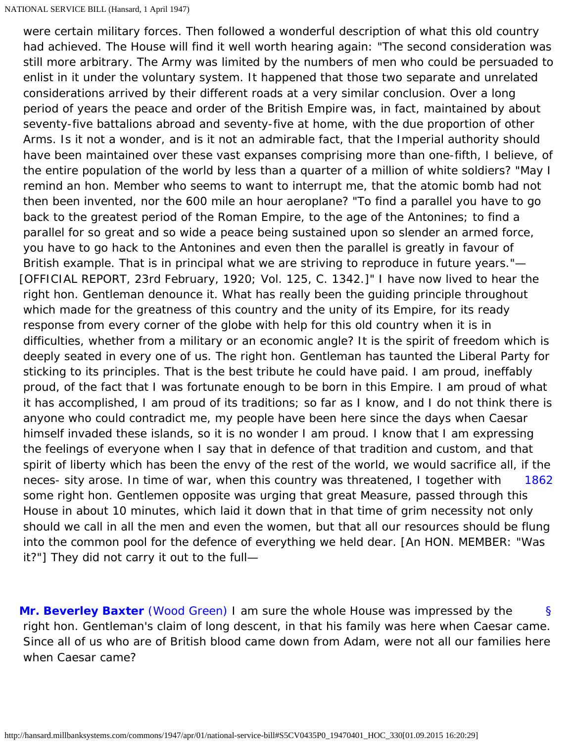were certain military forces. Then followed a wonderful description of what this old country had achieved. The House will find it well worth hearing again: "The second consideration was still more arbitrary. The Army was limited by the numbers of men who could be persuaded to enlist in it under the voluntary system. It happened that those two separate and unrelated considerations arrived by their different roads at a very similar conclusion. Over a long period of years the peace and order of the British Empire was, in fact, maintained by about seventy-five battalions abroad and seventy-five at home, with the due proportion of other Arms. Is it not a wonder, and is it not an admirable fact, that the Imperial authority should have been maintained over these vast expanses comprising more than one-fifth, I believe, of the entire population of the world by less than a quarter of a million of white soldiers? "May I remind an hon. Member who seems to want to interrupt me, that the atomic bomb had not then been invented, nor the 600 mile an hour aeroplane? "To find a parallel you have to go back to the greatest period of the Roman Empire, to the age of the Antonines; to find a parallel for so great and so wide a peace being sustained upon so slender an armed force, you have to go hack to the Antonines and even then the parallel is greatly in favour of British example. That is in principal what we are striving to reproduce in future years."—[OFFICIAL REPORT, 23rd February, 1920; Vol. 125, C. 1342.]" I have now lived to hear the right hon. Gentleman denounce it. What has really been the guiding principle throughout which made for the greatness of this country and the unity of its Empire, for its ready response from every corner of the globe with help for this old country when it is in difficulties, whether from a military or an economic angle? It is the spirit of freedom which is deeply seated in every one of us. The right hon. Gentleman has taunted the Liberal Party for sticking to its principles. That is the best tribute he could have paid. I am proud, ineffably proud, of the fact that I was fortunate enough to be born in this Empire. I am proud of what it has accomplished, I am proud of its traditions; so far as I know, and I do not think there is anyone who could contradict me, my people have been here since the days when Caesar himself invaded these islands, so it is no wonder I am proud. I know that I am expressing the feelings of everyone when I say that in defence of that tradition and custom, and that spirit of liberty which has been the envy of the rest of the world, we would sacrifice all, if the neces- sity arose. In time of war, when this country was threatened, I together with some right hon. Gentlemen opposite was urging that great Measure, passed through this House in about 10 minutes, which laid it down that in that time of grim necessity not only should we call in all the men and even the women, but that all our resources should be flung into the common pool for the defence of everything we held dear. [An HON. MEMBER: "Was it?"] They did not carry it out to the full—

1862

**Mr. Beverley Baxter** (Wood Green) I am sure the whole House was impressed by the right hon. Gentleman's claim of long descent, in that his family was here when Caesar came. Since all of us who are of British blood came down from Adam, were not all our families here when Caesar came?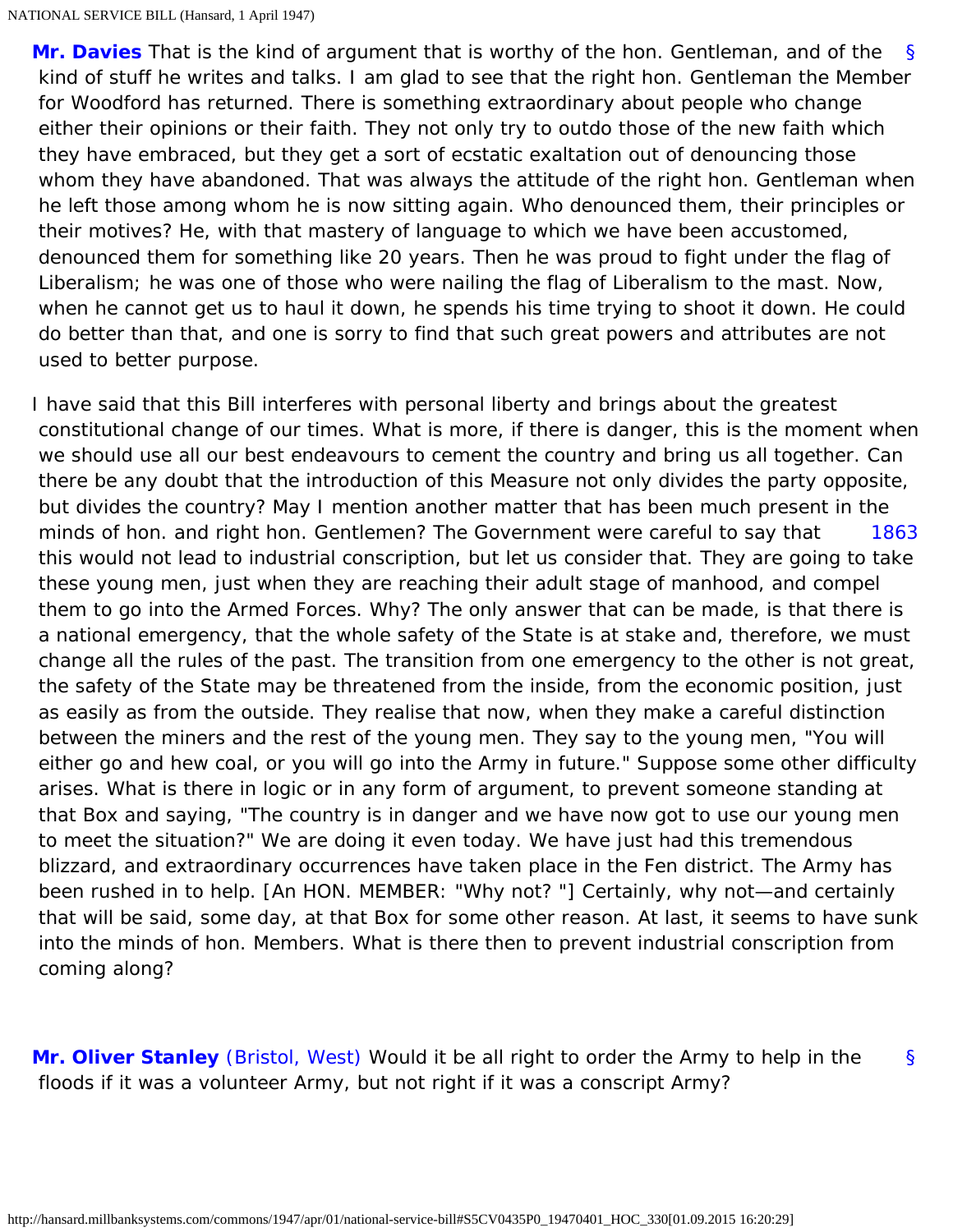**Mr. Davies** That is the kind of argument that is worthy of the hon. Gentleman, and of the kind of stuff he writes and talks. I am glad to see that the right hon. Gentleman the Member for Woodford has returned. There is something extraordinary about people who change either their opinions or their faith. They not only try to outdo those of the new faith which they have embraced, but they get a sort of ecstatic exaltation out of denouncing those whom they have abandoned. That was always the attitude of the right hon. Gentleman when he left those among whom he is now sitting again. Who denounced them, their principles or their motives? He, with that mastery of language to which we have been accustomed, denounced them for something like 20 years. Then he was proud to fight under the flag of Liberalism; he was one of those who were nailing the flag of Liberalism to the mast. Now, when he cannot get us to haul it down, he spends his time trying to shoot it down. He could do better than that, and one is sorry to find that such great powers and attributes are not used to better purpose.

I have said that this Bill interferes with personal liberty and brings about the greatest constitutional change of our times. What is more, if there is danger, this is the moment when we should use all our best endeavours to cement the country and bring us all together. Can there be any doubt that the introduction of this Measure not only divides the party opposite, but divides the country? May I mention another matter that has been much present in the minds of hon. and right hon. Gentlemen? The Government were careful to say that this would not lead to industrial conscription, but let us consider that. They are going to take these young men, just when they are reaching their adult stage of manhood, and compel them to go into the Armed Forces. Why? The only answer that can be made, is that there is a national emergency, that the whole safety of the State is at stake and, therefore, we must change all the rules of the past. The transition from one emergency to the other is not great, the safety of the State may be threatened from the inside, from the economic position, just as easily as from the outside. They realise that now, when they make a careful distinction between the miners and the rest of the young men. They say to the young men, "You will either go and hew coal, or you will go into the Army in future." Suppose some other difficulty arises. What is there in logic or in any form of argument, to prevent someone standing at that Box and saying, "The country is in danger and we have now got to use our young men to meet the situation?" We are doing it even today. We have just had this tremendous blizzard, and extraordinary occurrences have taken place in the Fen district. The Army has been rushed in to help. [An HON. MEMBER: "Why not? "] Certainly, why not—and certainly that will be said, some day, at that Box for some other reason. At last, it seems to have sunk into the minds of hon. Members. What is there then to prevent industrial conscription from coming along?

**Mr. Oliver Stanley** (Bristol, West) Would it be all right to order the Army to help in the floods if it was a volunteer Army, but not right if it was a conscript Army?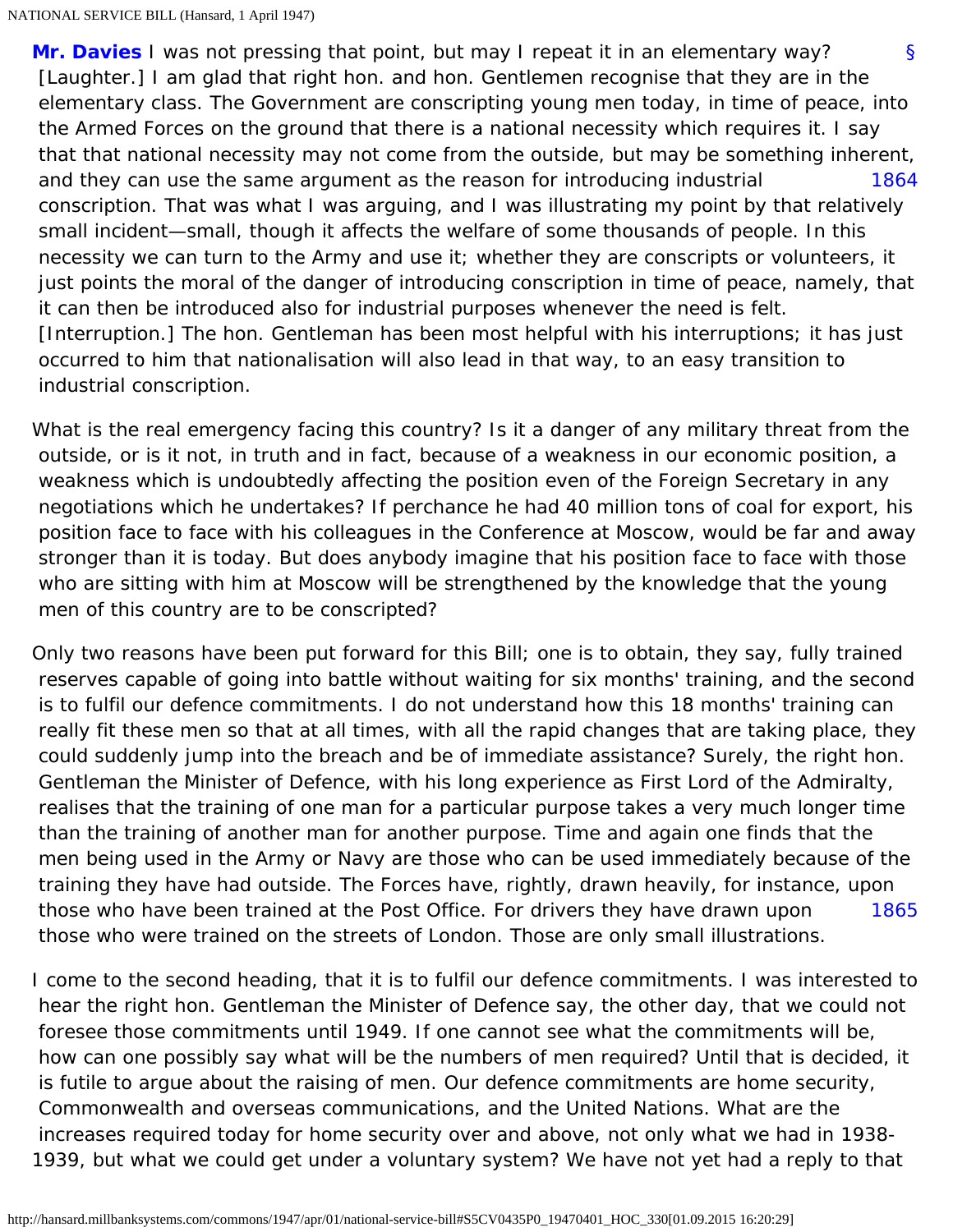**Mr. Davies** I was not pressing that point, but may I repeat it in an elementary way? [Laughter.] I am glad that right hon. and hon. Gentlemen recognise that they are in the elementary class. The Government are conscripting young men today, in time of peace, into the Armed Forces on the ground that there is a national necessity which requires it. I say that that national necessity may not come from the outside, but may be something inherent, and they can use the same argument as the reason for introducing industrial conscription. That was what I was arguing, and I was illustrating my point by that relatively small incident—small, though it affects the welfare of some thousands of people. In this necessity we can turn to the Army and use it; whether they are conscripts or volunteers, it just points the moral of the danger of introducing conscription in time of peace, namely, that it can then be introduced also for industrial purposes whenever the need is felt. [Interruption.] The hon. Gentleman has been most helpful with his interruptions; it has just occurred to him that nationalisation will also lead in that way, to an easy transition to industrial conscription.

What is the real emergency facing this country? Is it a danger of any military threat from the outside, or is it not, in truth and in fact, because of a weakness in our economic position, a weakness which is undoubtedly affecting the position even of the Foreign Secretary in any negotiations which he undertakes? If perchance he had 40 million tons of coal for export, his position face to face with his colleagues in the Conference at Moscow, would be far and away stronger than it is today. But does anybody imagine that his position face to face with those who are sitting with him at Moscow will be strengthened by the knowledge that the young men of this country are to be conscripted?

Only two reasons have been put forward for this Bill; one is to obtain, they say, fully trained reserves capable of going into battle without waiting for six months' training, and the second is to fulfil our defence commitments. I do not understand how this 18 months' training can really fit these men so that at all times, with all the rapid changes that are taking place, they could suddenly jump into the breach and be of immediate assistance? Surely, the right hon. Gentleman the Minister of Defence, with his long experience as First Lord of the Admiralty, realises that the training of one man for a particular purpose takes a very much longer time than the training of another man for another purpose. Time and again one finds that the men being used in the Army or Navy are those who can be used immediately because of the training they have had outside. The Forces have, rightly, drawn heavily, for instance, upon those who have been trained at the Post Office. For drivers they have drawn upon those who were trained on the streets of London. Those are only small illustrations.

I come to the second heading, that it is to fulfil our defence commitments. I was interested to hear the right hon. Gentleman the Minister of Defence say, the other day, that we could not foresee those commitments until 1949. If one cannot see what the commitments will be, how can one possibly say what will be the numbers of men required? Until that is decided, it is futile to argue about the raising of men. Our defence commitments are home security, Commonwealth and overseas communications, and the United Nations. What are the increases required today for home security over and above, not only what we had in 1938-1939, but what we could get under a voluntary system? We have not yet had a reply to that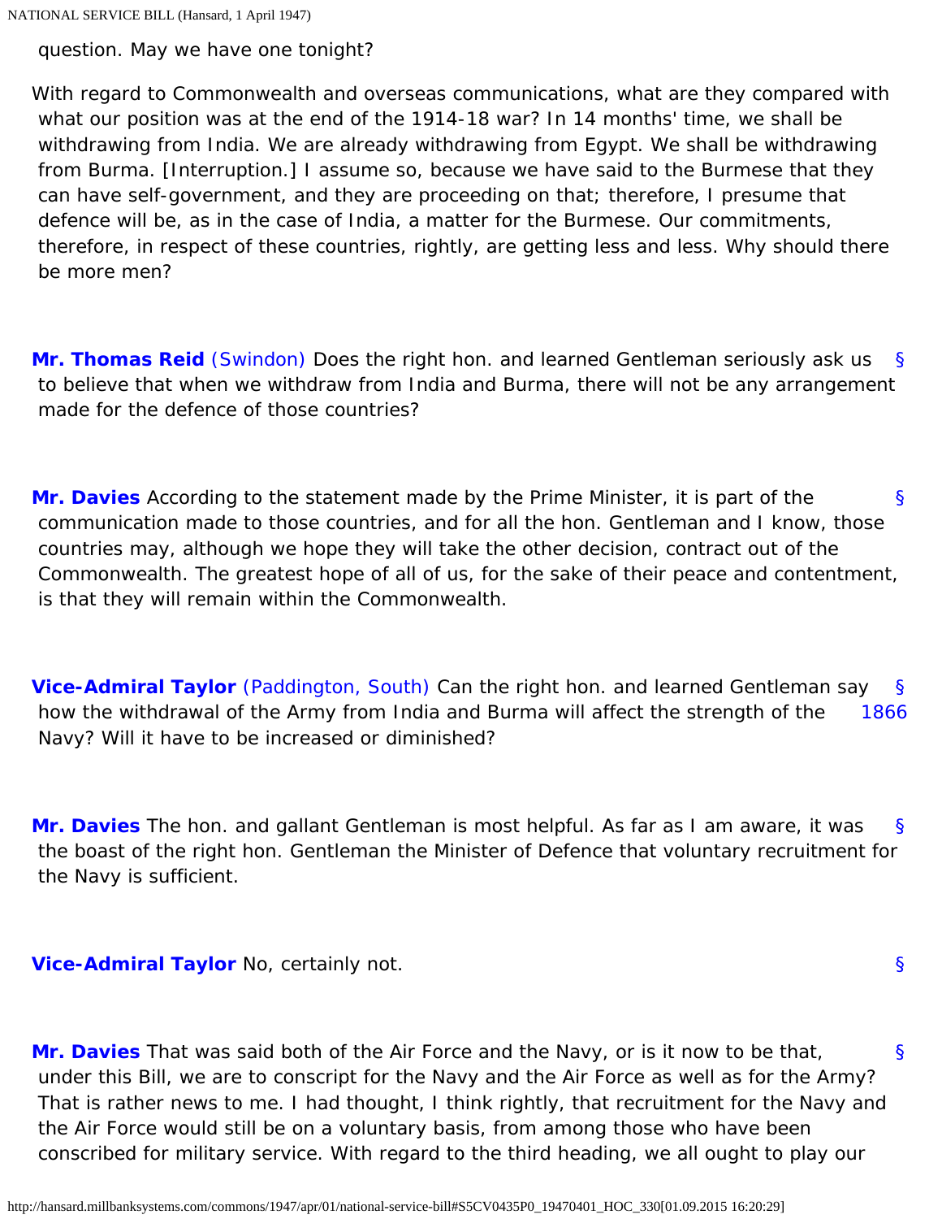question. May we have one tonight?

With regard to Commonwealth and overseas communications, what are they compared with what our position was at the end of the 1914-18 war? In 14 months' time, we shall be withdrawing from India. We are already withdrawing from Egypt. We shall be withdrawing from Burma. [Interruption.] I assume so, because we have said to the Burmese that they can have self-government, and they are proceeding on that; therefore, I presume that defence will be, as in the case of India, a matter for the Burmese. Our commitments, therefore, in respect of these countries, rightly, are getting less and less. Why should there be more men?

**Mr. Thomas Reid** (Swindon) Does the right hon. and learned Gentleman seriously ask us to believe that when we withdraw from India and Burma, there will not be any arrangement made for the defence of those countries?

**Mr. Davies** According to the statement made by the Prime Minister, it is part of the communication made to those countries, and for all the hon. Gentleman and I know, those countries may, although we hope they will take the other decision, contract out of the Commonwealth. The greatest hope of all of us, for the sake of their peace and contentment, is that they will remain within the Commonwealth.

**Vice-Admiral Taylor** (Paddington, South) Can the right hon. and learned Gentleman say how the withdrawal of the Army from India and Burma will affect the strength of the Navy? Will it have to be increased or diminished?

**Mr. Davies** The hon. and gallant Gentleman is most helpful. As far as I am aware, it was the boast of the right hon. Gentleman the Minister of Defence that voluntary recruitment for the Navy is sufficient.

**Vice-Admiral Taylor** No, certainly not.

**Mr. Davies** That was said both of the Air Force and the Navy, or is it now to be that, under this Bill, we are to conscript for the Navy and the Air Force as well as for the Army? That is rather news to me. I had thought, I think rightly, that recruitment for the Navy and the Air Force would still be on a voluntary basis, from among those who have been conscribed for military service. With regard to the third heading, we all ought to play our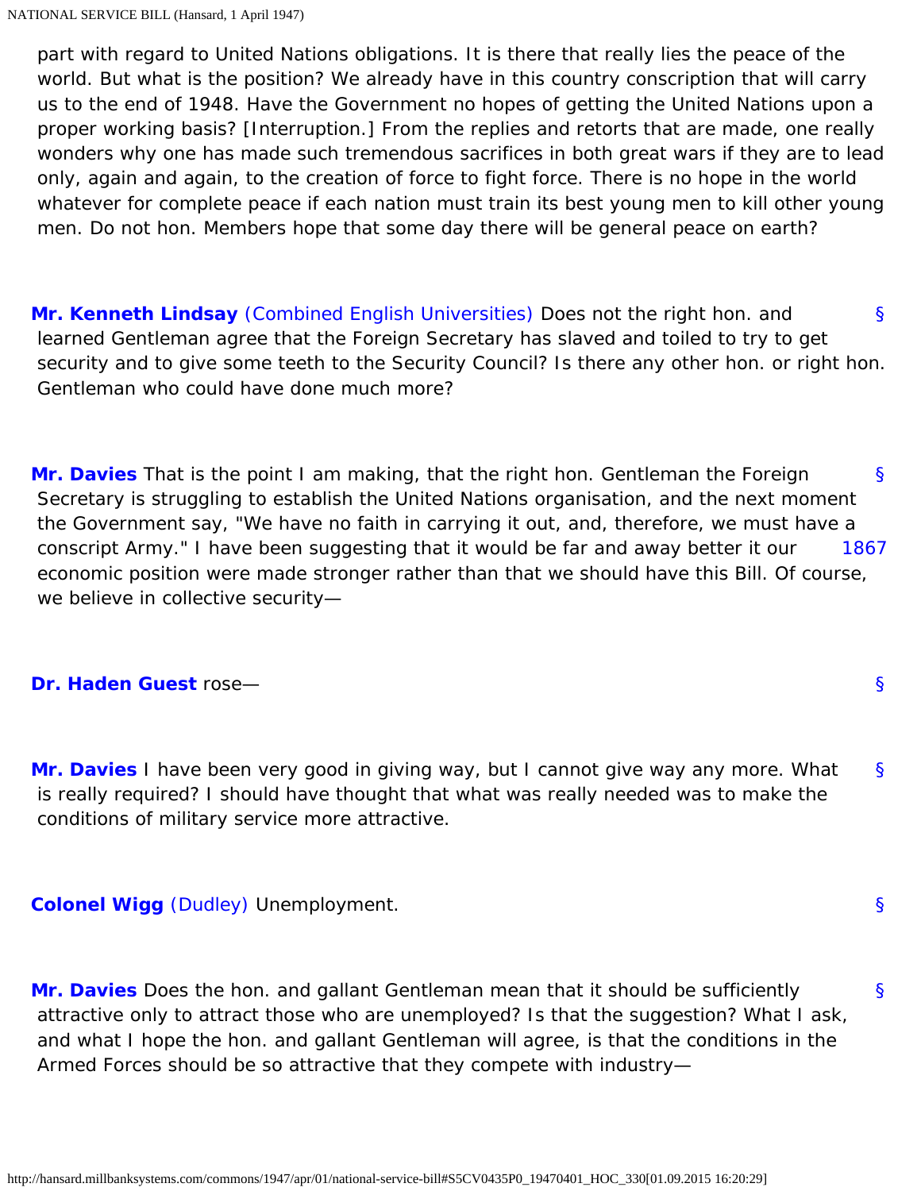part with regard to United Nations obligations. It is there that really lies the peace of the world. But what is the position? We already have in this country conscription that will carry us to the end of 1948. Have the Government no hopes of getting the United Nations upon a proper working basis? [Interruption.] From the replies and retorts that are made, one really wonders why one has made such tremendous sacrifices in both great wars if they are to lead only, again and again, to the creation of force to fight force. There is no hope in the world whatever for complete peace if each nation must train its best young men to kill other young men. Do not hon. Members hope that some day there will be general peace on earth?

**Mr. Kenneth Lindsay** (Combined English Universities) Does not the right hon. and learned Gentleman agree that the Foreign Secretary has slaved and toiled to try to get security and to give some teeth to the Security Council? Is there any other hon. or right hon. Gentleman who could have done much more?

**Mr. Davies** That is the point I am making, that the right hon. Gentleman the Foreign Secretary is struggling to establish the United Nations organisation, and the next moment the Government say, "We have no faith in carrying it out, and, therefore, we must have a conscript Army." I have been suggesting that it would be far and away better it our economic position were made stronger rather than that we should have this Bill. Of course, we believe in collective security—

**Dr. Haden Guest** rose—

**Mr. Davies** I have been very good in giving way, but I cannot give way any more. What is really required? I should have thought that what was really needed was to make the conditions of military service more attractive.

**Colonel Wigg** (Dudley) Unemployment.

**Mr. Davies** Does the hon. and gallant Gentleman mean that it should be sufficiently attractive only to attract those who are unemployed? Is that the suggestion? What I ask, and what I hope the hon. and gallant Gentleman will agree, is that the conditions in the Armed Forces should be so attractive that they compete with industry—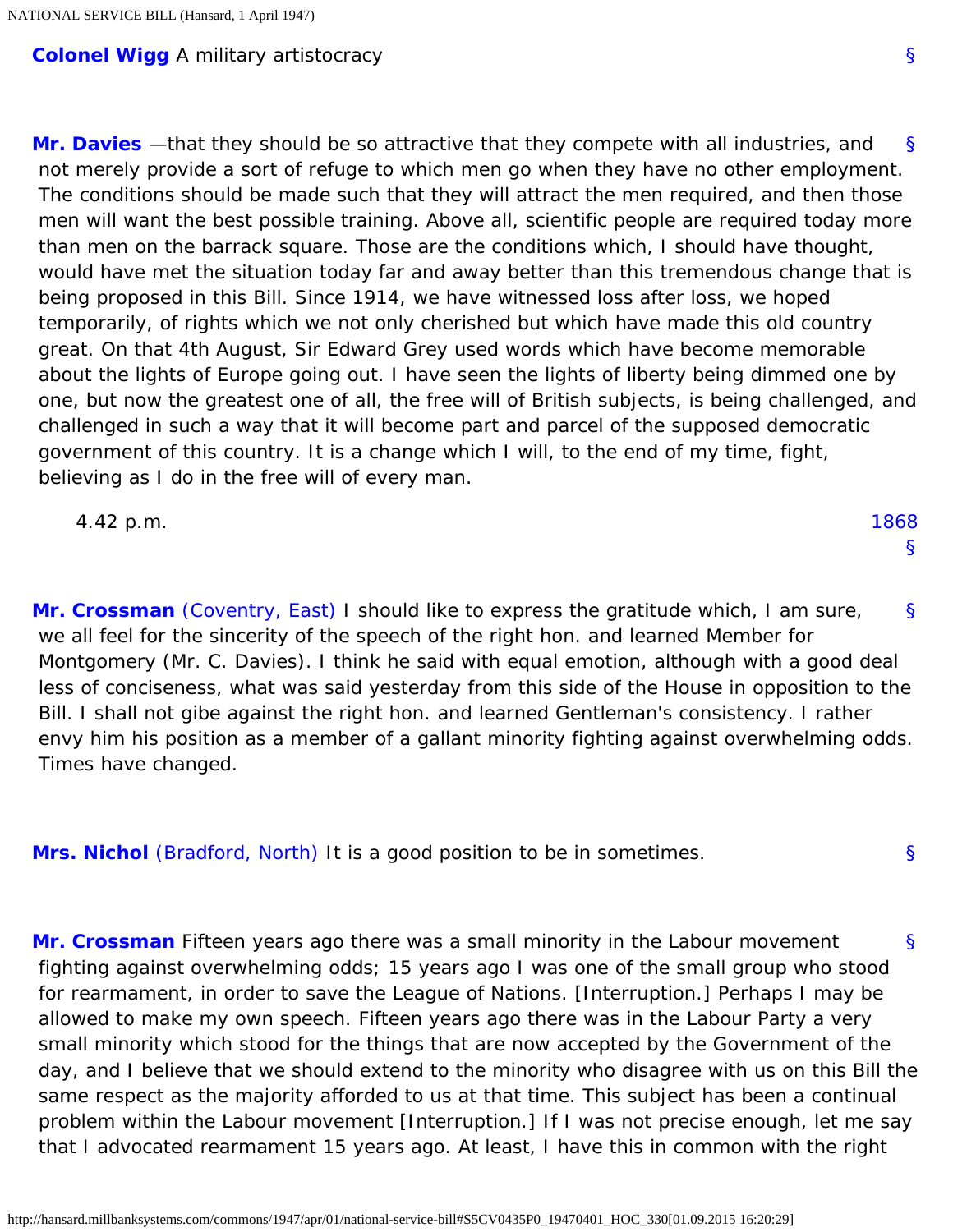**Colonel Wigg** A military artistocracy

**Mr. Davies** —that they should be so attractive that they compete with all industries, and not merely provide a sort of refuge to which men go when they have no other employment. The conditions should be made such that they will attract the men required, and then those men will want the best possible training. Above all, scientific people are required today more than men on the barrack square. Those are the conditions which, I should have thought, would have met the situation today far and away better than this tremendous change that is being proposed in this Bill. Since 1914, we have witnessed loss after loss, we hoped temporarily, of rights which we not only cherished but which have made this old country great. On that 4th August, Sir Edward Grey used words which have become memorable about the lights of Europe going out. I have seen the lights of liberty being dimmed one by one, but now the greatest one of all, the free will of British subjects, is being challenged, and challenged in such a way that it will become part and parcel of the supposed democratic government of this country. It is a change which I will, to the end of my time, fight, believing as I do in the free will of every man.

4.42 p.m.

**Mr. Crossman** (Coventry, East) I should like to express the gratitude which, I am sure, we all feel for the sincerity of the speech of the right hon. and learned Member for Montgomery (Mr. C. Davies). I think he said with equal emotion, although with a good deal less of conciseness, what was said yesterday from this side of the House in opposition to the Bill. I shall not gibe against the right hon. and learned Gentleman's consistency. I rather envy him his position as a member of a gallant minority fighting against overwhelming odds. Times have changed.

**Mrs. Nichol** (Bradford, North) It is a good position to be in sometimes.

**Mr. Crossman** Fifteen years ago there was a small minority in the Labour movement fighting against overwhelming odds; 15 years ago I was one of the small group who stood for rearmament, in order to save the League of Nations. [Interruption.] Perhaps I may be allowed to make my own speech. Fifteen years ago there was in the Labour Party a very small minority which stood for the things that are now accepted by the Government of the day, and I believe that we should extend to the minority who disagree with us on this Bill the same respect as the majority afforded to us at that time. This subject has been a continual problem within the Labour movement [Interruption.] If I was not precise enough, let me say that I advocated rearmament 15 years ago. At least, I have this in common with the right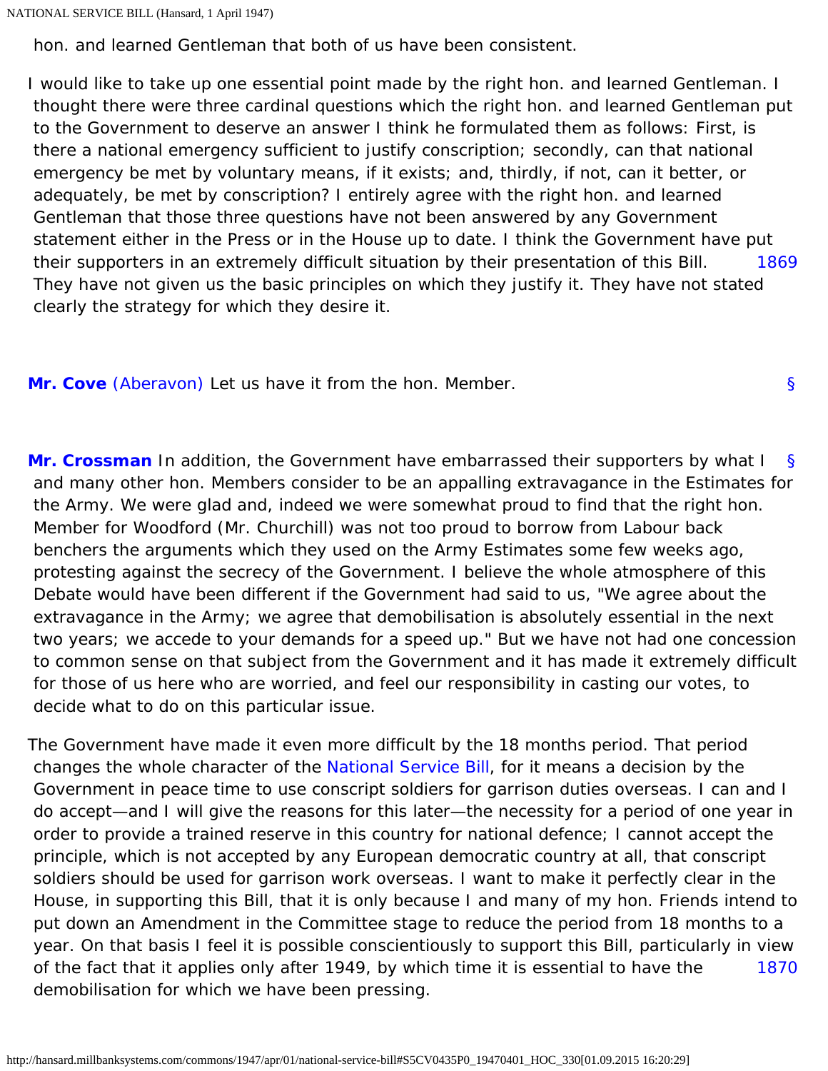hon. and learned Gentleman that both of us have been consistent.

I would like to take up one essential point made by the right hon. and learned Gentleman. I thought there were three cardinal questions which the right hon. and learned Gentleman put to the Government to deserve an answer I think he formulated them as follows: First, is there a national emergency sufficient to justify conscription; secondly, can that national emergency be met by voluntary means, if it exists; and, thirdly, if not, can it better, or adequately, be met by conscription? I entirely agree with the right hon. and learned Gentleman that those three questions have not been answered by any Government statement either in the Press or in the House up to date. I think the Government have put their supporters in an extremely difficult situation by their presentation of this Bill. 1869 They have not given us the basic principles on which they justify it. They have not stated clearly the strategy for which they desire it.

§ **Mr. Cove** (Aberavon) Let us have it from the hon. Member.

§ **Mr. Crossman** In addition, the Government have embarrassed their supporters by what I and many other hon. Members consider to be an appalling extravagance in the Estimates for the Army. We were glad and, indeed we were somewhat proud to find that the right hon. Member for Woodford (Mr. Churchill) was not too proud to borrow from Labour back benchers the arguments which they used on the Army Estimates some few weeks ago, protesting against the secrecy of the Government. I believe the whole atmosphere of this Debate would have been different if the Government had said to us, "We agree about the extravagance in the Army; we agree that demobilisation is absolutely essential in the next two years; we accede to your demands for a speed up." But we have not had one concession to common sense on that subject from the Government and it has made it extremely difficult for those of us here who are worried, and feel our responsibility in casting our votes, to decide what to do on this particular issue.

The Government have made it even more difficult by the 18 months period. That period changes the whole character of the National Service Bill, for it means a decision by the Government in peace time to use conscript soldiers for garrison duties overseas. I can and I do accept—and I will give the reasons for this later—the necessity for a period of one year in order to provide a trained reserve in this country for national defence; I cannot accept the principle, which is not accepted by any European democratic country at all, that conscript soldiers should be used for garrison work overseas. I want to make it perfectly clear in the House, in supporting this Bill, that it is only because I and many of my hon. Friends intend to put down an Amendment in the Committee stage to reduce the period from 18 months to a year. On that basis I feel it is possible conscientiously to support this Bill, particularly in view of the fact that it applies only after 1949, by which time it is essential to have the 1870 demobilisation for which we have been pressing.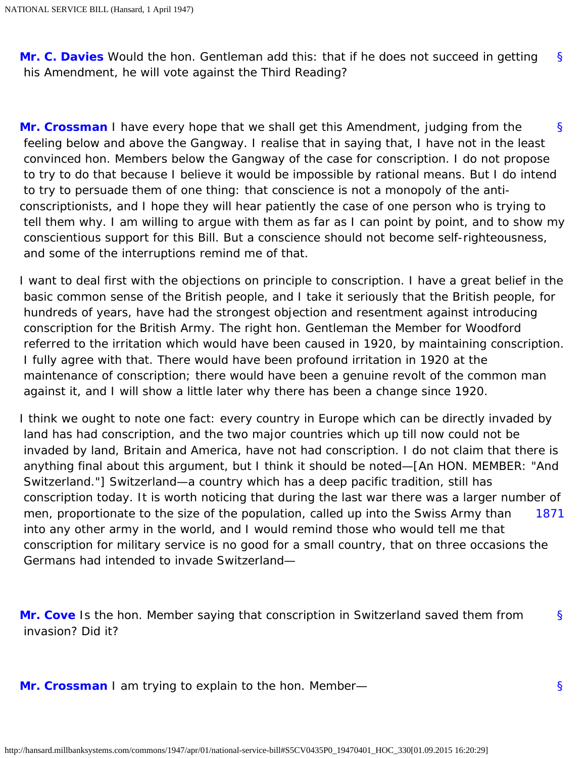**Mr. C. Davies** Would the hon. Gentleman add this: that if he does not succeed in getting his Amendment, he will vote against the Third Reading?

**Mr. Crossman** I have every hope that we shall get this Amendment, judging from the feeling below and above the Gangway. I realise that in saying that, I have not in the least convinced hon. Members below the Gangway of the case for conscription. I do not propose to try to do that because I believe it would be impossible by rational means. But I do intend to try to persuade them of one thing: that conscience is not a monopoly of the anti-conscriptionists, and I hope they will hear patiently the case of one person who is trying to tell them why. I am willing to argue with them as far as I can point by point, and to show my conscientious support for this Bill. But a conscience should not become self-righteousness, and some of the interruptions remind me of that.

I want to deal first with the objections on principle to conscription. I have a great belief in the basic common sense of the British people, and I take it seriously that the British people, for hundreds of years, have had the strongest objection and resentment against introducing conscription for the British Army. The right hon. Gentleman the Member for Woodford referred to the irritation which would have been caused in 1920, by maintaining conscription. I fully agree with that. There would have been profound irritation in 1920 at the maintenance of conscription; there would have been a genuine revolt of the common man against it, and I will show a little later why there has been a change since 1920.

I think we ought to note one fact: every country in Europe which can be directly invaded by land has had conscription, and the two major countries which up till now could not be invaded by land, Britain and America, have not had conscription. I do not claim that there is anything final about this argument, but I think it should be noted—[An HON. MEMBER: "And Switzerland."] Switzerland—a country which has a deep pacific tradition, still has conscription today. It is worth noticing that during the last war there was a larger number of men, proportionate to the size of the population, called up into the Swiss Army than into any other army in the world, and I would remind those who would tell me that conscription for military service is no good for a small country, that on three occasions the Germans had intended to invade Switzerland—

**Mr. Cove** Is the hon. Member saying that conscription in Switzerland saved them from invasion? Did it?

**Mr. Crossman** I am trying to explain to the hon. Member—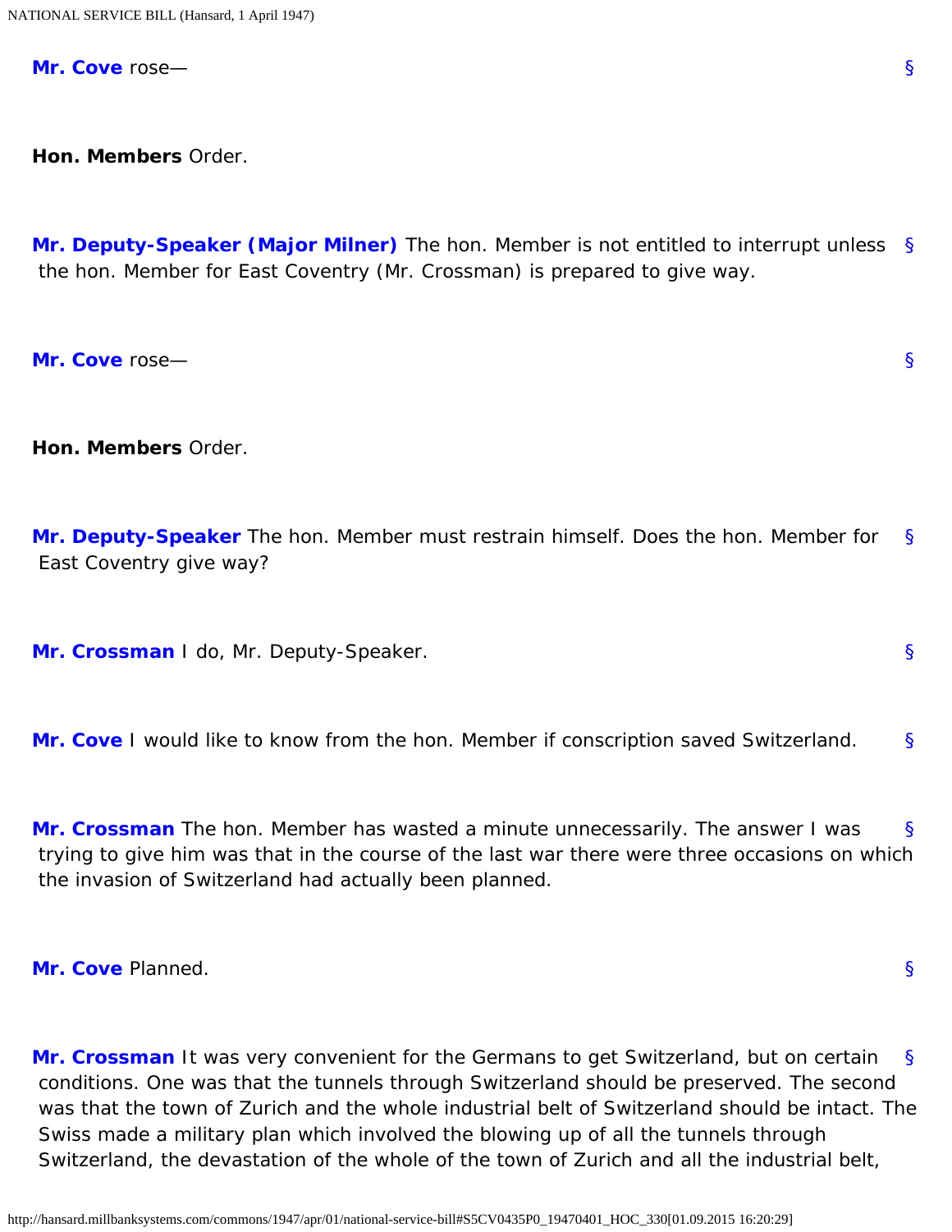**Mr. Cove** rose—

**Hon. Members** Order.

**Mr. Deputy-Speaker (Major Milner)** The hon. Member is not entitled to interrupt unless the hon. Member for East Coventry (Mr. Crossman) is prepared to give way.

**Mr. Cove** rose—

**Hon. Members** Order.

**Mr. Deputy-Speaker** The hon. Member must restrain himself. Does the hon. Member for East Coventry give way?

**Mr. Crossman** I do, Mr. Deputy-Speaker.

**Mr. Cove** I would like to know from the hon. Member if conscription saved Switzerland.

**Mr. Crossman** The hon. Member has wasted a minute unnecessarily. The answer I was trying to give him was that in the course of the last war there were three occasions on which the invasion of Switzerland had actually been planned.

**Mr. Cove** Planned.

**Mr. Crossman** It was very convenient for the Germans to get Switzerland, but on certain conditions. One was that the tunnels through Switzerland should be preserved. The second was that the town of Zurich and the whole industrial belt of Switzerland should be intact. The Swiss made a military plan which involved the blowing up of all the tunnels through Switzerland, the devastation of the whole of the town of Zurich and all the industrial belt,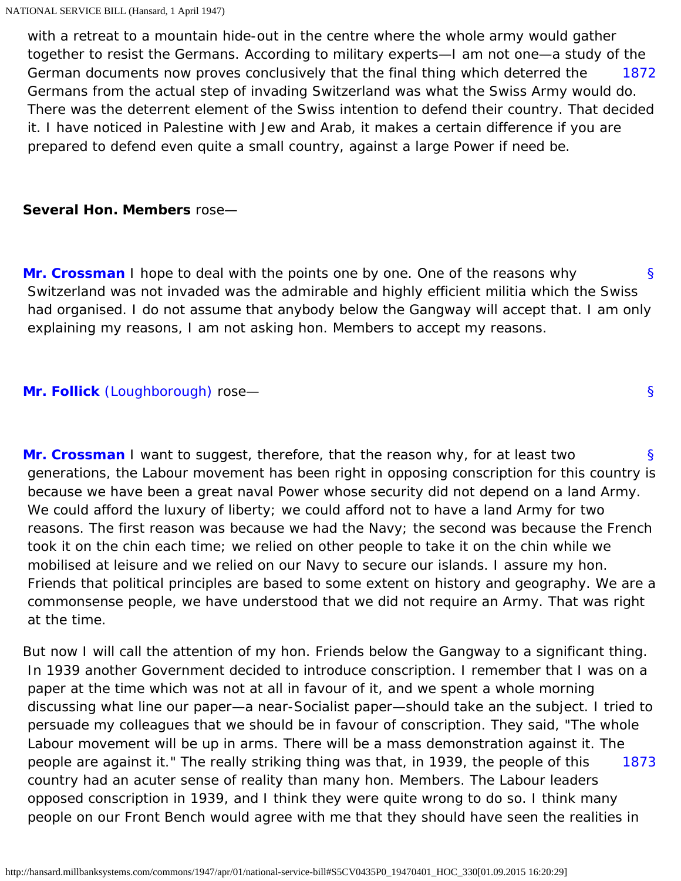with a retreat to a mountain hide-out in the centre where the whole army would gather together to resist the Germans. According to military experts—I am not one—a study of the German documents now proves conclusively that the final thing which deterred the Germans from the actual step of invading Switzerland was what the Swiss Army would do. There was the deterrent element of the Swiss intention to defend their country. That decided it. I have noticed in Palestine with Jew and Arab, it makes a certain difference if you are prepared to defend even quite a small country, against a large Power if need be.

**Several Hon. Members** rose—

**Mr. Crossman** I hope to deal with the points one by one. One of the reasons why Switzerland was not invaded was the admirable and highly efficient militia which the Swiss had organised. I do not assume that anybody below the Gangway will accept that. I am only explaining my reasons, I am not asking hon. Members to accept my reasons.

**Mr. Follick** (Loughborough) rose—

**Mr. Crossman** I want to suggest, therefore, that the reason why, for at least two generations, the Labour movement has been right in opposing conscription for this country is because we have been a great naval Power whose security did not depend on a land Army. We could afford the luxury of liberty; we could afford not to have a land Army for two reasons. The first reason was because we had the Navy; the second was because the French took it on the chin each time; we relied on other people to take it on the chin while we mobilised at leisure and we relied on our Navy to secure our islands. I assure my hon. Friends that political principles are based to some extent on history and geography. We are a commonsense people, we have understood that we did not require an Army. That was right at the time.

But now I will call the attention of my hon. Friends below the Gangway to a significant thing. In 1939 another Government decided to introduce conscription. I remember that I was on a paper at the time which was not at all in favour of it, and we spent a whole morning discussing what line our paper—a near-Socialist paper—should take an the subject. I tried to persuade my colleagues that we should be in favour of conscription. They said, "The whole Labour movement will be up in arms. There will be a mass demonstration against it. The people are against it." The really striking thing was that, in 1939, the people of this country had an acuter sense of reality than many hon. Members. The Labour leaders opposed conscription in 1939, and I think they were quite wrong to do so. I think many people on our Front Bench would agree with me that they should have seen the realities in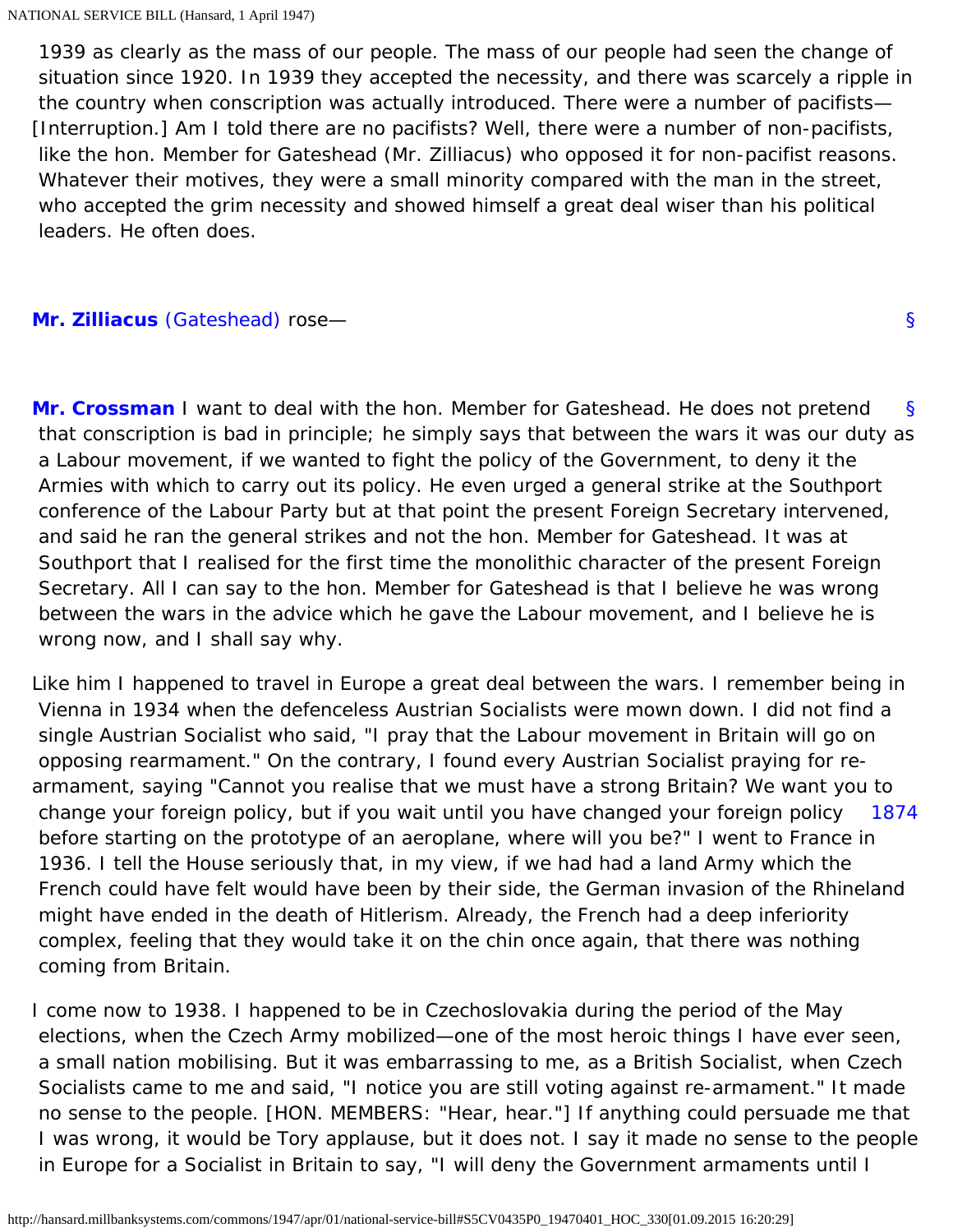1939 as clearly as the mass of our people. The mass of our people had seen the change of situation since 1920. In 1939 they accepted the necessity, and there was scarcely a ripple in the country when conscription was actually introduced. There were a number of pacifists—[Interruption.] Am I told there are no pacifists? Well, there were a number of non-pacifists, like the hon. Member for Gateshead (Mr. Zilliacus) who opposed it for non-pacifist reasons. Whatever their motives, they were a small minority compared with the man in the street, who accepted the grim necessity and showed himself a great deal wiser than his political leaders. He often does.

**Mr. Zilliacus** (Gateshead) rose— §

§ **Mr. Crossman** I want to deal with the hon. Member for Gateshead. He does not pretend that conscription is bad in principle; he simply says that between the wars it was our duty as a Labour movement, if we wanted to fight the policy of the Government, to deny it the Armies with which to carry out its policy. He even urged a general strike at the Southport conference of the Labour Party but at that point the present Foreign Secretary intervened, and said he ran the general strikes and not the hon. Member for Gateshead. It was at Southport that I realised for the first time the monolithic character of the present Foreign Secretary. All I can say to the hon. Member for Gateshead is that I believe he was wrong between the wars in the advice which he gave the Labour movement, and I believe he is wrong now, and I shall say why.

Like him I happened to travel in Europe a great deal between the wars. I remember being in Vienna in 1934 when the defenceless Austrian Socialists were mown down. I did not find a single Austrian Socialist who said, "I pray that the Labour movement in Britain will go on opposing rearmament." On the contrary, I found every Austrian Socialist praying for re-armament, saying "Cannot you realise that we must have a strong Britain? We want you to change your foreign policy, but if you wait until you have changed your foreign policy before starting on the prototype of an aeroplane, where will you be?" I went to France in 1936. I tell the House seriously that, in my view, if we had had a land Army which the French could have felt would have been by their side, the German invasion of the Rhineland might have ended in the death of Hitlerism. Already, the French had a deep inferiority complex, feeling that they would take it on the chin once again, that there was nothing coming from Britain.

I come now to 1938. I happened to be in Czechoslovakia during the period of the May elections, when the Czech Army mobilized—one of the most heroic things I have ever seen, a small nation mobilising. But it was embarrassing to me, as a British Socialist, when Czech Socialists came to me and said, "I notice you are still voting against re-armament." It made no sense to the people. [HON. MEMBERS: "Hear, hear."] If anything could persuade me that I was wrong, it would be Tory applause, but it does not. I say it made no sense to the people in Europe for a Socialist in Britain to say, "I will deny the Government armaments until I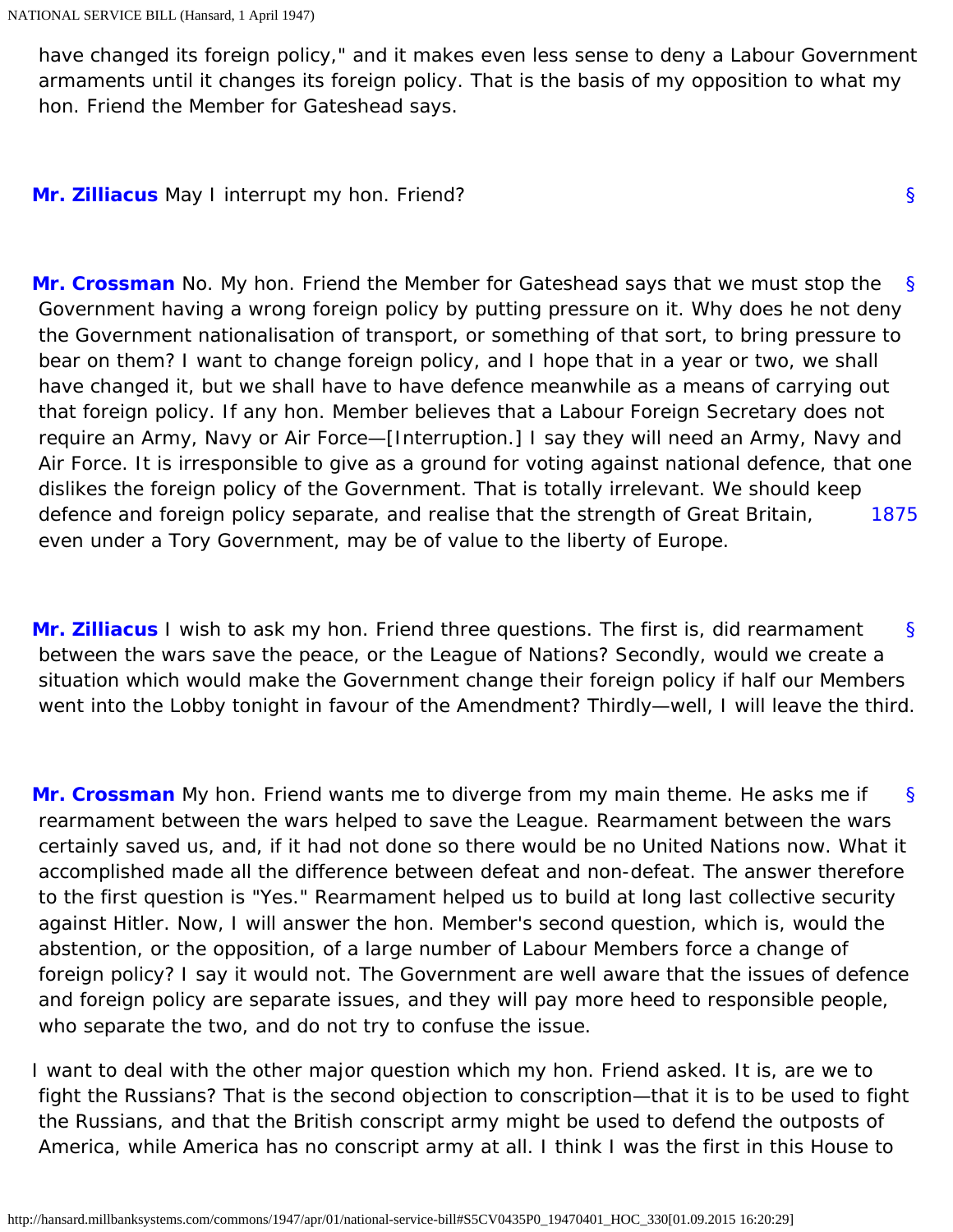have changed its foreign policy," and it makes even less sense to deny a Labour Government armaments until it changes its foreign policy. That is the basis of my opposition to what my hon. Friend the Member for Gateshead says.

**Mr. Zilliacus** May I interrupt my hon. Friend?

**Mr. Crossman** No. My hon. Friend the Member for Gateshead says that we must stop the Government having a wrong foreign policy by putting pressure on it. Why does he not deny the Government nationalisation of transport, or something of that sort, to bring pressure to bear on them? I want to change foreign policy, and I hope that in a year or two, we shall have changed it, but we shall have to have defence meanwhile as a means of carrying out that foreign policy. If any hon. Member believes that a Labour Foreign Secretary does not require an Army, Navy or Air Force—[Interruption.] I say they will need an Army, Navy and Air Force. It is irresponsible to give as a ground for voting against national defence, that one dislikes the foreign policy of the Government. That is totally irrelevant. We should keep defence and foreign policy separate, and realise that the strength of Great Britain, even under a Tory Government, may be of value to the liberty of Europe.

**Mr. Zilliacus** I wish to ask my hon. Friend three questions. The first is, did rearmament between the wars save the peace, or the League of Nations? Secondly, would we create a situation which would make the Government change their foreign policy if half our Members went into the Lobby tonight in favour of the Amendment? Thirdly—well, I will leave the third.

**Mr. Crossman** My hon. Friend wants me to diverge from my main theme. He asks me if rearmament between the wars helped to save the League. Rearmament between the wars certainly saved us, and, if it had not done so there would be no United Nations now. What it accomplished made all the difference between defeat and non-defeat. The answer therefore to the first question is "Yes." Rearmament helped us to build at long last collective security against Hitler. Now, I will answer the hon. Member's second question, which is, would the abstention, or the opposition, of a large number of Labour Members force a change of foreign policy? I say it would not. The Government are well aware that the issues of defence and foreign policy are separate issues, and they will pay more heed to responsible people, who separate the two, and do not try to confuse the issue.

I want to deal with the other major question which my hon. Friend asked. It is, are we to fight the Russians? That is the second objection to conscription—that it is to be used to fight the Russians, and that the British conscript army might be used to defend the outposts of America, while America has no conscript army at all. I think I was the first in this House to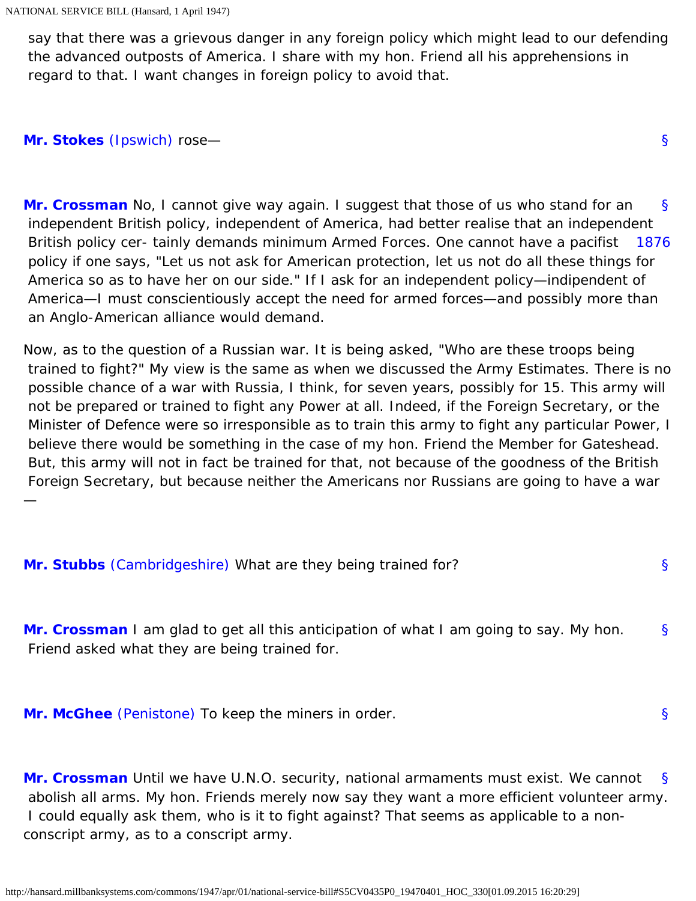say that there was a grievous danger in any foreign policy which might lead to our defending the advanced outposts of America. I share with my hon. Friend all his apprehensions in regard to that. I want changes in foreign policy to avoid that.

**Mr. Stokes** (Ipswich) rose—

**Mr. Crossman** No, I cannot give way again. I suggest that those of us who stand for an independent British policy, independent of America, had better realise that an independent British policy cer- tainly demands minimum Armed Forces. One cannot have a pacifist policy if one says, "Let us not ask for American protection, let us not do all these things for America so as to have her on our side." If I ask for an independent policy—indipendent of America—I must conscientiously accept the need for armed forces—and possibly more than an Anglo-American alliance would demand.

Now, as to the question of a Russian war. It is being asked, "Who are these troops being trained to fight?" My view is the same as when we discussed the Army Estimates. There is no possible chance of a war with Russia, I think, for seven years, possibly for 15. This army will not be prepared or trained to fight any Power at all. Indeed, if the Foreign Secretary, or the Minister of Defence were so irresponsible as to train this army to fight any particular Power, I believe there would be something in the case of my hon. Friend the Member for Gateshead. But, this army will not in fact be trained for that, not because of the goodness of the British Foreign Secretary, but because neither the Americans nor Russians are going to have a war —

**Mr. Stubbs** (Cambridgeshire) What are they being trained for?

**Mr. Crossman** I am glad to get all this anticipation of what I am going to say. My hon. Friend asked what they are being trained for.

**Mr. McGhee** (Penistone) To keep the miners in order.

**Mr. Crossman** Until we have U.N.O. security, national armaments must exist. We cannot abolish all arms. My hon. Friends merely now say they want a more efficient volunteer army. I could equally ask them, who is it to fight against? That seems as applicable to a non-conscript army, as to a conscript army.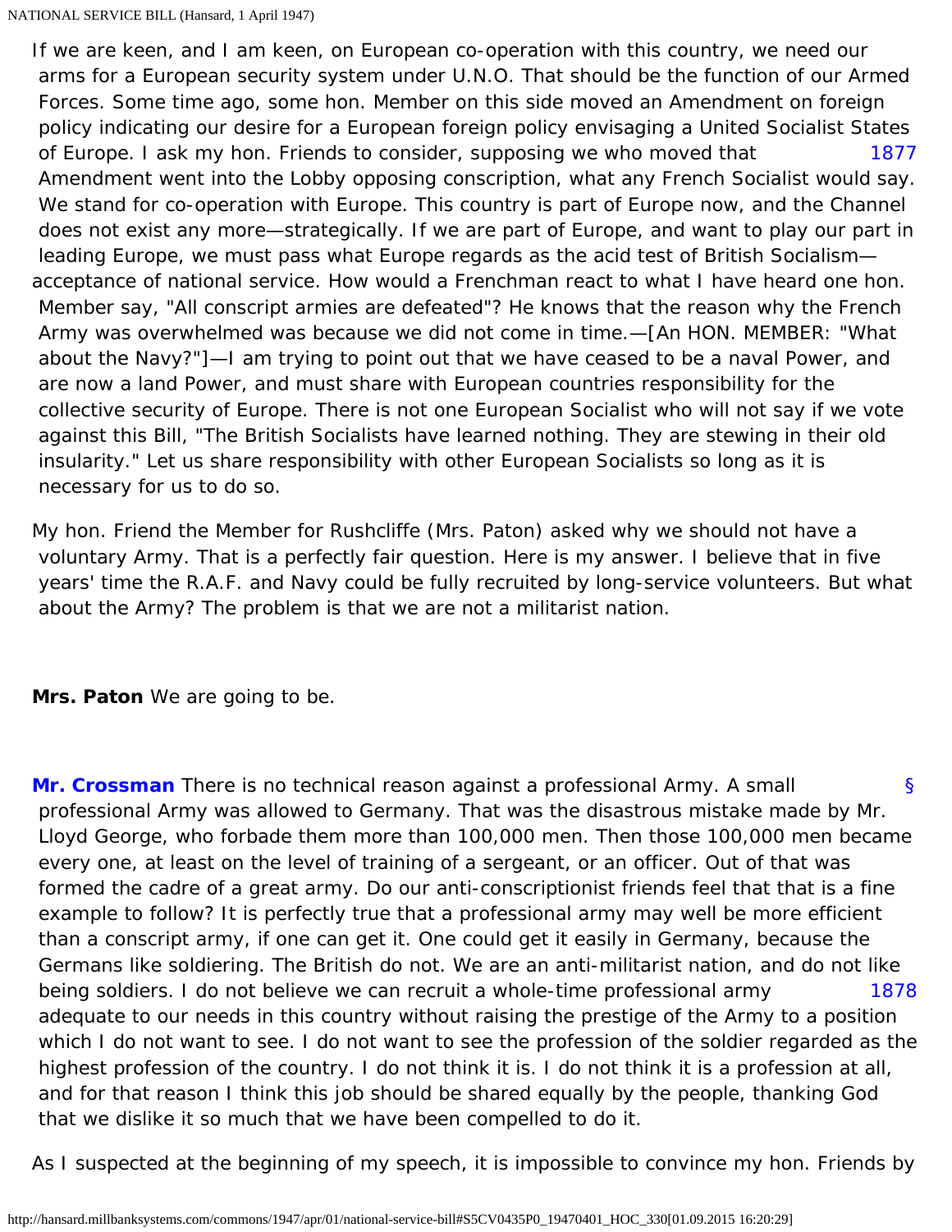If we are keen, and I am keen, on European co-operation with this country, we need our arms for a European security system under U.N.O. That should be the function of our Armed Forces. Some time ago, some hon. Member on this side moved an Amendment on foreign policy indicating our desire for a European foreign policy envisaging a United Socialist States of Europe. I ask my hon. Friends to consider, supposing we who moved that Amendment went into the Lobby opposing conscription, what any French Socialist would say. We stand for co-operation with Europe. This country is part of Europe now, and the Channel does not exist any more—strategically. If we are part of Europe, and want to play our part in leading Europe, we must pass what Europe regards as the acid test of British Socialism—acceptance of national service. How would a Frenchman react to what I have heard one hon. Member say, "All conscript armies are defeated"? He knows that the reason why the French Army was overwhelmed was because we did not come in time.—[An HON. MEMBER: "What about the Navy?"]—I am trying to point out that we have ceased to be a naval Power, and are now a land Power, and must share with European countries responsibility for the collective security of Europe. There is not one European Socialist who will not say if we vote against this Bill, "The British Socialists have learned nothing. They are stewing in their old insularity." Let us share responsibility with other European Socialists so long as it is necessary for us to do so.

My hon. Friend the Member for Rushcliffe (Mrs. Paton) asked why we should not have a voluntary Army. That is a perfectly fair question. Here is my answer. I believe that in five years' time the R.A.F. and Navy could be fully recruited by long-service volunteers. But what about the Army? The problem is that we are not a militarist nation.

**Mrs. Paton** We are going to be.

**Mr. Crossman** There is no technical reason against a professional Army. A small professional Army was allowed to Germany. That was the disastrous mistake made by Mr. Lloyd George, who forbade them more than 100,000 men. Then those 100,000 men became every one, at least on the level of training of a sergeant, or an officer. Out of that was formed the cadre of a great army. Do our anti-conscriptionist friends feel that that is a fine example to follow? It is perfectly true that a professional army may well be more efficient than a conscript army, if one can get it. One could get it easily in Germany, because the Germans like soldiering. The British do not. We are an anti-militarist nation, and do not like being soldiers. I do not believe we can recruit a whole-time professional army adequate to our needs in this country without raising the prestige of the Army to a position which I do not want to see. I do not want to see the profession of the soldier regarded as the highest profession of the country. I do not think it is. I do not think it is a profession at all, and for that reason I think this job should be shared equally by the people, thanking God that we dislike it so much that we have been compelled to do it.

As I suspected at the beginning of my speech, it is impossible to convince my hon. Friends by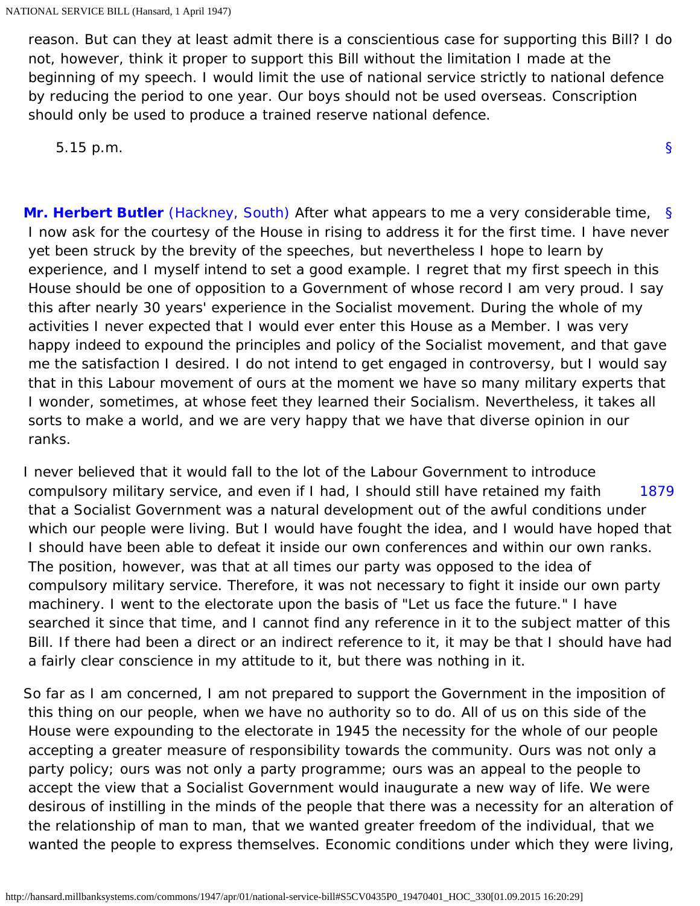reason. But can they at least admit there is a conscientious case for supporting this Bill? I do not, however, think it proper to support this Bill without the limitation I made at the beginning of my speech. I would limit the use of national service strictly to national defence by reducing the period to one year. Our boys should not be used overseas. Conscription should only be used to produce a trained reserve national defence.

5.15 p.m.

§

§ **Mr. Herbert Butler** (Hackney, South) After what appears to me a very considerable time, I now ask for the courtesy of the House in rising to address it for the first time. I have never yet been struck by the brevity of the speeches, but nevertheless I hope to learn by experience, and I myself intend to set a good example. I regret that my first speech in this House should be one of opposition to a Government of whose record I am very proud. I say this after nearly 30 years' experience in the Socialist movement. During the whole of my activities I never expected that I would ever enter this House as a Member. I was very happy indeed to expound the principles and policy of the Socialist movement, and that gave me the satisfaction I desired. I do not intend to get engaged in controversy, but I would say that in this Labour movement of ours at the moment we have so many military experts that I wonder, sometimes, at whose feet they learned their Socialism. Nevertheless, it takes all sorts to make a world, and we are very happy that we have that diverse opinion in our ranks.

I never believed that it would fall to the lot of the Labour Government to introduce compulsory military service, and even if I had, I should still have retained my faith that a Socialist Government was a natural development out of the awful conditions under which our people were living. But I would have fought the idea, and I would have hoped that I should have been able to defeat it inside our own conferences and within our own ranks. The position, however, was that at all times our party was opposed to the idea of compulsory military service. Therefore, it was not necessary to fight it inside our own party machinery. I went to the electorate upon the basis of "Let us face the future." I have searched it since that time, and I cannot find any reference in it to the subject matter of this Bill. If there had been a direct or an indirect reference to it, it may be that I should have had a fairly clear conscience in my attitude to it, but there was nothing in it.

1879

So far as I am concerned, I am not prepared to support the Government in the imposition of this thing on our people, when we have no authority so to do. All of us on this side of the House were expounding to the electorate in 1945 the necessity for the whole of our people accepting a greater measure of responsibility towards the community. Ours was not only a party policy; ours was not only a party programme; ours was an appeal to the people to accept the view that a Socialist Government would inaugurate a new way of life. We were desirous of instilling in the minds of the people that there was a necessity for an alteration of the relationship of man to man, that we wanted greater freedom of the individual, that we wanted the people to express themselves. Economic conditions under which they were living,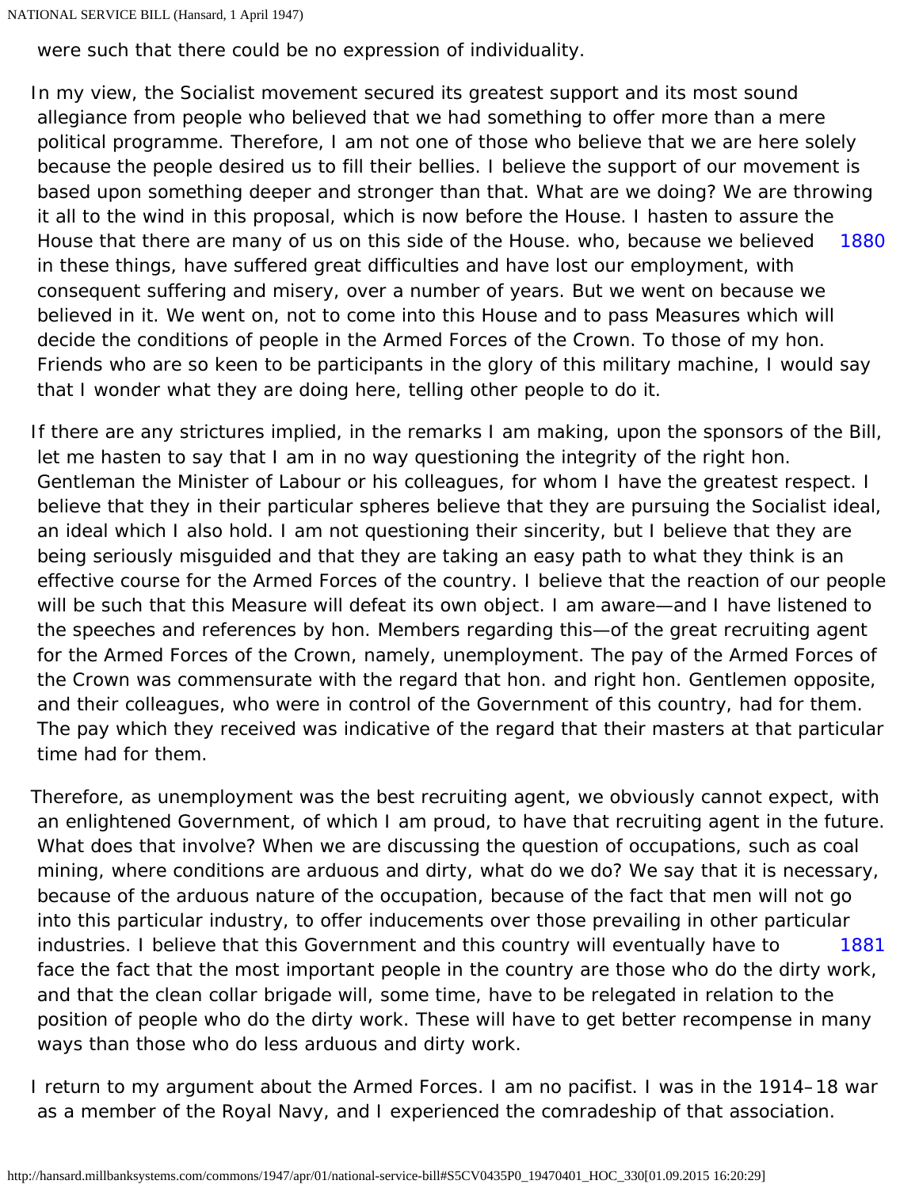were such that there could be no expression of individuality.

In my view, the Socialist movement secured its greatest support and its most sound allegiance from people who believed that we had something to offer more than a mere political programme. Therefore, I am not one of those who believe that we are here solely because the people desired us to fill their bellies. I believe the support of our movement is based upon something deeper and stronger than that. What are we doing? We are throwing it all to the wind in this proposal, which is now before the House. I hasten to assure the House that there are many of us on this side of the House. who, because we believed in these things, have suffered great difficulties and have lost our employment, with consequent suffering and misery, over a number of years. But we went on because we believed in it. We went on, not to come into this House and to pass Measures which will decide the conditions of people in the Armed Forces of the Crown. To those of my hon. Friends who are so keen to be participants in the glory of this military machine, I would say that I wonder what they are doing here, telling other people to do it.

1880

If there are any strictures implied, in the remarks I am making, upon the sponsors of the Bill, let me hasten to say that I am in no way questioning the integrity of the right hon. Gentleman the Minister of Labour or his colleagues, for whom I have the greatest respect. I believe that they in their particular spheres believe that they are pursuing the Socialist ideal, an ideal which I also hold. I am not questioning their sincerity, but I believe that they are being seriously misguided and that they are taking an easy path to what they think is an effective course for the Armed Forces of the country. I believe that the reaction of our people will be such that this Measure will defeat its own object. I am aware—and I have listened to the speeches and references by hon. Members regarding this—of the great recruiting agent for the Armed Forces of the Crown, namely, unemployment. The pay of the Armed Forces of the Crown was commensurate with the regard that hon. and right hon. Gentlemen opposite, and their colleagues, who were in control of the Government of this country, had for them. The pay which they received was indicative of the regard that their masters at that particular time had for them.

Therefore, as unemployment was the best recruiting agent, we obviously cannot expect, with an enlightened Government, of which I am proud, to have that recruiting agent in the future. What does that involve? When we are discussing the question of occupations, such as coal mining, where conditions are arduous and dirty, what do we do? We say that it is necessary, because of the arduous nature of the occupation, because of the fact that men will not go into this particular industry, to offer inducements over those prevailing in other particular industries. I believe that this Government and this country will eventually have to face the fact that the most important people in the country are those who do the dirty work, and that the clean collar brigade will, some time, have to be relegated in relation to the position of people who do the dirty work. These will have to get better recompense in many ways than those who do less arduous and dirty work.

1881

I return to my argument about the Armed Forces. I am no pacifist. I was in the 1914–18 war as a member of the Royal Navy, and I experienced the comradeship of that association.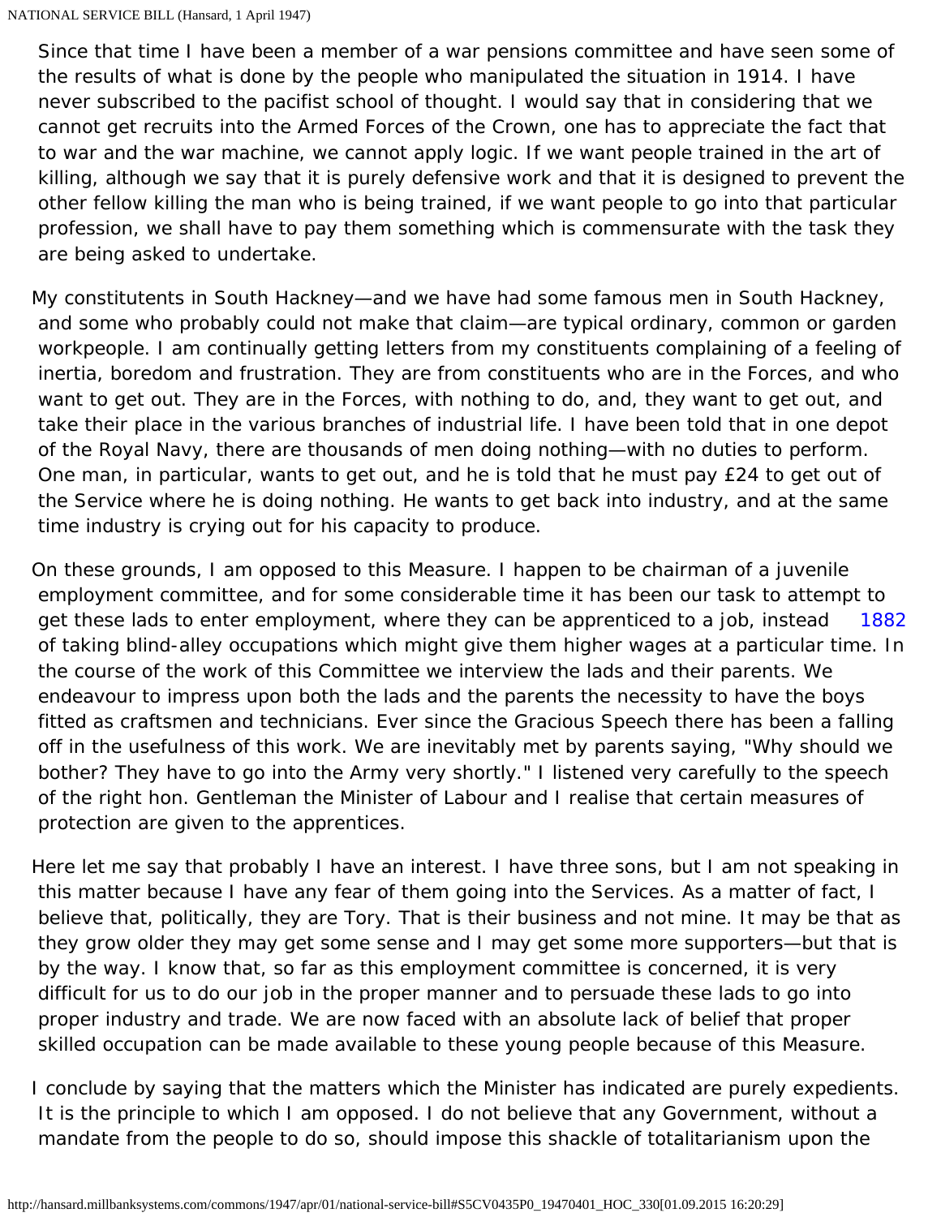Since that time I have been a member of a war pensions committee and have seen some of the results of what is done by the people who manipulated the situation in 1914. I have never subscribed to the pacifist school of thought. I would say that in considering that we cannot get recruits into the Armed Forces of the Crown, one has to appreciate the fact that to war and the war machine, we cannot apply logic. If we want people trained in the art of killing, although we say that it is purely defensive work and that it is designed to prevent the other fellow killing the man who is being trained, if we want people to go into that particular profession, we shall have to pay them something which is commensurate with the task they are being asked to undertake.

My constitutents in South Hackney—and we have had some famous men in South Hackney, and some who probably could not make that claim—are typical ordinary, common or garden workpeople. I am continually getting letters from my constituents complaining of a feeling of inertia, boredom and frustration. They are from constituents who are in the Forces, and who want to get out. They are in the Forces, with nothing to do, and, they want to get out, and take their place in the various branches of industrial life. I have been told that in one depot of the Royal Navy, there are thousands of men doing nothing—with no duties to perform. One man, in particular, wants to get out, and he is told that he must pay £24 to get out of the Service where he is doing nothing. He wants to get back into industry, and at the same time industry is crying out for his capacity to produce.

On these grounds, I am opposed to this Measure. I happen to be chairman of a juvenile employment committee, and for some considerable time it has been our task to attempt to get these lads to enter employment, where they can be apprenticed to a job, instead of taking blind-alley occupations which might give them higher wages at a particular time. In the course of the work of this Committee we interview the lads and their parents. We endeavour to impress upon both the lads and the parents the necessity to have the boys fitted as craftsmen and technicians. Ever since the Gracious Speech there has been a falling off in the usefulness of this work. We are inevitably met by parents saying, "Why should we bother? They have to go into the Army very shortly." I listened very carefully to the speech of the right hon. Gentleman the Minister of Labour and I realise that certain measures of protection are given to the apprentices.

Here let me say that probably I have an interest. I have three sons, but I am not speaking in this matter because I have any fear of them going into the Services. As a matter of fact, I believe that, politically, they are Tory. That is their business and not mine. It may be that as they grow older they may get some sense and I may get some more supporters—but that is by the way. I know that, so far as this employment committee is concerned, it is very difficult for us to do our job in the proper manner and to persuade these lads to go into proper industry and trade. We are now faced with an absolute lack of belief that proper skilled occupation can be made available to these young people because of this Measure.

I conclude by saying that the matters which the Minister has indicated are purely expedients. It is the principle to which I am opposed. I do not believe that any Government, without a mandate from the people to do so, should impose this shackle of totalitarianism upon the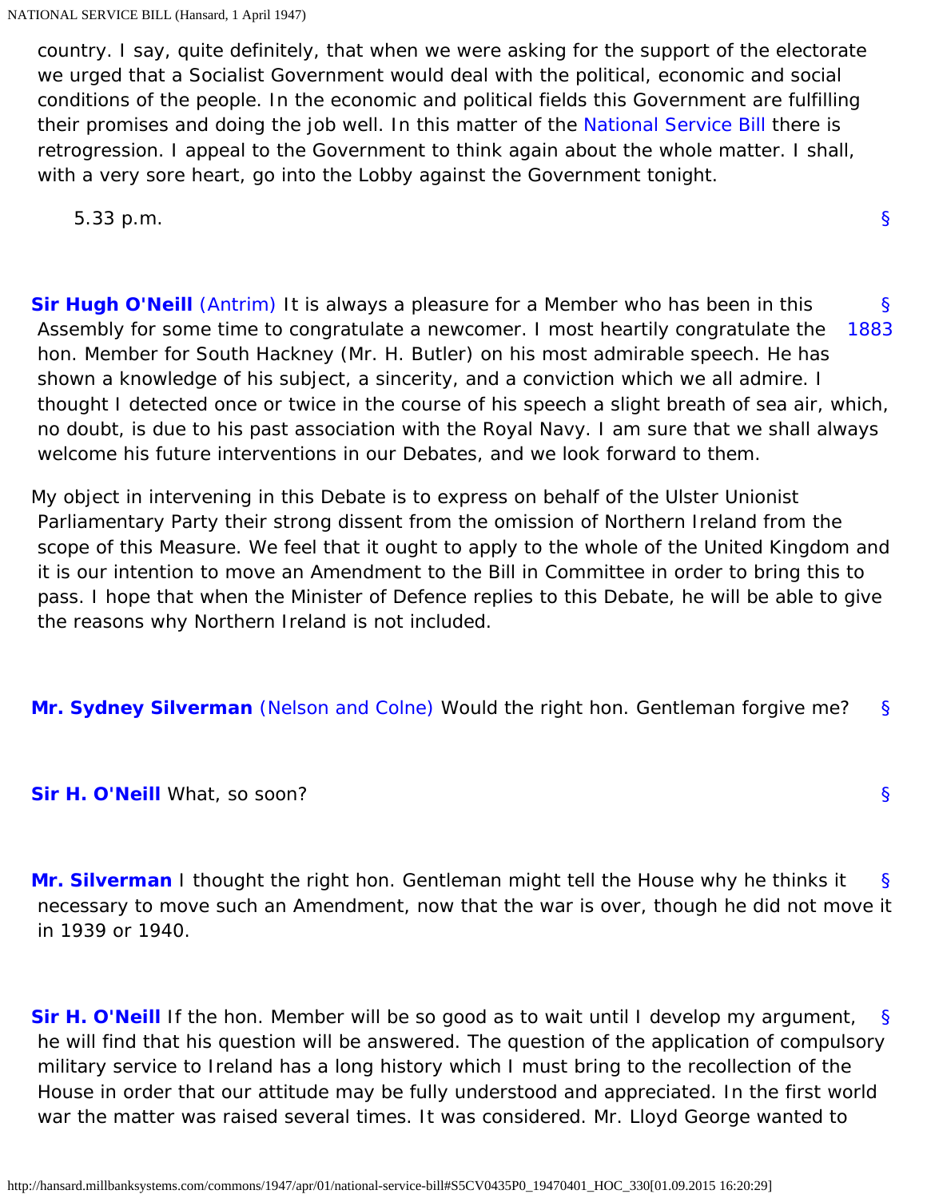country. I say, quite definitely, that when we were asking for the support of the electorate we urged that a Socialist Government would deal with the political, economic and social conditions of the people. In the economic and political fields this Government are fulfilling their promises and doing the job well. In this matter of the National Service Bill there is retrogression. I appeal to the Government to think again about the whole matter. I shall, with a very sore heart, go into the Lobby against the Government tonight.

5.33 p.m.

**Sir Hugh O'Neill** (Antrim) It is always a pleasure for a Member who has been in this Assembly for some time to congratulate a newcomer. I most heartily congratulate the hon. Member for South Hackney (Mr. H. Butler) on his most admirable speech. He has shown a knowledge of his subject, a sincerity, and a conviction which we all admire. I thought I detected once or twice in the course of his speech a slight breath of sea air, which, no doubt, is due to his past association with the Royal Navy. I am sure that we shall always welcome his future interventions in our Debates, and we look forward to them.

My object in intervening in this Debate is to express on behalf of the Ulster Unionist Parliamentary Party their strong dissent from the omission of Northern Ireland from the scope of this Measure. We feel that it ought to apply to the whole of the United Kingdom and it is our intention to move an Amendment to the Bill in Committee in order to bring this to pass. I hope that when the Minister of Defence replies to this Debate, he will be able to give the reasons why Northern Ireland is not included.

**Mr. Sydney Silverman** (Nelson and Colne) Would the right hon. Gentleman forgive me?

**Sir H. O'Neill** What, so soon?

**Mr. Silverman** I thought the right hon. Gentleman might tell the House why he thinks it necessary to move such an Amendment, now that the war is over, though he did not move it in 1939 or 1940.

**Sir H. O'Neill** If the hon. Member will be so good as to wait until I develop my argument, he will find that his question will be answered. The question of the application of compulsory military service to Ireland has a long history which I must bring to the recollection of the House in order that our attitude may be fully understood and appreciated. In the first world war the matter was raised several times. It was considered. Mr. Lloyd George wanted to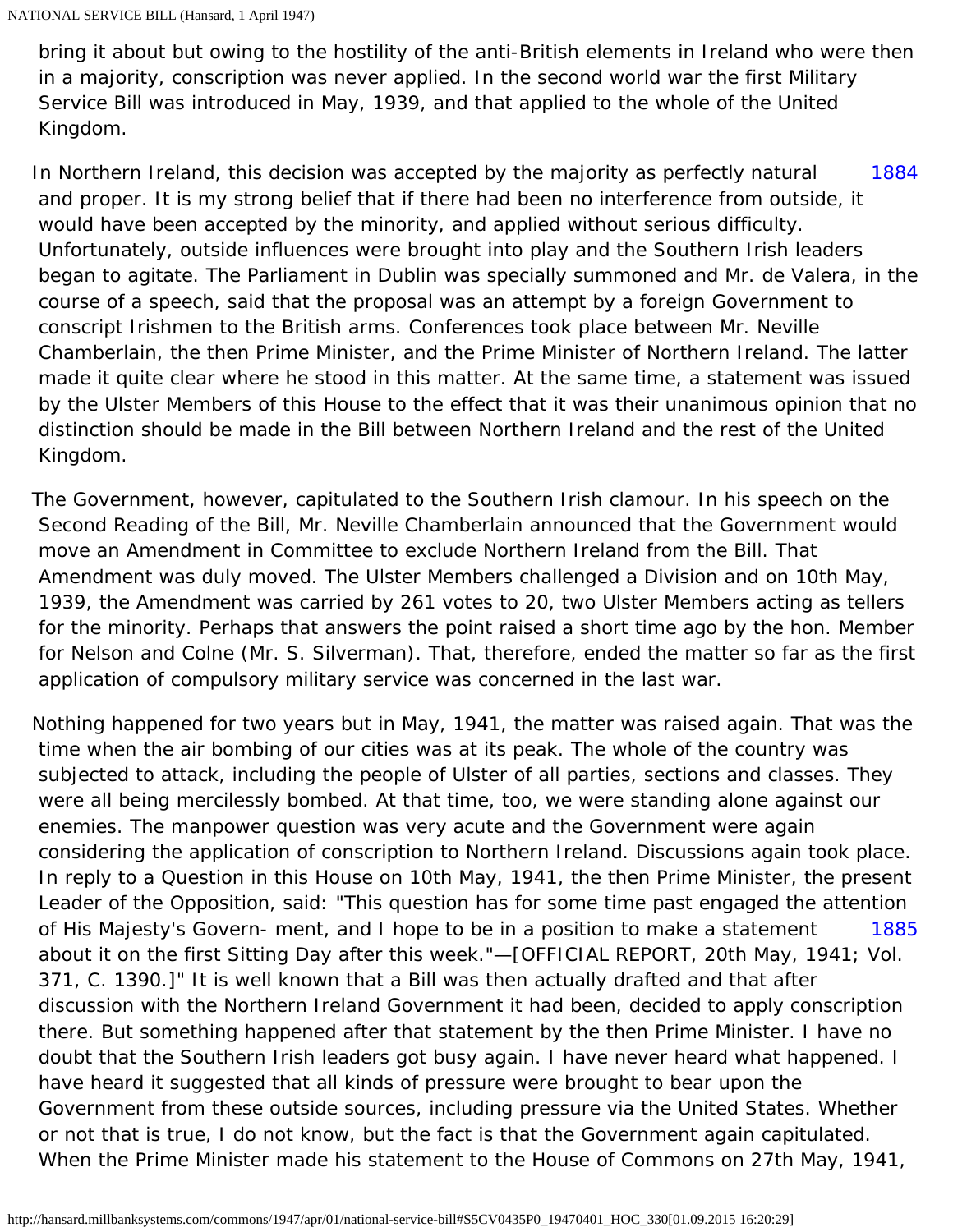bring it about but owing to the hostility of the anti-British elements in Ireland who were then in a majority, conscription was never applied. In the second world war the first Military Service Bill was introduced in May, 1939, and that applied to the whole of the United Kingdom.

In Northern Ireland, this decision was accepted by the majority as perfectly natural and proper. It is my strong belief that if there had been no interference from outside, it would have been accepted by the minority, and applied without serious difficulty. Unfortunately, outside influences were brought into play and the Southern Irish leaders began to agitate. The Parliament in Dublin was specially summoned and Mr. de Valera, in the course of a speech, said that the proposal was an attempt by a foreign Government to conscript Irishmen to the British arms. Conferences took place between Mr. Neville Chamberlain, the then Prime Minister, and the Prime Minister of Northern Ireland. The latter made it quite clear where he stood in this matter. At the same time, a statement was issued by the Ulster Members of this House to the effect that it was their unanimous opinion that no distinction should be made in the Bill between Northern Ireland and the rest of the United Kingdom.

The Government, however, capitulated to the Southern Irish clamour. In his speech on the Second Reading of the Bill, Mr. Neville Chamberlain announced that the Government would move an Amendment in Committee to exclude Northern Ireland from the Bill. That Amendment was duly moved. The Ulster Members challenged a Division and on 10th May, 1939, the Amendment was carried by 261 votes to 20, two Ulster Members acting as tellers for the minority. Perhaps that answers the point raised a short time ago by the hon. Member for Nelson and Colne (Mr. S. Silverman). That, therefore, ended the matter so far as the first application of compulsory military service was concerned in the last war.

Nothing happened for two years but in May, 1941, the matter was raised again. That was the time when the air bombing of our cities was at its peak. The whole of the country was subjected to attack, including the people of Ulster of all parties, sections and classes. They were all being mercilessly bombed. At that time, too, we were standing alone against our enemies. The manpower question was very acute and the Government were again considering the application of conscription to Northern Ireland. Discussions again took place. In reply to a Question in this House on 10th May, 1941, the then Prime Minister, the present Leader of the Opposition, said: "This question has for some time past engaged the attention of His Majesty's Govern- ment, and I hope to be in a position to make a statement about it on the first Sitting Day after this week."—[OFFICIAL REPORT, 20th May, 1941; Vol. 371, C. 1390.]" It is well known that a Bill was then actually drafted and that after discussion with the Northern Ireland Government it had been, decided to apply conscription there. But something happened after that statement by the then Prime Minister. I have no doubt that the Southern Irish leaders got busy again. I have never heard what happened. I have heard it suggested that all kinds of pressure were brought to bear upon the Government from these outside sources, including pressure via the United States. Whether or not that is true, I do not know, but the fact is that the Government again capitulated. When the Prime Minister made his statement to the House of Commons on 27th May, 1941,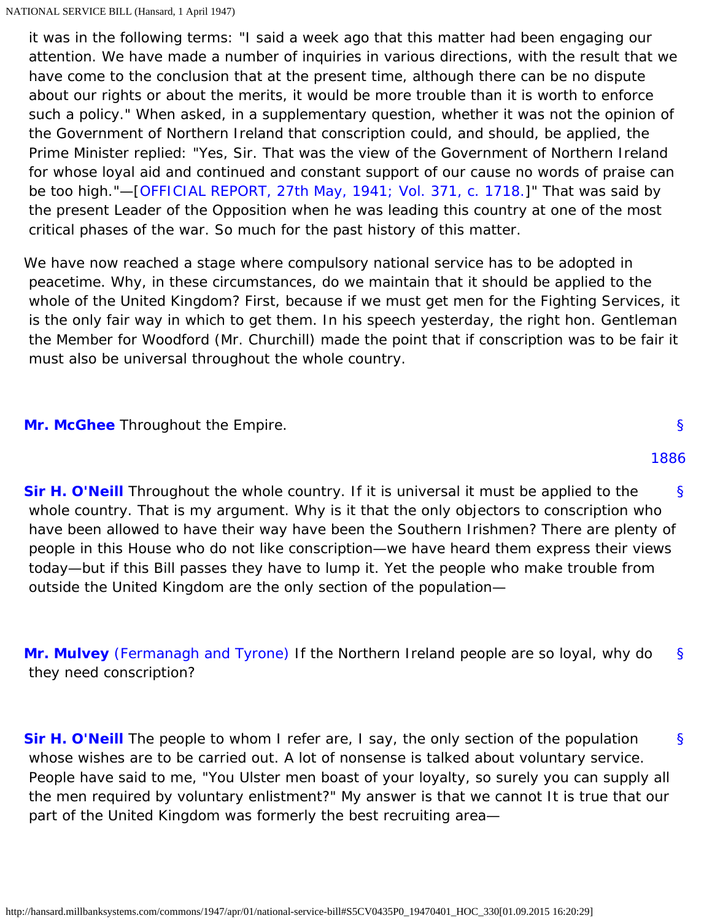it was in the following terms: "I said a week ago that this matter had been engaging our attention. We have made a number of inquiries in various directions, with the result that we have come to the conclusion that at the present time, although there can be no dispute about our rights or about the merits, it would be more trouble than it is worth to enforce such a policy." When asked, in a supplementary question, whether it was not the opinion of the Government of Northern Ireland that conscription could, and should, be applied, the Prime Minister replied: "Yes, Sir. That was the view of the Government of Northern Ireland for whose loyal aid and continued and constant support of our cause no words of praise can be too high."—[OFFICIAL REPORT, 27th May, 1941; Vol. 371, c. 1718.]" That was said by the present Leader of the Opposition when he was leading this country at one of the most critical phases of the war. So much for the past history of this matter.

We have now reached a stage where compulsory national service has to be adopted in peacetime. Why, in these circumstances, do we maintain that it should be applied to the whole of the United Kingdom? First, because if we must get men for the Fighting Services, it is the only fair way in which to get them. In his speech yesterday, the right hon. Gentleman the Member for Woodford (Mr. Churchill) made the point that if conscription was to be fair it must also be universal throughout the whole country.

§ **Mr. McGhee** Throughout the Empire.

1886

§ **Sir H. O'Neill** Throughout the whole country. If it is universal it must be applied to the whole country. That is my argument. Why is it that the only objectors to conscription who have been allowed to have their way have been the Southern Irishmen? There are plenty of people in this House who do not like conscription—we have heard them express their views today—but if this Bill passes they have to lump it. Yet the people who make trouble from outside the United Kingdom are the only section of the population—

§ **Mr. Mulvey** (Fermanagh and Tyrone) If the Northern Ireland people are so loyal, why do they need conscription?

§ **Sir H. O'Neill** The people to whom I refer are, I say, the only section of the population whose wishes are to be carried out. A lot of nonsense is talked about voluntary service. People have said to me, "You Ulster men boast of your loyalty, so surely you can supply all the men required by voluntary enlistment?" My answer is that we cannot It is true that our part of the United Kingdom was formerly the best recruiting area—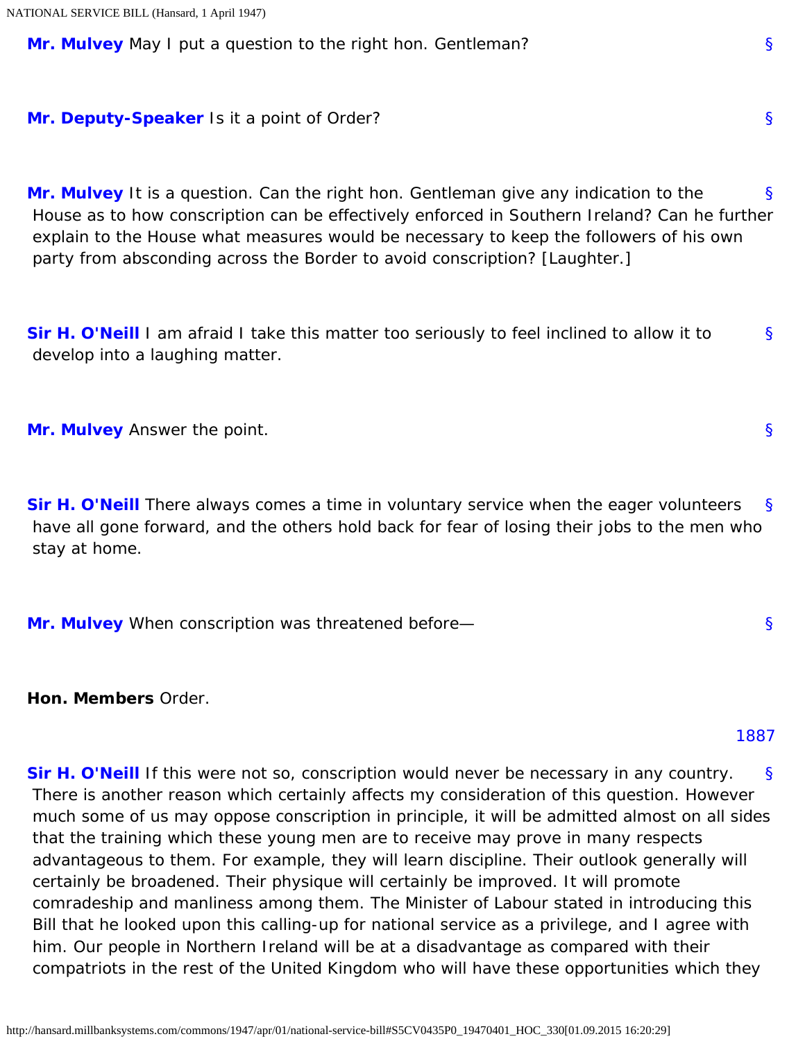**Mr. Mulvey** May I put a question to the right hon. Gentleman?

**Mr. Deputy-Speaker** Is it a point of Order?

**Mr. Mulvey** It is a question. Can the right hon. Gentleman give any indication to the House as to how conscription can be effectively enforced in Southern Ireland? Can he further explain to the House what measures would be necessary to keep the followers of his own party from absconding across the Border to avoid conscription? [Laughter.]

**Sir H. O'Neill** I am afraid I take this matter too seriously to feel inclined to allow it to develop into a laughing matter.

**Mr. Mulvey** Answer the point.

**Sir H. O'Neill** There always comes a time in voluntary service when the eager volunteers have all gone forward, and the others hold back for fear of losing their jobs to the men who stay at home.

**Mr. Mulvey** When conscription was threatened before—

**Hon. Members** Order.

**Sir H. O'Neill** If this were not so, conscription would never be necessary in any country. There is another reason which certainly affects my consideration of this question. However much some of us may oppose conscription in principle, it will be admitted almost on all sides that the training which these young men are to receive may prove in many respects advantageous to them. For example, they will learn discipline. Their outlook generally will certainly be broadened. Their physique will certainly be improved. It will promote comradeship and manliness among them. The Minister of Labour stated in introducing this Bill that he looked upon this calling-up for national service as a privilege, and I agree with him. Our people in Northern Ireland will be at a disadvantage as compared with their compatriots in the rest of the United Kingdom who will have these opportunities which they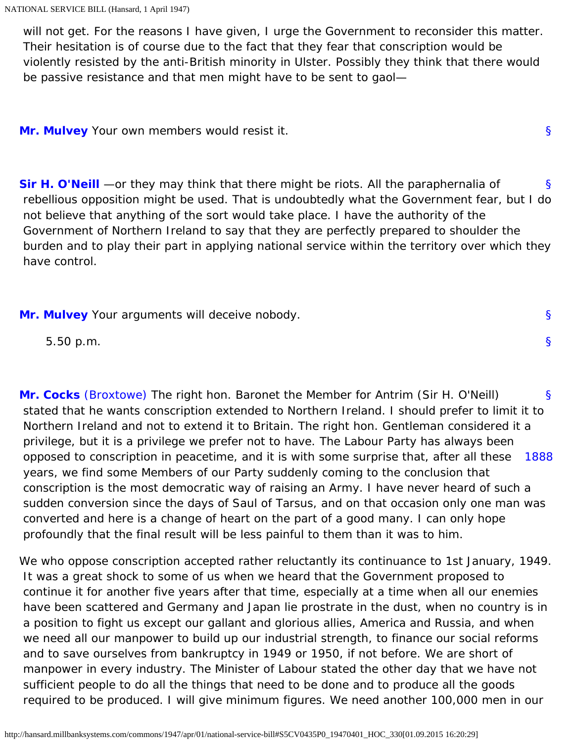will not get. For the reasons I have given, I urge the Government to reconsider this matter. Their hesitation is of course due to the fact that they fear that conscription would be violently resisted by the anti-British minority in Ulster. Possibly they think that there would be passive resistance and that men might have to be sent to gaol—

**Mr. Mulvey** Your own members would resist it.

**Sir H. O'Neill** —or they may think that there might be riots. All the paraphernalia of rebellious opposition might be used. That is undoubtedly what the Government fear, but I do not believe that anything of the sort would take place. I have the authority of the Government of Northern Ireland to say that they are perfectly prepared to shoulder the burden and to play their part in applying national service within the territory over which they have control.

**Mr. Mulvey** Your arguments will deceive nobody.

5.50 p.m.

**Mr. Cocks** (Broxtowe) The right hon. Baronet the Member for Antrim (Sir H. O'Neill) stated that he wants conscription extended to Northern Ireland. I should prefer to limit it to Northern Ireland and not to extend it to Britain. The right hon. Gentleman considered it a privilege, but it is a privilege we prefer not to have. The Labour Party has always been opposed to conscription in peacetime, and it is with some surprise that, after all these years, we find some Members of our Party suddenly coming to the conclusion that conscription is the most democratic way of raising an Army. I have never heard of such a sudden conversion since the days of Saul of Tarsus, and on that occasion only one man was converted and here is a change of heart on the part of a good many. I can only hope profoundly that the final result will be less painful to them than it was to him.

We who oppose conscription accepted rather reluctantly its continuance to 1st January, 1949. It was a great shock to some of us when we heard that the Government proposed to continue it for another five years after that time, especially at a time when all our enemies have been scattered and Germany and Japan lie prostrate in the dust, when no country is in a position to fight us except our gallant and glorious allies, America and Russia, and when we need all our manpower to build up our industrial strength, to finance our social reforms and to save ourselves from bankruptcy in 1949 or 1950, if not before. We are short of manpower in every industry. The Minister of Labour stated the other day that we have not sufficient people to do all the things that need to be done and to produce all the goods required to be produced. I will give minimum figures. We need another 100,000 men in our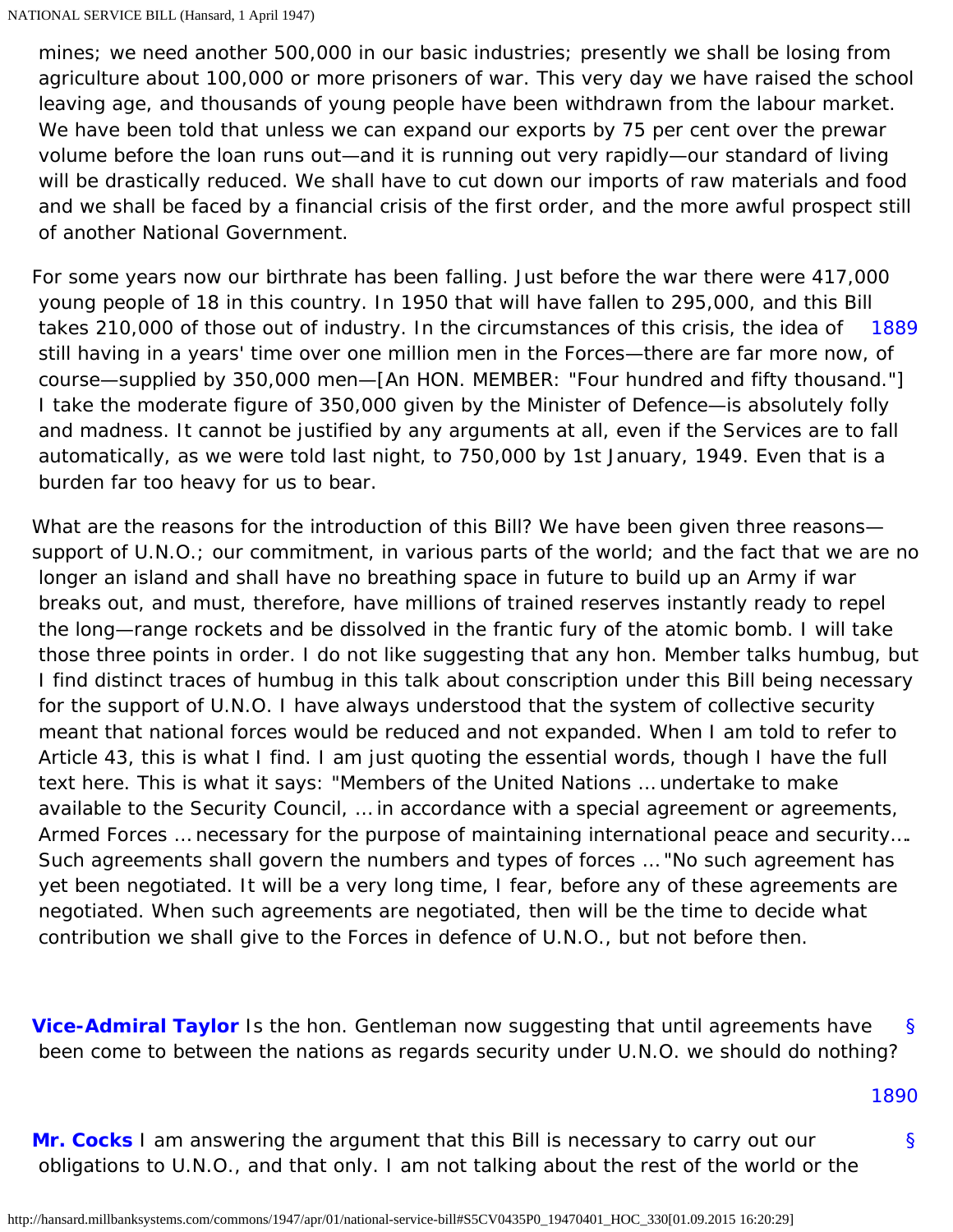mines; we need another 500,000 in our basic industries; presently we shall be losing from agriculture about 100,000 or more prisoners of war. This very day we have raised the school leaving age, and thousands of young people have been withdrawn from the labour market. We have been told that unless we can expand our exports by 75 per cent over the prewar volume before the loan runs out—and it is running out very rapidly—our standard of living will be drastically reduced. We shall have to cut down our imports of raw materials and food and we shall be faced by a financial crisis of the first order, and the more awful prospect still of another National Government.

For some years now our birthrate has been falling. Just before the war there were 417,000 young people of 18 in this country. In 1950 that will have fallen to 295,000, and this Bill takes 210,000 of those out of industry. In the circumstances of this crisis, the idea of still having in a years' time over one million men in the Forces—there are far more now, of course—supplied by 350,000 men—[An HON. MEMBER: "Four hundred and fifty thousand."] I take the moderate figure of 350,000 given by the Minister of Defence—is absolutely folly and madness. It cannot be justified by any arguments at all, even if the Services are to fall automatically, as we were told last night, to 750,000 by 1st January, 1949. Even that is a burden far too heavy for us to bear.

What are the reasons for the introduction of this Bill? We have been given three reasons—support of U.N.O.; our commitment, in various parts of the world; and the fact that we are no longer an island and shall have no breathing space in future to build up an Army if war breaks out, and must, therefore, have millions of trained reserves instantly ready to repel the long—range rockets and be dissolved in the frantic fury of the atomic bomb. I will take those three points in order. I do not like suggesting that any hon. Member talks humbug, but I find distinct traces of humbug in this talk about conscription under this Bill being necessary for the support of U.N.O. I have always understood that the system of collective security meant that national forces would be reduced and not expanded. When I am told to refer to Article 43, this is what I find. I am just quoting the essential words, though I have the full text here. This is what it says: "Members of the United Nations … undertake to make available to the Security Council, … in accordance with a special agreement or agreements, Armed Forces … necessary for the purpose of maintaining international peace and security…. Such agreements shall govern the numbers and types of forces … "No such agreement has yet been negotiated. It will be a very long time, I fear, before any of these agreements are negotiated. When such agreements are negotiated, then will be the time to decide what contribution we shall give to the Forces in defence of U.N.O., but not before then.

**Vice-Admiral Taylor** Is the hon. Gentleman now suggesting that until agreements have been come to between the nations as regards security under U.N.O. we should do nothing?

**Mr. Cocks** I am answering the argument that this Bill is necessary to carry out our obligations to U.N.O., and that only. I am not talking about the rest of the world or the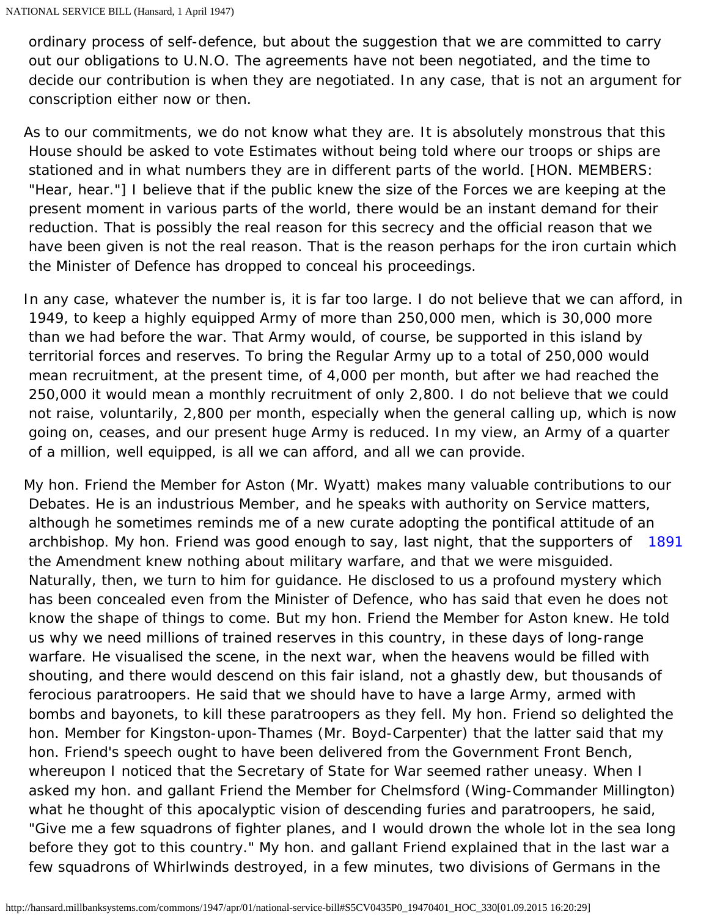ordinary process of self-defence, but about the suggestion that we are committed to carry out our obligations to U.N.O. The agreements have not been negotiated, and the time to decide our contribution is when they are negotiated. In any case, that is not an argument for conscription either now or then.

As to our commitments, we do not know what they are. It is absolutely monstrous that this House should be asked to vote Estimates without being told where our troops or ships are stationed and in what numbers they are in different parts of the world. [HON. MEMBERS: "Hear, hear."] I believe that if the public knew the size of the Forces we are keeping at the present moment in various parts of the world, there would be an instant demand for their reduction. That is possibly the real reason for this secrecy and the official reason that we have been given is not the real reason. That is the reason perhaps for the iron curtain which the Minister of Defence has dropped to conceal his proceedings.

In any case, whatever the number is, it is far too large. I do not believe that we can afford, in 1949, to keep a highly equipped Army of more than 250,000 men, which is 30,000 more than we had before the war. That Army would, of course, be supported in this island by territorial forces and reserves. To bring the Regular Army up to a total of 250,000 would mean recruitment, at the present time, of 4,000 per month, but after we had reached the 250,000 it would mean a monthly recruitment of only 2,800. I do not believe that we could not raise, voluntarily, 2,800 per month, especially when the general calling up, which is now going on, ceases, and our present huge Army is reduced. In my view, an Army of a quarter of a million, well equipped, is all we can afford, and all we can provide.

My hon. Friend the Member for Aston (Mr. Wyatt) makes many valuable contributions to our Debates. He is an industrious Member, and he speaks with authority on Service matters, although he sometimes reminds me of a new curate adopting the pontifical attitude of an archbishop. My hon. Friend was good enough to say, last night, that the supporters of the Amendment knew nothing about military warfare, and that we were misguided. Naturally, then, we turn to him for guidance. He disclosed to us a profound mystery which has been concealed even from the Minister of Defence, who has said that even he does not know the shape of things to come. But my hon. Friend the Member for Aston knew. He told us why we need millions of trained reserves in this country, in these days of long-range warfare. He visualised the scene, in the next war, when the heavens would be filled with shouting, and there would descend on this fair island, not a ghastly dew, but thousands of ferocious paratroopers. He said that we should have to have a large Army, armed with bombs and bayonets, to kill these paratroopers as they fell. My hon. Friend so delighted the hon. Member for Kingston-upon-Thames (Mr. Boyd-Carpenter) that the latter said that my hon. Friend's speech ought to have been delivered from the Government Front Bench, whereupon I noticed that the Secretary of State for War seemed rather uneasy. When I asked my hon. and gallant Friend the Member for Chelmsford (Wing-Commander Millington) what he thought of this apocalyptic vision of descending furies and paratroopers, he said, "Give me a few squadrons of fighter planes, and I would drown the whole lot in the sea long before they got to this country." My hon. and gallant Friend explained that in the last war a few squadrons of Whirlwinds destroyed, in a few minutes, two divisions of Germans in the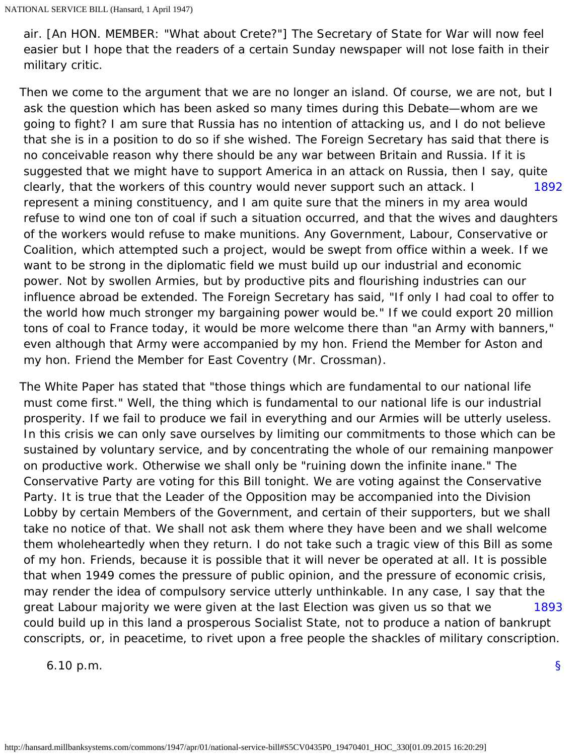air. [An HON. MEMBER: "What about Crete?"] The Secretary of State for War will now feel easier but I hope that the readers of a certain Sunday newspaper will not lose faith in their military critic.

Then we come to the argument that we are no longer an island. Of course, we are not, but I ask the question which has been asked so many times during this Debate—whom are we going to fight? I am sure that Russia has no intention of attacking us, and I do not believe that she is in a position to do so if she wished. The Foreign Secretary has said that there is no conceivable reason why there should be any war between Britain and Russia. If it is suggested that we might have to support America in an attack on Russia, then I say, quite clearly, that the workers of this country would never support such an attack. I represent a mining constituency, and I am quite sure that the miners in my area would refuse to wind one ton of coal if such a situation occurred, and that the wives and daughters of the workers would refuse to make munitions. Any Government, Labour, Conservative or Coalition, which attempted such a project, would be swept from office within a week. If we want to be strong in the diplomatic field we must build up our industrial and economic power. Not by swollen Armies, but by productive pits and flourishing industries can our influence abroad be extended. The Foreign Secretary has said, "If only I had coal to offer to the world how much stronger my bargaining power would be." If we could export 20 million tons of coal to France today, it would be more welcome there than "an Army with banners," even although that Army were accompanied by my hon. Friend the Member for Aston and my hon. Friend the Member for East Coventry (Mr. Crossman).

The White Paper has stated that "those things which are fundamental to our national life must come first." Well, the thing which is fundamental to our national life is our industrial prosperity. If we fail to produce we fail in everything and our Armies will be utterly useless. In this crisis we can only save ourselves by limiting our commitments to those which can be sustained by voluntary service, and by concentrating the whole of our remaining manpower on productive work. Otherwise we shall only be "ruining down the infinite inane." The Conservative Party are voting for this Bill tonight. We are voting against the Conservative Party. It is true that the Leader of the Opposition may be accompanied into the Division Lobby by certain Members of the Government, and certain of their supporters, but we shall take no notice of that. We shall not ask them where they have been and we shall welcome them wholeheartedly when they return. I do not take such a tragic view of this Bill as some of my hon. Friends, because it is possible that it will never be operated at all. It is possible that when 1949 comes the pressure of public opinion, and the pressure of economic crisis, may render the idea of compulsory service utterly unthinkable. In any case, I say that the great Labour majority we were given at the last Election was given us so that we could build up in this land a prosperous Socialist State, not to produce a nation of bankrupt conscripts, or, in peacetime, to rivet upon a free people the shackles of military conscription.

6.10 p.m.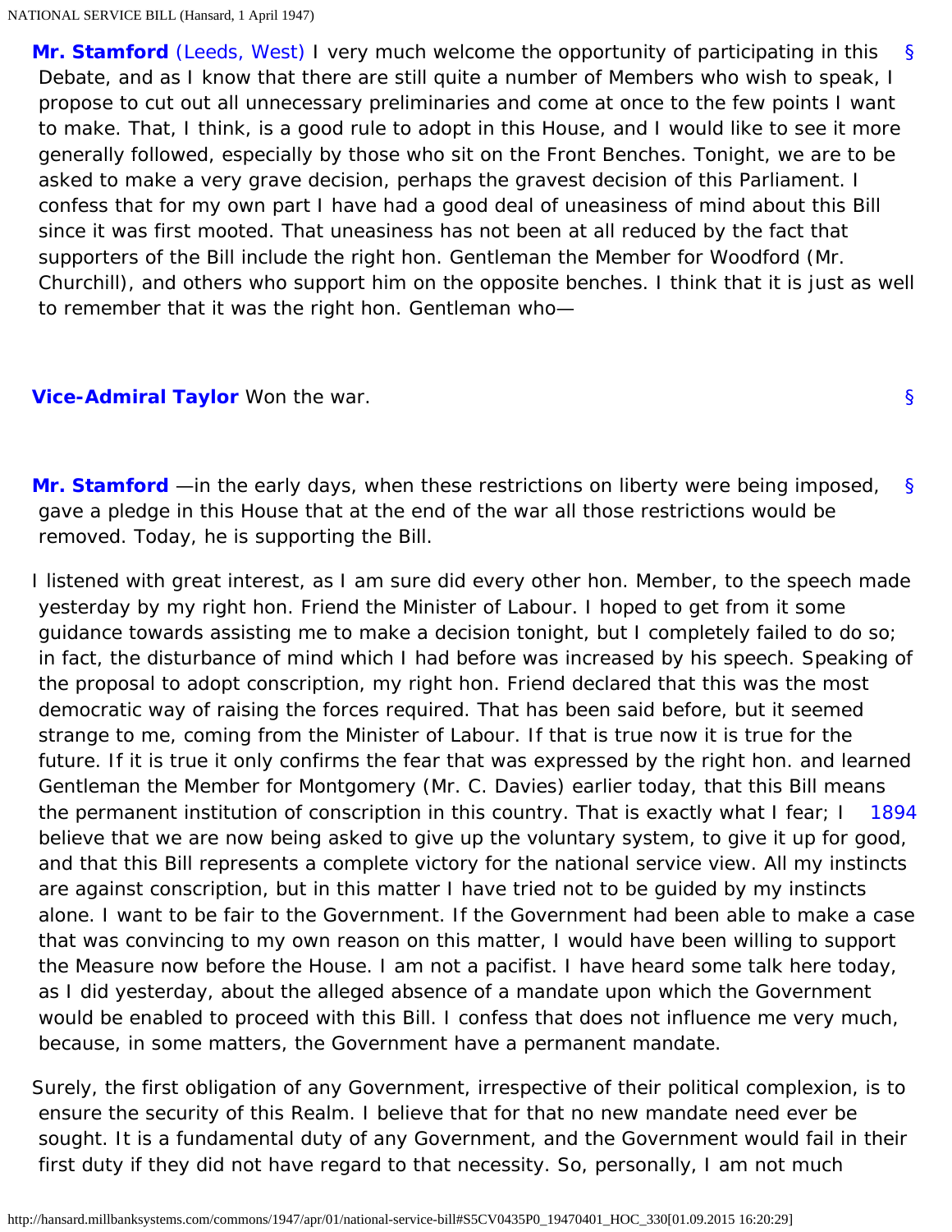**Mr. Stamford** (Leeds, West) I very much welcome the opportunity of participating in this Debate, and as I know that there are still quite a number of Members who wish to speak, I propose to cut out all unnecessary preliminaries and come at once to the few points I want to make. That, I think, is a good rule to adopt in this House, and I would like to see it more generally followed, especially by those who sit on the Front Benches. Tonight, we are to be asked to make a very grave decision, perhaps the gravest decision of this Parliament. I confess that for my own part I have had a good deal of uneasiness of mind about this Bill since it was first mooted. That uneasiness has not been at all reduced by the fact that supporters of the Bill include the right hon. Gentleman the Member for Woodford (Mr. Churchill), and others who support him on the opposite benches. I think that it is just as well to remember that it was the right hon. Gentleman who—

**Vice-Admiral Taylor** Won the war.

**Mr. Stamford** —in the early days, when these restrictions on liberty were being imposed, gave a pledge in this House that at the end of the war all those restrictions would be removed. Today, he is supporting the Bill.

I listened with great interest, as I am sure did every other hon. Member, to the speech made yesterday by my right hon. Friend the Minister of Labour. I hoped to get from it some guidance towards assisting me to make a decision tonight, but I completely failed to do so; in fact, the disturbance of mind which I had before was increased by his speech. Speaking of the proposal to adopt conscription, my right hon. Friend declared that this was the most democratic way of raising the forces required. That has been said before, but it seemed strange to me, coming from the Minister of Labour. If that is true now it is true for the future. If it is true it only confirms the fear that was expressed by the right hon. and learned Gentleman the Member for Montgomery (Mr. C. Davies) earlier today, that this Bill means the permanent institution of conscription in this country. That is exactly what I fear; I believe that we are now being asked to give up the voluntary system, to give it up for good, and that this Bill represents a complete victory for the national service view. All my instincts are against conscription, but in this matter I have tried not to be guided by my instincts alone. I want to be fair to the Government. If the Government had been able to make a case that was convincing to my own reason on this matter, I would have been willing to support the Measure now before the House. I am not a pacifist. I have heard some talk here today, as I did yesterday, about the alleged absence of a mandate upon which the Government would be enabled to proceed with this Bill. I confess that does not influence me very much, because, in some matters, the Government have a permanent mandate.

Surely, the first obligation of any Government, irrespective of their political complexion, is to ensure the security of this Realm. I believe that for that no new mandate need ever be sought. It is a fundamental duty of any Government, and the Government would fail in their first duty if they did not have regard to that necessity. So, personally, I am not much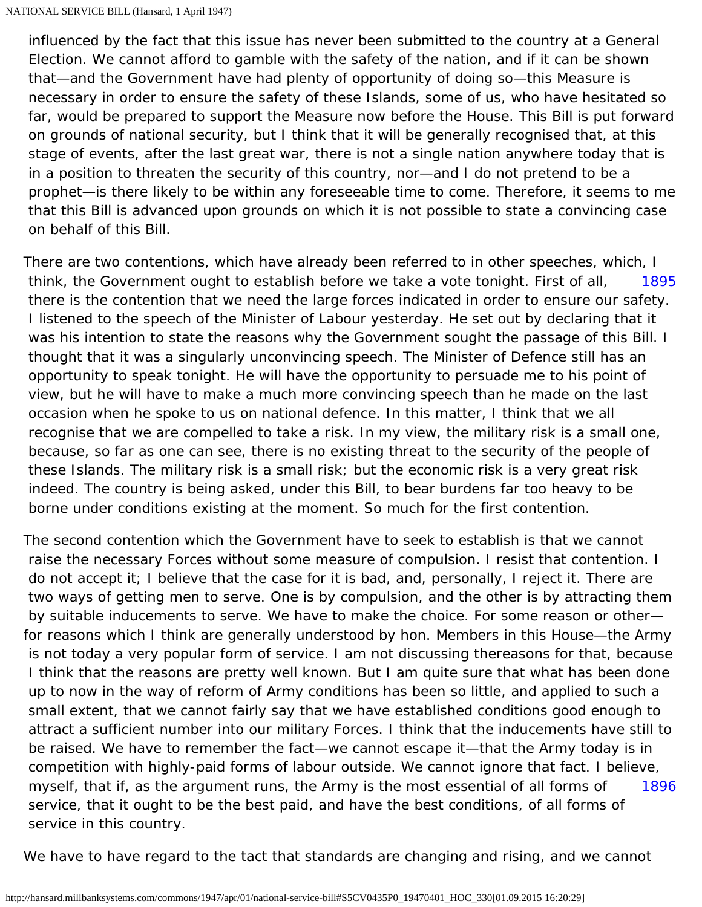influenced by the fact that this issue has never been submitted to the country at a General Election. We cannot afford to gamble with the safety of the nation, and if it can be shown that—and the Government have had plenty of opportunity of doing so—this Measure is necessary in order to ensure the safety of these Islands, some of us, who have hesitated so far, would be prepared to support the Measure now before the House. This Bill is put forward on grounds of national security, but I think that it will be generally recognised that, at this stage of events, after the last great war, there is not a single nation anywhere today that is in a position to threaten the security of this country, nor—and I do not pretend to be a prophet—is there likely to be within any foreseeable time to come. Therefore, it seems to me that this Bill is advanced upon grounds on which it is not possible to state a convincing case on behalf of this Bill.

There are two contentions, which have already been referred to in other speeches, which, I think, the Government ought to establish before we take a vote tonight. First of all, there is the contention that we need the large forces indicated in order to ensure our safety. I listened to the speech of the Minister of Labour yesterday. He set out by declaring that it was his intention to state the reasons why the Government sought the passage of this Bill. I thought that it was a singularly unconvincing speech. The Minister of Defence still has an opportunity to speak tonight. He will have the opportunity to persuade me to his point of view, but he will have to make a much more convincing speech than he made on the last occasion when he spoke to us on national defence. In this matter, I think that we all recognise that we are compelled to take a risk. In my view, the military risk is a small one, because, so far as one can see, there is no existing threat to the security of the people of these Islands. The military risk is a small risk; but the economic risk is a very great risk indeed. The country is being asked, under this Bill, to bear burdens far too heavy to be borne under conditions existing at the moment. So much for the first contention.

The second contention which the Government have to seek to establish is that we cannot raise the necessary Forces without some measure of compulsion. I resist that contention. I do not accept it; I believe that the case for it is bad, and, personally, I reject it. There are two ways of getting men to serve. One is by compulsion, and the other is by attracting them by suitable inducements to serve. We have to make the choice. For some reason or other—for reasons which I think are generally understood by hon. Members in this House—the Army is not today a very popular form of service. I am not discussing thereasons for that, because I think that the reasons are pretty well known. But I am quite sure that what has been done up to now in the way of reform of Army conditions has been so little, and applied to such a small extent, that we cannot fairly say that we have established conditions good enough to attract a sufficient number into our military Forces. I think that the inducements have still to be raised. We have to remember the fact—we cannot escape it—that the Army today is in competition with highly-paid forms of labour outside. We cannot ignore that fact. I believe, myself, that if, as the argument runs, the Army is the most essential of all forms of service, that it ought to be the best paid, and have the best conditions, of all forms of service in this country.

We have to have regard to the tact that standards are changing and rising, and we cannot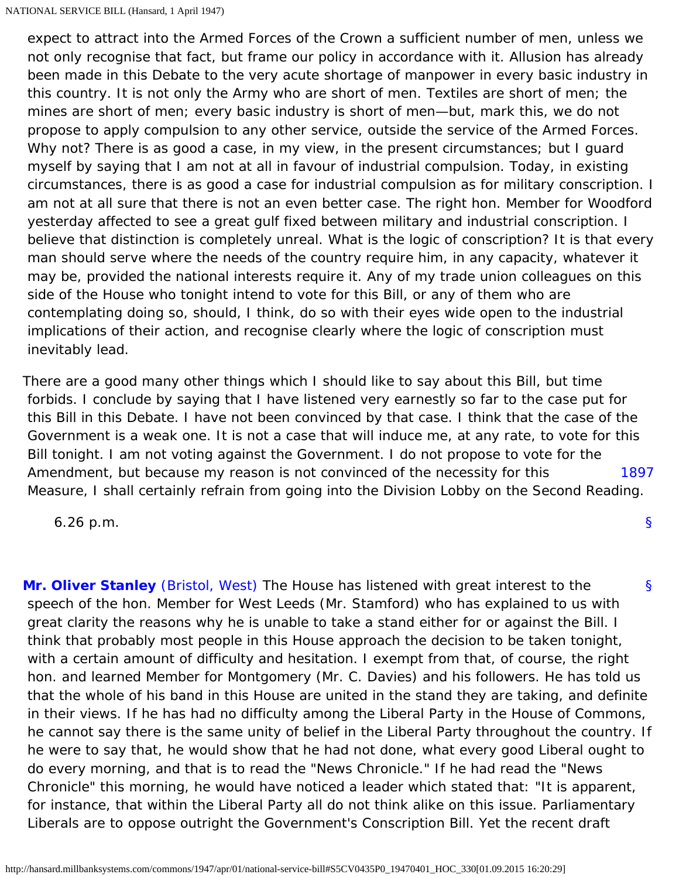expect to attract into the Armed Forces of the Crown a sufficient number of men, unless we not only recognise that fact, but frame our policy in accordance with it. Allusion has already been made in this Debate to the very acute shortage of manpower in every basic industry in this country. It is not only the Army who are short of men. Textiles are short of men; the mines are short of men; every basic industry is short of men—but, mark this, we do not propose to apply compulsion to any other service, outside the service of the Armed Forces. Why not? There is as good a case, in my view, in the present circumstances; but I guard myself by saying that I am not at all in favour of industrial compulsion. Today, in existing circumstances, there is as good a case for industrial compulsion as for military conscription. I am not at all sure that there is not an even better case. The right hon. Member for Woodford yesterday affected to see a great gulf fixed between military and industrial conscription. I believe that distinction is completely unreal. What is the logic of conscription? It is that every man should serve where the needs of the country require him, in any capacity, whatever it may be, provided the national interests require it. Any of my trade union colleagues on this side of the House who tonight intend to vote for this Bill, or any of them who are contemplating doing so, should, I think, do so with their eyes wide open to the industrial implications of their action, and recognise clearly where the logic of conscription must inevitably lead.

There are a good many other things which I should like to say about this Bill, but time forbids. I conclude by saying that I have listened very earnestly so far to the case put for this Bill in this Debate. I have not been convinced by that case. I think that the case of the Government is a weak one. It is not a case that will induce me, at any rate, to vote for this Bill tonight. I am not voting against the Government. I do not propose to vote for the Amendment, but because my reason is not convinced of the necessity for this Measure, I shall certainly refrain from going into the Division Lobby on the Second Reading.

1897

6.26 p.m.

§

§

**Mr. Oliver Stanley** (Bristol, West) The House has listened with great interest to the speech of the hon. Member for West Leeds (Mr. Stamford) who has explained to us with great clarity the reasons why he is unable to take a stand either for or against the Bill. I think that probably most people in this House approach the decision to be taken tonight, with a certain amount of difficulty and hesitation. I exempt from that, of course, the right hon. and learned Member for Montgomery (Mr. C. Davies) and his followers. He has told us that the whole of his band in this House are united in the stand they are taking, and definite in their views. If he has had no difficulty among the Liberal Party in the House of Commons, he cannot say there is the same unity of belief in the Liberal Party throughout the country. If he were to say that, he would show that he had not done, what every good Liberal ought to do every morning, and that is to read the "News Chronicle." If he had read the "News Chronicle" this morning, he would have noticed a leader which stated that: "It is apparent, for instance, that within the Liberal Party all do not think alike on this issue. Parliamentary Liberals are to oppose outright the Government's Conscription Bill. Yet the recent draft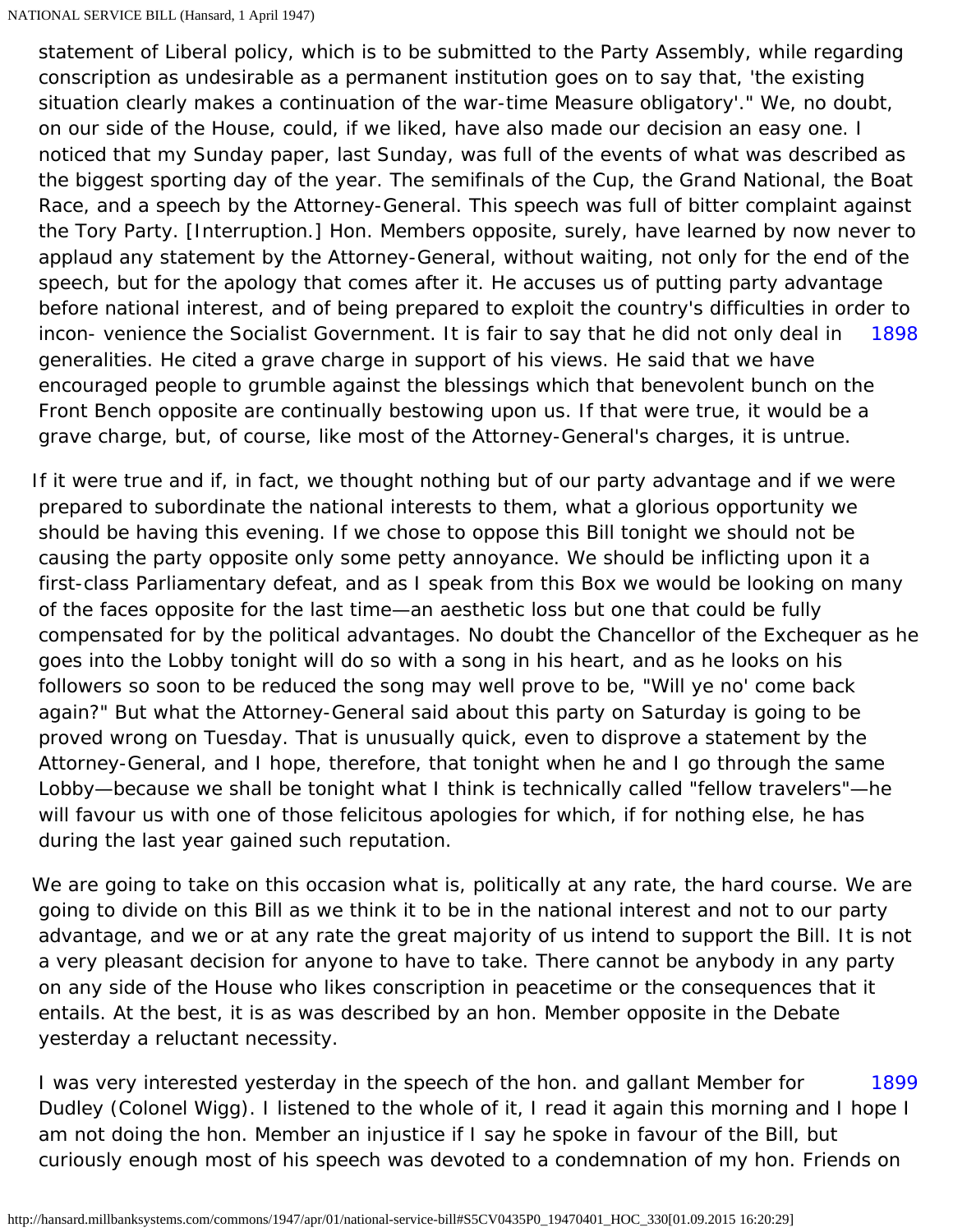statement of Liberal policy, which is to be submitted to the Party Assembly, while regarding conscription as undesirable as a permanent institution goes on to say that, 'the existing situation clearly makes a continuation of the war-time Measure obligatory'." We, no doubt, on our side of the House, could, if we liked, have also made our decision an easy one. I noticed that my Sunday paper, last Sunday, was full of the events of what was described as the biggest sporting day of the year. The semifinals of the Cup, the Grand National, the Boat Race, and a speech by the Attorney-General. This speech was full of bitter complaint against the Tory Party. [Interruption.] Hon. Members opposite, surely, have learned by now never to applaud any statement by the Attorney-General, without waiting, not only for the end of the speech, but for the apology that comes after it. He accuses us of putting party advantage before national interest, and of being prepared to exploit the country's difficulties in order to incon- venience the Socialist Government. It is fair to say that he did not only deal in generalities. He cited a grave charge in support of his views. He said that we have encouraged people to grumble against the blessings which that benevolent bunch on the Front Bench opposite are continually bestowing upon us. If that were true, it would be a grave charge, but, of course, like most of the Attorney-General's charges, it is untrue.

If it were true and if, in fact, we thought nothing but of our party advantage and if we were prepared to subordinate the national interests to them, what a glorious opportunity we should be having this evening. If we chose to oppose this Bill tonight we should not be causing the party opposite only some petty annoyance. We should be inflicting upon it a first-class Parliamentary defeat, and as I speak from this Box we would be looking on many of the faces opposite for the last time—an aesthetic loss but one that could be fully compensated for by the political advantages. No doubt the Chancellor of the Exchequer as he goes into the Lobby tonight will do so with a song in his heart, and as he looks on his followers so soon to be reduced the song may well prove to be, "Will ye no' come back again?" But what the Attorney-General said about this party on Saturday is going to be proved wrong on Tuesday. That is unusually quick, even to disprove a statement by the Attorney-General, and I hope, therefore, that tonight when he and I go through the same Lobby—because we shall be tonight what I think is technically called "fellow travelers"—he will favour us with one of those felicitous apologies for which, if for nothing else, he has during the last year gained such reputation.

We are going to take on this occasion what is, politically at any rate, the hard course. We are going to divide on this Bill as we think it to be in the national interest and not to our party advantage, and we or at any rate the great majority of us intend to support the Bill. It is not a very pleasant decision for anyone to have to take. There cannot be anybody in any party on any side of the House who likes conscription in peacetime or the consequences that it entails. At the best, it is as was described by an hon. Member opposite in the Debate yesterday a reluctant necessity.

I was very interested yesterday in the speech of the hon. and gallant Member for Dudley (Colonel Wigg). I listened to the whole of it, I read it again this morning and I hope I am not doing the hon. Member an injustice if I say he spoke in favour of the Bill, but curiously enough most of his speech was devoted to a condemnation of my hon. Friends on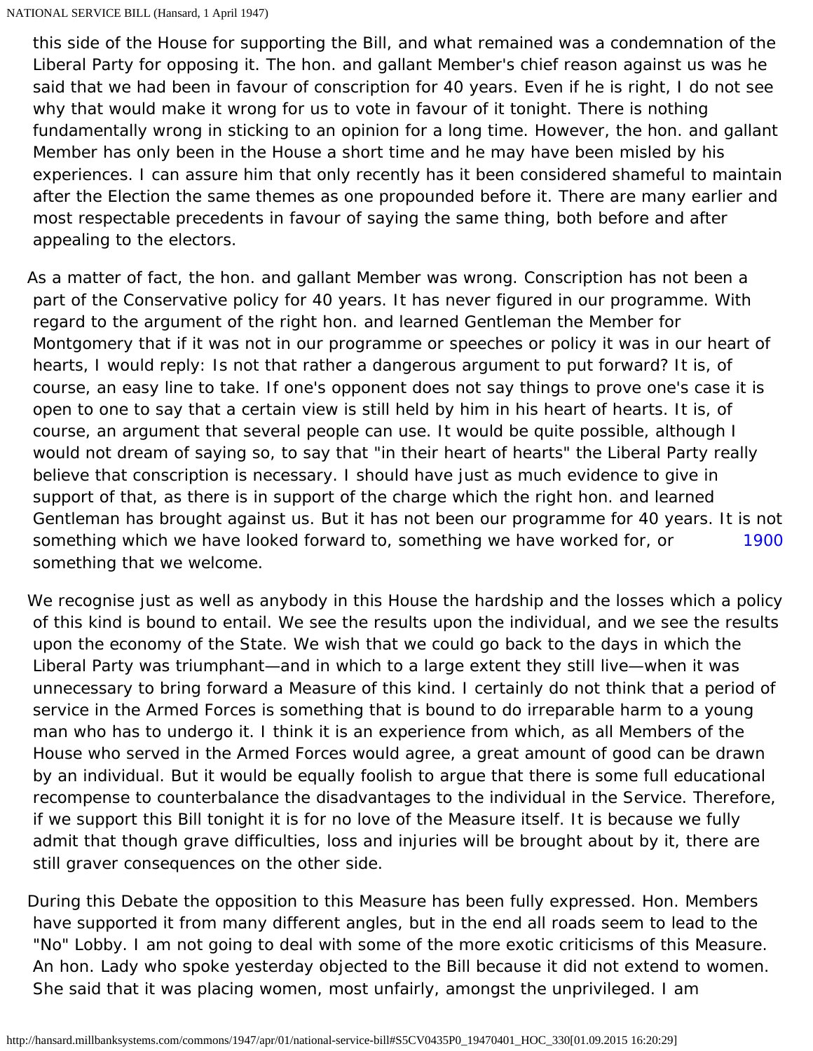this side of the House for supporting the Bill, and what remained was a condemnation of the Liberal Party for opposing it. The hon. and gallant Member's chief reason against us was he said that we had been in favour of conscription for 40 years. Even if he is right, I do not see why that would make it wrong for us to vote in favour of it tonight. There is nothing fundamentally wrong in sticking to an opinion for a long time. However, the hon. and gallant Member has only been in the House a short time and he may have been misled by his experiences. I can assure him that only recently has it been considered shameful to maintain after the Election the same themes as one propounded before it. There are many earlier and most respectable precedents in favour of saying the same thing, both before and after appealing to the electors.

As a matter of fact, the hon. and gallant Member was wrong. Conscription has not been a part of the Conservative policy for 40 years. It has never figured in our programme. With regard to the argument of the right hon. and learned Gentleman the Member for Montgomery that if it was not in our programme or speeches or policy it was in our heart of hearts, I would reply: Is not that rather a dangerous argument to put forward? It is, of course, an easy line to take. If one's opponent does not say things to prove one's case it is open to one to say that a certain view is still held by him in his heart of hearts. It is, of course, an argument that several people can use. It would be quite possible, although I would not dream of saying so, to say that "in their heart of hearts" the Liberal Party really believe that conscription is necessary. I should have just as much evidence to give in support of that, as there is in support of the charge which the right hon. and learned Gentleman has brought against us. But it has not been our programme for 40 years. It is not something which we have looked forward to, something we have worked for, or something that we welcome.

1900

We recognise just as well as anybody in this House the hardship and the losses which a policy of this kind is bound to entail. We see the results upon the individual, and we see the results upon the economy of the State. We wish that we could go back to the days in which the Liberal Party was triumphant—and in which to a large extent they still live—when it was unnecessary to bring forward a Measure of this kind. I certainly do not think that a period of service in the Armed Forces is something that is bound to do irreparable harm to a young man who has to undergo it. I think it is an experience from which, as all Members of the House who served in the Armed Forces would agree, a great amount of good can be drawn by an individual. But it would be equally foolish to argue that there is some full educational recompense to counterbalance the disadvantages to the individual in the Service. Therefore, if we support this Bill tonight it is for no love of the Measure itself. It is because we fully admit that though grave difficulties, loss and injuries will be brought about by it, there are still graver consequences on the other side.

During this Debate the opposition to this Measure has been fully expressed. Hon. Members have supported it from many different angles, but in the end all roads seem to lead to the "No" Lobby. I am not going to deal with some of the more exotic criticisms of this Measure. An hon. Lady who spoke yesterday objected to the Bill because it did not extend to women. She said that it was placing women, most unfairly, amongst the unprivileged. I am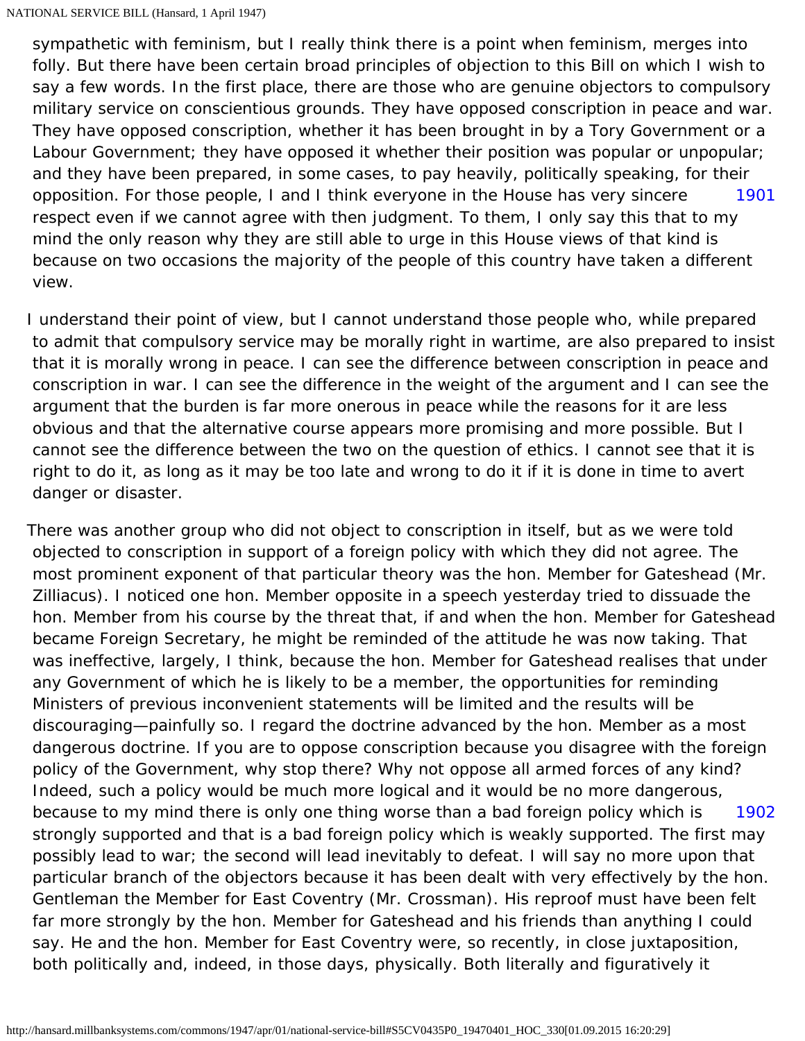sympathetic with feminism, but I really think there is a point when feminism, merges into folly. But there have been certain broad principles of objection to this Bill on which I wish to say a few words. In the first place, there are those who are genuine objectors to compulsory military service on conscientious grounds. They have opposed conscription in peace and war. They have opposed conscription, whether it has been brought in by a Tory Government or a Labour Government; they have opposed it whether their position was popular or unpopular; and they have been prepared, in some cases, to pay heavily, politically speaking, for their opposition. For those people, I and I think everyone in the House has very sincere respect even if we cannot agree with then judgment. To them, I only say this that to my mind the only reason why they are still able to urge in this House views of that kind is because on two occasions the majority of the people of this country have taken a different view.

I understand their point of view, but I cannot understand those people who, while prepared to admit that compulsory service may be morally right in wartime, are also prepared to insist that it is morally wrong in peace. I can see the difference between conscription in peace and conscription in war. I can see the difference in the weight of the argument and I can see the argument that the burden is far more onerous in peace while the reasons for it are less obvious and that the alternative course appears more promising and more possible. But I cannot see the difference between the two on the question of ethics. I cannot see that it is right to do it, as long as it may be too late and wrong to do it if it is done in time to avert danger or disaster.

There was another group who did not object to conscription in itself, but as we were told objected to conscription in support of a foreign policy with which they did not agree. The most prominent exponent of that particular theory was the hon. Member for Gateshead (Mr. Zilliacus). I noticed one hon. Member opposite in a speech yesterday tried to dissuade the hon. Member from his course by the threat that, if and when the hon. Member for Gateshead became Foreign Secretary, he might be reminded of the attitude he was now taking. That was ineffective, largely, I think, because the hon. Member for Gateshead realises that under any Government of which he is likely to be a member, the opportunities for reminding Ministers of previous inconvenient statements will be limited and the results will be discouraging—painfully so. I regard the doctrine advanced by the hon. Member as a most dangerous doctrine. If you are to oppose conscription because you disagree with the foreign policy of the Government, why stop there? Why not oppose all armed forces of any kind? Indeed, such a policy would be much more logical and it would be no more dangerous, because to my mind there is only one thing worse than a bad foreign policy which is strongly supported and that is a bad foreign policy which is weakly supported. The first may possibly lead to war; the second will lead inevitably to defeat. I will say no more upon that particular branch of the objectors because it has been dealt with very effectively by the hon. Gentleman the Member for East Coventry (Mr. Crossman). His reproof must have been felt far more strongly by the hon. Member for Gateshead and his friends than anything I could say. He and the hon. Member for East Coventry were, so recently, in close juxtaposition, both politically and, indeed, in those days, physically. Both literally and figuratively it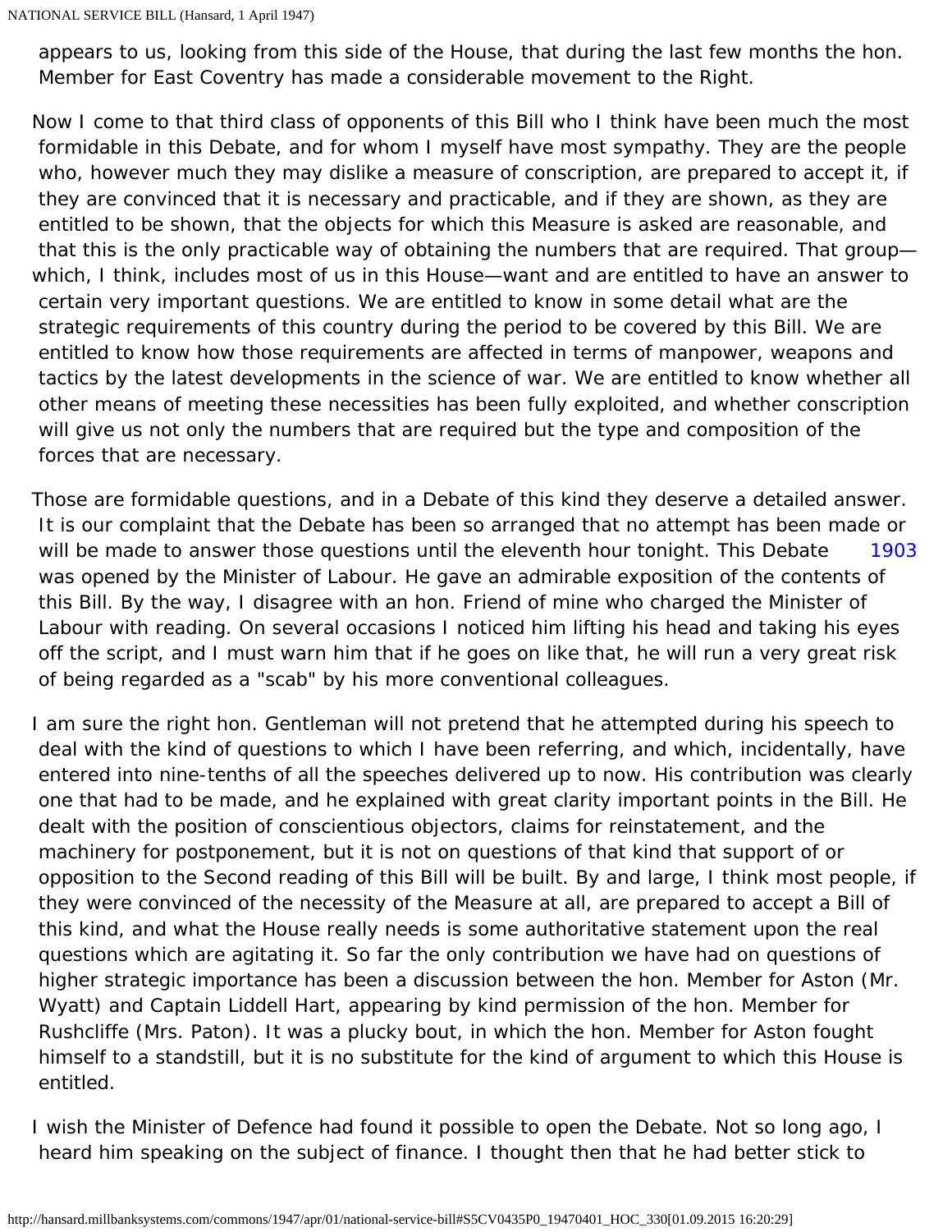appears to us, looking from this side of the House, that during the last few months the hon. Member for East Coventry has made a considerable movement to the Right.

Now I come to that third class of opponents of this Bill who I think have been much the most formidable in this Debate, and for whom I myself have most sympathy. They are the people who, however much they may dislike a measure of conscription, are prepared to accept it, if they are convinced that it is necessary and practicable, and if they are shown, as they are entitled to be shown, that the objects for which this Measure is asked are reasonable, and that this is the only practicable way of obtaining the numbers that are required. That group—which, I think, includes most of us in this House—want and are entitled to have an answer to certain very important questions. We are entitled to know in some detail what are the strategic requirements of this country during the period to be covered by this Bill. We are entitled to know how those requirements are affected in terms of manpower, weapons and tactics by the latest developments in the science of war. We are entitled to know whether all other means of meeting these necessities has been fully exploited, and whether conscription will give us not only the numbers that are required but the type and composition of the forces that are necessary.

Those are formidable questions, and in a Debate of this kind they deserve a detailed answer. It is our complaint that the Debate has been so arranged that no attempt has been made or will be made to answer those questions until the eleventh hour tonight. This Debate was opened by the Minister of Labour. He gave an admirable exposition of the contents of this Bill. By the way, I disagree with an hon. Friend of mine who charged the Minister of Labour with reading. On several occasions I noticed him lifting his head and taking his eyes off the script, and I must warn him that if he goes on like that, he will run a very great risk of being regarded as a "scab" by his more conventional colleagues.

I am sure the right hon. Gentleman will not pretend that he attempted during his speech to deal with the kind of questions to which I have been referring, and which, incidentally, have entered into nine-tenths of all the speeches delivered up to now. His contribution was clearly one that had to be made, and he explained with great clarity important points in the Bill. He dealt with the position of conscientious objectors, claims for reinstatement, and the machinery for postponement, but it is not on questions of that kind that support of or opposition to the Second reading of this Bill will be built. By and large, I think most people, if they were convinced of the necessity of the Measure at all, are prepared to accept a Bill of this kind, and what the House really needs is some authoritative statement upon the real questions which are agitating it. So far the only contribution we have had on questions of higher strategic importance has been a discussion between the hon. Member for Aston (Mr. Wyatt) and Captain Liddell Hart, appearing by kind permission of the hon. Member for Rushcliffe (Mrs. Paton). It was a plucky bout, in which the hon. Member for Aston fought himself to a standstill, but it is no substitute for the kind of argument to which this House is entitled.

I wish the Minister of Defence had found it possible to open the Debate. Not so long ago, I heard him speaking on the subject of finance. I thought then that he had better stick to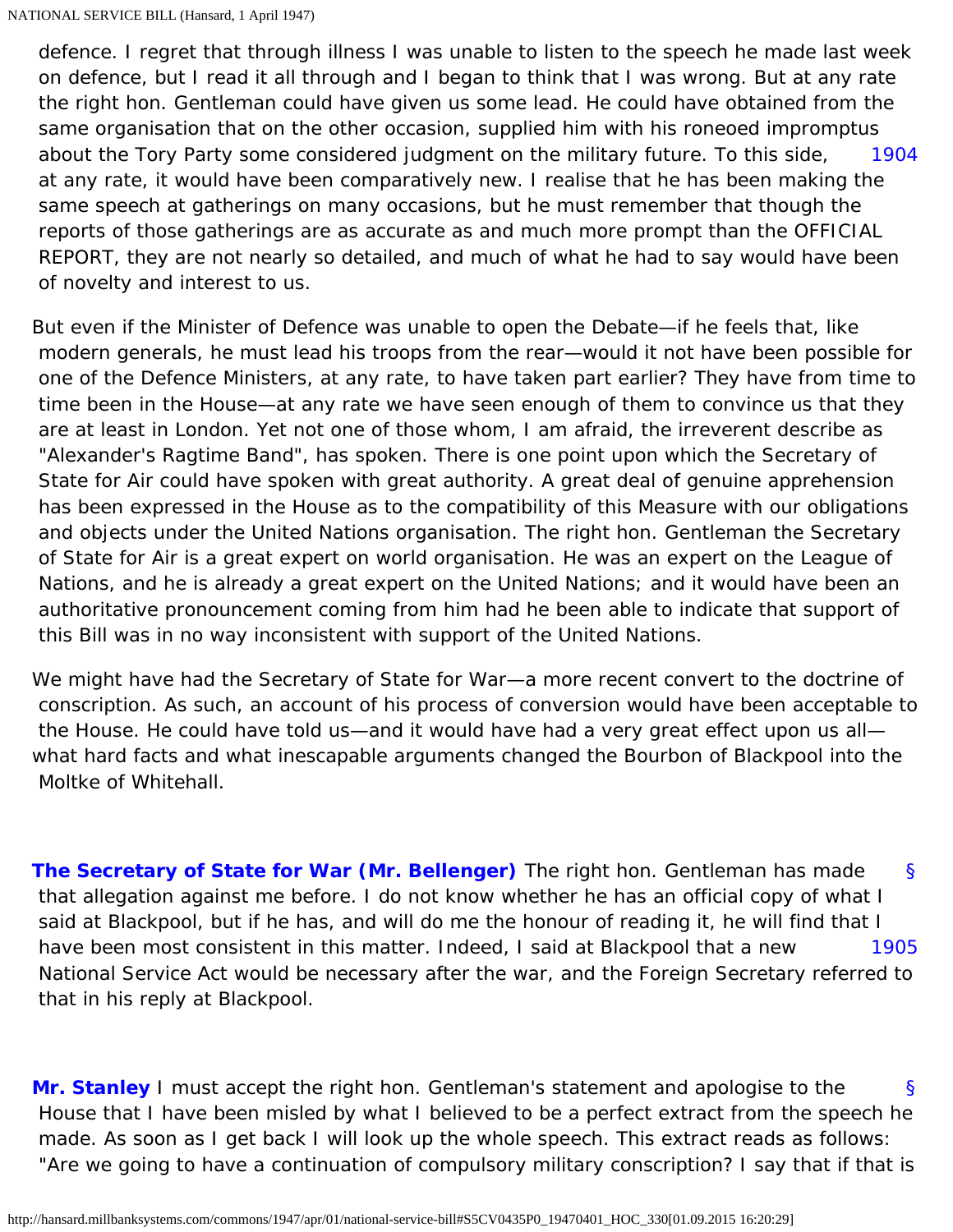defence. I regret that through illness I was unable to listen to the speech he made last week on defence, but I read it all through and I began to think that I was wrong. But at any rate the right hon. Gentleman could have given us some lead. He could have obtained from the same organisation that on the other occasion, supplied him with his roneoed impromptus about the Tory Party some considered judgment on the military future. To this side, at any rate, it would have been comparatively new. I realise that he has been making the same speech at gatherings on many occasions, but he must remember that though the reports of those gatherings are as accurate as and much more prompt than the OFFICIAL REPORT, they are not nearly so detailed, and much of what he had to say would have been of novelty and interest to us.

1904

But even if the Minister of Defence was unable to open the Debate—if he feels that, like modern generals, he must lead his troops from the rear—would it not have been possible for one of the Defence Ministers, at any rate, to have taken part earlier? They have from time to time been in the House—at any rate we have seen enough of them to convince us that they are at least in London. Yet not one of those whom, I am afraid, the irreverent describe as "Alexander's Ragtime Band", has spoken. There is one point upon which the Secretary of State for Air could have spoken with great authority. A great deal of genuine apprehension has been expressed in the House as to the compatibility of this Measure with our obligations and objects under the United Nations organisation. The right hon. Gentleman the Secretary of State for Air is a great expert on world organisation. He was an expert on the League of Nations, and he is already a great expert on the United Nations; and it would have been an authoritative pronouncement coming from him had he been able to indicate that support of this Bill was in no way inconsistent with support of the United Nations.

We might have had the Secretary of State for War—a more recent convert to the doctrine of conscription. As such, an account of his process of conversion would have been acceptable to the House. He could have told us—and it would have had a very great effect upon us all—what hard facts and what inescapable arguments changed the Bourbon of Blackpool into the Moltke of Whitehall.

**The Secretary of State for War (Mr. Bellenger)** The right hon. Gentleman has made that allegation against me before. I do not know whether he has an official copy of what I said at Blackpool, but if he has, and will do me the honour of reading it, he will find that I have been most consistent in this matter. Indeed, I said at Blackpool that a new National Service Act would be necessary after the war, and the Foreign Secretary referred to that in his reply at Blackpool.

1905

**Mr. Stanley** I must accept the right hon. Gentleman's statement and apologise to the House that I have been misled by what I believed to be a perfect extract from the speech he made. As soon as I get back I will look up the whole speech. This extract reads as follows: "Are we going to have a continuation of compulsory military conscription? I say that if that is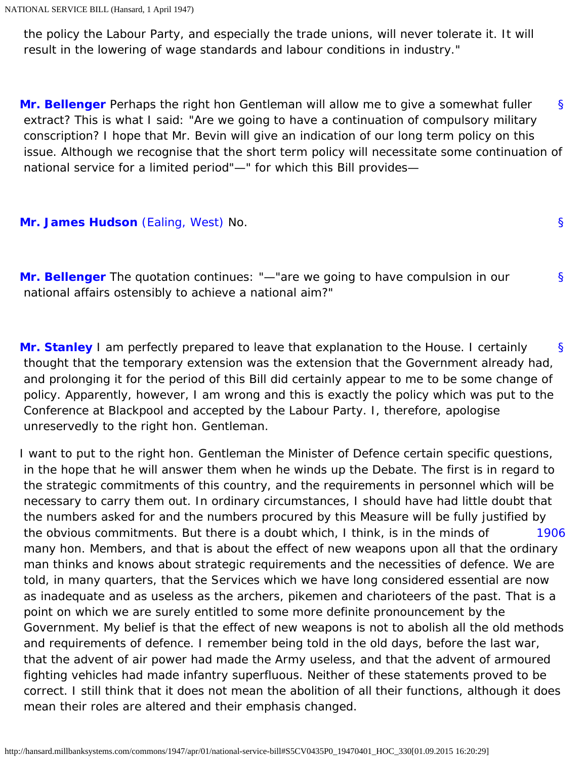the policy the Labour Party, and especially the trade unions, will never tolerate it. It will result in the lowering of wage standards and labour conditions in industry."

**Mr. Bellenger** Perhaps the right hon Gentleman will allow me to give a somewhat fuller extract? This is what I said: "Are we going to have a continuation of compulsory military conscription? I hope that Mr. Bevin will give an indication of our long term policy on this issue. Although we recognise that the short term policy will necessitate some continuation of national service for a limited period"—" for which this Bill provides—

**Mr. James Hudson** (Ealing, West) No.

**Mr. Bellenger** The quotation continues: "—"are we going to have compulsion in our national affairs ostensibly to achieve a national aim?"

**Mr. Stanley** I am perfectly prepared to leave that explanation to the House. I certainly thought that the temporary extension was the extension that the Government already had, and prolonging it for the period of this Bill did certainly appear to me to be some change of policy. Apparently, however, I am wrong and this is exactly the policy which was put to the Conference at Blackpool and accepted by the Labour Party. I, therefore, apologise unreservedly to the right hon. Gentleman.

I want to put to the right hon. Gentleman the Minister of Defence certain specific questions, in the hope that he will answer them when he winds up the Debate. The first is in regard to the strategic commitments of this country, and the requirements in personnel which will be necessary to carry them out. In ordinary circumstances, I should have had little doubt that the numbers asked for and the numbers procured by this Measure will be fully justified by the obvious commitments. But there is a doubt which, I think, is in the minds of many hon. Members, and that is about the effect of new weapons upon all that the ordinary man thinks and knows about strategic requirements and the necessities of defence. We are told, in many quarters, that the Services which we have long considered essential are now as inadequate and as useless as the archers, pikemen and charioteers of the past. That is a point on which we are surely entitled to some more definite pronouncement by the Government. My belief is that the effect of new weapons is not to abolish all the old methods and requirements of defence. I remember being told in the old days, before the last war, that the advent of air power had made the Army useless, and that the advent of armoured fighting vehicles had made infantry superfluous. Neither of these statements proved to be correct. I still think that it does not mean the abolition of all their functions, although it does mean their roles are altered and their emphasis changed.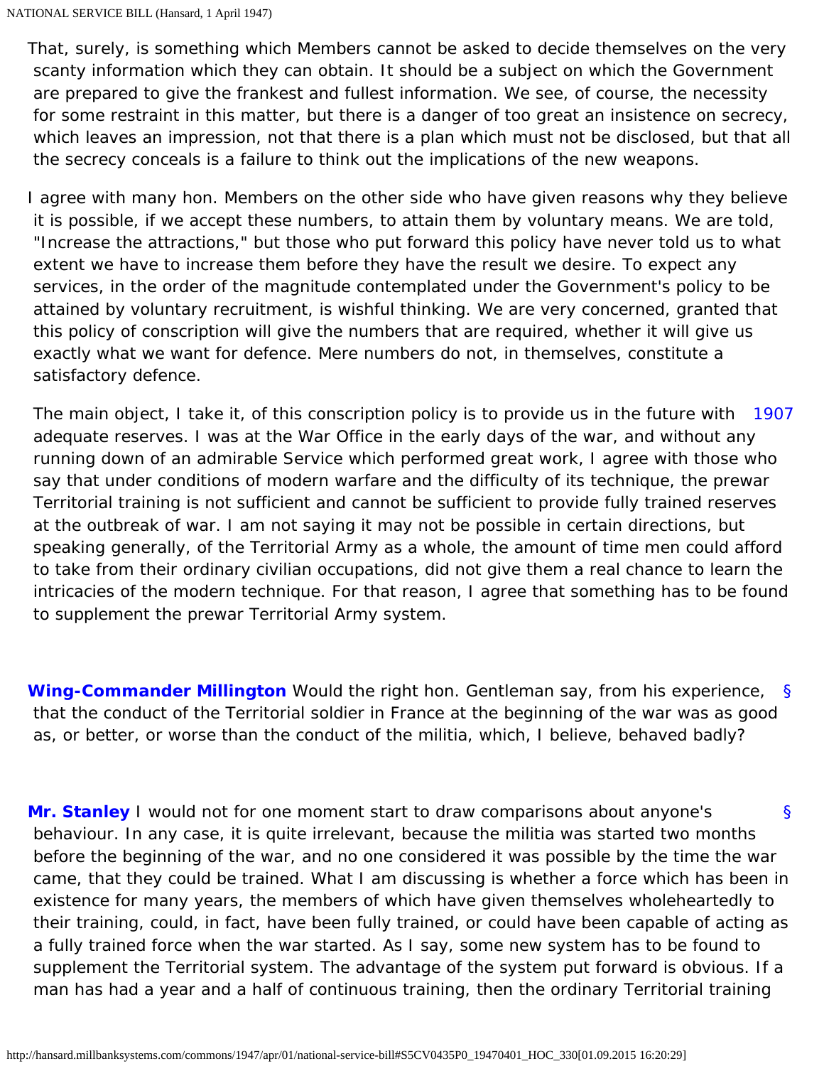That, surely, is something which Members cannot be asked to decide themselves on the very scanty information which they can obtain. It should be a subject on which the Government are prepared to give the frankest and fullest information. We see, of course, the necessity for some restraint in this matter, but there is a danger of too great an insistence on secrecy, which leaves an impression, not that there is a plan which must not be disclosed, but that all the secrecy conceals is a failure to think out the implications of the new weapons.

I agree with many hon. Members on the other side who have given reasons why they believe it is possible, if we accept these numbers, to attain them by voluntary means. We are told, "Increase the attractions," but those who put forward this policy have never told us to what extent we have to increase them before they have the result we desire. To expect any services, in the order of the magnitude contemplated under the Government's policy to be attained by voluntary recruitment, is wishful thinking. We are very concerned, granted that this policy of conscription will give the numbers that are required, whether it will give us exactly what we want for defence. Mere numbers do not, in themselves, constitute a satisfactory defence.

1907

The main object, I take it, of this conscription policy is to provide us in the future with adequate reserves. I was at the War Office in the early days of the war, and without any running down of an admirable Service which performed great work, I agree with those who say that under conditions of modern warfare and the difficulty of its technique, the prewar Territorial training is not sufficient and cannot be sufficient to provide fully trained reserves at the outbreak of war. I am not saying it may not be possible in certain directions, but speaking generally, of the Territorial Army as a whole, the amount of time men could afford to take from their ordinary civilian occupations, did not give them a real chance to learn the intricacies of the modern technique. For that reason, I agree that something has to be found to supplement the prewar Territorial Army system.

**Wing-Commander Millington** Would the right hon. Gentleman say, from his experience, that the conduct of the Territorial soldier in France at the beginning of the war was as good as, or better, or worse than the conduct of the militia, which, I believe, behaved badly?

**Mr. Stanley** I would not for one moment start to draw comparisons about anyone's behaviour. In any case, it is quite irrelevant, because the militia was started two months before the beginning of the war, and no one considered it was possible by the time the war came, that they could be trained. What I am discussing is whether a force which has been in existence for many years, the members of which have given themselves wholeheartedly to their training, could, in fact, have been fully trained, or could have been capable of acting as a fully trained force when the war started. As I say, some new system has to be found to supplement the Territorial system. The advantage of the system put forward is obvious. If a man has had a year and a half of continuous training, then the ordinary Territorial training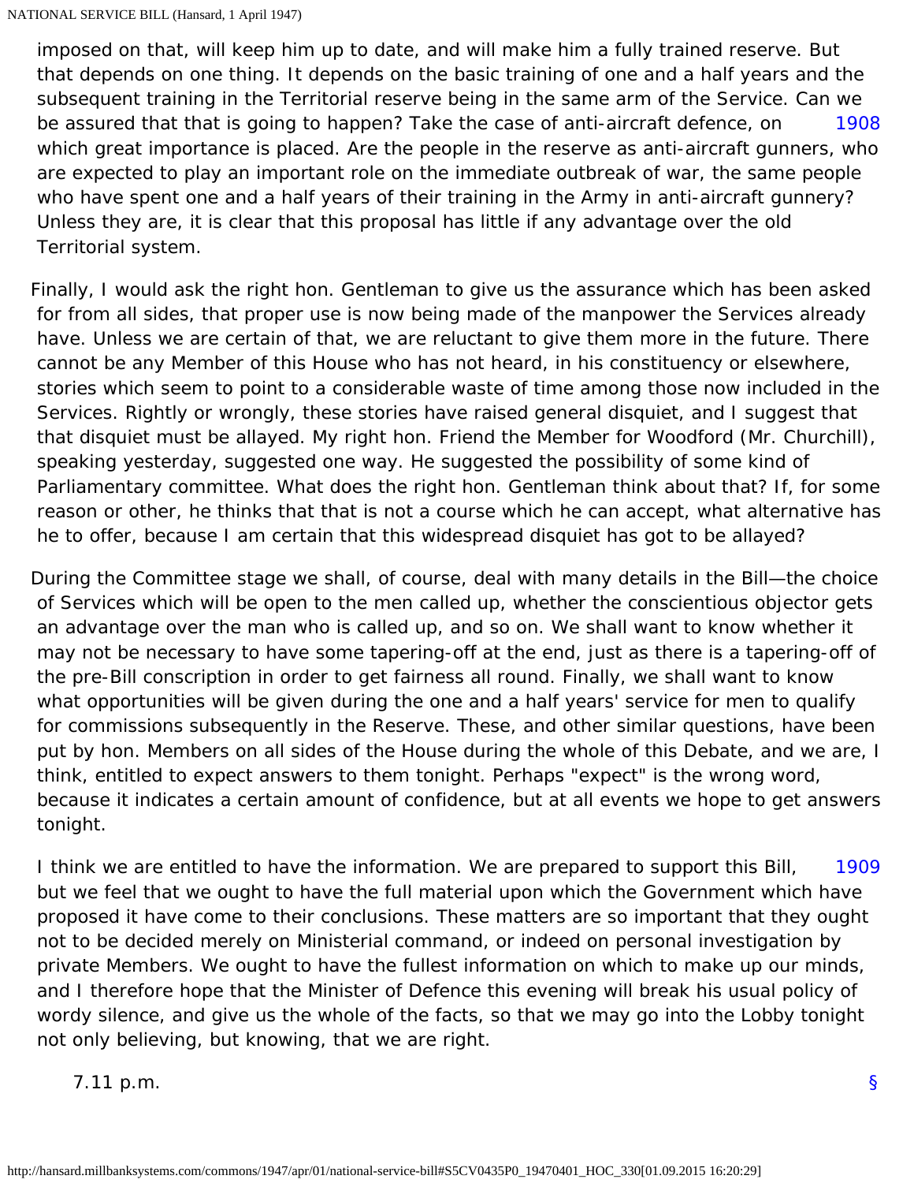imposed on that, will keep him up to date, and will make him a fully trained reserve. But that depends on one thing. It depends on the basic training of one and a half years and the subsequent training in the Territorial reserve being in the same arm of the Service. Can we be assured that that is going to happen? Take the case of anti-aircraft defence, on 1908 which great importance is placed. Are the people in the reserve as anti-aircraft gunners, who are expected to play an important role on the immediate outbreak of war, the same people who have spent one and a half years of their training in the Army in anti-aircraft gunnery? Unless they are, it is clear that this proposal has little if any advantage over the old Territorial system.

Finally, I would ask the right hon. Gentleman to give us the assurance which has been asked for all sides, that proper use is now being made of the manpower the Services already have. Unless we are certain of that, we are reluctant to give them more in the future. There cannot be any Member of this House who has not heard, in his constituency or elsewhere, stories which seem to point to a considerable waste of time among those now included in the Services. Rightly or wrongly, these stories have raised general disquiet, and I suggest that that disquiet must be allayed. My right hon. Friend the Member for Woodford (Mr. Churchill), speaking yesterday, suggested one way. He suggested the possibility of some kind of Parliamentary committee. What does the right hon. Gentleman think about that? If, for some reason or other, he thinks that that is not a course which he can accept, what alternative has he to offer, because I am certain that this widespread disquiet has got to be allayed?

During the Committee stage we shall, of course, deal with many details in the Bill—the choice of Services which will be open to the men called up, whether the conscientious objector gets an advantage over the man who is called up, and so on. We shall want to know whether it may not be necessary to have some tapering-off at the end, just as there is a tapering-off of the pre-Bill conscription in order to get fairness all round. Finally, we shall want to know what opportunities will be given during the one and a half years' service for men to qualify for commissions subsequently in the Reserve. These, and other similar questions, have been put by hon. Members on all sides of the House during the whole of this Debate, and we are, I think, entitled to expect answers to them tonight. Perhaps "expect" is the wrong word, because it indicates a certain amount of confidence, but at all events we hope to get answers tonight.

I think we are entitled to have the information. We are prepared to support this Bill, 1909 but we feel that we ought to have the full material upon which the Government which have proposed it have come to their conclusions. These matters are so important that they ought not to be decided merely on Ministerial command, or indeed on personal investigation by private Members. We ought to have the fullest information on which to make up our minds, and I therefore hope that the Minister of Defence this evening will break his usual policy of wordy silence, and give us the whole of the facts, so that we may go into the Lobby tonight not only believing, but knowing, that we are right.

7.11 p.m.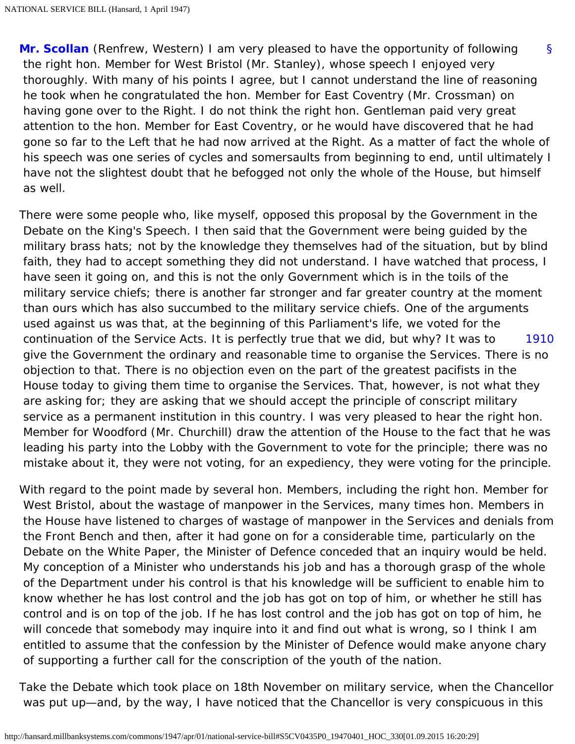**Mr. Scollan** (Renfrew, Western) I am very pleased to have the opportunity of following the right hon. Member for West Bristol (Mr. Stanley), whose speech I enjoyed very thoroughly. With many of his points I agree, but I cannot understand the line of reasoning he took when he congratulated the hon. Member for East Coventry (Mr. Crossman) on having gone over to the Right. I do not think the right hon. Gentleman paid very great attention to the hon. Member for East Coventry, or he would have discovered that he had gone so far to the Left that he had now arrived at the Right. As a matter of fact the whole of his speech was one series of cycles and somersaults from beginning to end, until ultimately I have not the slightest doubt that he befogged not only the whole of the House, but himself as well.

There were some people who, like myself, opposed this proposal by the Government in the Debate on the King's Speech. I then said that the Government were being guided by the military brass hats; not by the knowledge they themselves had of the situation, but by blind faith, they had to accept something they did not understand. I have watched that process, I have seen it going on, and this is not the only Government which is in the toils of the military service chiefs; there is another far stronger and far greater country at the moment than ours which has also succumbed to the military service chiefs. One of the arguments used against us was that, at the beginning of this Parliament's life, we voted for the continuation of the Service Acts. It is perfectly true that we did, but why? It was to give the Government the ordinary and reasonable time to organise the Services. There is no objection to that. There is no objection even on the part of the greatest pacifists in the House today to giving them time to organise the Services. That, however, is not what they are asking for; they are asking that we should accept the principle of conscript military service as a permanent institution in this country. I was very pleased to hear the right hon. Member for Woodford (Mr. Churchill) draw the attention of the House to the fact that he was leading his party into the Lobby with the Government to vote for the principle; there was no mistake about it, they were not voting, for an expediency, they were voting for the principle.

With regard to the point made by several hon. Members, including the right hon. Member for West Bristol, about the wastage of manpower in the Services, many times hon. Members in the House have listened to charges of wastage of manpower in the Services and denials from the Front Bench and then, after it had gone on for a considerable time, particularly on the Debate on the White Paper, the Minister of Defence conceded that an inquiry would be held. My conception of a Minister who understands his job and has a thorough grasp of the whole of the Department under his control is that his knowledge will be sufficient to enable him to know whether he has lost control and the job has got on top of him, or whether he still has control and is on top of the job. If he has lost control and the job has got on top of him, he will concede that somebody may inquire into it and find out what is wrong, so I think I am entitled to assume that the confession by the Minister of Defence would make anyone chary of supporting a further call for the conscription of the youth of the nation.

Take the Debate which took place on 18th November on military service, when the Chancellor was put up—and, by the way, I have noticed that the Chancellor is very conspicuous in this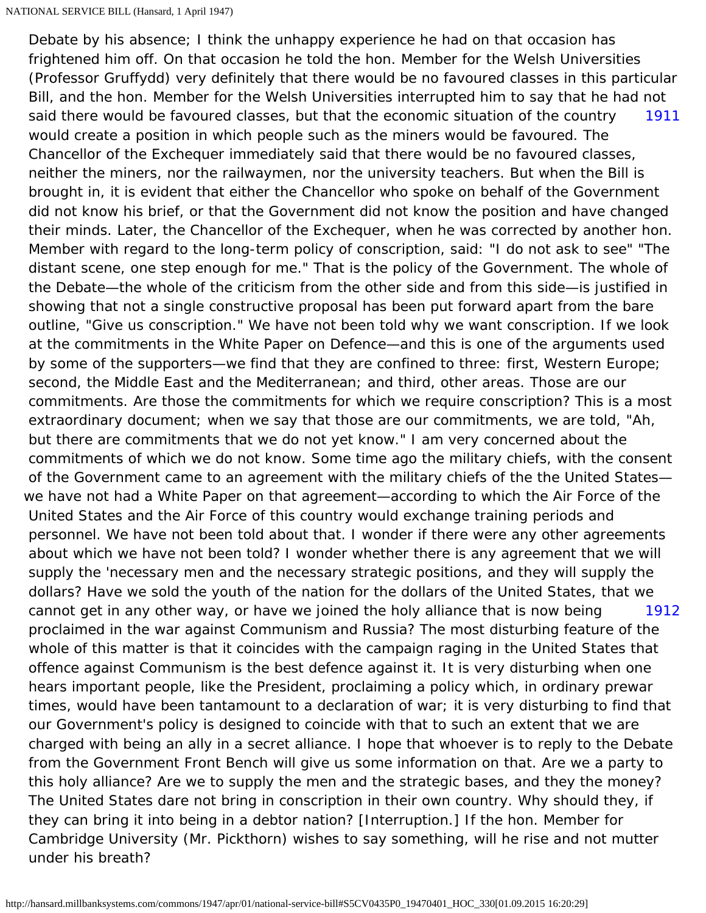Debate by his absence; I think the unhappy experience he had on that occasion has frightened him off. On that occasion he told the hon. Member for the Welsh Universities (Professor Gruffydd) very definitely that there would be no favoured classes in this particular Bill, and the hon. Member for the Welsh Universities interrupted him to say that he had not said there would be favoured classes, but that the economic situation of the country would create a position in which people such as the miners would be favoured. The Chancellor of the Exchequer immediately said that there would be no favoured classes, neither the miners, nor the railwaymen, nor the university teachers. But when the Bill is brought in, it is evident that either the Chancellor who spoke on behalf of the Government did not know his brief, or that the Government did not know the position and have changed their minds. Later, the Chancellor of the Exchequer, when he was corrected by another hon. Member with regard to the long-term policy of conscription, said: "I do not ask to see" "The distant scene, one step enough for me." That is the policy of the Government. The whole of the Debate—the whole of the criticism from the other side and from this side—is justified in showing that not a single constructive proposal has been put forward apart from the bare outline, "Give us conscription." We have not been told why we want conscription. If we look at the commitments in the White Paper on Defence—and this is one of the arguments used by some of the supporters—we find that they are confined to three: first, Western Europe; second, the Middle East and the Mediterranean; and third, other areas. Those are our commitments. Are those the commitments for which we require conscription? This is a most extraordinary document; when we say that those are our commitments, we are told, "Ah, but there are commitments that we do not yet know." I am very concerned about the commitments of which we do not know. Some time ago the military chiefs, with the consent of the Government came to an agreement with the military chiefs of the the United States—we have not had a White Paper on that agreement—according to which the Air Force of the United States and the Air Force of this country would exchange training periods and personnel. We have not been told about that. I wonder if there were any other agreements about which we have not been told? I wonder whether there is any agreement that we will supply the 'necessary men and the necessary strategic positions, and they will supply the dollars? Have we sold the youth of the nation for the dollars of the United States, that we cannot get in any other way, or have we joined the holy alliance that is now being proclaimed in the war against Communism and Russia? The most disturbing feature of the whole of this matter is that it coincides with the campaign raging in the United States that offence against Communism is the best defence against it. It is very disturbing when one hears important people, like the President, proclaiming a policy which, in ordinary prewar times, would have been tantamount to a declaration of war; it is very disturbing to find that our Government's policy is designed to coincide with that to such an extent that we are charged with being an ally in a secret alliance. I hope that whoever is to reply to the Debate from the Government Front Bench will give us some information on that. Are we a party to this holy alliance? Are we to supply the men and the strategic bases, and they the money? The United States dare not bring in conscription in their own country. Why should they, if they can bring it into being in a debtor nation? [Interruption.] If the hon. Member for Cambridge University (Mr. Pickthorn) wishes to say something, will he rise and not mutter under his breath?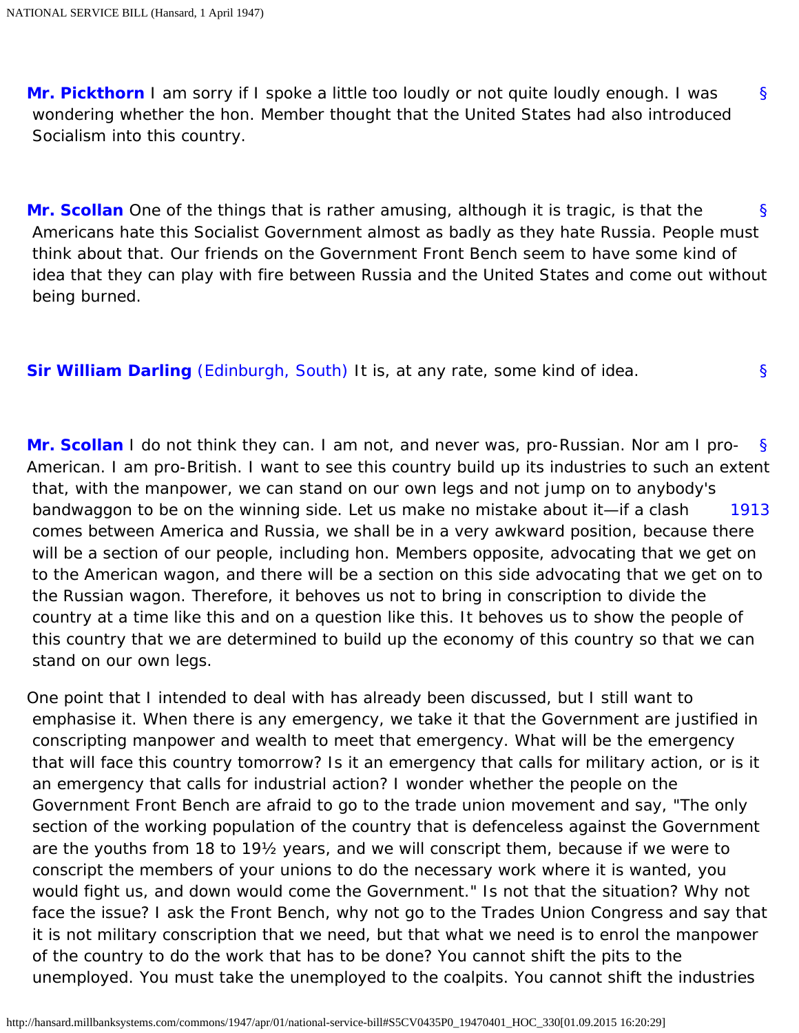**Mr. Pickthorn** I am sorry if I spoke a little too loudly or not quite loudly enough. I was wondering whether the hon. Member thought that the United States had also introduced Socialism into this country.

**Mr. Scollan** One of the things that is rather amusing, although it is tragic, is that the Americans hate this Socialist Government almost as badly as they hate Russia. People must think about that. Our friends on the Government Front Bench seem to have some kind of idea that they can play with fire between Russia and the United States and come out without being burned.

**Sir William Darling** (Edinburgh, South) It is, at any rate, some kind of idea.

**Mr. Scollan** I do not think they can. I am not, and never was, pro-Russian. Nor am I pro-American. I am pro-British. I want to see this country build up its industries to such an extent that, with the manpower, we can stand on our own legs and not jump on to anybody's bandwaggon to be on the winning side. Let us make no mistake about it—if a clash comes between America and Russia, we shall be in a very awkward position, because there will be a section of our people, including hon. Members opposite, advocating that we get on to the American wagon, and there will be a section on this side advocating that we get on to the Russian wagon. Therefore, it behoves us not to bring in conscription to divide the country at a time like this and on a question like this. It behoves us to show the people of this country that we are determined to build up the economy of this country so that we can stand on our own legs.

One point that I intended to deal with has already been discussed, but I still want to emphasise it. When there is any emergency, we take it that the Government are justified in conscripting manpower and wealth to meet that emergency. What will be the emergency that will face this country tomorrow? Is it an emergency that calls for military action, or is it an emergency that calls for industrial action? I wonder whether the people on the Government Front Bench are afraid to go to the trade union movement and say, "The only section of the working population of the country that is defenceless against the Government are the youths from 18 to 19½ years, and we will conscript them, because if we were to conscript the members of your unions to do the necessary work where it is wanted, you would fight us, and down would come the Government." Is not that the situation? Why not face the issue? I ask the Front Bench, why not go to the Trades Union Congress and say that it is not military conscription that we need, but that what we need is to enrol the manpower of the country to do the work that has to be done? You cannot shift the pits to the unemployed. You must take the unemployed to the coalpits. You cannot shift the industries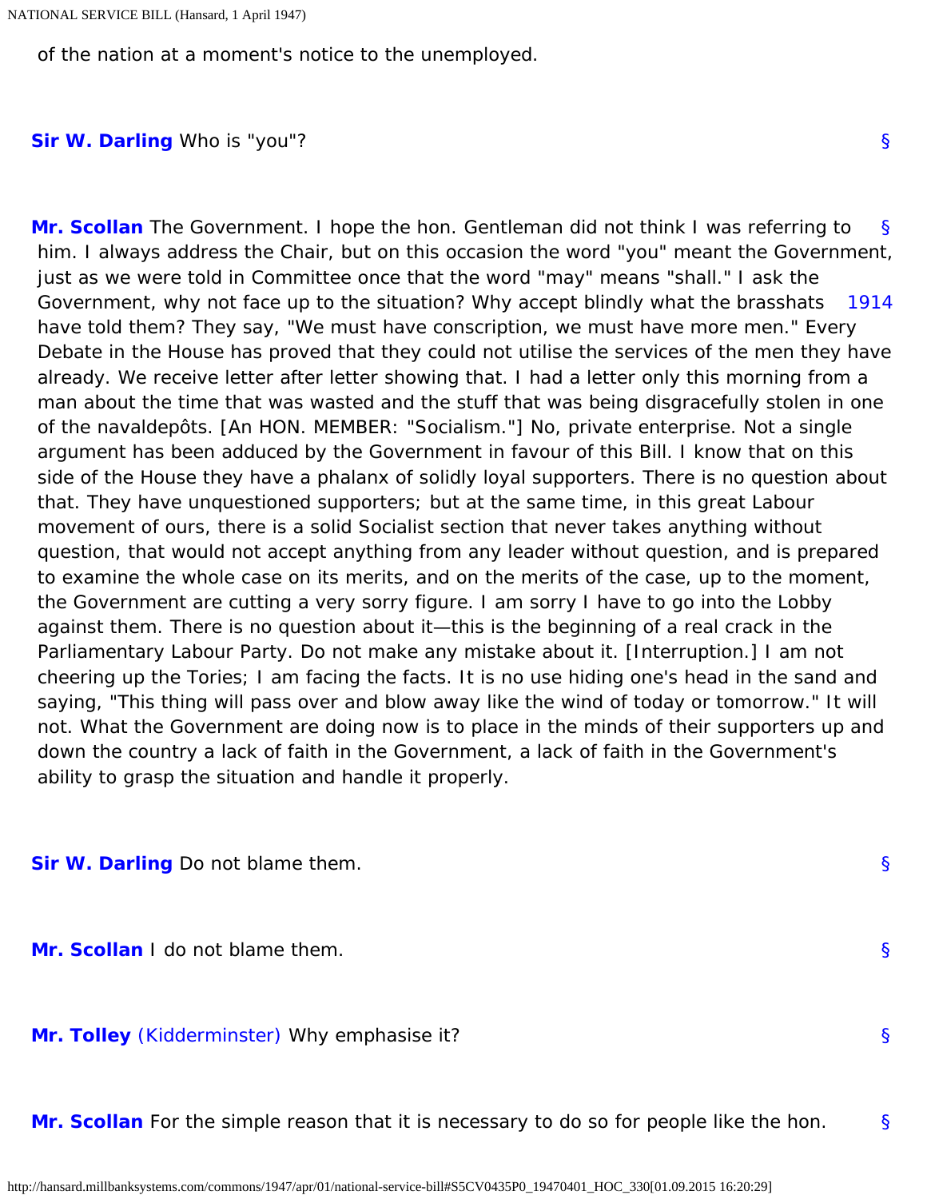of the nation at a moment's notice to the unemployed.

**Sir W. Darling** Who is "you"?

**Mr. Scollan** The Government. I hope the hon. Gentleman did not think I was referring to him. I always address the Chair, but on this occasion the word "you" meant the Government, just as we were told in Committee once that the word "may" means "shall." I ask the Government, why not face up to the situation? Why accept blindly what the brasshats have told them? They say, "We must have conscription, we must have more men." Every Debate in the House has proved that they could not utilise the services of the men they have already. We receive letter after letter showing that. I had a letter only this morning from a man about the time that was wasted and the stuff that was being disgracefully stolen in one of the navaldepôts. [An HON. MEMBER: "Socialism."] No, private enterprise. Not a single argument has been adduced by the Government in favour of this Bill. I know that on this side of the House they have a phalanx of solidly loyal supporters. There is no question about that. They have unquestioned supporters; but at the same time, in this great Labour movement of ours, there is a solid Socialist section that never takes anything without question, that would not accept anything from any leader without question, and is prepared to examine the whole case on its merits, and on the merits of the case, up to the moment, the Government are cutting a very sorry figure. I am sorry I have to go into the Lobby against them. There is no question about it—this is the beginning of a real crack in the Parliamentary Labour Party. Do not make any mistake about it. [Interruption.] I am not cheering up the Tories; I am facing the facts. It is no use hiding one's head in the sand and saying, "This thing will pass over and blow away like the wind of today or tomorrow." It will not. What the Government are doing now is to place in the minds of their supporters up and down the country a lack of faith in the Government, a lack of faith in the Government's ability to grasp the situation and handle it properly.

**Sir W. Darling** Do not blame them.

**Mr. Scollan** I do not blame them.

**Mr. Tolley** (Kidderminster) Why emphasise it?

**Mr. Scollan** For the simple reason that it is necessary to do so for people like the hon.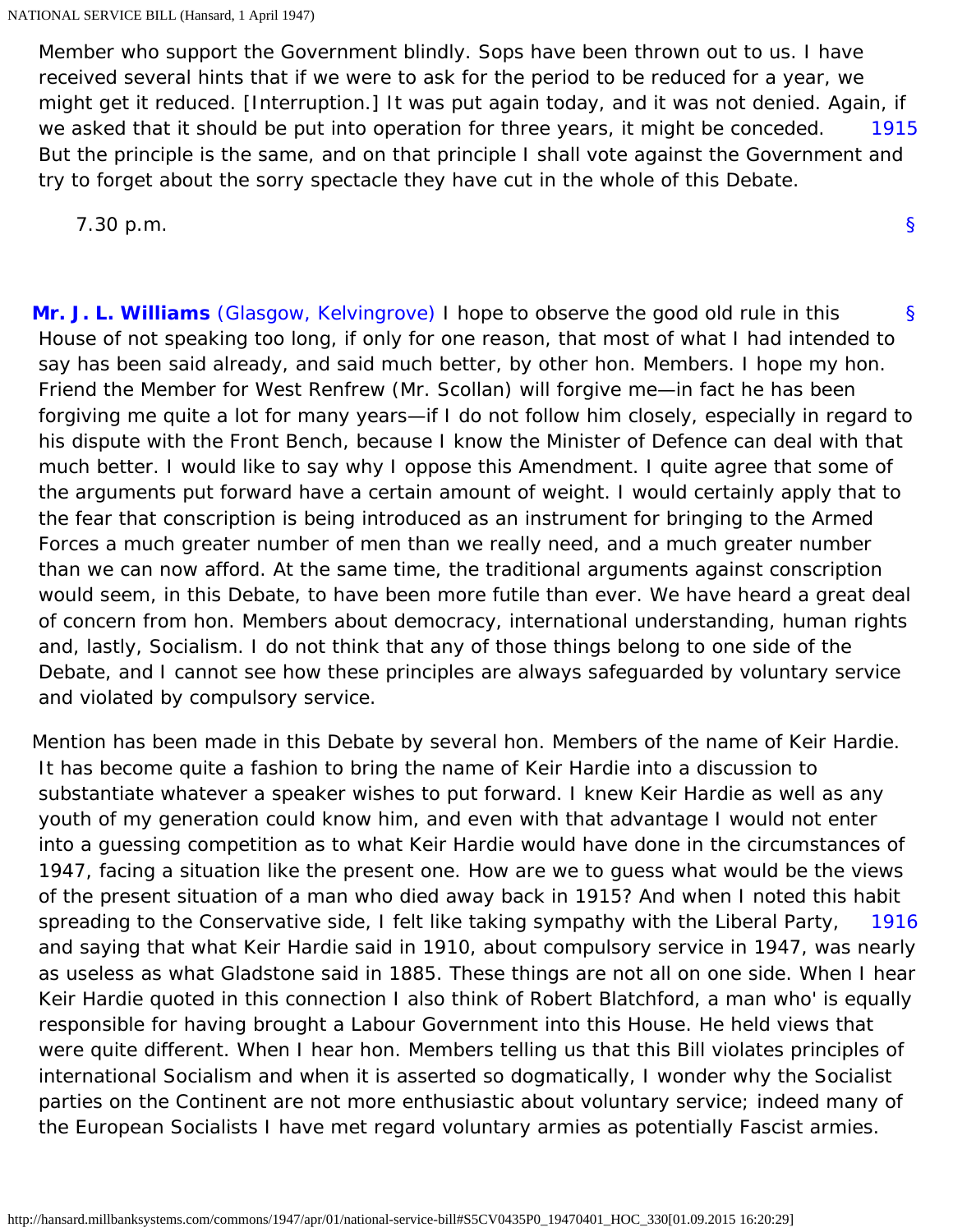Member who support the Government blindly. Sops have been thrown out to us. I have received several hints that if we were to ask for the period to be reduced for a year, we might get it reduced. [Interruption.] It was put again today, and it was not denied. Again, if we asked that it should be put into operation for three years, it might be conceded. But the principle is the same, and on that principle I shall vote against the Government and try to forget about the sorry spectacle they have cut in the whole of this Debate.

1915

7.30 p.m.

§

§

**Mr. J. L. Williams** (Glasgow, Kelvingrove) I hope to observe the good old rule in this House of not speaking too long, if only for one reason, that most of what I had intended to say has been said already, and said much better, by other hon. Members. I hope my hon. Friend the Member for West Renfrew (Mr. Scollan) will forgive me—in fact he has been forgiving me quite a lot for many years—if I do not follow him closely, especially in regard to his dispute with the Front Bench, because I know the Minister of Defence can deal with that much better. I would like to say why I oppose this Amendment. I quite agree that some of the arguments put forward have a certain amount of weight. I would certainly apply that to the fear that conscription is being introduced as an instrument for bringing to the Armed Forces a much greater number of men than we really need, and a much greater number than we can now afford. At the same time, the traditional arguments against conscription would seem, in this Debate, to have been more futile than ever. We have heard a great deal of concern from hon. Members about democracy, international understanding, human rights and, lastly, Socialism. I do not think that any of those things belong to one side of the Debate, and I cannot see how these principles are always safeguarded by voluntary service and violated by compulsory service.

Mention has been made in this Debate by several hon. Members of the name of Keir Hardie. It has become quite a fashion to bring the name of Keir Hardie into a discussion to substantiate whatever a speaker wishes to put forward. I knew Keir Hardie as well as any youth of my generation could know him, and even with that advantage I would not enter into a guessing competition as to what Keir Hardie would have done in the circumstances of 1947, facing a situation like the present one. How are we to guess what would be the views of the present situation of a man who died away back in 1915? And when I noted this habit spreading to the Conservative side, I felt like taking sympathy with the Liberal Party, and saying that what Keir Hardie said in 1910, about compulsory service in 1947, was nearly as useless as what Gladstone said in 1885. These things are not all on one side. When I hear Keir Hardie quoted in this connection I also think of Robert Blatchford, a man who' is equally responsible for having brought a Labour Government into this House. He held views that were quite different. When I hear hon. Members telling us that this Bill violates principles of international Socialism and when it is asserted so dogmatically, I wonder why the Socialist parties on the Continent are not more enthusiastic about voluntary service; indeed many of the European Socialists I have met regard voluntary armies as potentially Fascist armies.

1916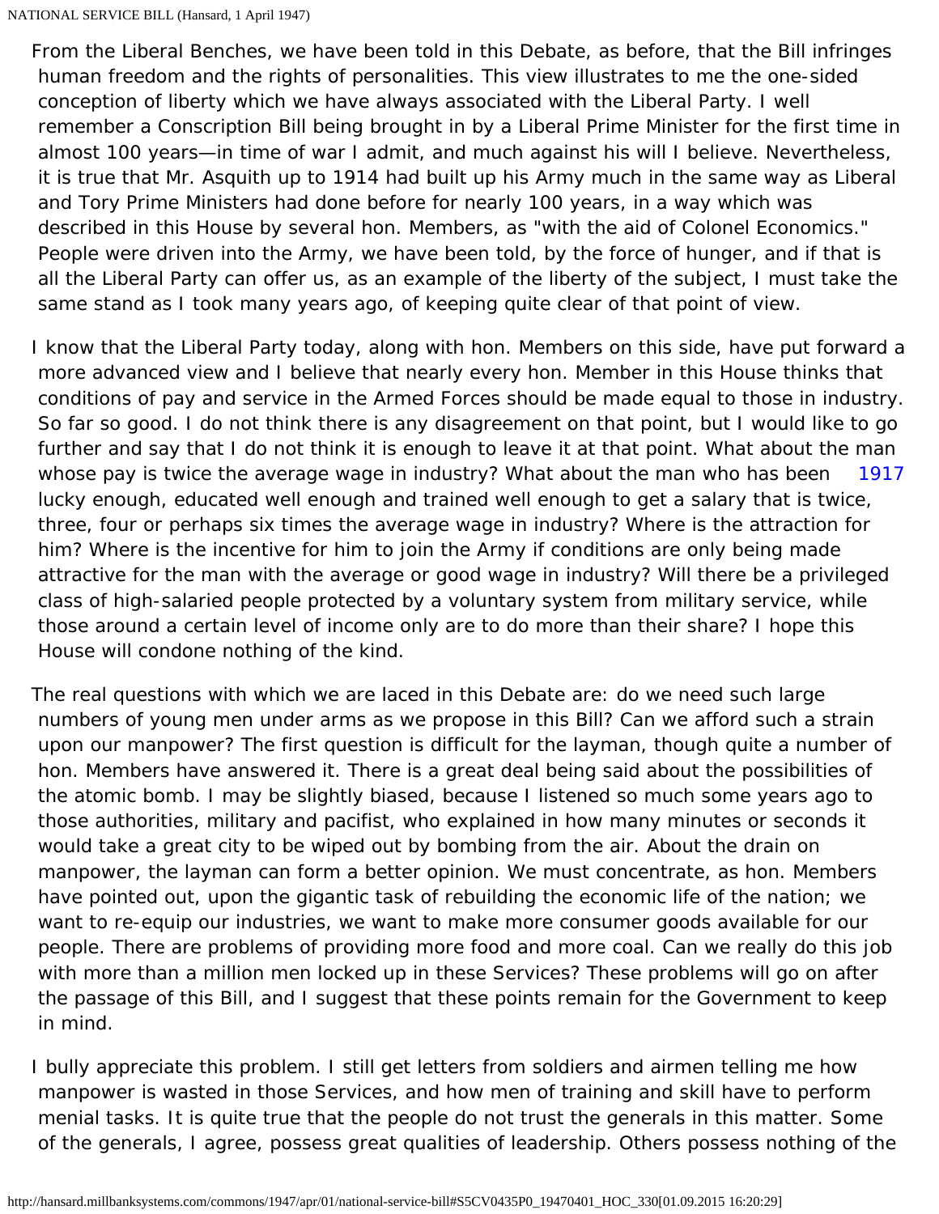From the Liberal Benches, we have been told in this Debate, as before, that the Bill infringes human freedom and the rights of personalities. This view illustrates to me the one-sided conception of liberty which we have always associated with the Liberal Party. I well remember a Conscription Bill being brought in by a Liberal Prime Minister for the first time in almost 100 years—in time of war I admit, and much against his will I believe. Nevertheless, it is true that Mr. Asquith up to 1914 had built up his Army much in the same way as Liberal and Tory Prime Ministers had done before for nearly 100 years, in a way which was described in this House by several hon. Members, as "with the aid of Colonel Economics." People were driven into the Army, we have been told, by the force of hunger, and if that is all the Liberal Party can offer us, as an example of the liberty of the subject, I must take the same stand as I took many years ago, of keeping quite clear of that point of view.

I know that the Liberal Party today, along with hon. Members on this side, have put forward a more advanced view and I believe that nearly every hon. Member in this House thinks that conditions of pay and service in the Armed Forces should be made equal to those in industry. So far so good. I do not think there is any disagreement on that point, but I would like to go further and say that I do not think it is enough to leave it at that point. What about the man whose pay is twice the average wage in industry? What about the man who has been lucky enough, educated well enough and trained well enough to get a salary that is twice, three, four or perhaps six times the average wage in industry? Where is the attraction for him? Where is the incentive for him to join the Army if conditions are only being made attractive for the man with the average or good wage in industry? Will there be a privileged class of high-salaried people protected by a voluntary system from military service, while those around a certain level of income only are to do more than their share? I hope this House will condone nothing of the kind.

The real questions with which we are laced in this Debate are: do we need such large numbers of young men under arms as we propose in this Bill? Can we afford such a strain upon our manpower? The first question is difficult for the layman, though quite a number of hon. Members have answered it. There is a great deal being said about the possibilities of the atomic bomb. I may be slightly biased, because I listened so much some years ago to those authorities, military and pacifist, who explained in how many minutes or seconds it would take a great city to be wiped out by bombing from the air. About the drain on manpower, the layman can form a better opinion. We must concentrate, as hon. Members have pointed out, upon the gigantic task of rebuilding the economic life of the nation; we want to re-equip our industries, we want to make more consumer goods available for our people. There are problems of providing more food and more coal. Can we really do this job with more than a million men locked up in these Services? These problems will go on after the passage of this Bill, and I suggest that these points remain for the Government to keep in mind.

I bully appreciate this problem. I still get letters from soldiers and airmen telling me how manpower is wasted in those Services, and how men of training and skill have to perform menial tasks. It is quite true that the people do not trust the generals in this matter. Some of the generals, I agree, possess great qualities of leadership. Others possess nothing of the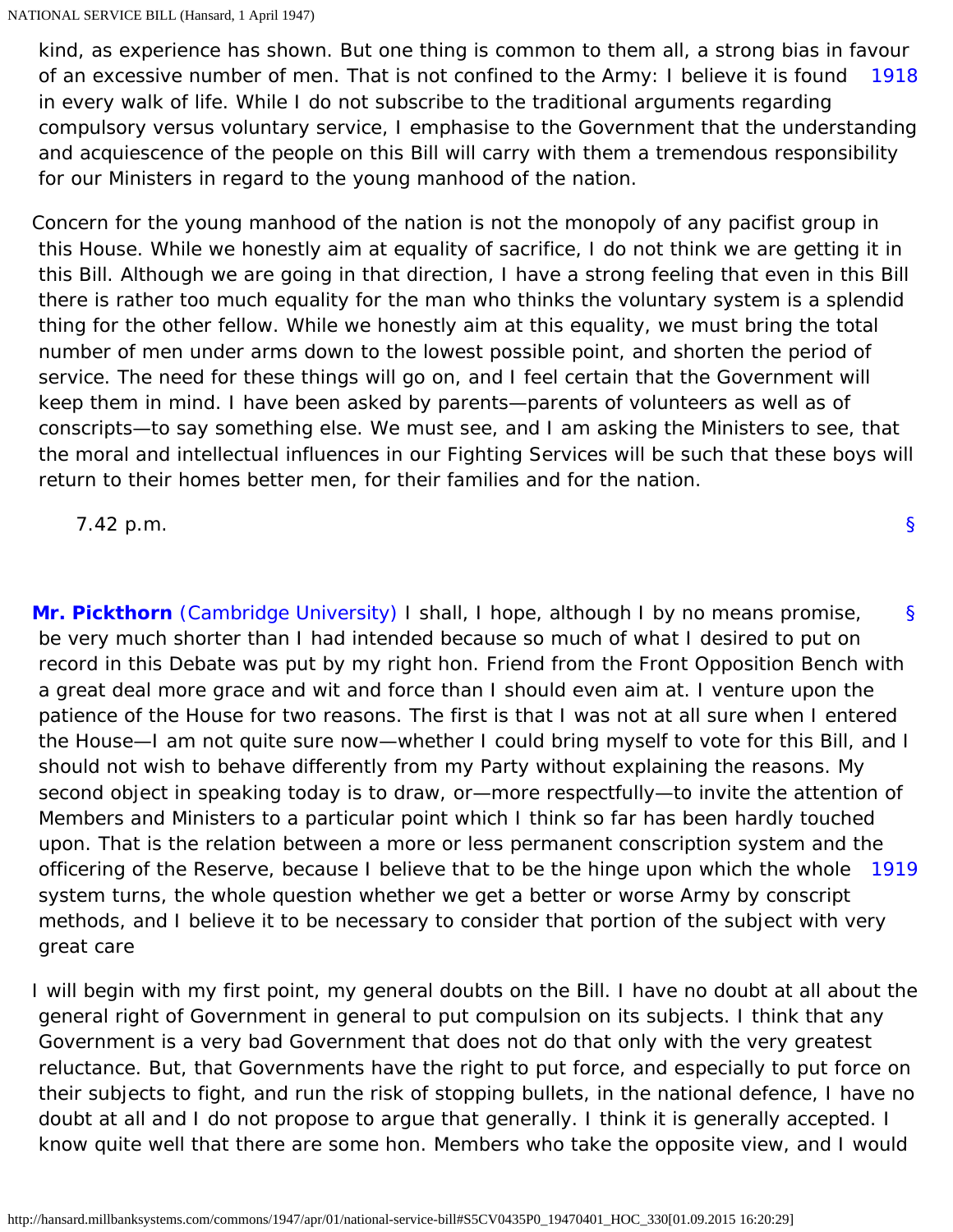kind, as experience has shown. But one thing is common to them all, a strong bias in favour of an excessive number of men. That is not confined to the Army: I believe it is found in every walk of life. While I do not subscribe to the traditional arguments regarding compulsory versus voluntary service, I emphasise to the Government that the understanding and acquiescence of the people on this Bill will carry with them a tremendous responsibility for our Ministers in regard to the young manhood of the nation.

Concern for the young manhood of the nation is not the monopoly of any pacifist group in this House. While we honestly aim at equality of sacrifice, I do not think we are getting it in this Bill. Although we are going in that direction, I have a strong feeling that even in this Bill there is rather too much equality for the man who thinks the voluntary system is a splendid thing for the other fellow. While we honestly aim at this equality, we must bring the total number of men under arms down to the lowest possible point, and shorten the period of service. The need for these things will go on, and I feel certain that the Government will keep them in mind. I have been asked by parents—parents of volunteers as well as of conscripts—to say something else. We must see, and I am asking the Ministers to see, that the moral and intellectual influences in our Fighting Services will be such that these boys will return to their homes better men, for their families and for the nation.

7.42 p.m.

**Mr. Pickthorn** (Cambridge University) I shall, I hope, although I by no means promise, be very much shorter than I had intended because so much of what I desired to put on record in this Debate was put by my right hon. Friend from the Front Opposition Bench with a great deal more grace and wit and force than I should even aim at. I venture upon the patience of the House for two reasons. The first is that I was not at all sure when I entered the House—I am not quite sure now—whether I could bring myself to vote for this Bill, and I should not wish to behave differently from my Party without explaining the reasons. My second object in speaking today is to draw, or—more respectfully—to invite the attention of Members and Ministers to a particular point which I think so far has been hardly touched upon. That is the relation between a more or less permanent conscription system and the officering of the Reserve, because I believe that to be the hinge upon which the whole system turns, the whole question whether we get a better or worse Army by conscript methods, and I believe it to be necessary to consider that portion of the subject with very great care

I will begin with my first point, my general doubts on the Bill. I have no doubt at all about the general right of Government in general to put compulsion on its subjects. I think that any Government is a very bad Government that does not do that only with the very greatest reluctance. But, that Governments have the right to put force, and especially to put force on their subjects to fight, and run the risk of stopping bullets, in the national defence, I have no doubt at all and I do not propose to argue that generally. I think it is generally accepted. I know quite well that there are some hon. Members who take the opposite view, and I would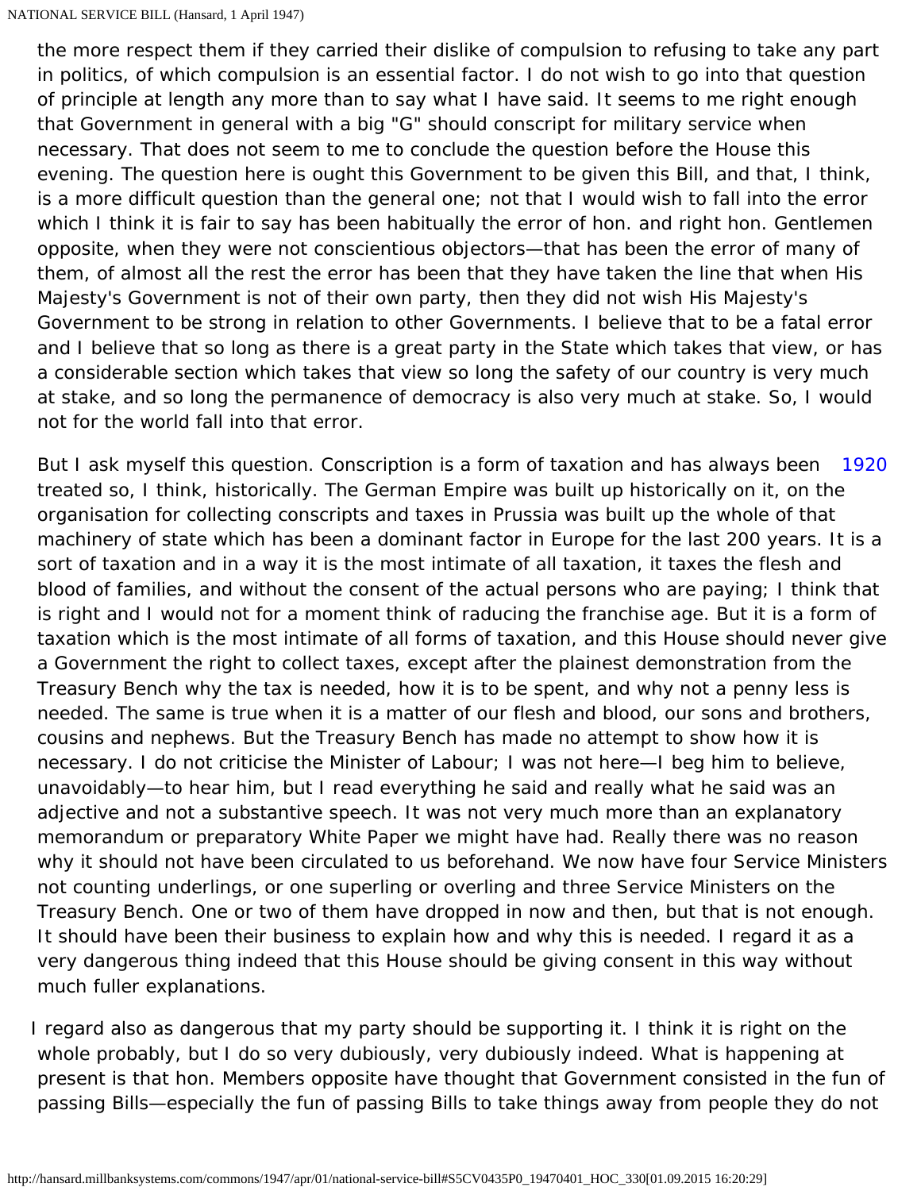the more respect them if they carried their dislike of compulsion to refusing to take any part in politics, of which compulsion is an essential factor. I do not wish to go into that question of principle at length any more than to say what I have said. It seems to me right enough that Government in general with a big "G" should conscript for military service when necessary. That does not seem to me to conclude the question before the House this evening. The question here is ought this Government to be given this Bill, and that, I think, is a more difficult question than the general one; not that I would wish to fall into the error which I think it is fair to say has been habitually the error of hon. and right hon. Gentlemen opposite, when they were not conscientious objectors—that has been the error of many of them, of almost all the rest the error has been that they have taken the line that when His Majesty's Government is not of their own party, then they did not wish His Majesty's Government to be strong in relation to other Governments. I believe that to be a fatal error and I believe that so long as there is a great party in the State which takes that view, or has a considerable section which takes that view so long the safety of our country is very much at stake, and so long the permanence of democracy is also very much at stake. So, I would not for the world fall into that error.

1920

But I ask myself this question. Conscription is a form of taxation and has always been treated so, I think, historically. The German Empire was built up historically on it, on the organisation for collecting conscripts and taxes in Prussia was built up the whole of that machinery of state which has been a dominant factor in Europe for the last 200 years. It is a sort of taxation and in a way it is the most intimate of all taxation, it taxes the flesh and blood of families, and without the consent of the actual persons who are paying; I think that is right and I would not for a moment think of raducing the franchise age. But it is a form of taxation which is the most intimate of all forms of taxation, and this House should never give a Government the right to collect taxes, except after the plainest demonstration from the Treasury Bench why the tax is needed, how it is to be spent, and why not a penny less is needed. The same is true when it is a matter of our flesh and blood, our sons and brothers, cousins and nephews. But the Treasury Bench has made no attempt to show how it is necessary. I do not criticise the Minister of Labour; I was not here—I beg him to believe, unavoidably—to hear him, but I read everything he said and really what he said was an adjective and not a substantive speech. It was not very much more than an explanatory memorandum or preparatory White Paper we might have had. Really there was no reason why it should not have been circulated to us beforehand. We now have four Service Ministers not counting underlings, or one superling or overling and three Service Ministers on the Treasury Bench. One or two of them have dropped in now and then, but that is not enough. It should have been their business to explain how and why this is needed. I regard it as a very dangerous thing indeed that this House should be giving consent in this way without much fuller explanations.

I regard also as dangerous that my party should be supporting it. I think it is right on the whole probably, but I do so very dubiously, very dubiously indeed. What is happening at present is that hon. Members opposite have thought that Government consisted in the fun of passing Bills—especially the fun of passing Bills to take things away from people they do not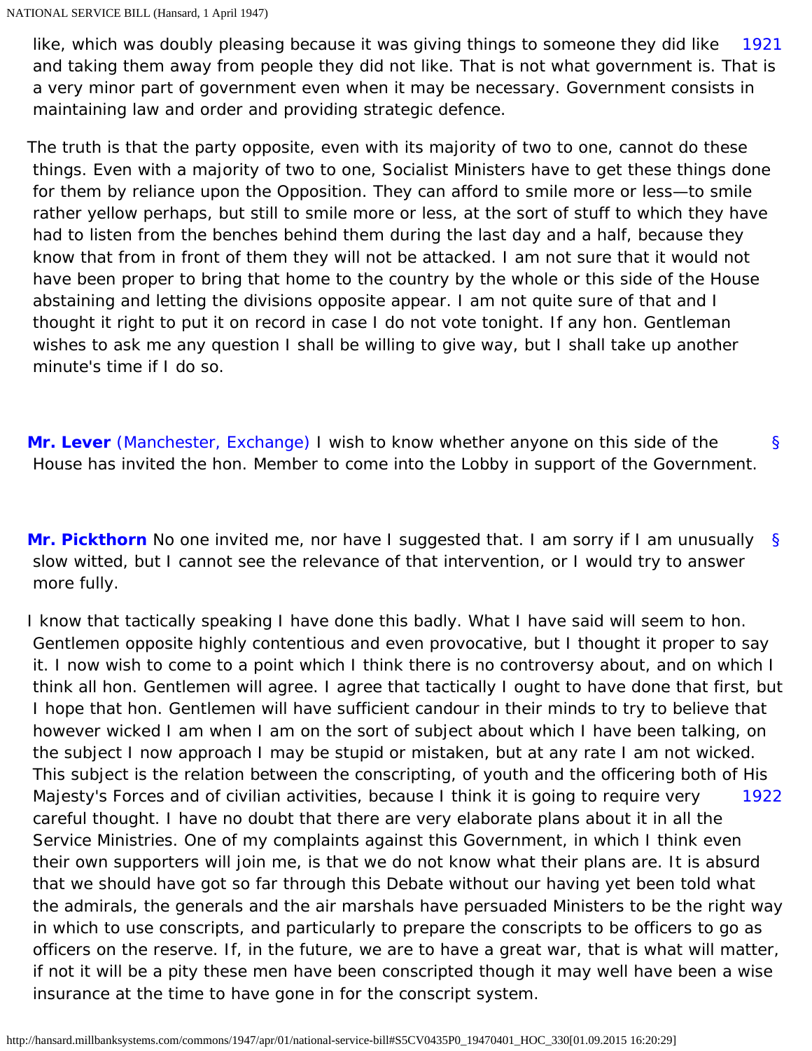like, which was doubly pleasing because it was giving things to someone they did like and taking them away from people they did not like. That is not what government is. That is a very minor part of government even when it may be necessary. Government consists in maintaining law and order and providing strategic defence.

The truth is that the party opposite, even with its majority of two to one, cannot do these things. Even with a majority of two to one, Socialist Ministers have to get these things done for them by reliance upon the Opposition. They can afford to smile more or less—to smile rather yellow perhaps, but still to smile more or less, at the sort of stuff to which they have had to listen from the benches behind them during the last day and a half, because they know that from in front of them they will not be attacked. I am not sure that it would not have been proper to bring that home to the country by the whole or this side of the House abstaining and letting the divisions opposite appear. I am not quite sure of that and I thought it right to put it on record in case I do not vote tonight. If any hon. Gentleman wishes to ask me any question I shall be willing to give way, but I shall take up another minute's time if I do so.

**Mr. Lever** (Manchester, Exchange) I wish to know whether anyone on this side of the House has invited the hon. Member to come into the Lobby in support of the Government.

**Mr. Pickthorn** No one invited me, nor have I suggested that. I am sorry if I am unusually slow witted, but I cannot see the relevance of that intervention, or I would try to answer more fully.

I know that tactically speaking I have done this badly. What I have said will seem to hon. Gentlemen opposite highly contentious and even provocative, but I thought it proper to say it. I now wish to come to a point which I think there is no controversy about, and on which I think all hon. Gentlemen will agree. I agree that tactically I ought to have done that first, but I hope that hon. Gentlemen will have sufficient candour in their minds to try to believe that however wicked I am when I am on the sort of subject about which I have been talking, on the subject I now approach I may be stupid or mistaken, but at any rate I am not wicked. This subject is the relation between the conscripting, of youth and the officering both of His Majesty's Forces and of civilian activities, because I think it is going to require very careful thought. I have no doubt that there are very elaborate plans about it in all the Service Ministries. One of my complaints against this Government, in which I think even their own supporters will join me, is that we do not know what their plans are. It is absurd that we should have got so far through this Debate without our having yet been told what the admirals, the generals and the air marshals have persuaded Ministers to be the right way in which to use conscripts, and particularly to prepare the conscripts to be officers to go as officers on the reserve. If, in the future, we are to have a great war, that is what will matter, if not it will be a pity these men have been conscripted though it may well have been a wise insurance at the time to have gone in for the conscript system.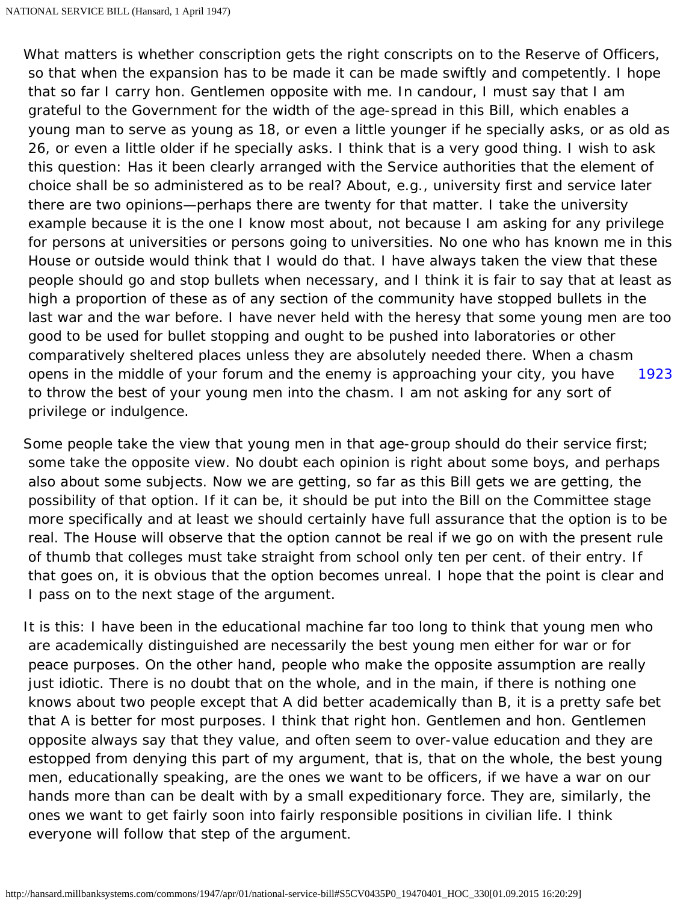What matters is whether conscription gets the right conscripts on to the Reserve of Officers, so that when the expansion has to be made it can be made swiftly and competently. I hope that so far I carry hon. Gentlemen opposite with me. In candour, I must say that I am grateful to the Government for the width of the age-spread in this Bill, which enables a young man to serve as young as 18, or even a little younger if he specially asks, or as old as 26, or even a little older if he specially asks. I think that is a very good thing. I wish to ask this question: Has it been clearly arranged with the Service authorities that the element of choice shall be so administered as to be real? About, e.g., university first and service later there are two opinions—perhaps there are twenty for that matter. I take the university example because it is the one I know most about, not because I am asking for any privilege for persons at universities or persons going to universities. No one who has known me in this House or outside would think that I would do that. I have always taken the view that these people should go and stop bullets when necessary, and I think it is fair to say that at least as high a proportion of these as of any section of the community have stopped bullets in the last war and the war before. I have never held with the heresy that some young men are too good to be used for bullet stopping and ought to be pushed into laboratories or other comparatively sheltered places unless they are absolutely needed there. When a chasm opens in the middle of your forum and the enemy is approaching your city, you have to throw the best of your young men into the chasm. I am not asking for any sort of privilege or indulgence.

1923

Some people take the view that young men in that age-group should do their service first; some take the opposite view. No doubt each opinion is right about some boys, and perhaps also about some subjects. Now we are getting, so far as this Bill gets we are getting, the possibility of that option. If it can be, it should be put into the Bill on the Committee stage more specifically and at least we should certainly have full assurance that the option is to be real. The House will observe that the option cannot be real if we go on with the present rule of thumb that colleges must take straight from school only ten per cent. of their entry. If that goes on, it is obvious that the option becomes unreal. I hope that the point is clear and I pass on to the next stage of the argument.

It is this: I have been in the educational machine far too long to think that young men who are academically distinguished are necessarily the best young men either for war or for peace purposes. On the other hand, people who make the opposite assumption are really just idiotic. There is no doubt that on the whole, and in the main, if there is nothing one knows about two people except that A did better academically than B, it is a pretty safe bet that A is better for most purposes. I think that right hon. Gentlemen and hon. Gentlemen opposite always say that they value, and often seem to over-value education and they are estopped from denying this part of my argument, that is, that on the whole, the best young men, educationally speaking, are the ones we want to be officers, if we have a war on our hands more than can be dealt with by a small expeditionary force. They are, similarly, the ones we want to get fairly soon into fairly responsible positions in civilian life. I think everyone will follow that step of the argument.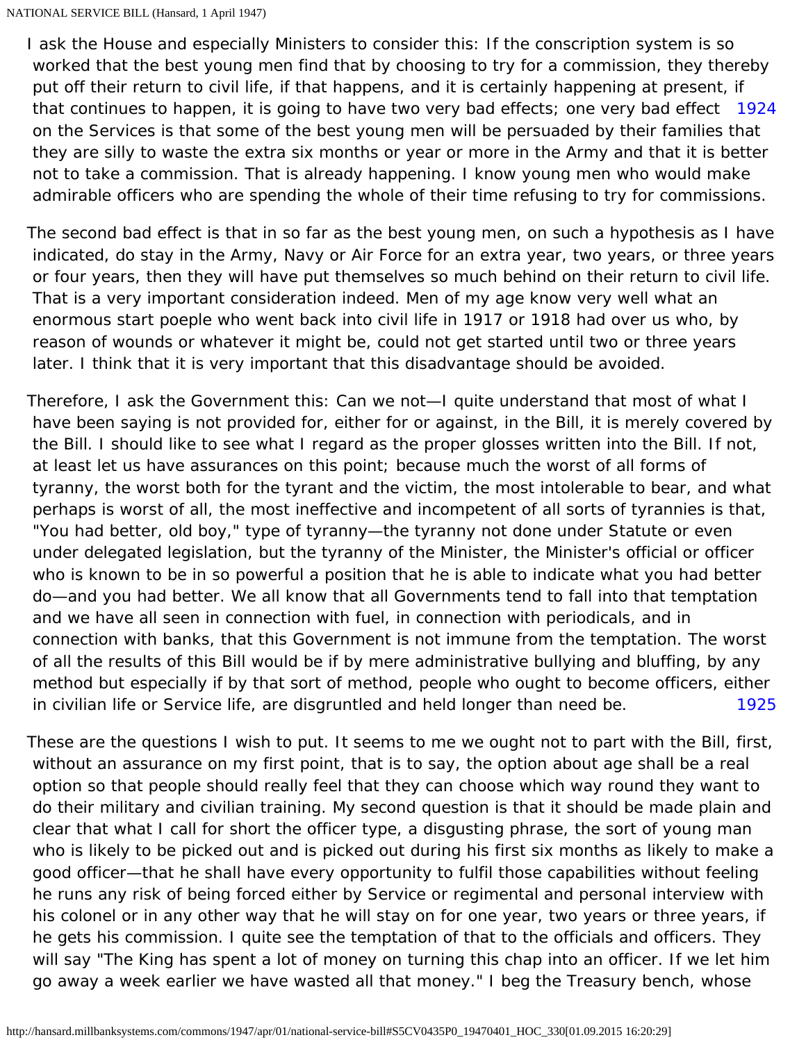I ask the House and especially Ministers to consider this: If the conscription system is so worked that the best young men find that by choosing to try for a commission, they thereby put off their return to civil life, if that happens, and it is certainly happening at present, if that continues to happen, it is going to have two very bad effects; one very bad effect [1924] on the Services is that some of the best young men will be persuaded by their families that they are silly to waste the extra six months or year or more in the Army and that it is better not to take a commission. That is already happening. I know young men who would make admirable officers who are spending the whole of their time refusing to try for commissions.

The second bad effect is that in so far as the best young men, on such a hypothesis as I have indicated, do stay in the Army, Navy or Air Force for an extra year, two years, or three years or four years, then they will have put themselves so much behind on their return to civil life. That is a very important consideration indeed. Men of my age know very well what an enormous start poeple who went back into civil life in 1917 or 1918 had over us who, by reason of wounds or whatever it might be, could not get started until two or three years later. I think that it is very important that this disadvantage should be avoided.

Therefore, I ask the Government this: Can we not—I quite understand that most of what I have been saying is not provided for, either for or against, in the Bill, it is merely covered by the Bill. I should like to see what I regard as the proper glosses written into the Bill. If not, at least let us have assurances on this point; because much the worst of all forms of tyranny, the worst both for the tyrant and the victim, the most intolerable to bear, and what perhaps is worst of all, the most ineffective and incompetent of all sorts of tyrannies is that, "You had better, old boy," type of tyranny—the tyranny not done under Statute or even under delegated legislation, but the tyranny of the Minister, the Minister's official or officer who is known to be in so powerful a position that he is able to indicate what you had better do—and you had better. We all know that all Governments tend to fall into that temptation and we have all seen in connection with fuel, in connection with periodicals, and in connection with banks, that this Government is not immune from the temptation. The worst of all the results of this Bill would be if by mere administrative bullying and bluffing, by any method but especially if by that sort of method, people who ought to become officers, either in civilian life or Service life, are disgruntled and held longer than need be. [1925]

These are the questions I wish to put. It seems to me we ought not to part with the Bill, first, without an assurance on my first point, that is to say, the option about age shall be a real option so that people should really feel that they can choose which way round they want to do their military and civilian training. My second question is that it should be made plain and clear that what I call for short the officer type, a disgusting phrase, the sort of young man who is likely to be picked out and is picked out during his first six months as likely to make a good officer—that he shall have every opportunity to fulfil those capabilities without feeling he runs any risk of being forced either by Service or regimental and personal interview with his colonel or in any other way that he will stay on for one year, two years or three years, if he gets his commission. I quite see the temptation of that to the officials and officers. They will say "The King has spent a lot of money on turning this chap into an officer. If we let him go away a week earlier we have wasted all that money." I beg the Treasury bench, whose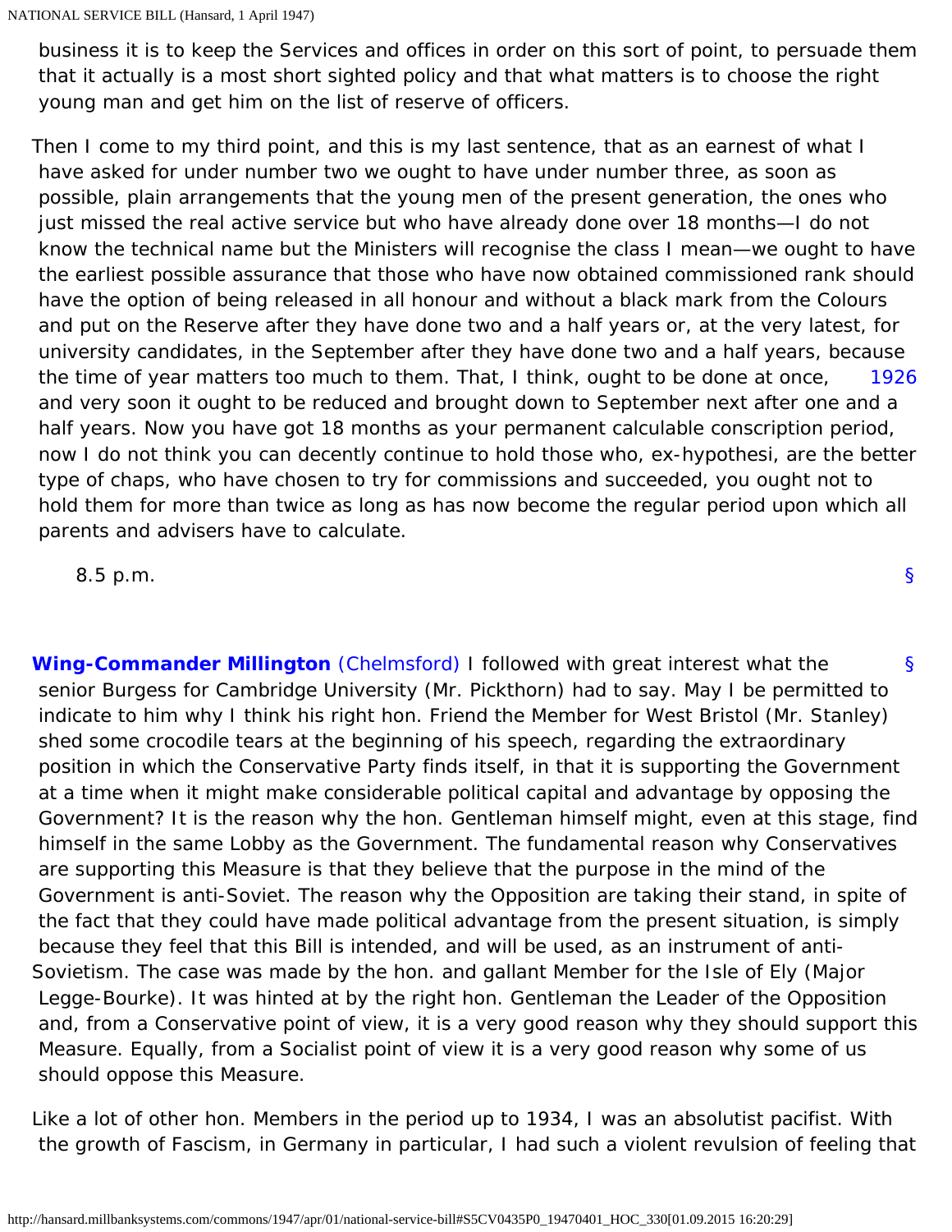business it is to keep the Services and offices in order on this sort of point, to persuade them that it actually is a most short sighted policy and that what matters is to choose the right young man and get him on the list of reserve of officers.

Then I come to my third point, and this is my last sentence, that as an earnest of what I have asked for under number two we ought to have under number three, as soon as possible, plain arrangements that the young men of the present generation, the ones who just missed the real active service but who have already done over 18 months—I do not know the technical name but the Ministers will recognise the class I mean—we ought to have the earliest possible assurance that those who have now obtained commissioned rank should have the option of being released in all honour and without a black mark from the Colours and put on the Reserve after they have done two and a half years or, at the very latest, for university candidates, in the September after they have done two and a half years, because the time of year matters too much to them. That, I think, ought to be done at once, 1926 and very soon it ought to be reduced and brought down to September next after one and a half years. Now you have got 18 months as your permanent calculable conscription period, now I do not think you can decently continue to hold those who, ex-hypothesi, are the better type of chaps, who have chosen to try for commissions and succeeded, you ought not to hold them for more than twice as long as has now become the regular period upon which all parents and advisers have to calculate.

8.5 p.m.

§

§

**Wing-Commander Millington** (Chelmsford) I followed with great interest what the senior Burgess for Cambridge University (Mr. Pickthorn) had to say. May I be permitted to indicate to him why I think his right hon. Friend the Member for West Bristol (Mr. Stanley) shed some crocodile tears at the beginning of his speech, regarding the extraordinary position in which the Conservative Party finds itself, in that it is supporting the Government at a time when it might make considerable political capital and advantage by opposing the Government? It is the reason why the hon. Gentleman himself might, even at this stage, find himself in the same Lobby as the Government. The fundamental reason why Conservatives are supporting this Measure is that they believe that the purpose in the mind of the Government is anti-Soviet. The reason why the Opposition are taking their stand, in spite of the fact that they could have made political advantage from the present situation, is simply because they feel that this Bill is intended, and will be used, as an instrument of anti-Sovietism. The case was made by the hon. and gallant Member for the Isle of Ely (Major Legge-Bourke). It was hinted at by the right hon. Gentleman the Leader of the Opposition and, from a Conservative point of view, it is a very good reason why they should support this Measure. Equally, from a Socialist point of view it is a very good reason why some of us should oppose this Measure.

Like a lot of other hon. Members in the period up to 1934, I was an absolutist pacifist. With the growth of Fascism, in Germany in particular, I had such a violent revulsion of feeling that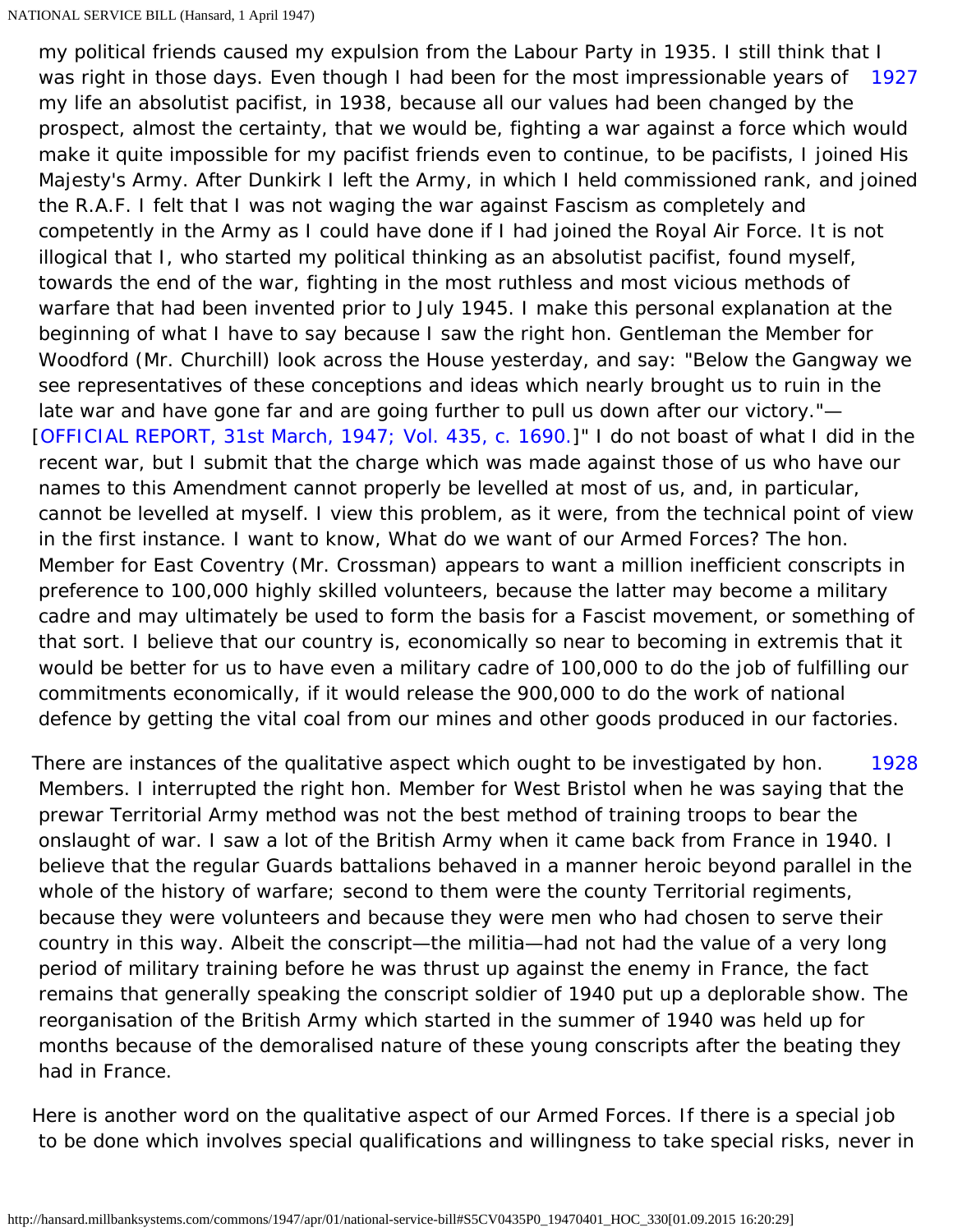my political friends caused my expulsion from the Labour Party in 1935. I still think that I was right in those days. Even though I had been for the most impressionable years of my life an absolutist pacifist, in 1938, because all our values had been changed by the prospect, almost the certainty, that we would be, fighting a war against a force which would make it quite impossible for my pacifist friends even to continue, to be pacifists, I joined His Majesty's Army. After Dunkirk I left the Army, in which I held commissioned rank, and joined the R.A.F. I felt that I was not waging the war against Fascism as completely and competently in the Army as I could have done if I had joined the Royal Air Force. It is not illogical that I, who started my political thinking as an absolutist pacifist, found myself, towards the end of the war, fighting in the most ruthless and most vicious methods of warfare that had been invented prior to July 1945. I make this personal explanation at the beginning of what I have to say because I saw the right hon. Gentleman the Member for Woodford (Mr. Churchill) look across the House yesterday, and say: "Below the Gangway we see representatives of these conceptions and ideas which nearly brought us to ruin in the late war and have gone far and are going further to pull us down after our victory."—[OFFICIAL REPORT, 31st March, 1947; Vol. 435, c. 1690.]" I do not boast of what I did in the recent war, but I submit that the charge which was made against those of us who have our names to this Amendment cannot properly be levelled at most of us, and, in particular, cannot be levelled at myself. I view this problem, as it were, from the technical point of view in the first instance. I want to know, What do we want of our Armed Forces? The hon. Member for East Coventry (Mr. Crossman) appears to want a million inefficient conscripts in preference to 100,000 highly skilled volunteers, because the latter may become a military cadre and may ultimately be used to form the basis for a Fascist movement, or something of that sort. I believe that our country is, economically so near to becoming in extremis that it would be better for us to have even a military cadre of 100,000 to do the job of fulfilling our commitments economically, if it would release the 900,000 to do the work of national defence by getting the vital coal from our mines and other goods produced in our factories.

There are instances of the qualitative aspect which ought to be investigated by hon. Members. I interrupted the right hon. Member for West Bristol when he was saying that the prewar Territorial Army method was not the best method of training troops to bear the onslaught of war. I saw a lot of the British Army when it came back from France in 1940. I believe that the regular Guards battalions behaved in a manner heroic beyond parallel in the whole of the history of warfare; second to them were the county Territorial regiments, because they were volunteers and because they were men who had chosen to serve their country in this way. Albeit the conscript—the militia—had not had the value of a very long period of military training before he was thrust up against the enemy in France, the fact remains that generally speaking the conscript soldier of 1940 put up a deplorable show. The reorganisation of the British Army which started in the summer of 1940 was held up for months because of the demoralised nature of these young conscripts after the beating they had in France.

Here is another word on the qualitative aspect of our Armed Forces. If there is a special job to be done which involves special qualifications and willingness to take special risks, never in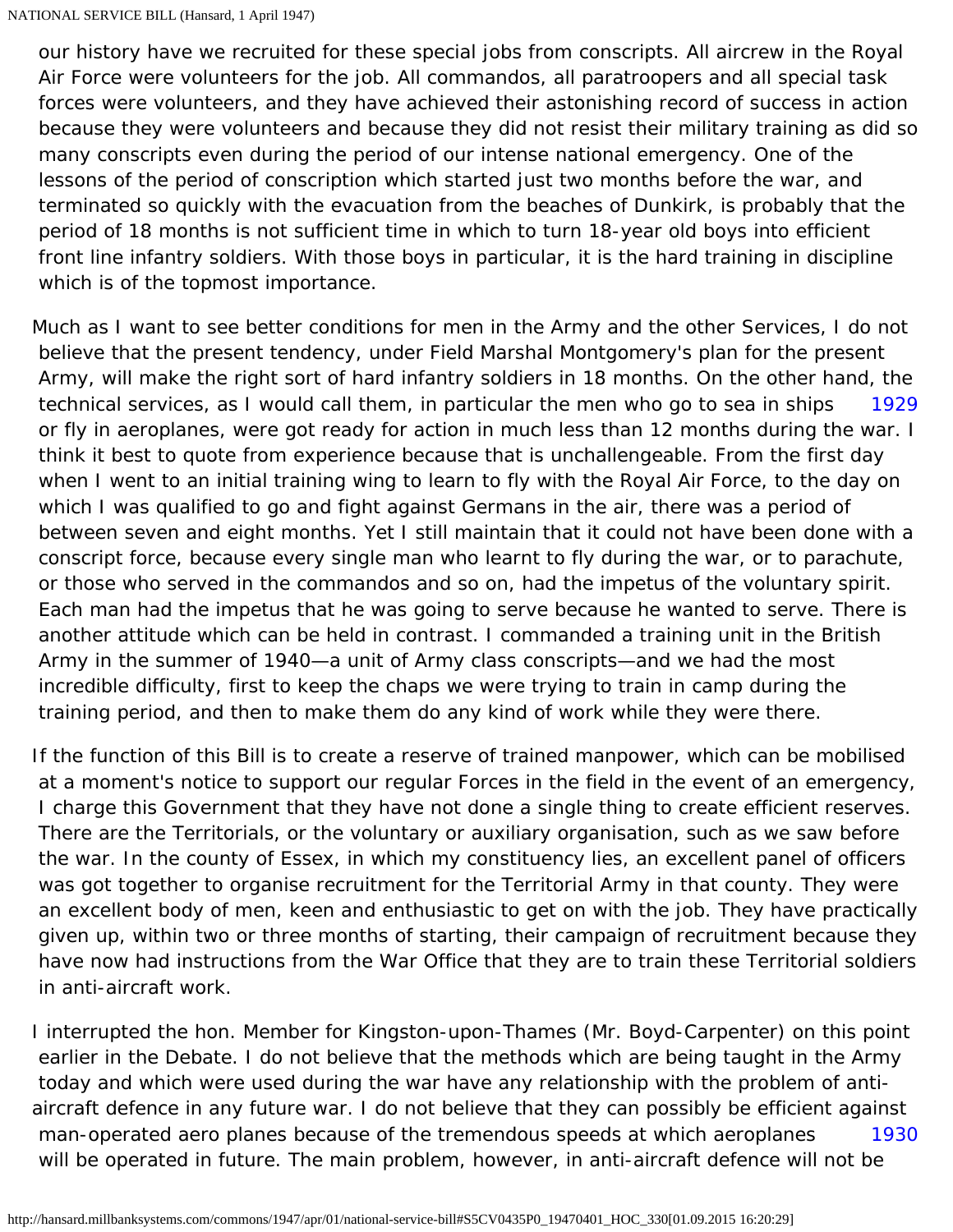our history have we recruited for these special jobs from conscripts. All aircrew in the Royal Air Force were volunteers for the job. All commandos, all paratroopers and all special task forces were volunteers, and they have achieved their astonishing record of success in action because they were volunteers and because they did not resist their military training as did so many conscripts even during the period of our intense national emergency. One of the lessons of the period of conscription which started just two months before the war, and terminated so quickly with the evacuation from the beaches of Dunkirk, is probably that the period of 18 months is not sufficient time in which to turn 18-year old boys into efficient front line infantry soldiers. With those boys in particular, it is the hard training in discipline which is of the topmost importance.

Much as I want to see better conditions for men in the Army and the other Services, I do not believe that the present tendency, under Field Marshal Montgomery's plan for the present Army, will make the right sort of hard infantry soldiers in 18 months. On the other hand, the technical services, as I would call them, in particular the men who go to sea in ships or fly in aeroplanes, were got ready for action in much less than 12 months during the war. I think it best to quote from experience because that is unchallengeable. From the first day when I went to an initial training wing to learn to fly with the Royal Air Force, to the day on which I was qualified to go and fight against Germans in the air, there was a period of between seven and eight months. Yet I still maintain that it could not have been done with a conscript force, because every single man who learnt to fly during the war, or to parachute, or those who served in the commandos and so on, had the impetus of the voluntary spirit. Each man had the impetus that he was going to serve because he wanted to serve. There is another attitude which can be held in contrast. I commanded a training unit in the British Army in the summer of 1940—a unit of Army class conscripts—and we had the most incredible difficulty, first to keep the chaps we were trying to train in camp during the training period, and then to make them do any kind of work while they were there.

If the function of this Bill is to create a reserve of trained manpower, which can be mobilised at a moment's notice to support our regular Forces in the field in the event of an emergency, I charge this Government that they have not done a single thing to create efficient reserves. There are the Territorials, or the voluntary or auxiliary organisation, such as we saw before the war. In the county of Essex, in which my constituency lies, an excellent panel of officers was got together to organise recruitment for the Territorial Army in that county. They were an excellent body of men, keen and enthusiastic to get on with the job. They have practically given up, within two or three months of starting, their campaign of recruitment because they have now had instructions from the War Office that they are to train these Territorial soldiers in anti-aircraft work.

I interrupted the hon. Member for Kingston-upon-Thames (Mr. Boyd-Carpenter) on this point earlier in the Debate. I do not believe that the methods which are being taught in the Army today and which were used during the war have any relationship with the problem of anti-aircraft defence in any future war. I do not believe that they can possibly be efficient against man-operated aero planes because of the tremendous speeds at which aeroplanes will be operated in future. The main problem, however, in anti-aircraft defence will not be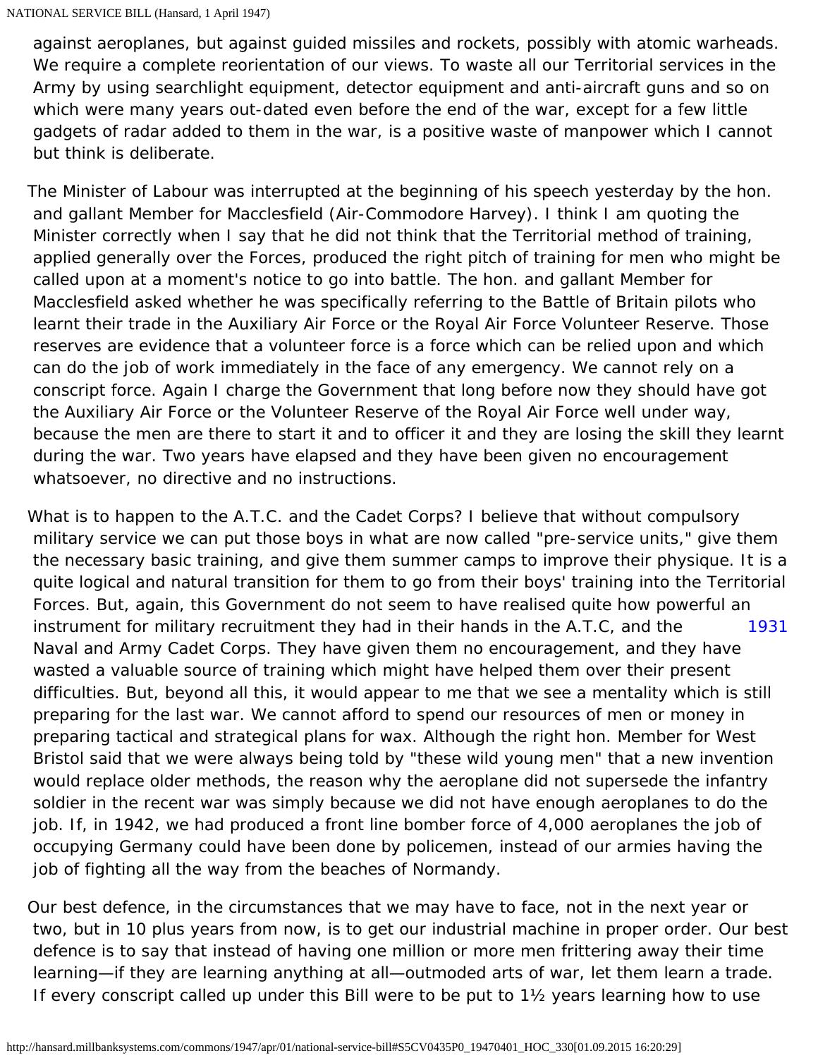against aeroplanes, but against guided missiles and rockets, possibly with atomic warheads. We require a complete reorientation of our views. To waste all our Territorial services in the Army by using searchlight equipment, detector equipment and anti-aircraft guns and so on which were many years out-dated even before the end of the war, except for a few little gadgets of radar added to them in the war, is a positive waste of manpower which I cannot but think is deliberate.

The Minister of Labour was interrupted at the beginning of his speech yesterday by the hon. and gallant Member for Macclesfield (Air-Commodore Harvey). I think I am quoting the Minister correctly when I say that he did not think that the Territorial method of training, applied generally over the Forces, produced the right pitch of training for men who might be called upon at a moment's notice to go into battle. The hon. and gallant Member for Macclesfield asked whether he was specifically referring to the Battle of Britain pilots who learnt their trade in the Auxiliary Air Force or the Royal Air Force Volunteer Reserve. Those reserves are evidence that a volunteer force is a force which can be relied upon and which can do the job of work immediately in the face of any emergency. We cannot rely on a conscript force. Again I charge the Government that long before now they should have got the Auxiliary Air Force or the Volunteer Reserve of the Royal Air Force well under way, because the men are there to start it and to officer it and they are losing the skill they learnt during the war. Two years have elapsed and they have been given no encouragement whatsoever, no directive and no instructions.

What is to happen to the A.T.C. and the Cadet Corps? I believe that without compulsory military service we can put those boys in what are now called "pre-service units," give them the necessary basic training, and give them summer camps to improve their physique. It is a quite logical and natural transition for them to go from their boys' training into the Territorial Forces. But, again, this Government do not seem to have realised quite how powerful an instrument for military recruitment they had in their hands in the A.T.C, and the Naval and Army Cadet Corps. They have given them no encouragement, and they have wasted a valuable source of training which might have helped them over their present difficulties. But, beyond all this, it would appear to me that we see a mentality which is still preparing for the last war. We cannot afford to spend our resources of men or money in preparing tactical and strategical plans for wax. Although the right hon. Member for West Bristol said that we were always being told by "these wild young men" that a new invention would replace older methods, the reason why the aeroplane did not supersede the infantry soldier in the recent war was simply because we did not have enough aeroplanes to do the job. If, in 1942, we had produced a front line bomber force of 4,000 aeroplanes the job of occupying Germany could have been done by policemen, instead of our armies having the job of fighting all the way from the beaches of Normandy.

Our best defence, in the circumstances that we may have to face, not in the next year or two, but in 10 plus years from now, is to get our industrial machine in proper order. Our best defence is to say that instead of having one million or more men frittering away their time learning—if they are learning anything at all—outmoded arts of war, let them learn a trade. If every conscript called up under this Bill were to be put to 1½ years learning how to use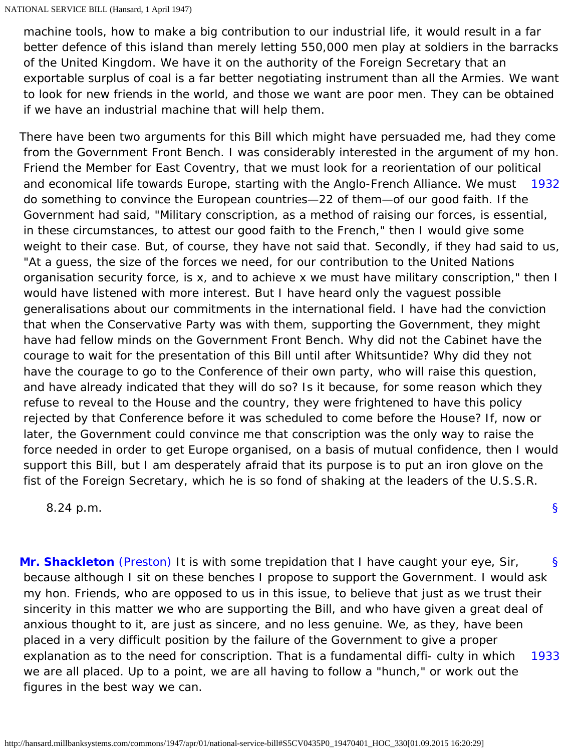machine tools, how to make a big contribution to our industrial life, it would result in a far better defence of this island than merely letting 550,000 men play at soldiers in the barracks of the United Kingdom. We have it on the authority of the Foreign Secretary that an exportable surplus of coal is a far better negotiating instrument than all the Armies. We want to look for new friends in the world, and those we want are poor men. They can be obtained if we have an industrial machine that will help them.

There have been two arguments for this Bill which might have persuaded me, had they come from the Government Front Bench. I was considerably interested in the argument of my hon. Friend the Member for East Coventry, that we must look for a reorientation of our political and economical life towards Europe, starting with the Anglo-French Alliance. We must [1932] do something to convince the European countries—22 of them—of our good faith. If the Government had said, "Military conscription, as a method of raising our forces, is essential, in these circumstances, to attest our good faith to the French," then I would give some weight to their case. But, of course, they have not said that. Secondly, if they had said to us, "At a guess, the size of the forces we need, for our contribution to the United Nations organisation security force, is x, and to achieve x we must have military conscription," then I would have listened with more interest. But I have heard only the vaguest possible generalisations about our commitments in the international field. I have had the conviction that when the Conservative Party was with them, supporting the Government, they might have had fellow minds on the Government Front Bench. Why did not the Cabinet have the courage to wait for the presentation of this Bill until after Whitsuntide? Why did they not have the courage to go to the Conference of their own party, who will raise this question, and have already indicated that they will do so? Is it because, for some reason which they refuse to reveal to the House and the country, they were frightened to have this policy rejected by that Conference before it was scheduled to come before the House? If, now or later, the Government could convince me that conscription was the only way to raise the force needed in order to get Europe organised, on a basis of mutual confidence, then I would support this Bill, but I am desperately afraid that its purpose is to put an iron glove on the fist of the Foreign Secretary, which he is so fond of shaking at the leaders of the U.S.S.R.

8.24 p.m.

**Mr. Shackleton** (Preston) It is with some trepidation that I have caught your eye, Sir, because although I sit on these benches I propose to support the Government. I would ask my hon. Friends, who are opposed to us in this issue, to believe that just as we trust their sincerity in this matter we who are supporting the Bill, and who have given a great deal of anxious thought to it, are just as sincere, and no less genuine. We, as they, have been placed in a very difficult position by the failure of the Government to give a proper explanation as to the need for conscription. That is a fundamental diffi- culty in which [1933] we are all placed. Up to a point, we are all having to follow a "hunch," or work out the figures in the best way we can.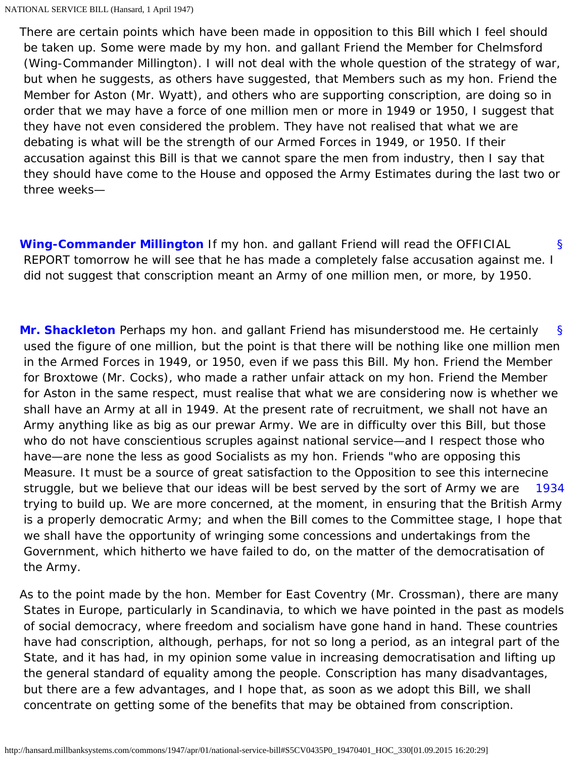There are certain points which have been made in opposition to this Bill which I feel should be taken up. Some were made by my hon. and gallant Friend the Member for Chelmsford (Wing-Commander Millington). I will not deal with the whole question of the strategy of war, but when he suggests, as others have suggested, that Members such as my hon. Friend the Member for Aston (Mr. Wyatt), and others who are supporting conscription, are doing so in order that we may have a force of one million men or more in 1949 or 1950, I suggest that they have not even considered the problem. They have not realised that what we are debating is what will be the strength of our Armed Forces in 1949, or 1950. If their accusation against this Bill is that we cannot spare the men from industry, then I say that they should have come to the House and opposed the Army Estimates during the last two or three weeks—

**Wing-Commander Millington** If my hon. and gallant Friend will read the OFFICIAL REPORT tomorrow he will see that he has made a completely false accusation against me. I did not suggest that conscription meant an Army of one million men, or more, by 1950.

**Mr. Shackleton** Perhaps my hon. and gallant Friend has misunderstood me. He certainly used the figure of one million, but the point is that there will be nothing like one million men in the Armed Forces in 1949, or 1950, even if we pass this Bill. My hon. Friend the Member for Broxtowe (Mr. Cocks), who made a rather unfair attack on my hon. Friend the Member for Aston in the same respect, must realise that what we are considering now is whether we shall have an Army at all in 1949. At the present rate of recruitment, we shall not have an Army anything like as big as our prewar Army. We are in difficulty over this Bill, but those who do not have conscientious scruples against national service—and I respect those who have—are none the less as good Socialists as my hon. Friends "who are opposing this Measure. It must be a source of great satisfaction to the Opposition to see this internecine struggle, but we believe that our ideas will be best served by the sort of Army we are trying to build up. We are more concerned, at the moment, in ensuring that the British Army is a properly democratic Army; and when the Bill comes to the Committee stage, I hope that we shall have the opportunity of wringing some concessions and undertakings from the Government, which hitherto we have failed to do, on the matter of the democratisation of the Army.

As to the point made by the hon. Member for East Coventry (Mr. Crossman), there are many States in Europe, particularly in Scandinavia, to which we have pointed in the past as models of social democracy, where freedom and socialism have gone hand in hand. These countries have had conscription, although, perhaps, for not so long a period, as an integral part of the State, and it has had, in my opinion some value in increasing democratisation and lifting up the general standard of equality among the people. Conscription has many disadvantages, but there are a few advantages, and I hope that, as soon as we adopt this Bill, we shall concentrate on getting some of the benefits that may be obtained from conscription.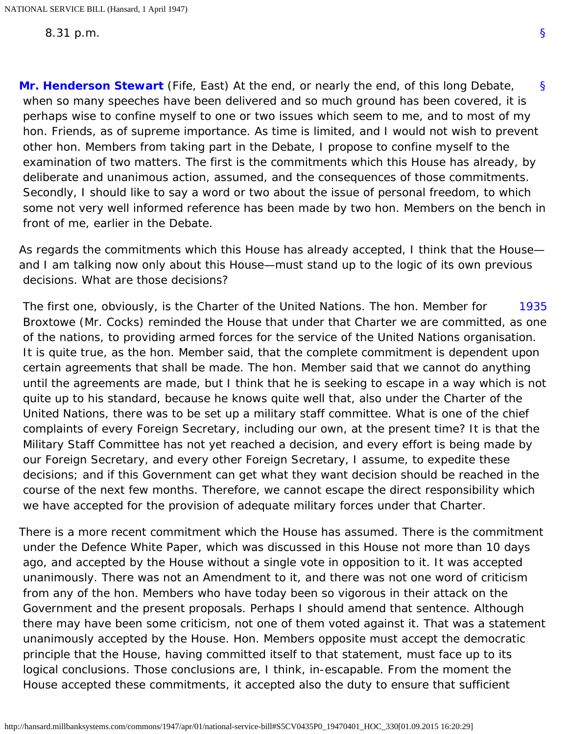8.31 p.m.

[§](http://hansard.millbanksystems.com/commons/1947/apr/01/national-service-bill#S5CV0435P0_19470401_HOC_330)

**Mr. Henderson Stewart** (Fife, East) At the end, or nearly the end, of this long Debate, when so many speeches have been delivered and so much ground has been covered, it is perhaps wise to confine myself to one or two issues which seem to me, and to most of my hon. Friends, as of supreme importance. As time is limited, and I would not wish to prevent other hon. Members from taking part in the Debate, I propose to confine myself to the examination of two matters. The first is the commitments which this House has already, by deliberate and unanimous action, assumed, and the consequences of those commitments. Secondly, I should like to say a word or two about the issue of personal freedom, to which some not very well informed reference has been made by two hon. Members on the bench in front of me, earlier in the Debate.

As regards the commitments which this House has already accepted, I think that the House—and I am talking now only about this House—must stand up to the logic of its own previous decisions. What are those decisions?

1935

The first one, obviously, is the Charter of the United Nations. The hon. Member for Broxtowe (Mr. Cocks) reminded the House that under that Charter we are committed, as one of the nations, to providing armed forces for the service of the United Nations organisation. It is quite true, as the hon. Member said, that the complete commitment is dependent upon certain agreements that shall be made. The hon. Member said that we cannot do anything until the agreements are made, but I think that he is seeking to escape in a way which is not quite up to his standard, because he knows quite well that, also under the Charter of the United Nations, there was to be set up a military staff committee. What is one of the chief complaints of every Foreign Secretary, including our own, at the present time? It is that the Military Staff Committee has not yet reached a decision, and every effort is being made by our Foreign Secretary, and every other Foreign Secretary, I assume, to expedite these decisions; and if this Government can get what they want decision should be reached in the course of the next few months. Therefore, we cannot escape the direct responsibility which we have accepted for the provision of adequate military forces under that Charter.

There is a more recent commitment which the House has assumed. There is the commitment under the Defence White Paper, which was discussed in this House not more than 10 days ago, and accepted by the House without a single vote in opposition to it. It was accepted unanimously. There was not an Amendment to it, and there was not one word of criticism from any of the hon. Members who have today been so vigorous in their attack on the Government and the present proposals. Perhaps I should amend that sentence. Although there may have been some criticism, not one of them voted against it. That was a statement unanimously accepted by the House. Hon. Members opposite must accept the democratic principle that the House, having committed itself to that statement, must face up to its logical conclusions. Those conclusions are, I think, in-escapable. From the moment the House accepted these commitments, it accepted also the duty to ensure that sufficient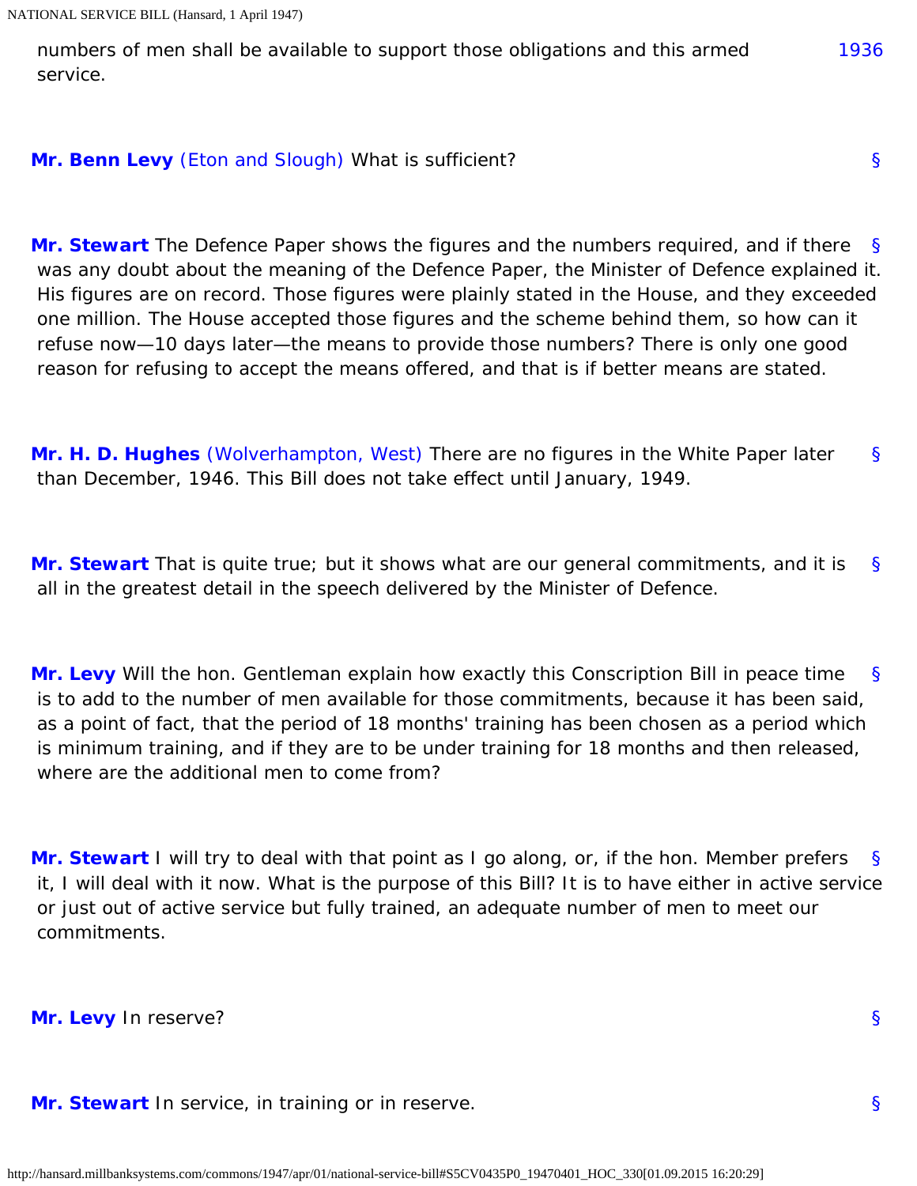numbers of men shall be available to support those obligations and this armed service.

**Mr. Benn Levy** (Eton and Slough) What is sufficient?

**Mr. Stewart** The Defence Paper shows the figures and the numbers required, and if there was any doubt about the meaning of the Defence Paper, the Minister of Defence explained it. His figures are on record. Those figures were plainly stated in the House, and they exceeded one million. The House accepted those figures and the scheme behind them, so how can it refuse now—10 days later—the means to provide those numbers? There is only one good reason for refusing to accept the means offered, and that is if better means are stated.

**Mr. H. D. Hughes** (Wolverhampton, West) There are no figures in the White Paper later than December, 1946. This Bill does not take effect until January, 1949.

**Mr. Stewart** That is quite true; but it shows what are our general commitments, and it is all in the greatest detail in the speech delivered by the Minister of Defence.

**Mr. Levy** Will the hon. Gentleman explain how exactly this Conscription Bill in peace time is to add to the number of men available for those commitments, because it has been said, as a point of fact, that the period of 18 months' training has been chosen as a period which is minimum training, and if they are to be under training for 18 months and then released, where are the additional men to come from?

**Mr. Stewart** I will try to deal with that point as I go along, or, if the hon. Member prefers it, I will deal with it now. What is the purpose of this Bill? It is to have either in active service or just out of active service but fully trained, an adequate number of men to meet our commitments.

**Mr. Levy** In reserve?

**Mr. Stewart** In service, in training or in reserve.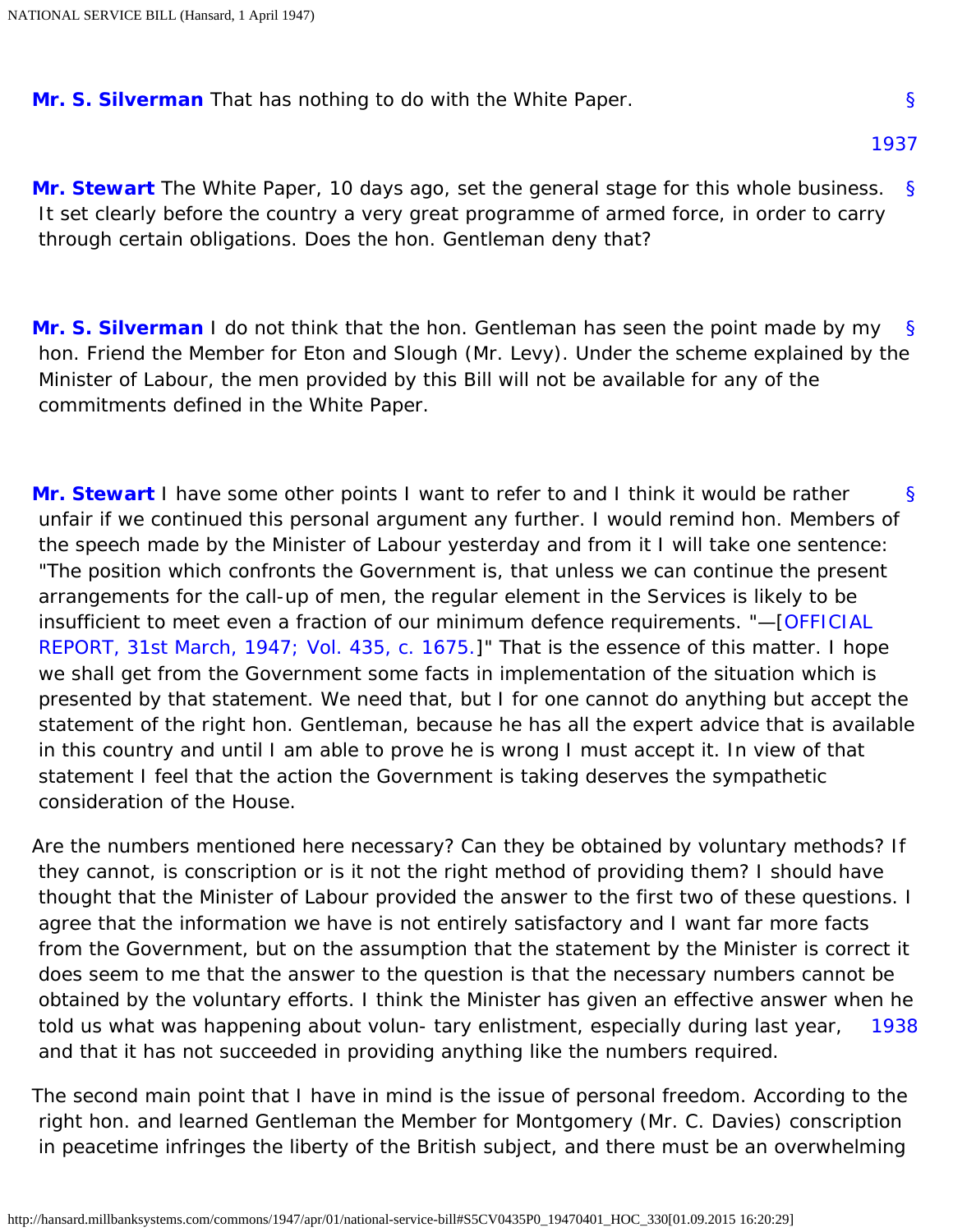**Mr. S. Silverman** That has nothing to do with the White Paper.

**Mr. Stewart** The White Paper, 10 days ago, set the general stage for this whole business. It set clearly before the country a very great programme of armed force, in order to carry through certain obligations. Does the hon. Gentleman deny that?

**Mr. S. Silverman** I do not think that the hon. Gentleman has seen the point made by my hon. Friend the Member for Eton and Slough (Mr. Levy). Under the scheme explained by the Minister of Labour, the men provided by this Bill will not be available for any of the commitments defined in the White Paper.

**Mr. Stewart** I have some other points I want to refer to and I think it would be rather unfair if we continued this personal argument any further. I would remind hon. Members of the speech made by the Minister of Labour yesterday and from it I will take one sentence: "The position which confronts the Government is, that unless we can continue the present arrangements for the call-up of men, the regular element in the Services is likely to be insufficient to meet even a fraction of our minimum defence requirements. "—[OFFICIAL REPORT, 31st March, 1947; Vol. 435, c. 1675.]" That is the essence of this matter. I hope we shall get from the Government some facts in implementation of the situation which is presented by that statement. We need that, but I for one cannot do anything but accept the statement of the right hon. Gentleman, because he has all the expert advice that is available in this country and until I am able to prove he is wrong I must accept it. In view of that statement I feel that the action the Government is taking deserves the sympathetic consideration of the House.

Are the numbers mentioned here necessary? Can they be obtained by voluntary methods? If they cannot, is conscription or is it not the right method of providing them? I should have thought that the Minister of Labour provided the answer to the first two of these questions. I agree that the information we have is not entirely satisfactory and I want far more facts from the Government, but on the assumption that the statement by the Minister is correct it does seem to me that the answer to the question is that the necessary numbers cannot be obtained by the voluntary efforts. I think the Minister has given an effective answer when he told us what was happening about voluntary enlistment, especially during last year, and that it has not succeeded in providing anything like the numbers required.

The second main point that I have in mind is the issue of personal freedom. According to the right hon. and learned Gentleman the Member for Montgomery (Mr. C. Davies) conscription in peacetime infringes the liberty of the British subject, and there must be an overwhelming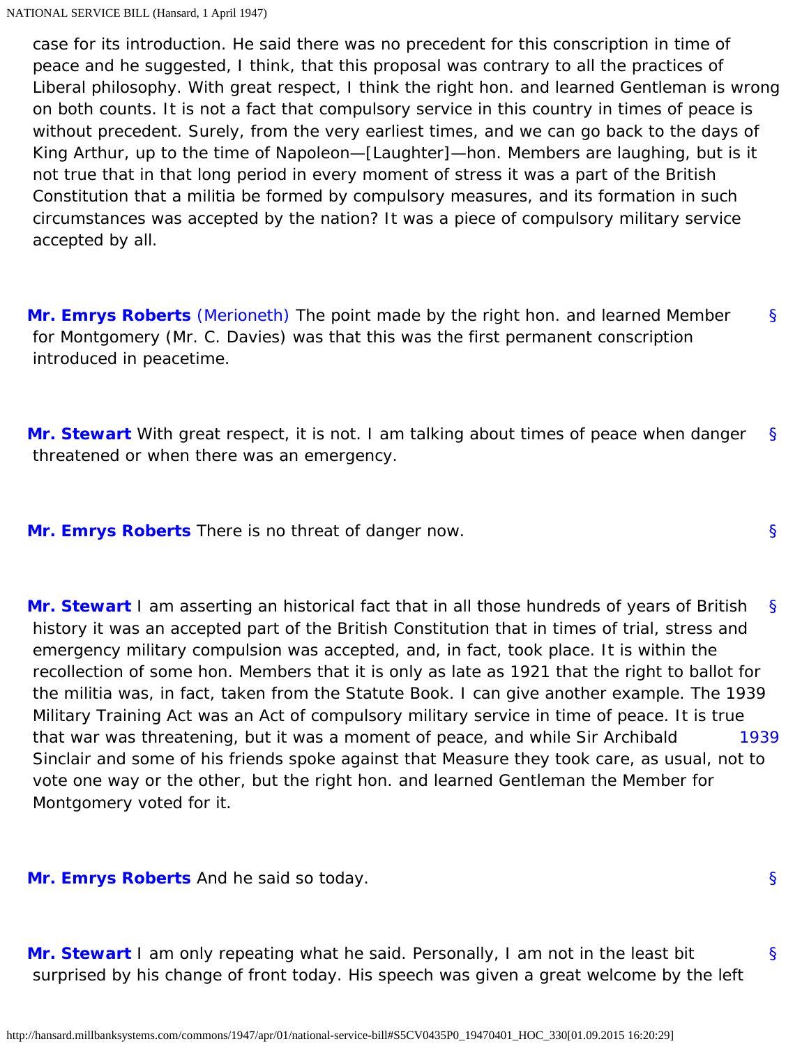case for its introduction. He said there was no precedent for this conscription in time of peace and he suggested, I think, that this proposal was contrary to all the practices of Liberal philosophy. With great respect, I think the right hon. and learned Gentleman is wrong on both counts. It is not a fact that compulsory service in this country in times of peace is without precedent. Surely, from the very earliest times, and we can go back to the days of King Arthur, up to the time of Napoleon—[Laughter]—hon. Members are laughing, but is it not true that in that long period in every moment of stress it was a part of the British Constitution that a militia be formed by compulsory measures, and its formation in such circumstances was accepted by the nation? It was a piece of compulsory military service accepted by all.

**Mr. Emrys Roberts** (Merioneth) The point made by the right hon. and learned Member for Montgomery (Mr. C. Davies) was that this was the first permanent conscription introduced in peacetime.

**Mr. Stewart** With great respect, it is not. I am talking about times of peace when danger threatened or when there was an emergency.

**Mr. Emrys Roberts** There is no threat of danger now.

**Mr. Stewart** I am asserting an historical fact that in all those hundreds of years of British history it was an accepted part of the British Constitution that in times of trial, stress and emergency military compulsion was accepted, and, in fact, took place. It is within the recollection of some hon. Members that it is only as late as 1921 that the right to ballot for the militia was, in fact, taken from the Statute Book. I can give another example. The 1939 Military Training Act was an Act of compulsory military service in time of peace. It is true that war was threatening, but it was a moment of peace, and while Sir Archibald Sinclair and some of his friends spoke against that Measure they took care, as usual, not to vote one way or the other, but the right hon. and learned Gentleman the Member for Montgomery voted for it.

**Mr. Emrys Roberts** And he said so today.

**Mr. Stewart** I am only repeating what he said. Personally, I am not in the least bit surprised by his change of front today. His speech was given a great welcome by the left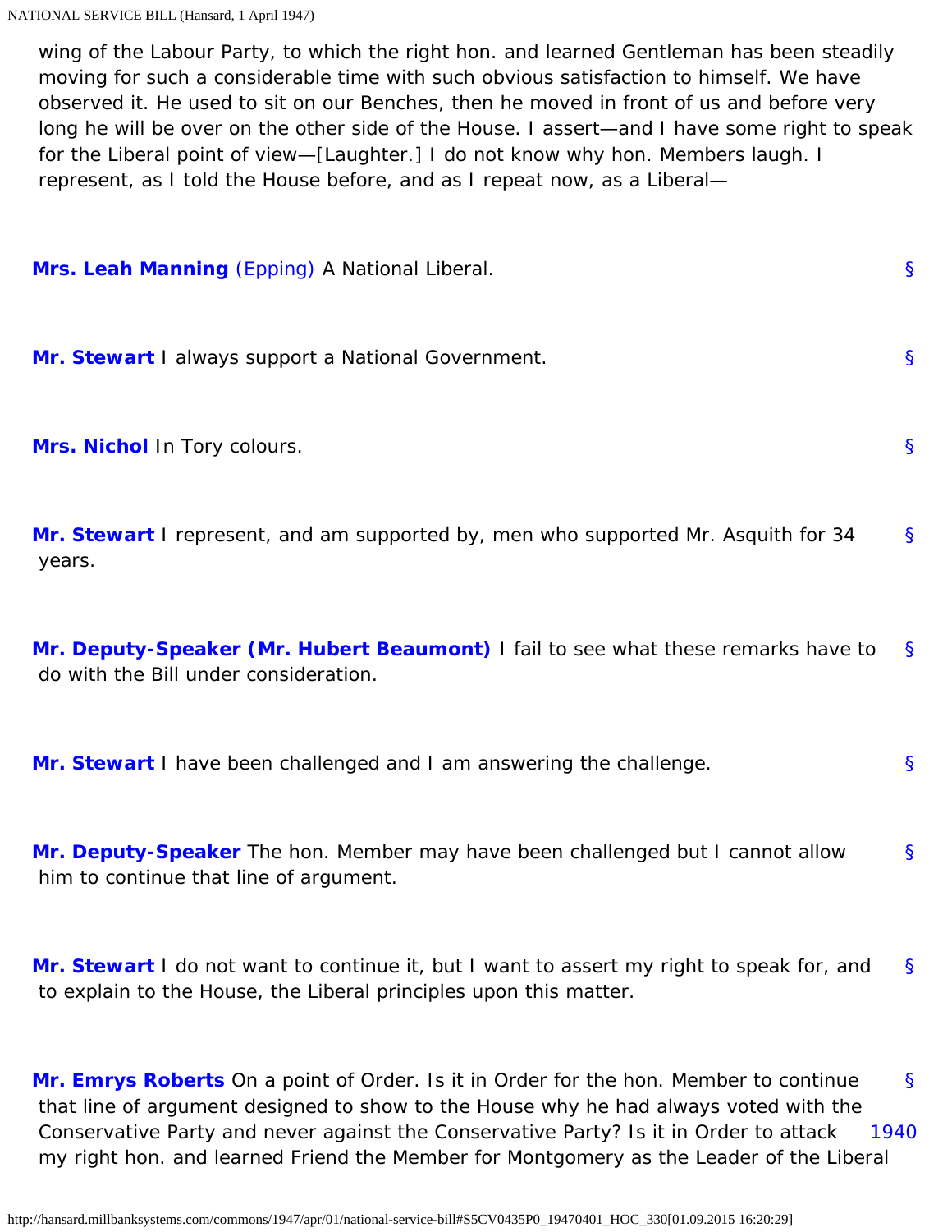wing of the Labour Party, to which the right hon. and learned Gentleman has been steadily moving for such a considerable time with such obvious satisfaction to himself. We have observed it. He used to sit on our Benches, then he moved in front of us and before very long he will be over on the other side of the House. I assert—and I have some right to speak for the Liberal point of view—[Laughter.] I do not know why hon. Members laugh. I represent, as I told the House before, and as I repeat now, as a Liberal—

**Mrs. Leah Manning** (Epping) A National Liberal. §

**Mr. Stewart** I always support a National Government. §

**Mrs. Nichol** In Tory colours. §

**Mr. Stewart** I represent, and am supported by, men who supported Mr. Asquith for 34 years. §

**Mr. Deputy-Speaker (Mr. Hubert Beaumont)** I fail to see what these remarks have to do with the Bill under consideration. §

**Mr. Stewart** I have been challenged and I am answering the challenge. §

**Mr. Deputy-Speaker** The hon. Member may have been challenged but I cannot allow him to continue that line of argument. §

**Mr. Stewart** I do not want to continue it, but I want to assert my right to speak for, and to explain to the House, the Liberal principles upon this matter. §

**Mr. Emrys Roberts** On a point of Order. Is it in Order for the hon. Member to continue that line of argument designed to show to the House why he had always voted with the Conservative Party and never against the Conservative Party? Is it in Order to attack my right hon. and learned Friend the Member for Montgomery as the Leader of the Liberal §

1940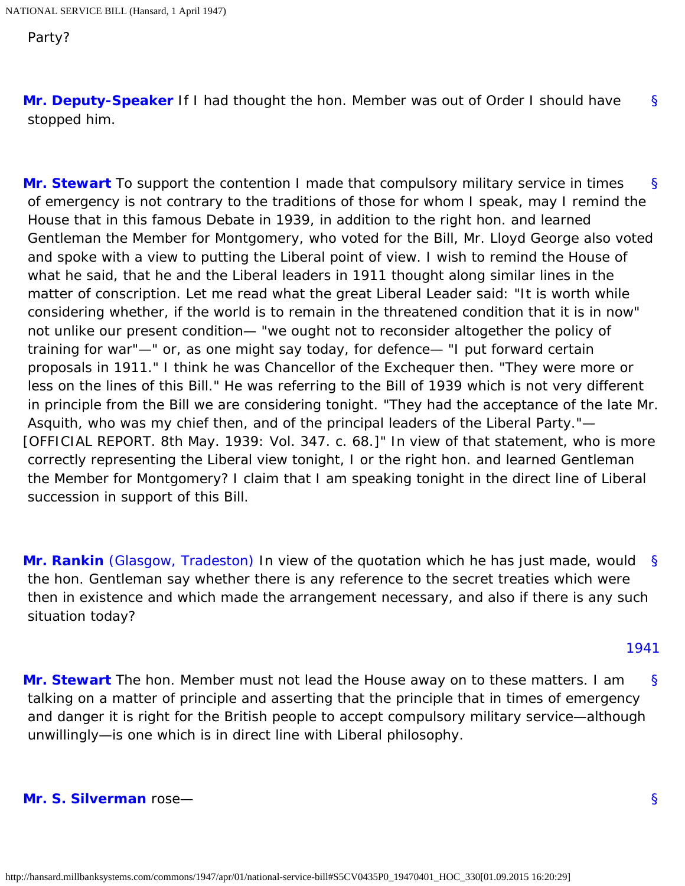Party?

**Mr. Deputy-Speaker** If I had thought the hon. Member was out of Order I should have stopped him.

**Mr. Stewart** To support the contention I made that compulsory military service in times of emergency is not contrary to the traditions of those for whom I speak, may I remind the House that in this famous Debate in 1939, in addition to the right hon. and learned Gentleman the Member for Montgomery, who voted for the Bill, Mr. Lloyd George also voted and spoke with a view to putting the Liberal point of view. I wish to remind the House of what he said, that he and the Liberal leaders in 1911 thought along similar lines in the matter of conscription. Let me read what the great Liberal Leader said: "It is worth while considering whether, if the world is to remain in the threatened condition that it is in now" not unlike our present condition— "we ought not to reconsider altogether the policy of training for war"—" or, as one might say today, for defence— "I put forward certain proposals in 1911." I think he was Chancellor of the Exchequer then. "They were more or less on the lines of this Bill." He was referring to the Bill of 1939 which is not very different in principle from the Bill we are considering tonight. "They had the acceptance of the late Mr. Asquith, who was my chief then, and of the principal leaders of the Liberal Party."—[OFFICIAL REPORT. 8th May. 1939: Vol. 347. c. 68.]" In view of that statement, who is more correctly representing the Liberal view tonight, I or the right hon. and learned Gentleman the Member for Montgomery? I claim that I am speaking tonight in the direct line of Liberal succession in support of this Bill.

**Mr. Rankin** (Glasgow, Tradeston) In view of the quotation which he has just made, would the hon. Gentleman say whether there is any reference to the secret treaties which were then in existence and which made the arrangement necessary, and also if there is any such situation today?

1941

**Mr. Stewart** The hon. Member must not lead the House away on to these matters. I am talking on a matter of principle and asserting that the principle that in times of emergency and danger it is right for the British people to accept compulsory military service—although unwillingly—is one which is in direct line with Liberal philosophy.

**Mr. S. Silverman** rose—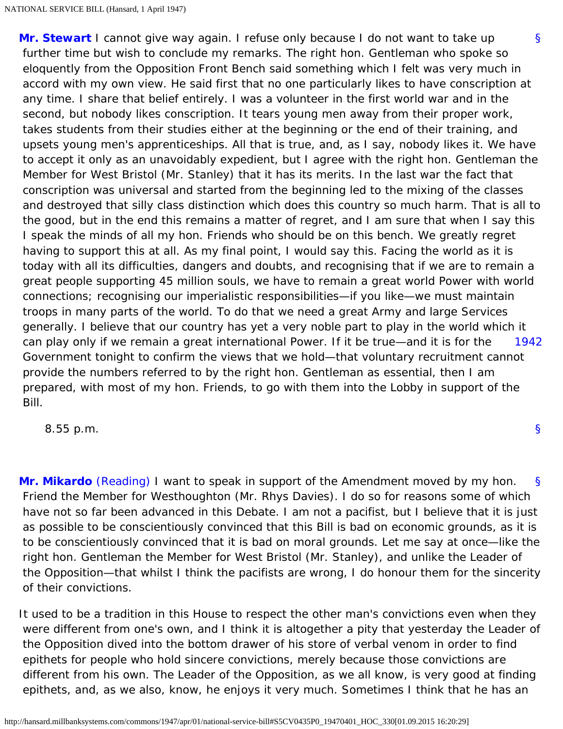**Mr. Stewart** I cannot give way again. I refuse only because I do not want to take up further time but wish to conclude my remarks. The right hon. Gentleman who spoke so eloquently from the Opposition Front Bench said something which I felt was very much in accord with my own view. He said first that no one particularly likes to have conscription at any time. I share that belief entirely. I was a volunteer in the first world war and in the second, but nobody likes conscription. It tears young men away from their proper work, takes students from their studies either at the beginning or the end of their training, and upsets young men's apprenticeships. All that is true, and, as I say, nobody likes it. We have to accept it only as an unavoidably expedient, but I agree with the right hon. Gentleman the Member for West Bristol (Mr. Stanley) that it has its merits. In the last war the fact that conscription was universal and started from the beginning led to the mixing of the classes and destroyed that silly class distinction which does this country so much harm. That is all to the good, but in the end this remains a matter of regret, and I am sure that when I say this I speak the minds of all my hon. Friends who should be on this bench. We greatly regret having to support this at all. As my final point, I would say this. Facing the world as it is today with all its difficulties, dangers and doubts, and recognising that if we are to remain a great people supporting 45 million souls, we have to remain a great world Power with world connections; recognising our imperialistic responsibilities—if you like—we must maintain troops in many parts of the world. To do that we need a great Army and large Services generally. I believe that our country has yet a very noble part to play in the world which it can play only if we remain a great international Power. If it be true—and it is for the Government tonight to confirm the views that we hold—that voluntary recruitment cannot provide the numbers referred to by the right hon. Gentleman as essential, then I am prepared, with most of my hon. Friends, to go with them into the Lobby in support of the Bill.

8.55 p.m.

**Mr. Mikardo** (Reading) I want to speak in support of the Amendment moved by my hon. Friend the Member for Westhoughton (Mr. Rhys Davies). I do so for reasons some of which have not so far been advanced in this Debate. I am not a pacifist, but I believe that it is just as possible to be conscientiously convinced that this Bill is bad on economic grounds, as it is to be conscientiously convinced that it is bad on moral grounds. Let me say at once—like the right hon. Gentleman the Member for West Bristol (Mr. Stanley), and unlike the Leader of the Opposition—that whilst I think the pacifists are wrong, I do honour them for the sincerity of their convictions.

It used to be a tradition in this House to respect the other man's convictions even when they were different from one's own, and I think it is altogether a pity that yesterday the Leader of the Opposition dived into the bottom drawer of his store of verbal venom in order to find epithets for people who hold sincere convictions, merely because those convictions are different from his own. The Leader of the Opposition, as we all know, is very good at finding epithets, and, as we also, know, he enjoys it very much. Sometimes I think that he has an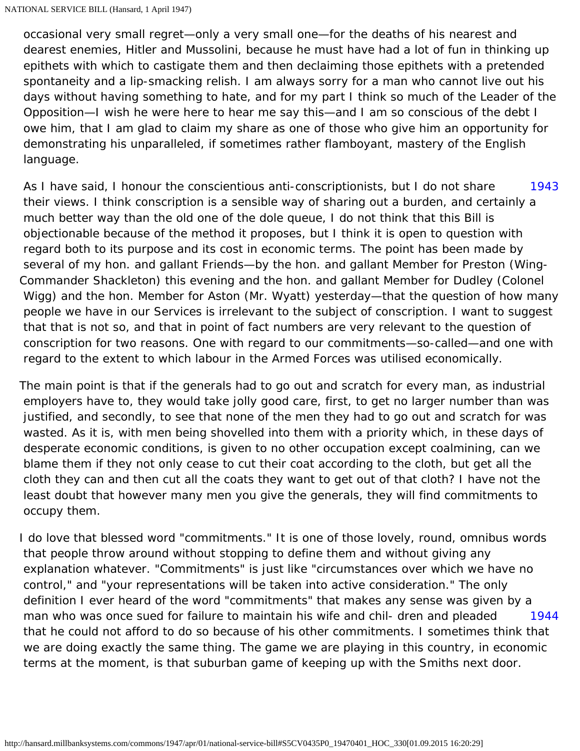occasional very small regret—only a very small one—for the deaths of his nearest and dearest enemies, Hitler and Mussolini, because he must have had a lot of fun in thinking up epithets with which to castigate them and then declaiming those epithets with a pretended spontaneity and a lip-smacking relish. I am always sorry for a man who cannot live out his days without having something to hate, and for my part I think so much of the Leader of the Opposition—I wish he were here to hear me say this—and I am so conscious of the debt I owe him, that I am glad to claim my share as one of those who give him an opportunity for demonstrating his unparalleled, if sometimes rather flamboyant, mastery of the English language.

1943

As I have said, I honour the conscientious anti-conscriptionists, but I do not share their views. I think conscription is a sensible way of sharing out a burden, and certainly a much better way than the old one of the dole queue, I do not think that this Bill is objectionable because of the method it proposes, but I think it is open to question with regard both to its purpose and its cost in economic terms. The point has been made by several of my hon. and gallant Friends—by the hon. and gallant Member for Preston (Wing-Commander Shackleton) this evening and the hon. and gallant Member for Dudley (Colonel Wigg) and the hon. Member for Aston (Mr. Wyatt) yesterday—that the question of how many people we have in our Services is irrelevant to the subject of conscription. I want to suggest that that is not so, and that in point of fact numbers are very relevant to the question of conscription for two reasons. One with regard to our commitments—so-called—and one with regard to the extent to which labour in the Armed Forces was utilised economically.

The main point is that if the generals had to go out and scratch for every man, as industrial employers have to, they would take jolly good care, first, to get no larger number than was justified, and secondly, to see that none of the men they had to go out and scratch for was wasted. As it is, with men being shovelled into them with a priority which, in these days of desperate economic conditions, is given to no other occupation except coalmining, can we blame them if they not only cease to cut their coat according to the cloth, but get all the cloth they can and then cut all the coats they want to get out of that cloth? I have not the least doubt that however many men you give the generals, they will find commitments to occupy them.

I do love that blessed word "commitments." It is one of those lovely, round, omnibus words that people throw around without stopping to define them and without giving any explanation whatever. "Commitments" is just like "circumstances over which we have no control," and "your representations will be taken into active consideration." The only definition I ever heard of the word "commitments" that makes any sense was given by a man who was once sued for failure to maintain his wife and children and pleaded that he could not afford to do so because of his other commitments. I sometimes think that we are doing exactly the same thing. The game we are playing in this country, in economic terms at the moment, is that suburban game of keeping up with the Smiths next door.

1944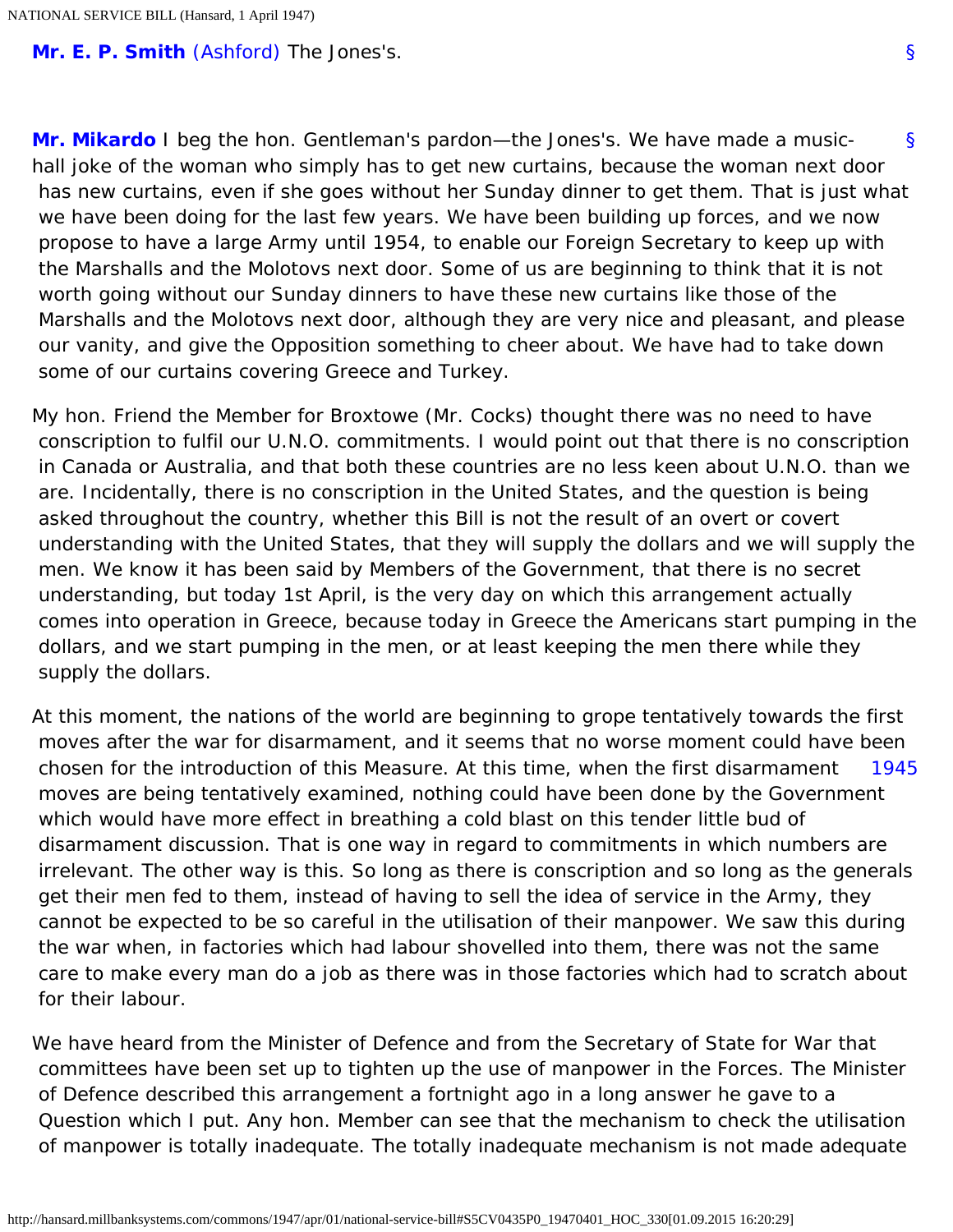**Mr. E. P. Smith** (Ashford) The Jones's.

**Mr. Mikardo** I beg the hon. Gentleman's pardon—the Jones's. We have made a music-hall joke of the woman who simply has to get new curtains, because the woman next door has new curtains, even if she goes without her Sunday dinner to get them. That is just what we have been doing for the last few years. We have been building up forces, and we now propose to have a large Army until 1954, to enable our Foreign Secretary to keep up with the Marshalls and the Molotovs next door. Some of us are beginning to think that it is not worth going without our Sunday dinners to have these new curtains like those of the Marshalls and the Molotovs next door, although they are very nice and pleasant, and please our vanity, and give the Opposition something to cheer about. We have had to take down some of our curtains covering Greece and Turkey.

My hon. Friend the Member for Broxtowe (Mr. Cocks) thought there was no need to have conscription to fulfil our U.N.O. commitments. I would point out that there is no conscription in Canada or Australia, and that both these countries are no less keen about U.N.O. than we are. Incidentally, there is no conscription in the United States, and the question is being asked throughout the country, whether this Bill is not the result of an overt or covert understanding with the United States, that they will supply the dollars and we will supply the men. We know it has been said by Members of the Government, that there is no secret understanding, but today 1st April, is the very day on which this arrangement actually comes into operation in Greece, because today in Greece the Americans start pumping in the dollars, and we start pumping in the men, or at least keeping the men there while they supply the dollars.

At this moment, the nations of the world are beginning to grope tentatively towards the first moves after the war for disarmament, and it seems that no worse moment could have been chosen for the introduction of this Measure. At this time, when the first disarmament moves are being tentatively examined, nothing could have been done by the Government which would have more effect in breathing a cold blast on this tender little bud of disarmament discussion. That is one way in regard to commitments in which numbers are irrelevant. The other way is this. So long as there is conscription and so long as the generals get their men fed to them, instead of having to sell the idea of service in the Army, they cannot be expected to be so careful in the utilisation of their manpower. We saw this during the war when, in factories which had labour shovelled into them, there was not the same care to make every man do a job as there was in those factories which had to scratch about for their labour.

We have heard from the Minister of Defence and from the Secretary of State for War that committees have been set up to tighten up the use of manpower in the Forces. The Minister of Defence described this arrangement a fortnight ago in a long answer he gave to a Question which I put. Any hon. Member can see that the mechanism to check the utilisation of manpower is totally inadequate. The totally inadequate mechanism is not made adequate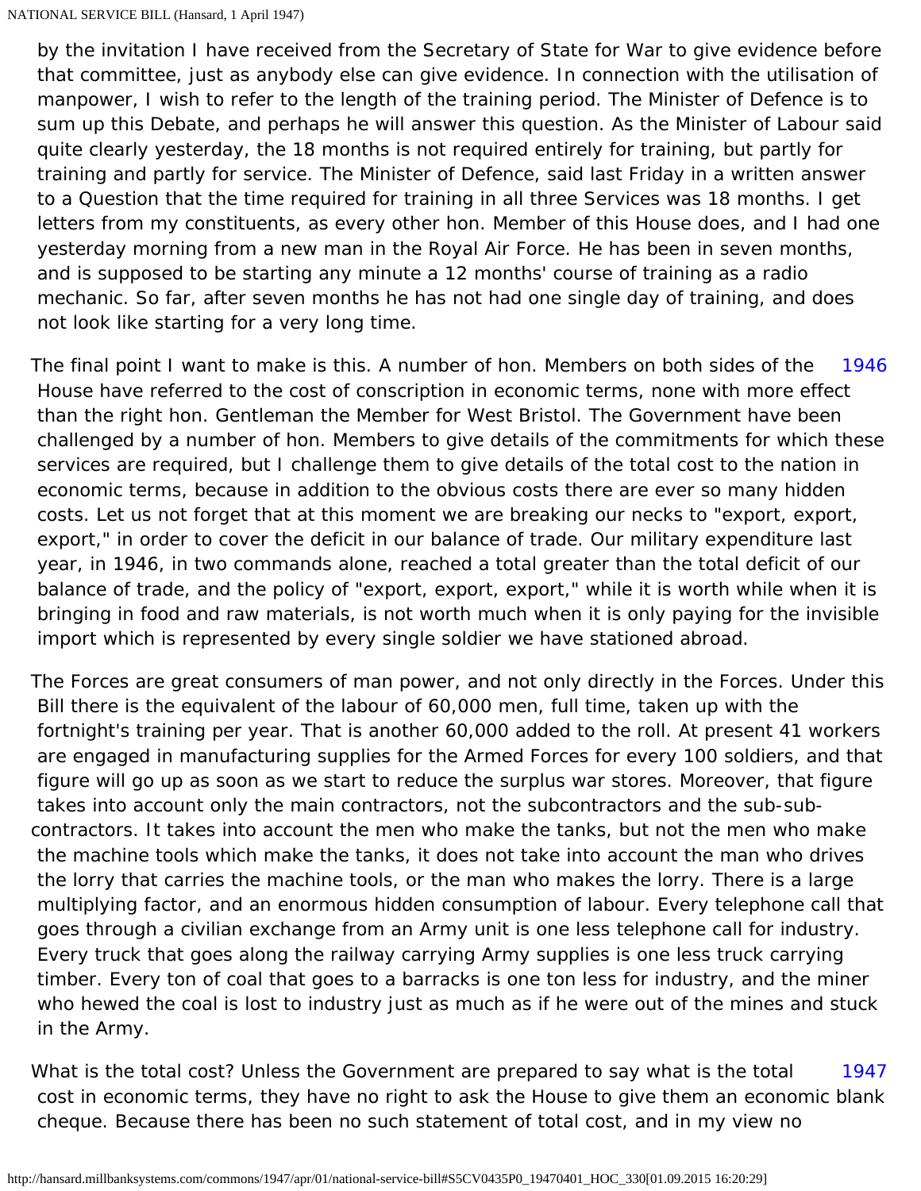by the invitation I have received from the Secretary of State for War to give evidence before that committee, just as anybody else can give evidence. In connection with the utilisation of manpower, I wish to refer to the length of the training period. The Minister of Defence is to sum up this Debate, and perhaps he will answer this question. As the Minister of Labour said quite clearly yesterday, the 18 months is not required entirely for training, but partly for training and partly for service. The Minister of Defence, said last Friday in a written answer to a Question that the time required for training in all three Services was 18 months. I get letters from my constituents, as every other hon. Member of this House does, and I had one yesterday morning from a new man in the Royal Air Force. He has been in seven months, and is supposed to be starting any minute a 12 months' course of training as a radio mechanic. So far, after seven months he has not had one single day of training, and does not look like starting for a very long time.

1946

The final point I want to make is this. A number of hon. Members on both sides of the House have referred to the cost of conscription in economic terms, none with more effect than the right hon. Gentleman the Member for West Bristol. The Government have been challenged by a number of hon. Members to give details of the commitments for which these services are required, but I challenge them to give details of the total cost to the nation in economic terms, because in addition to the obvious costs there are ever so many hidden costs. Let us not forget that at this moment we are breaking our necks to "export, export, export," in order to cover the deficit in our balance of trade. Our military expenditure last year, in 1946, in two commands alone, reached a total greater than the total deficit of our balance of trade, and the policy of "export, export, export," while it is worth while when it is bringing in food and raw materials, is not worth much when it is only paying for the invisible import which is represented by every single soldier we have stationed abroad.

The Forces are great consumers of man power, and not only directly in the Forces. Under this Bill there is the equivalent of the labour of 60,000 men, full time, taken up with the fortnight's training per year. That is another 60,000 added to the roll. At present 41 workers are engaged in manufacturing supplies for the Armed Forces for every 100 soldiers, and that figure will go up as soon as we start to reduce the surplus war stores. Moreover, that figure takes into account only the main contractors, not the subcontractors and the sub-sub-contractors. It takes into account the men who make the tanks, but not the men who make the machine tools which make the tanks, it does not take into account the man who drives the lorry that carries the machine tools, or the man who makes the lorry. There is a large multiplying factor, and an enormous hidden consumption of labour. Every telephone call that goes through a civilian exchange from an Army unit is one less telephone call for industry. Every truck that goes along the railway carrying Army supplies is one less truck carrying timber. Every ton of coal that goes to a barracks is one ton less for industry, and the miner who hewed the coal is lost to industry just as much as if he were out of the mines and stuck in the Army.

1947

What is the total cost? Unless the Government are prepared to say what is the total cost in economic terms, they have no right to ask the House to give them an economic blank cheque. Because there has been no such statement of total cost, and in my view no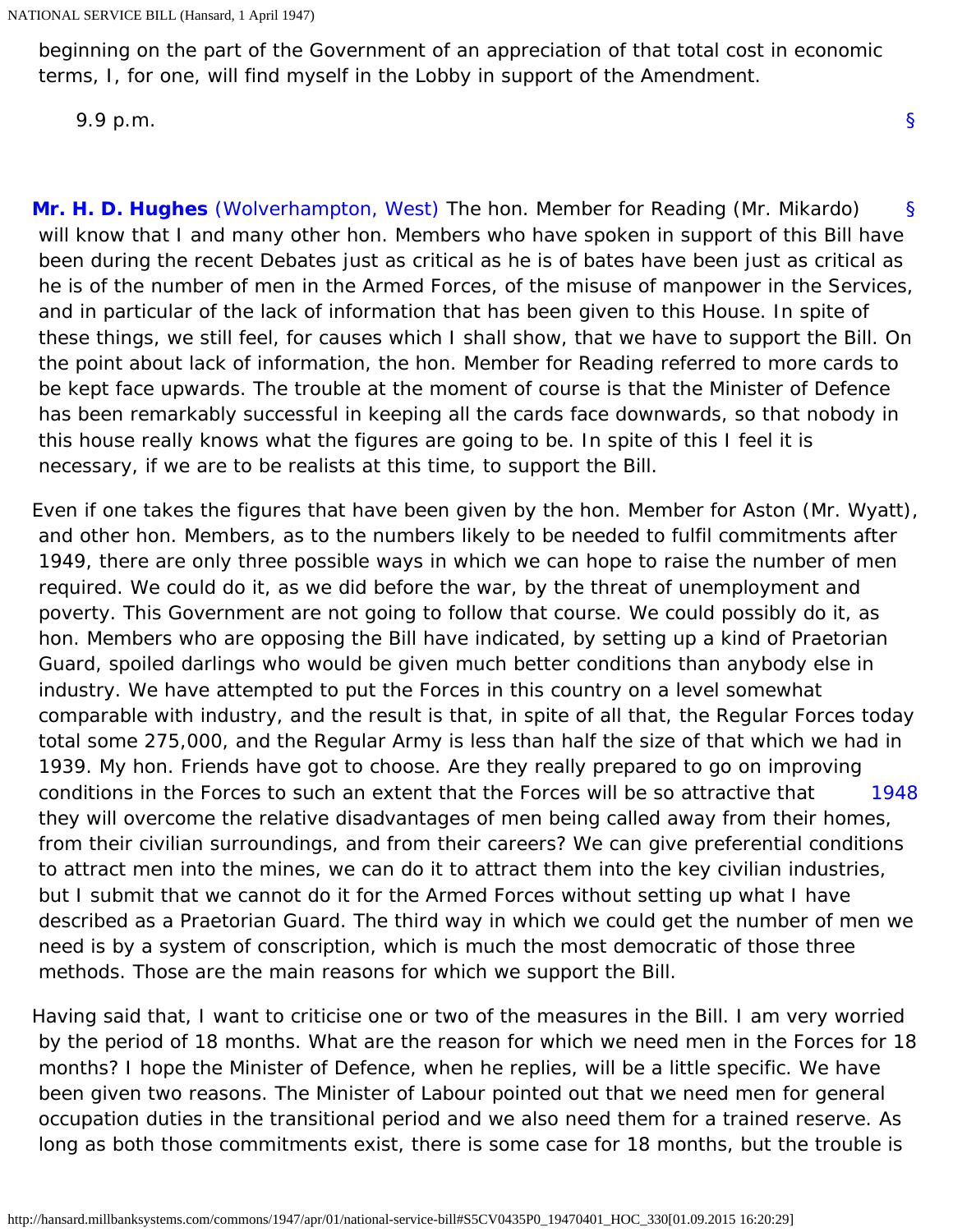beginning on the part of the Government of an appreciation of that total cost in economic terms, I, for one, will find myself in the Lobby in support of the Amendment.

9.9 p.m.

§

**Mr. H. D. Hughes** (Wolverhampton, West) The hon. Member for Reading (Mr. Mikardo) will know that I and many other hon. Members who have spoken in support of this Bill have been during the recent Debates just as critical as he is of bates have been just as critical as he is of the number of men in the Armed Forces, of the misuse of manpower in the Services, and in particular of the lack of information that has been given to this House. In spite of these things, we still feel, for causes which I shall show, that we have to support the Bill. On the point about lack of information, the hon. Member for Reading referred to more cards to be kept face upwards. The trouble at the moment of course is that the Minister of Defence has been remarkably successful in keeping all the cards face downwards, so that nobody in this house really knows what the figures are going to be. In spite of this I feel it is necessary, if we are to be realists at this time, to support the Bill.

Even if one takes the figures that have been given by the hon. Member for Aston (Mr. Wyatt), and other hon. Members, as to the numbers likely to be needed to fulfil commitments after 1949, there are only three possible ways in which we can hope to raise the number of men required. We could do it, as we did before the war, by the threat of unemployment and poverty. This Government are not going to follow that course. We could possibly do it, as hon. Members who are opposing the Bill have indicated, by setting up a kind of Praetorian Guard, spoiled darlings who would be given much better conditions than anybody else in industry. We have attempted to put the Forces in this country on a level somewhat comparable with industry, and the result is that, in spite of all that, the Regular Forces today total some 275,000, and the Regular Army is less than half the size of that which we had in 1939. My hon. Friends have got to choose. Are they really prepared to go on improving conditions in the Forces to such an extent that the Forces will be so attractive that they will overcome the relative disadvantages of men being called away from their homes, from their civilian surroundings, and from their careers? We can give preferential conditions to attract men into the mines, we can do it to attract them into the key civilian industries, but I submit that we cannot do it for the Armed Forces without setting up what I have described as a Praetorian Guard. The third way in which we could get the number of men we need is by a system of conscription, which is much the most democratic of those three methods. Those are the main reasons for which we support the Bill.

Having said that, I want to criticise one or two of the measures in the Bill. I am very worried by the period of 18 months. What are the reason for which we need men in the Forces for 18 months? I hope the Minister of Defence, when he replies, will be a little specific. We have been given two reasons. The Minister of Labour pointed out that we need men for general occupation duties in the transitional period and we also need them for a trained reserve. As long as both those commitments exist, there is some case for 18 months, but the trouble is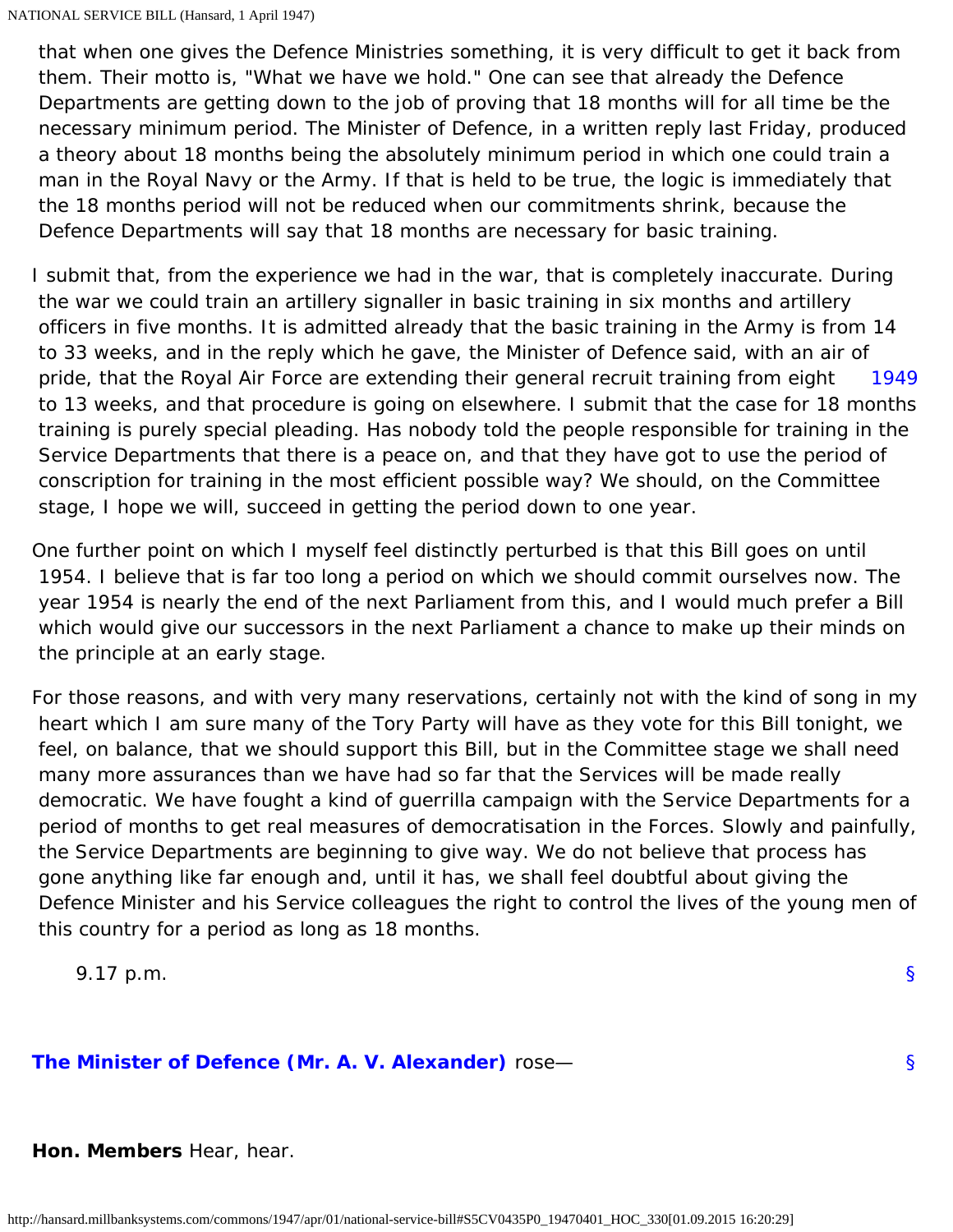that when one gives the Defence Ministries something, it is very difficult to get it back from them. Their motto is, "What we have we hold." One can see that already the Defence Departments are getting down to the job of proving that 18 months will for all time be the necessary minimum period. The Minister of Defence, in a written reply last Friday, produced a theory about 18 months being the absolutely minimum period in which one could train a man in the Royal Navy or the Army. If that is held to be true, the logic is immediately that the 18 months period will not be reduced when our commitments shrink, because the Defence Departments will say that 18 months are necessary for basic training.

I submit that, from the experience we had in the war, that is completely inaccurate. During the war we could train an artillery signaller in basic training in six months and artillery officers in five months. It is admitted already that the basic training in the Army is from 14 to 33 weeks, and in the reply which he gave, the Minister of Defence said, with an air of pride, that the Royal Air Force are extending their general recruit training from eight to 13 weeks, and that procedure is going on elsewhere. I submit that the case for 18 months training is purely special pleading. Has nobody told the people responsible for training in the Service Departments that there is a peace on, and that they have got to use the period of conscription for training in the most efficient possible way? We should, on the Committee stage, I hope we will, succeed in getting the period down to one year.

1949

One further point on which I myself feel distinctly perturbed is that this Bill goes on until 1954. I believe that is far too long a period on which we should commit ourselves now. The year 1954 is nearly the end of the next Parliament from this, and I would much prefer a Bill which would give our successors in the next Parliament a chance to make up their minds on the principle at an early stage.

For those reasons, and with very many reservations, certainly not with the kind of song in my heart which I am sure many of the Tory Party will have as they vote for this Bill tonight, we feel, on balance, that we should support this Bill, but in the Committee stage we shall need many more assurances than we have had so far that the Services will be made really democratic. We have fought a kind of guerrilla campaign with the Service Departments for a period of months to get real measures of democratisation in the Forces. Slowly and painfully, the Service Departments are beginning to give way. We do not believe that process has gone anything like far enough and, until it has, we shall feel doubtful about giving the Defence Minister and his Service colleagues the right to control the lives of the young men of this country for a period as long as 18 months.

9.17 p.m. §

**The Minister of Defence (Mr. A. V. Alexander)** rose— §

**Hon. Members** Hear, hear.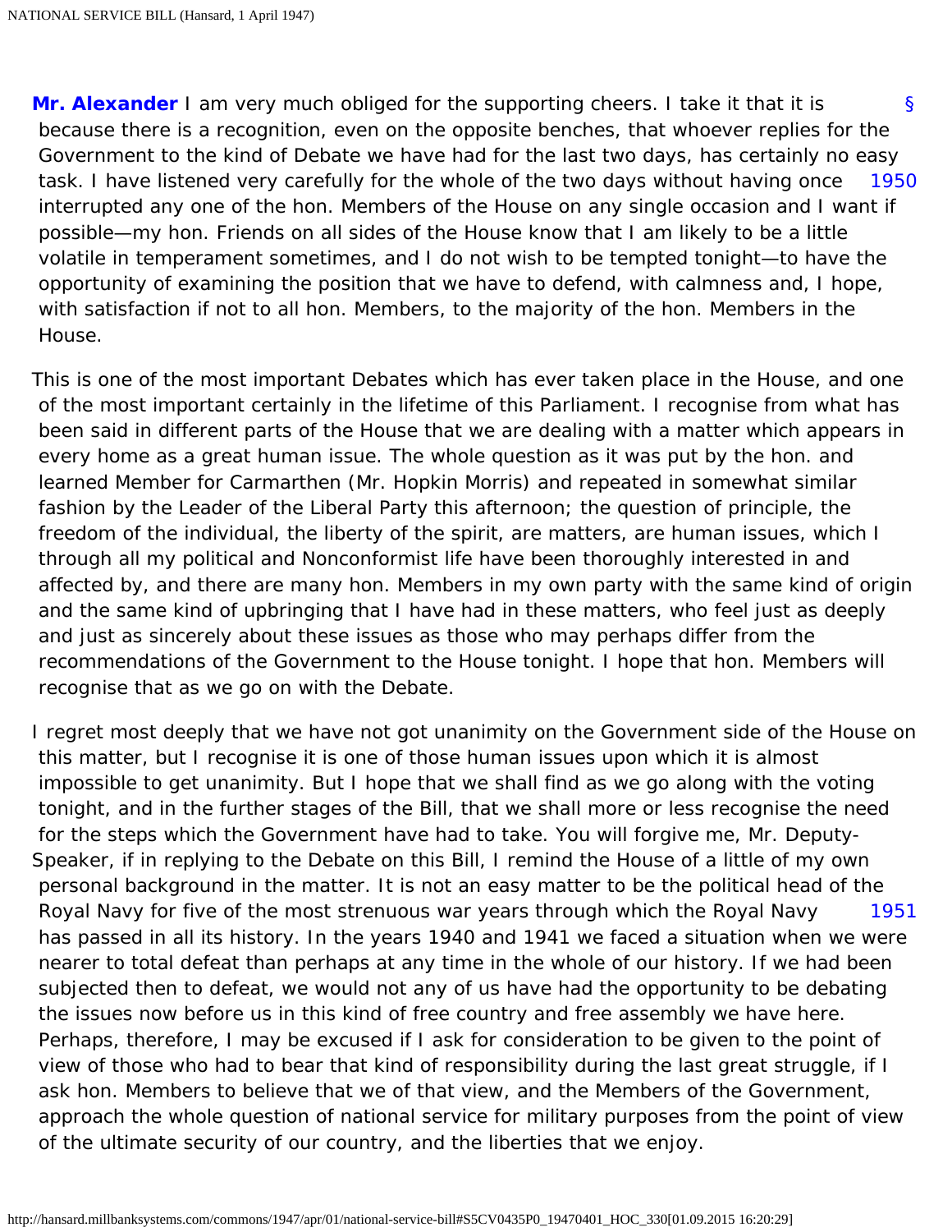**Mr. Alexander** I am very much obliged for the supporting cheers. I take it that it is because there is a recognition, even on the opposite benches, that whoever replies for the Government to the kind of Debate we have had for the last two days, has certainly no easy task. I have listened very carefully for the whole of the two days without having once interrupted any one of the hon. Members of the House on any single occasion and I want if possible—my hon. Friends on all sides of the House know that I am likely to be a little volatile in temperament sometimes, and I do not wish to be tempted tonight—to have the opportunity of examining the position that we have to defend, with calmness and, I hope, with satisfaction if not to all hon. Members, to the majority of the hon. Members in the House.

This is one of the most important Debates which has ever taken place in the House, and one of the most important certainly in the lifetime of this Parliament. I recognise from what has been said in different parts of the House that we are dealing with a matter which appears in every home as a great human issue. The whole question as it was put by the hon. and learned Member for Carmarthen (Mr. Hopkin Morris) and repeated in somewhat similar fashion by the Leader of the Liberal Party this afternoon; the question of principle, the freedom of the individual, the liberty of the spirit, are matters, are human issues, which I through all my political and Nonconformist life have been thoroughly interested in and affected by, and there are many hon. Members in my own party with the same kind of origin and the same kind of upbringing that I have had in these matters, who feel just as deeply and just as sincerely about these issues as those who may perhaps differ from the recommendations of the Government to the House tonight. I hope that hon. Members will recognise that as we go on with the Debate.

I regret most deeply that we have not got unanimity on the Government side of the House on this matter, but I recognise it is one of those human issues upon which it is almost impossible to get unanimity. But I hope that we shall find as we go along with the voting tonight, and in the further stages of the Bill, that we shall more or less recognise the need for the steps which the Government have had to take. You will forgive me, Mr. Deputy-Speaker, if in replying to the Debate on this Bill, I remind the House of a little of my own personal background in the matter. It is not an easy matter to be the political head of the Royal Navy for five of the most strenuous war years through which the Royal Navy has passed in all its history. In the years 1940 and 1941 we faced a situation when we were nearer to total defeat than perhaps at any time in the whole of our history. If we had been subjected then to defeat, we would not any of us have had the opportunity to be debating the issues now before us in this kind of free country and free assembly we have here. Perhaps, therefore, I may be excused if I ask for consideration to be given to the point of view of those who had to bear that kind of responsibility during the last great struggle, if I ask hon. Members to believe that we of that view, and the Members of the Government, approach the whole question of national service for military purposes from the point of view of the ultimate security of our country, and the liberties that we enjoy.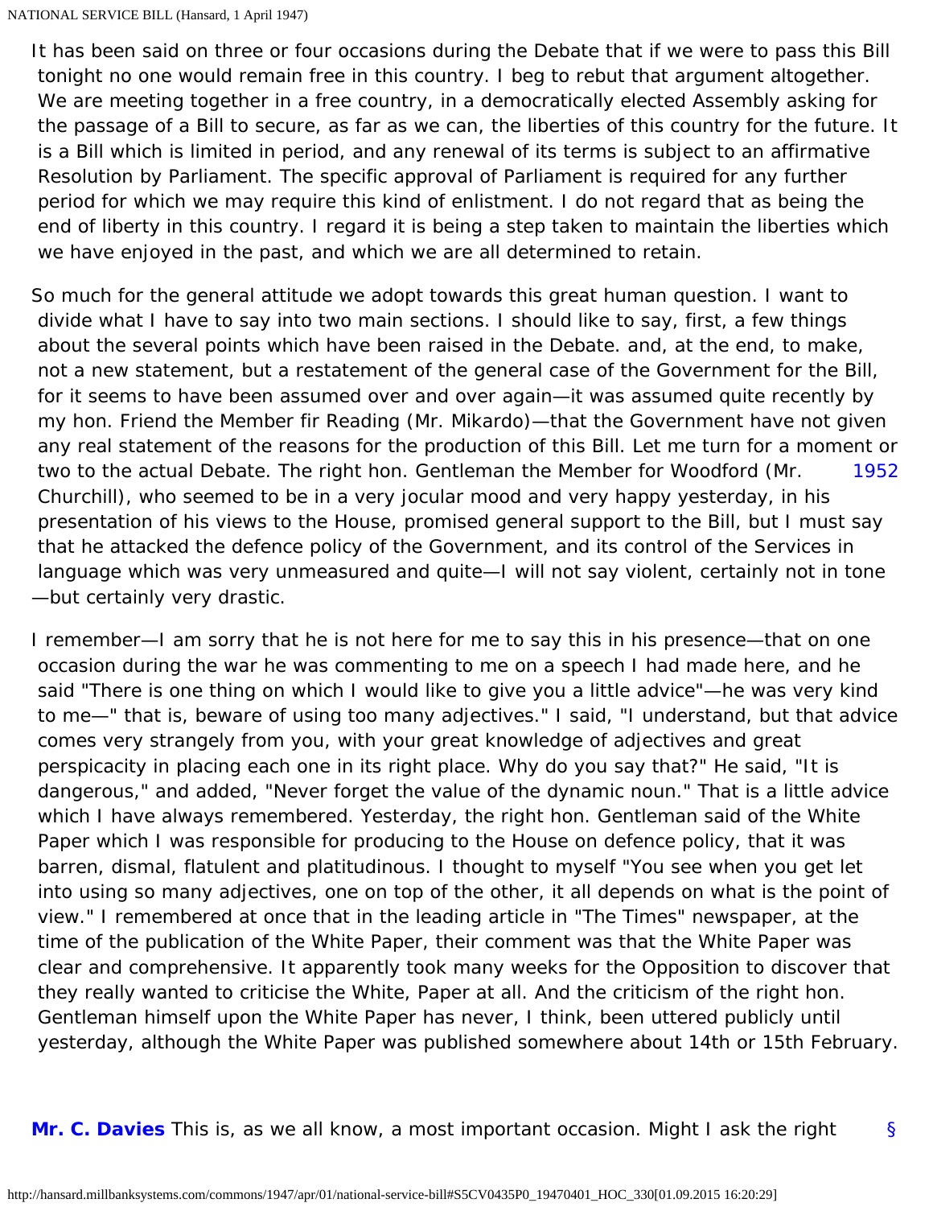It has been said on three or four occasions during the Debate that if we were to pass this Bill tonight no one would remain free in this country. I beg to rebut that argument altogether. We are meeting together in a free country, in a democratically elected Assembly asking for the passage of a Bill to secure, as far as we can, the liberties of this country for the future. It is a Bill which is limited in period, and any renewal of its terms is subject to an affirmative Resolution by Parliament. The specific approval of Parliament is required for any further period for which we may require this kind of enlistment. I do not regard that as being the end of liberty in this country. I regard it is being a step taken to maintain the liberties which we have enjoyed in the past, and which we are all determined to retain.

So much for the general attitude we adopt towards this great human question. I want to divide what I have to say into two main sections. I should like to say, first, a few things about the several points which have been raised in the Debate. and, at the end, to make, not a new statement, but a restatement of the general case of the Government for the Bill, for it seems to have been assumed over and over again—it was assumed quite recently by my hon. Friend the Member fir Reading (Mr. Mikardo)—that the Government have not given any real statement of the reasons for the production of this Bill. Let me turn for a moment or two to the actual Debate. The right hon. Gentleman the Member for Woodford (Mr. Churchill), who seemed to be in a very jocular mood and very happy yesterday, in his presentation of his views to the House, promised general support to the Bill, but I must say that he attacked the defence policy of the Government, and its control of the Services in language which was very unmeasured and quite—I will not say violent, certainly not in tone—but certainly very drastic.

I remember—I am sorry that he is not here for me to say this in his presence—that on one occasion during the war he was commenting to me on a speech I had made here, and he said "There is one thing on which I would like to give you a little advice"—he was very kind to me—" that is, beware of using too many adjectives." I said, "I understand, but that advice comes very strangely from you, with your great knowledge of adjectives and great perspicacity in placing each one in its right place. Why do you say that?" He said, "It is dangerous," and added, "Never forget the value of the dynamic noun." That is a little advice which I have always remembered. Yesterday, the right hon. Gentleman said of the White Paper which I was responsible for producing to the House on defence policy, that it was barren, dismal, flatulent and platitudinous. I thought to myself "You see when you get let into using so many adjectives, one on top of the other, it all depends on what is the point of view." I remembered at once that in the leading article in "The Times" newspaper, at the time of the publication of the White Paper, their comment was that the White Paper was clear and comprehensive. It apparently took many weeks for the Opposition to discover that they really wanted to criticise the White, Paper at all. And the criticism of the right hon. Gentleman himself upon the White Paper has never, I think, been uttered publicly until yesterday, although the White Paper was published somewhere about 14th or 15th February.

**Mr. C. Davies** This is, as we all know, a most important occasion. Might I ask the right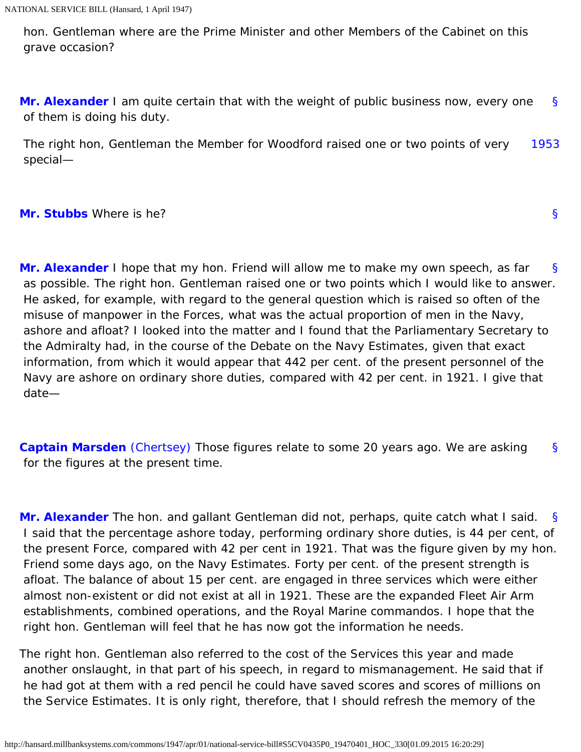hon. Gentleman where are the Prime Minister and other Members of the Cabinet on this grave occasion?

**Mr. Alexander** I am quite certain that with the weight of public business now, every one of them is doing his duty.

The right hon, Gentleman the Member for Woodford raised one or two points of very special—

**Mr. Stubbs** Where is he?

**Mr. Alexander** I hope that my hon. Friend will allow me to make my own speech, as far as possible. The right hon. Gentleman raised one or two points which I would like to answer. He asked, for example, with regard to the general question which is raised so often of the misuse of manpower in the Forces, what was the actual proportion of men in the Navy, ashore and afloat? I looked into the matter and I found that the Parliamentary Secretary to the Admiralty had, in the course of the Debate on the Navy Estimates, given that exact information, from which it would appear that 442 per cent. of the present personnel of the Navy are ashore on ordinary shore duties, compared with 42 per cent. in 1921. I give that date—

**Captain Marsden** (Chertsey) Those figures relate to some 20 years ago. We are asking for the figures at the present time.

**Mr. Alexander** The hon. and gallant Gentleman did not, perhaps, quite catch what I said. I said that the percentage ashore today, performing ordinary shore duties, is 44 per cent, of the present Force, compared with 42 per cent in 1921. That was the figure given by my hon. Friend some days ago, on the Navy Estimates. Forty per cent. of the present strength is afloat. The balance of about 15 per cent. are engaged in three services which were either almost non-existent or did not exist at all in 1921. These are the expanded Fleet Air Arm establishments, combined operations, and the Royal Marine commandos. I hope that the right hon. Gentleman will feel that he has now got the information he needs.

The right hon. Gentleman also referred to the cost of the Services this year and made another onslaught, in that part of his speech, in regard to mismanagement. He said that if he had got at them with a red pencil he could have saved scores and scores of millions on the Service Estimates. It is only right, therefore, that I should refresh the memory of the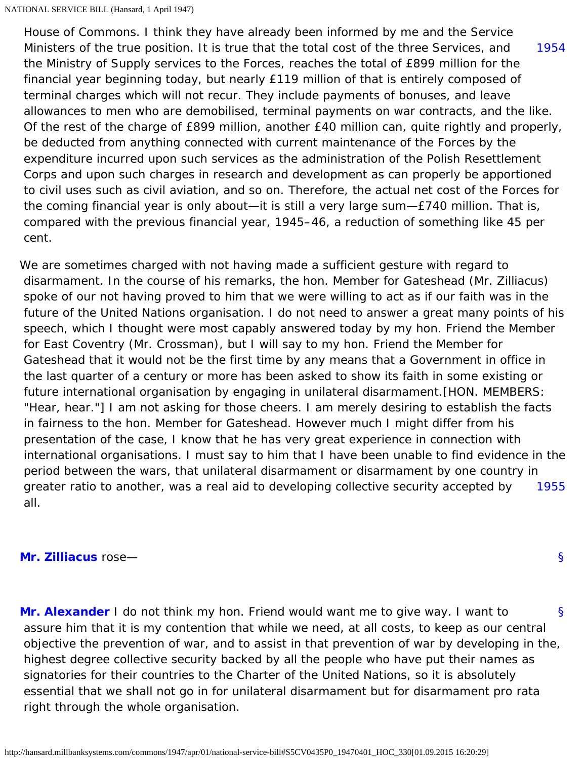House of Commons. I think they have already been informed by me and the Service Ministers of the true position. It is true that the total cost of the three Services, and the Ministry of Supply services to the Forces, reaches the total of £899 million for the financial year beginning today, but nearly £119 million of that is entirely composed of terminal charges which will not recur. They include payments of bonuses, and leave allowances to men who are demobilised, terminal payments on war contracts, and the like. Of the rest of the charge of £899 million, another £40 million can, quite rightly and properly, be deducted from anything connected with current maintenance of the Forces by the expenditure incurred upon such services as the administration of the Polish Resettlement Corps and upon such charges in research and development as can properly be apportioned to civil uses such as civil aviation, and so on. Therefore, the actual net cost of the Forces for the coming financial year is only about—it is still a very large sum—£740 million. That is, compared with the previous financial year, 1945–46, a reduction of something like 45 per cent.

We are sometimes charged with not having made a sufficient gesture with regard to disarmament. In the course of his remarks, the hon. Member for Gateshead (Mr. Zilliacus) spoke of our not having proved to him that we were willing to act as if our faith was in the future of the United Nations organisation. I do not need to answer a great many points of his speech, which I thought were most capably answered today by my hon. Friend the Member for East Coventry (Mr. Crossman), but I will say to my hon. Friend the Member for Gateshead that it would not be the first time by any means that a Government in office in the last quarter of a century or more has been asked to show its faith in some existing or future international organisation by engaging in unilateral disarmament.[HON. MEMBERS: "Hear, hear."] I am not asking for those cheers. I am merely desiring to establish the facts in fairness to the hon. Member for Gateshead. However much I might differ from his presentation of the case, I know that he has very great experience in connection with international organisations. I must say to him that I have been unable to find evidence in the period between the wars, that unilateral disarmament or disarmament by one country in greater ratio to another, was a real aid to developing collective security accepted by all.

**Mr. Zilliacus** rose—

**Mr. Alexander** I do not think my hon. Friend would want me to give way. I want to assure him that it is my contention that while we need, at all costs, to keep as our central objective the prevention of war, and to assist in that prevention of war by developing in the, highest degree collective security backed by all the people who have put their names as signatories for their countries to the Charter of the United Nations, so it is absolutely essential that we shall not go in for unilateral disarmament but for disarmament pro rata right through the whole organisation.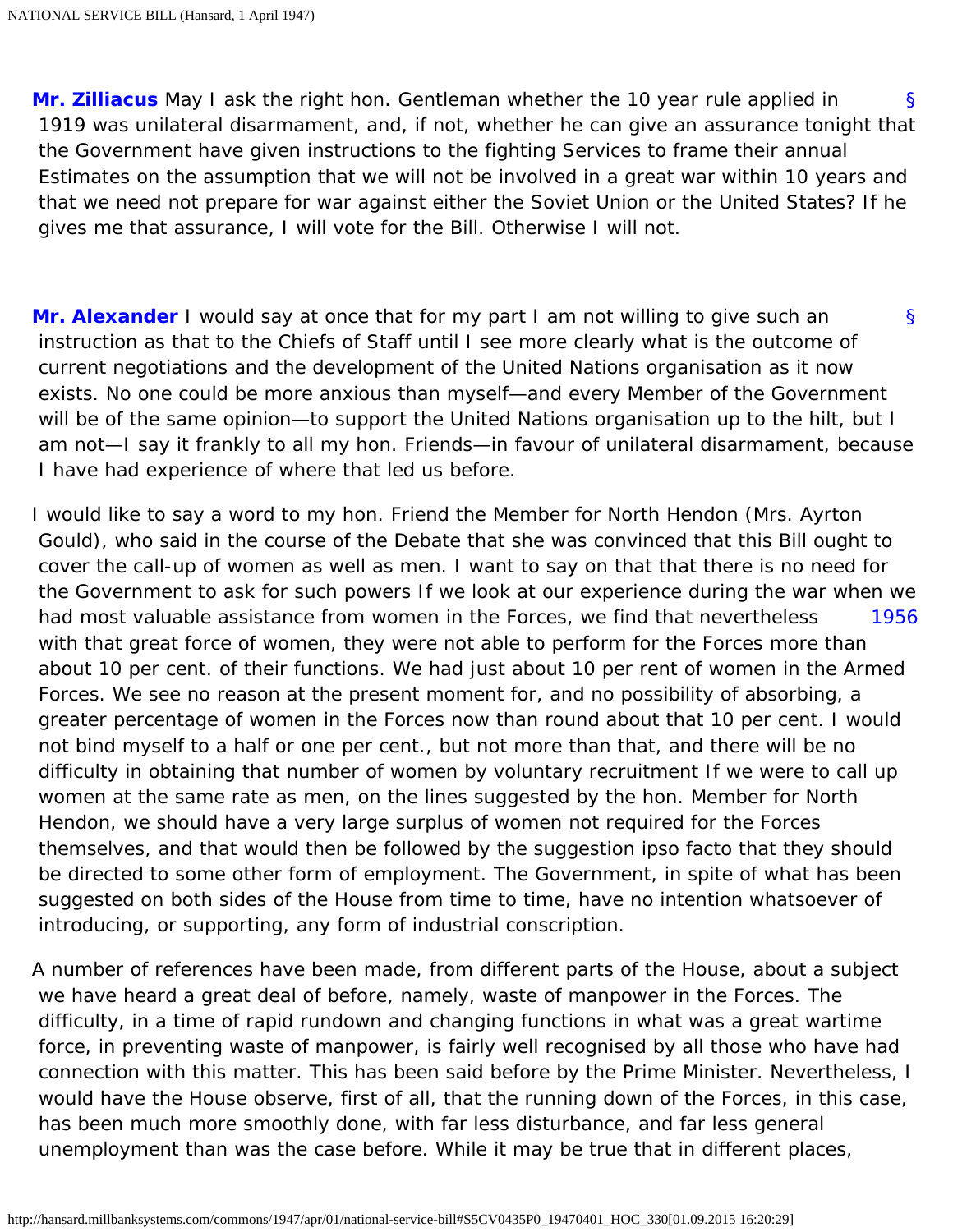**Mr. Zilliacus** May I ask the right hon. Gentleman whether the 10 year rule applied in 1919 was unilateral disarmament, and, if not, whether he can give an assurance tonight that the Government have given instructions to the fighting Services to frame their annual Estimates on the assumption that we will not be involved in a great war within 10 years and that we need not prepare for war against either the Soviet Union or the United States? If he gives me that assurance, I will vote for the Bill. Otherwise I will not.

**Mr. Alexander** I would say at once that for my part I am not willing to give such an instruction as that to the Chiefs of Staff until I see more clearly what is the outcome of current negotiations and the development of the United Nations organisation as it now exists. No one could be more anxious than myself—and every Member of the Government will be of the same opinion—to support the United Nations organisation up to the hilt, but I am not—I say it frankly to all my hon. Friends—in favour of unilateral disarmament, because I have had experience of where that led us before.

I would like to say a word to my hon. Friend the Member for North Hendon (Mrs. Ayrton Gould), who said in the course of the Debate that she was convinced that this Bill ought to cover the call-up of women as well as men. I want to say on that that there is no need for the Government to ask for such powers If we look at our experience during the war when we had most valuable assistance from women in the Forces, we find that nevertheless with that great force of women, they were not able to perform for the Forces more than about 10 per cent. of their functions. We had just about 10 per rent of women in the Armed Forces. We see no reason at the present moment for, and no possibility of absorbing, a greater percentage of women in the Forces now than round about that 10 per cent. I would not bind myself to a half or one per cent., but not more than that, and there will be no difficulty in obtaining that number of women by voluntary recruitment If we were to call up women at the same rate as men, on the lines suggested by the hon. Member for North Hendon, we should have a very large surplus of women not required for the Forces themselves, and that would then be followed by the suggestion ipso facto that they should be directed to some other form of employment. The Government, in spite of what has been suggested on both sides of the House from time to time, have no intention whatsoever of introducing, or supporting, any form of industrial conscription.

A number of references have been made, from different parts of the House, about a subject we have heard a great deal of before, namely, waste of manpower in the Forces. The difficulty, in a time of rapid rundown and changing functions in what was a great wartime force, in preventing waste of manpower, is fairly well recognised by all those who have had connection with this matter. This has been said before by the Prime Minister. Nevertheless, I would have the House observe, first of all, that the running down of the Forces, in this case, has been much more smoothly done, with far less disturbance, and far less general unemployment than was the case before. While it may be true that in different places,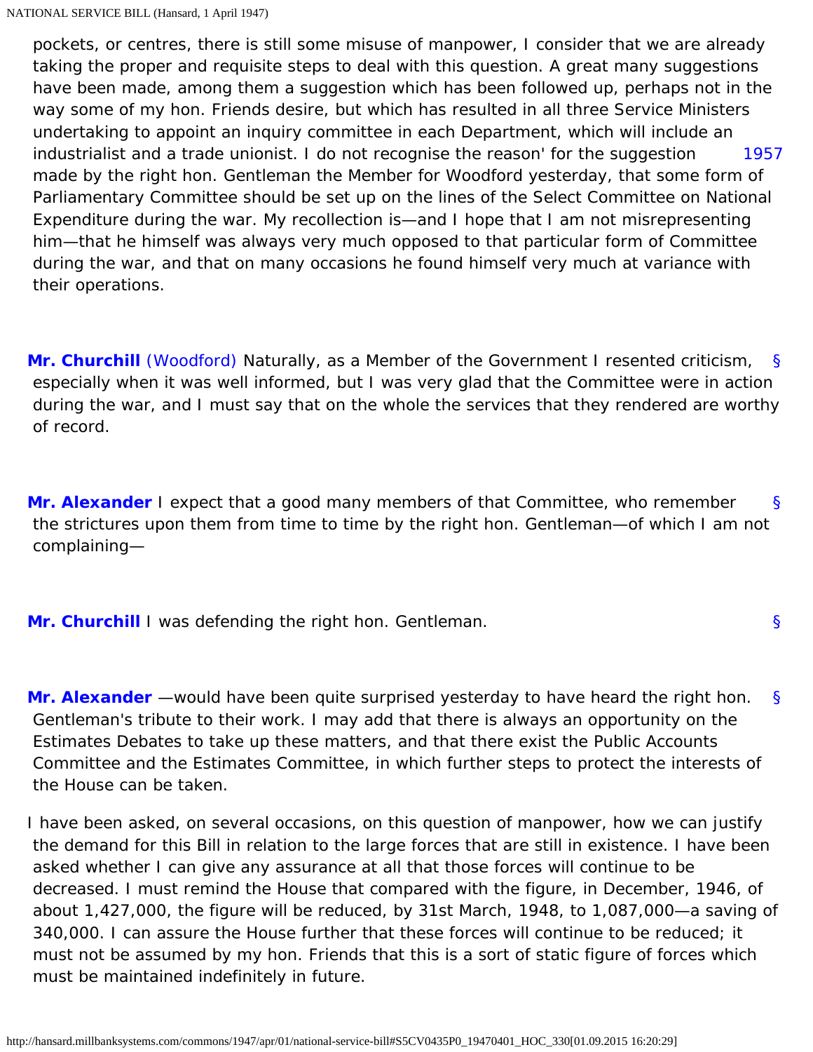pockets, or centres, there is still some misuse of manpower, I consider that we are already taking the proper and requisite steps to deal with this question. A great many suggestions have been made, among them a suggestion which has been followed up, perhaps not in the way some of my hon. Friends desire, but which has resulted in all three Service Ministers undertaking to appoint an inquiry committee in each Department, which will include an industrialist and a trade unionist. I do not recognise the reason' for the suggestion made by the right hon. Gentleman the Member for Woodford yesterday, that some form of Parliamentary Committee should be set up on the lines of the Select Committee on National Expenditure during the war. My recollection is—and I hope that I am not misrepresenting him—that he himself was always very much opposed to that particular form of Committee during the war, and that on many occasions he found himself very much at variance with their operations.

**Mr. Churchill** (Woodford) Naturally, as a Member of the Government I resented criticism, especially when it was well informed, but I was very glad that the Committee were in action during the war, and I must say that on the whole the services that they rendered are worthy of record.

**Mr. Alexander** I expect that a good many members of that Committee, who remember the strictures upon them from time to time by the right hon. Gentleman—of which I am not complaining—

**Mr. Churchill** I was defending the right hon. Gentleman.

**Mr. Alexander** —would have been quite surprised yesterday to have heard the right hon. Gentleman's tribute to their work. I may add that there is always an opportunity on the Estimates Debates to take up these matters, and that there exist the Public Accounts Committee and the Estimates Committee, in which further steps to protect the interests of the House can be taken.

I have been asked, on several occasions, on this question of manpower, how we can justify the demand for this Bill in relation to the large forces that are still in existence. I have been asked whether I can give any assurance at all that those forces will continue to be decreased. I must remind the House that compared with the figure, in December, 1946, of about 1,427,000, the figure will be reduced, by 31st March, 1948, to 1,087,000—a saving of 340,000. I can assure the House further that these forces will continue to be reduced; it must not be assumed by my hon. Friends that this is a sort of static figure of forces which must be maintained indefinitely in future.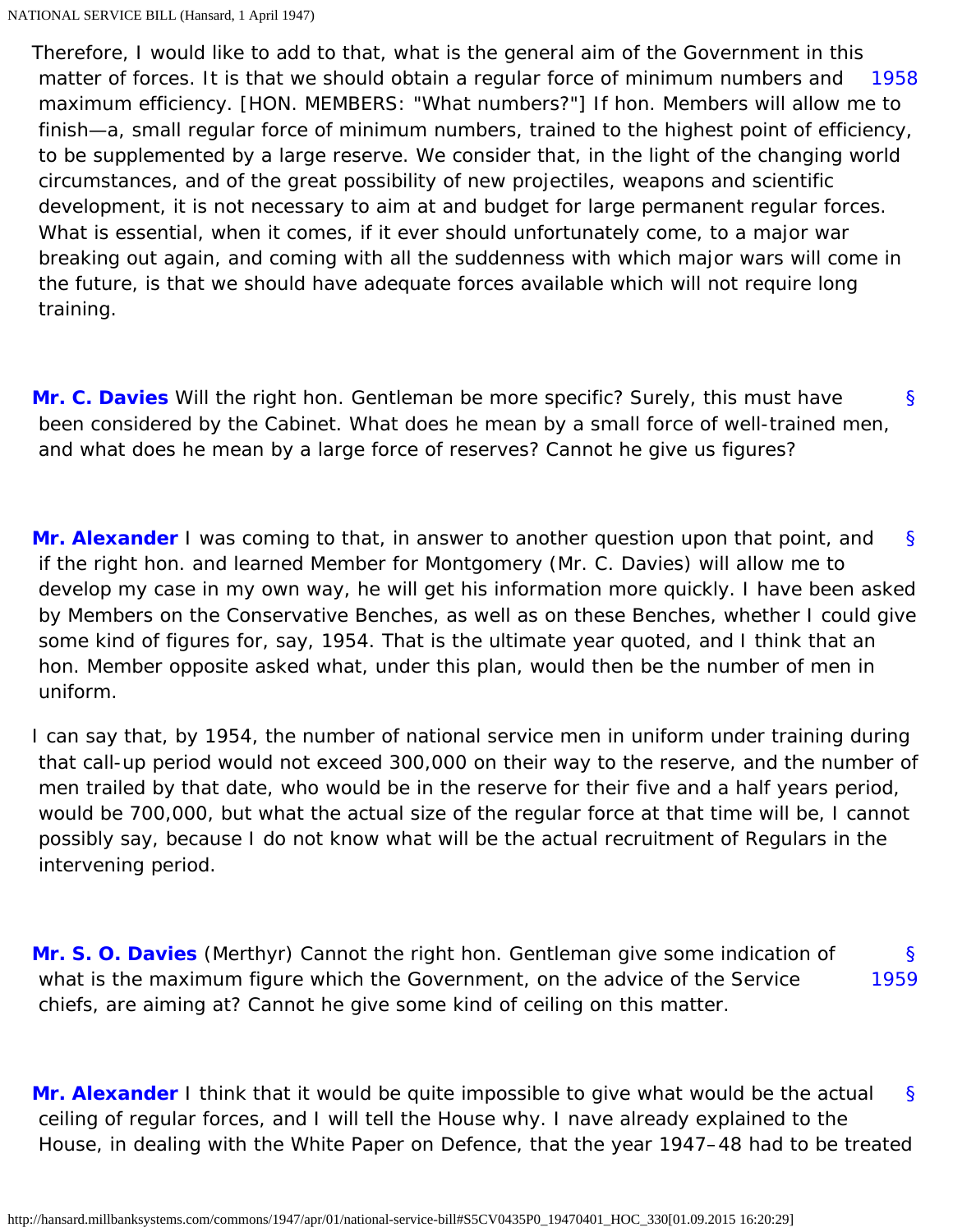Therefore, I would like to add to that, what is the general aim of the Government in this matter of forces. It is that we should obtain a regular force of minimum numbers and maximum efficiency. [HON. MEMBERS: "What numbers?"] If hon. Members will allow me to finish—a, small regular force of minimum numbers, trained to the highest point of efficiency, to be supplemented by a large reserve. We consider that, in the light of the changing world circumstances, and of the great possibility of new projectiles, weapons and scientific development, it is not necessary to aim at and budget for large permanent regular forces. What is essential, when it comes, if it ever should unfortunately come, to a major war breaking out again, and coming with all the suddenness with which major wars will come in the future, is that we should have adequate forces available which will not require long training.

**Mr. C. Davies** Will the right hon. Gentleman be more specific? Surely, this must have been considered by the Cabinet. What does he mean by a small force of well-trained men, and what does he mean by a large force of reserves? Cannot he give us figures?

**Mr. Alexander** I was coming to that, in answer to another question upon that point, and if the right hon. and learned Member for Montgomery (Mr. C. Davies) will allow me to develop my case in my own way, he will get his information more quickly. I have been asked by Members on the Conservative Benches, as well as on these Benches, whether I could give some kind of figures for, say, 1954. That is the ultimate year quoted, and I think that an hon. Member opposite asked what, under this plan, would then be the number of men in uniform.

I can say that, by 1954, the number of national service men in uniform under training during that call-up period would not exceed 300,000 on their way to the reserve, and the number of men trailed by that date, who would be in the reserve for their five and a half years period, would be 700,000, but what the actual size of the regular force at that time will be, I cannot possibly say, because I do not know what will be the actual recruitment of Regulars in the intervening period.

**Mr. S. O. Davies** (Merthyr) Cannot the right hon. Gentleman give some indication of what is the maximum figure which the Government, on the advice of the Service chiefs, are aiming at? Cannot he give some kind of ceiling on this matter.

**Mr. Alexander** I think that it would be quite impossible to give what would be the actual ceiling of regular forces, and I will tell the House why. I nave already explained to the House, in dealing with the White Paper on Defence, that the year 1947–48 had to be treated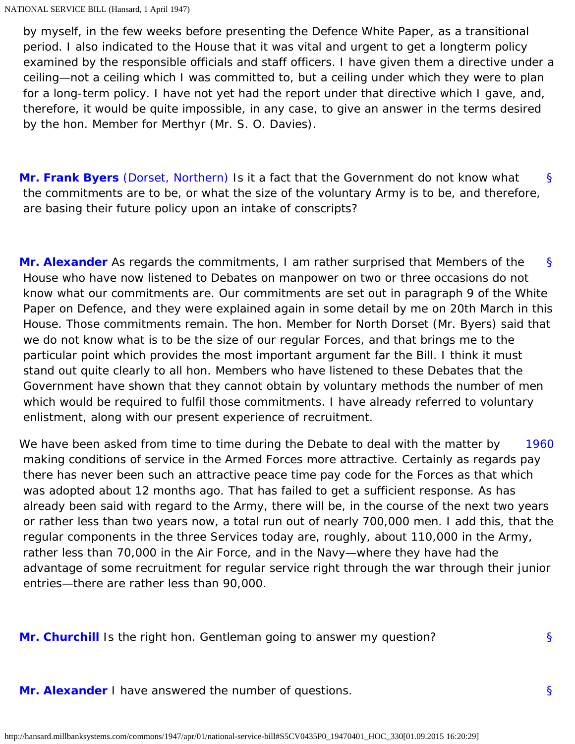by myself, in the few weeks before presenting the Defence White Paper, as a transitional period. I also indicated to the House that it was vital and urgent to get a longterm policy examined by the responsible officials and staff officers. I have given them a directive under a ceiling—not a ceiling which I was committed to, but a ceiling under which they were to plan for a long-term policy. I have not yet had the report under that directive which I gave, and, therefore, it would be quite impossible, in any case, to give an answer in the terms desired by the hon. Member for Merthyr (Mr. S. O. Davies).

**Mr. Frank Byers** (Dorset, Northern) Is it a fact that the Government do not know what the commitments are to be, or what the size of the voluntary Army is to be, and therefore, are basing their future policy upon an intake of conscripts?

**Mr. Alexander** As regards the commitments, I am rather surprised that Members of the House who have now listened to Debates on manpower on two or three occasions do not know what our commitments are. Our commitments are set out in paragraph 9 of the White Paper on Defence, and they were explained again in some detail by me on 20th March in this House. Those commitments remain. The hon. Member for North Dorset (Mr. Byers) said that we do not know what is to be the size of our regular Forces, and that brings me to the particular point which provides the most important argument far the Bill. I think it must stand out quite clearly to all hon. Members who have listened to these Debates that the Government have shown that they cannot obtain by voluntary methods the number of men which would be required to fulfil those commitments. I have already referred to voluntary enlistment, along with our present experience of recruitment.

We have been asked from time to time during the Debate to deal with the matter by making conditions of service in the Armed Forces more attractive. Certainly as regards pay there has never been such an attractive peace time pay code for the Forces as that which was adopted about 12 months ago. That has failed to get a sufficient response. As has already been said with regard to the Army, there will be, in the course of the next two years or rather less than two years now, a total run out of nearly 700,000 men. I add this, that the regular components in the three Services today are, roughly, about 110,000 in the Army, rather less than 70,000 in the Air Force, and in the Navy—where they have had the advantage of some recruitment for regular service right through the war through their junior entries—there are rather less than 90,000.

**Mr. Churchill** Is the right hon. Gentleman going to answer my question?

**Mr. Alexander** I have answered the number of questions.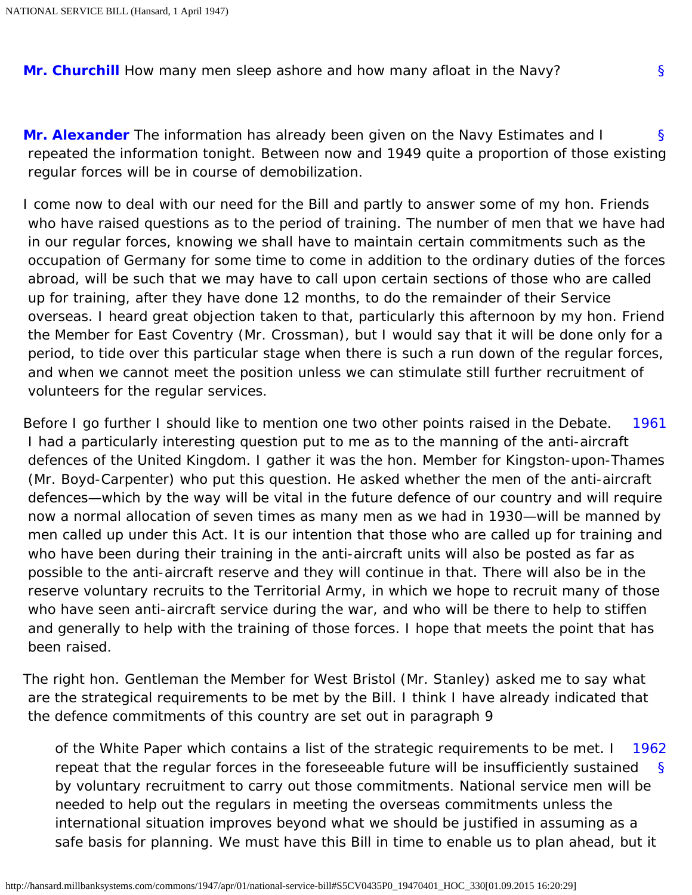**Mr. Churchill** How many men sleep ashore and how many afloat in the Navy?

**Mr. Alexander** The information has already been given on the Navy Estimates and I repeated the information tonight. Between now and 1949 quite a proportion of those existing regular forces will be in course of demobilization.

I come now to deal with our need for the Bill and partly to answer some of my hon. Friends who have raised questions as to the period of training. The number of men that we have had in our regular forces, knowing we shall have to maintain certain commitments such as the occupation of Germany for some time to come in addition to the ordinary duties of the forces abroad, will be such that we may have to call upon certain sections of those who are called up for training, after they have done 12 months, to do the remainder of their Service overseas. I heard great objection taken to that, particularly this afternoon by my hon. Friend the Member for East Coventry (Mr. Crossman), but I would say that it will be done only for a period, to tide over this particular stage when there is such a run down of the regular forces, and when we cannot meet the position unless we can stimulate still further recruitment of volunteers for the regular services.

Before I go further I should like to mention one two other points raised in the Debate. I had a particularly interesting question put to me as to the manning of the anti-aircraft defences of the United Kingdom. I gather it was the hon. Member for Kingston-upon-Thames (Mr. Boyd-Carpenter) who put this question. He asked whether the men of the anti-aircraft defences—which by the way will be vital in the future defence of our country and will require now a normal allocation of seven times as many men as we had in 1930—will be manned by men called up under this Act. It is our intention that those who are called up for training and who have been during their training in the anti-aircraft units will also be posted as far as possible to the anti-aircraft reserve and they will continue in that. There will also be in the reserve voluntary recruits to the Territorial Army, in which we hope to recruit many of those who have seen anti-aircraft service during the war, and who will be there to help to stiffen and generally to help with the training of those forces. I hope that meets the point that has been raised.

The right hon. Gentleman the Member for West Bristol (Mr. Stanley) asked me to say what are the strategical requirements to be met by the Bill. I think I have already indicated that the defence commitments of this country are set out in paragraph 9

> of the White Paper which contains a list of the strategic requirements to be met. I repeat that the regular forces in the foreseeable future will be insufficiently sustained by voluntary recruitment to carry out those commitments. National service men will be needed to help out the regulars in meeting the overseas commitments unless the international situation improves beyond what we should be justified in assuming as a safe basis for planning. We must have this Bill in time to enable us to plan ahead, but it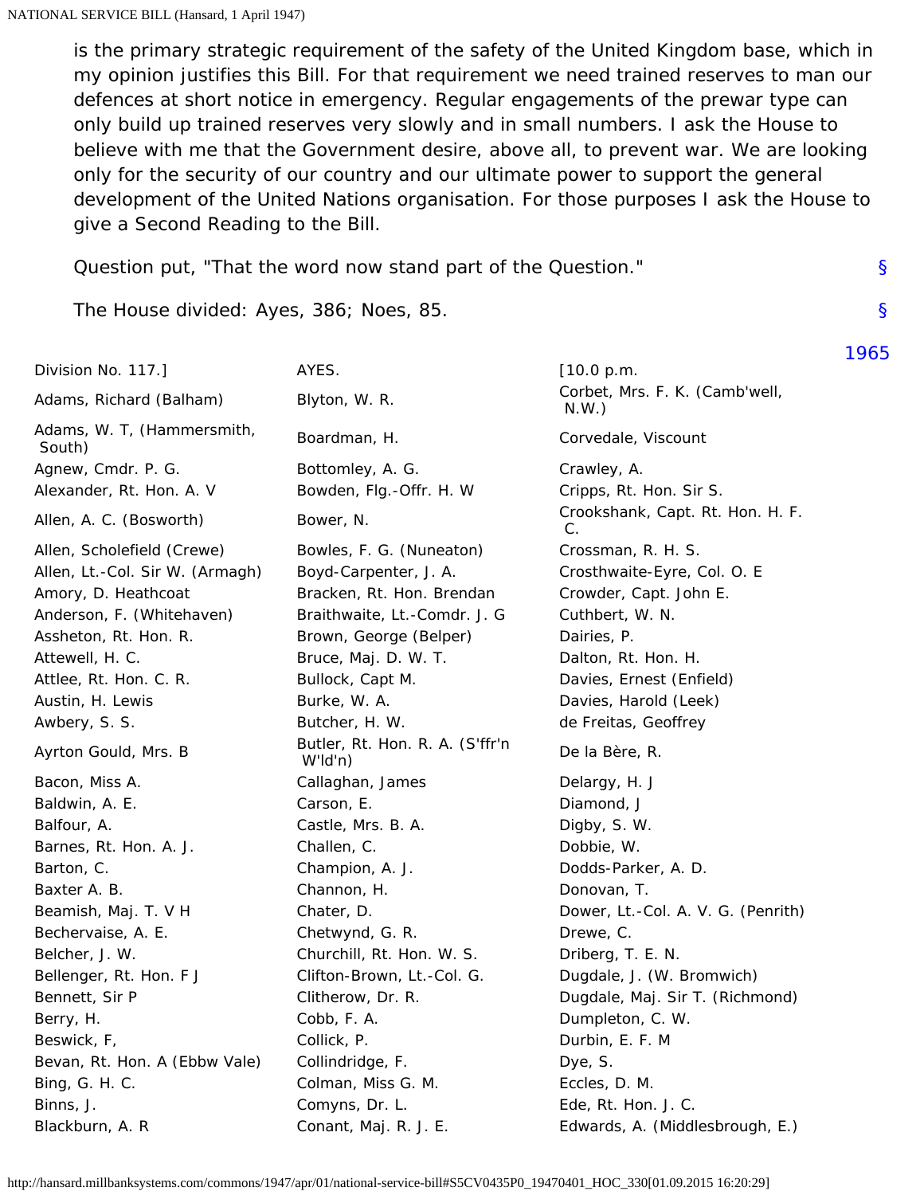is the primary strategic requirement of the safety of the United Kingdom base, which in my opinion justifies this Bill. For that requirement we need trained reserves to man our defences at short notice in emergency. Regular engagements of the prewar type can only build up trained reserves very slowly and in small numbers. I ask the House to believe with me that the Government desire, above all, to prevent war. We are looking only for the security of our country and our ultimate power to support the general development of the United Nations organisation. For those purposes I ask the House to give a Second Reading to the Bill.

Question put, "That the word now stand part of the Question."

The House divided: Ayes, 386; Noes, 85.

1965

Division No. 117.] AYES. [10.0 p.m.

Adams, Richard (Balham)
Adams, W. T, (Hammersmith, South)
Agnew, Cmdr. P. G.
Alexander, Rt. Hon. A. V
Allen, A. C. (Bosworth)
Allen, Scholefield (Crewe)
Allen, Lt.-Col. Sir W. (Armagh)
Amory, D. Heathcoat
Anderson, F. (Whitehaven)
Assheton, Rt. Hon. R.
Attewell, H. C.
Attlee, Rt. Hon. C. R.
Austin, H. Lewis
Awbery, S. S.
Ayrton Gould, Mrs. B
Bacon, Miss A.
Baldwin, A. E.
Balfour, A.
Barnes, Rt. Hon. A. J.
Barton, C.
Baxter A. B.
Beamish, Maj. T. V H
Bechervaise, A. E.
Belcher, J. W.
Bellenger, Rt. Hon. F J
Bennett, Sir P
Berry, H.
Beswick, F,
Bevan, Rt. Hon. A (Ebbw Vale)
Bing, G. H. C.
Binns, J.
Blackburn, A. R
Blyton, W. R.
Boardman, H.
Bottomley, A. G.
Bowden, Flg.-Offr. H. W
Bower, N.
Bowles, F. G. (Nuneaton)
Boyd-Carpenter, J. A.
Bracken, Rt. Hon. Brendan
Braithwaite, Lt.-Comdr. J. G
Brown, George (Belper)
Bruce, Maj. D. W. T.
Bullock, Capt M.
Burke, W. A.
Butcher, H. W.
Butler, Rt. Hon. R. A. (S'ffr'n W'ld'n)
Callaghan, James
Carson, E.
Castle, Mrs. B. A.
Challen, C.
Champion, A. J.
Channon, H.
Chater, D.
Chetwynd, G. R.
Churchill, Rt. Hon. W. S.
Clifton-Brown, Lt.-Col. G.
Clitherow, Dr. R.
Cobb, F. A.
Collick, P.
Collindridge, F.
Colman, Miss G. M.
Comyns, Dr. L.
Conant, Maj. R. J. E.
Corbet, Mrs. F. K. (Camb'well, N.W.)
Corvedale, Viscount
Crawley, A.
Cripps, Rt. Hon. Sir S.
Crookshank, Capt. Rt. Hon. H. F. C.
Crossman, R. H. S.
Crosthwaite-Eyre, Col. O. E
Crowder, Capt. John E.
Cuthbert, W. N.
Dairies, P.
Dalton, Rt. Hon. H.
Davies, Ernest (Enfield)
Davies, Harold (Leek)
de Freitas, Geoffrey
De la Bère, R.
Delargy, H. J
Diamond, J
Digby, S. W.
Dobbie, W.
Dodds-Parker, A. D.
Donovan, T.
Dower, Lt.-Col. A. V. G. (Penrith)
Drewe, C.
Driberg, T. E. N.
Dugdale, J. (W. Bromwich)
Dugdale, Maj. Sir T. (Richmond)
Dumpleton, C. W.
Durbin, E. F. M
Dye, S.
Eccles, D. M.
Ede, Rt. Hon. J. C.
Edwards, A. (Middlesbrough, E.)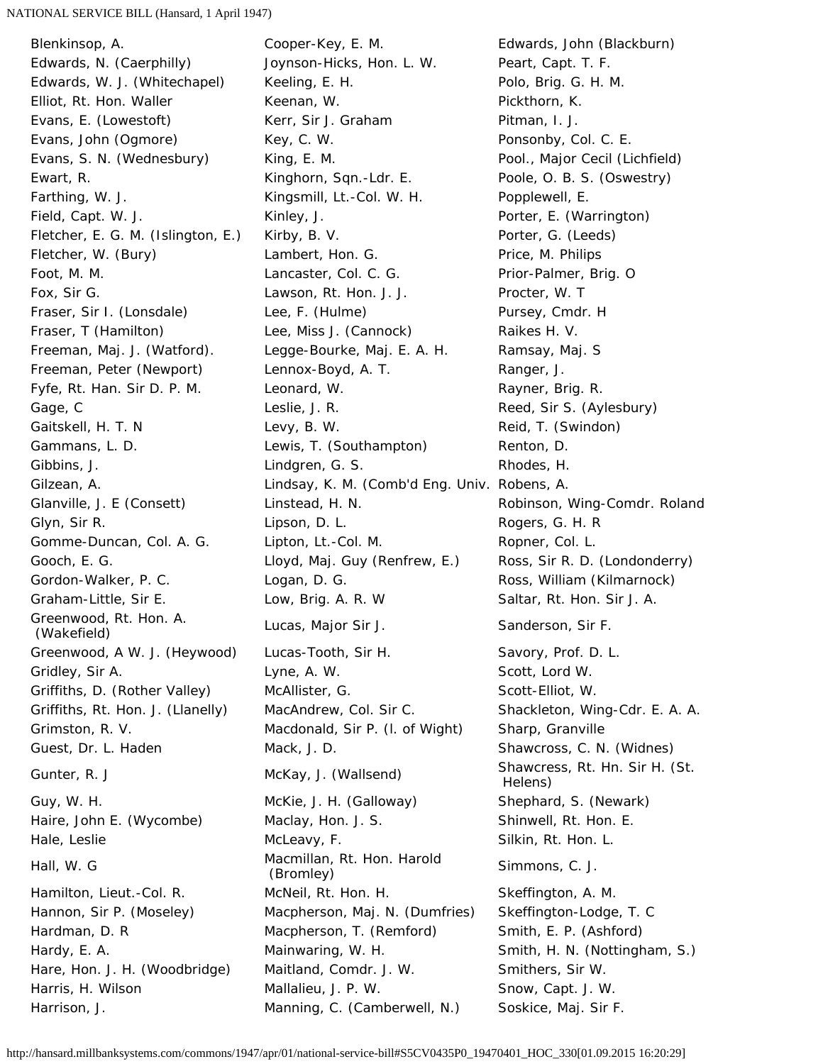Blenkinsop, A.
Edwards, N. (Caerphilly)
Edwards, W. J. (Whitechapel)
Elliot, Rt. Hon. Waller
Evans, E. (Lowestoft)
Evans, John (Ogmore)
Evans, S. N. (Wednesbury)
Ewart, R.
Farthing, W. J.
Field, Capt. W. J.
Fletcher, E. G. M. (Islington, E.)
Fletcher, W. (Bury)
Foot, M. M.
Fox, Sir G.
Fraser, Sir I. (Lonsdale)
Fraser, T (Hamilton)
Freeman, Maj. J. (Watford).
Freeman, Peter (Newport)
Fyfe, Rt. Han. Sir D. P. M.
Gage, C
Gaitskell, H. T. N
Gammans, L. D.
Gibbins, J.
Gilzean, A.
Glanville, J. E (Consett)
Glyn, Sir R.
Gomme-Duncan, Col. A. G.
Gooch, E. G.
Gordon-Walker, P. C.
Graham-Little, Sir E.
Greenwood, Rt. Hon. A. (Wakefield)
Greenwood, A W. J. (Heywood)
Gridley, Sir A.
Griffiths, D. (Rother Valley)
Griffiths, Rt. Hon. J. (Llanelly)
Grimston, R. V.
Guest, Dr. L. Haden
Gunter, R. J
Guy, W. H.
Haire, John E. (Wycombe)
Hale, Leslie
Hall, W. G
Hamilton, Lieut.-Col. R.
Hannon, Sir P. (Moseley)
Hardman, D. R
Hardy, E. A.
Hare, Hon. J. H. (Woodbridge)
Harris, H. Wilson
Harrison, J.
Cooper-Key, E. M.
Joynson-Hicks, Hon. L. W.
Keeling, E. H.
Keenan, W.
Kerr, Sir J. Graham
Key, C. W.
King, E. M.
Kinghorn, Sqn.-Ldr. E.
Kingsmill, Lt.-Col. W. H.
Kinley, J.
Kirby, B. V.
Lambert, Hon. G.
Lancaster, Col. C. G.
Lawson, Rt. Hon. J. J.
Lee, F. (Hulme)
Lee, Miss J. (Cannock)
Legge-Bourke, Maj. E. A. H.
Lennox-Boyd, A. T.
Leonard, W.
Leslie, J. R.
Levy, B. W.
Lewis, T. (Southampton)
Lindgren, G. S.
Lindsay, K. M. (Comb'd Eng. Univ.
Linstead, H. N.
Lipson, D. L.
Lipton, Lt.-Col. M.
Lloyd, Maj. Guy (Renfrew, E.)
Logan, D. G.
Low, Brig. A. R. W
Lucas, Major Sir J.
Lucas-Tooth, Sir H.
Lyne, A. W.
McAllister, G.
MacAndrew, Col. Sir C.
Macdonald, Sir P. (l. of Wight)
Mack, J. D.
McKay, J. (Wallsend)
McKie, J. H. (Galloway)
Maclay, Hon. J. S.
McLeavy, F.
Macmillan, Rt. Hon. Harold (Bromley)
McNeil, Rt. Hon. H.
Macpherson, Maj. N. (Dumfries)
Macpherson, T. (Remford)
Mainwaring, W. H.
Maitland, Comdr. J. W.
Mallalieu, J. P. W.
Manning, C. (Camberwell, N.)
Edwards, John (Blackburn)
Peart, Capt. T. F.
Polo, Brig. G. H. M.
Pickthorn, K.
Pitman, I. J.
Ponsonby, Col. C. E.
Pool., Major Cecil (Lichfield)
Poole, O. B. S. (Oswestry)
Popplewell, E.
Porter, E. (Warrington)
Porter, G. (Leeds)
Price, M. Philips
Prior-Palmer, Brig. O
Procter, W. T
Pursey, Cmdr. H
Raikes H. V.
Ramsay, Maj. S
Ranger, J.
Rayner, Brig. R.
Reed, Sir S. (Aylesbury)
Reid, T. (Swindon)
Renton, D.
Rhodes, H.
Robens, A.
Robinson, Wing-Comdr. Roland
Rogers, G. H. R
Ropner, Col. L.
Ross, Sir R. D. (Londonderry)
Ross, William (Kilmarnock)
Saltar, Rt. Hon. Sir J. A.
Sanderson, Sir F.
Savory, Prof. D. L.
Scott, Lord W.
Scott-Elliot, W.
Shackleton, Wing-Cdr. E. A. A.
Sharp, Granville
Shawcross, C. N. (Widnes)
Shawcress, Rt. Hn. Sir H. (St. Helens)
Shephard, S. (Newark)
Shinwell, Rt. Hon. E.
Silkin, Rt. Hon. L.
Simmons, C. J.
Skeffington, A. M.
Skeffington-Lodge, T. C
Smith, E. P. (Ashford)
Smith, H. N. (Nottingham, S.)
Smithers, Sir W.
Snow, Capt. J. W.
Soskice, Maj. Sir F.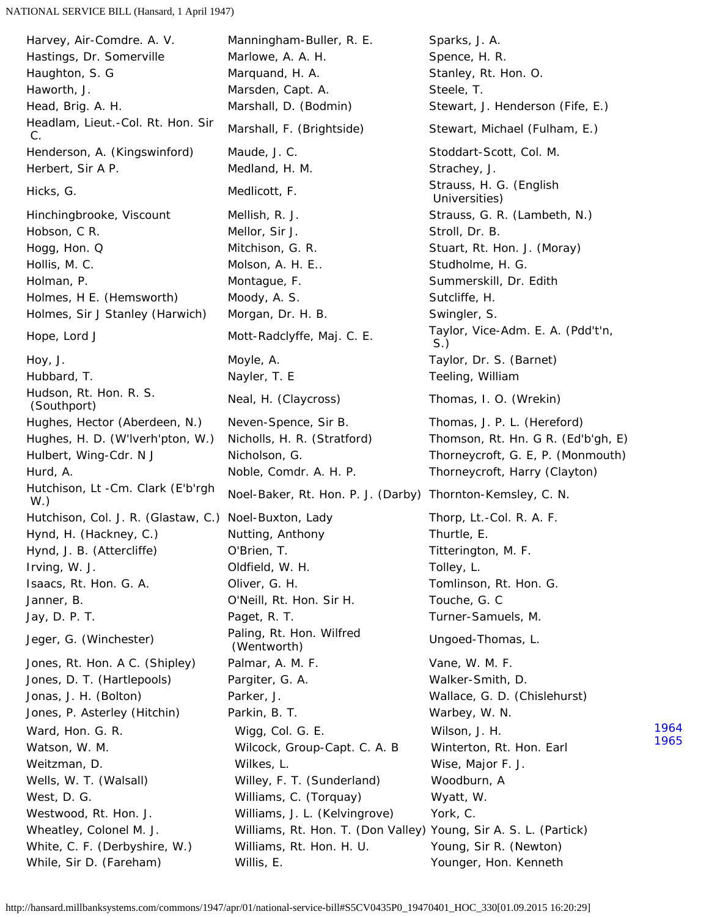| | | |
|---|---|---|
| Harvey, Air-Comdre. A. V. | Manningham-Buller, R. E. | Sparks, J. A. |
| Hastings, Dr. Somerville | Marlowe, A. A. H. | Spence, H. R. |
| Haughton, S. G | Marquand, H. A. | Stanley, Rt. Hon. O. |
| Haworth, J. | Marsden, Capt. A. | Steele, T. |
| Head, Brig. A. H. | Marshall, D. (Bodmin) | Stewart, J. Henderson (Fife, E.) |
| Headlam, Lieut.-Col. Rt. Hon. Sir C. | Marshall, F. (Brightside) | Stewart, Michael (Fulham, E.) |
| Henderson, A. (Kingswinford) | Maude, J. C. | Stoddart-Scott, Col. M. |
| Herbert, Sir A P. | Medland, H. M. | Strachey, J. |
| Hicks, G. | Medlicott, F. | Strauss, H. G. (English Universities) |
| Hinchingbrooke, Viscount | Mellish, R. J. | Strauss, G. R. (Lambeth, N.) |
| Hobson, C R. | Mellor, Sir J. | Stroll, Dr. B. |
| Hogg, Hon. Q | Mitchison, G. R. | Stuart, Rt. Hon. J. (Moray) |
| Hollis, M. C. | Molson, A. H. E.. | Studholme, H. G. |
| Holman, P. | Montague, F. | Summerskill, Dr. Edith |
| Holmes, H E. (Hemsworth) | Moody, A. S. | Sutcliffe, H. |
| Holmes, Sir J Stanley (Harwich) | Morgan, Dr. H. B. | Swingler, S. |
| Hope, Lord J | Mott-Radclyffe, Maj. C. E. | Taylor, Vice-Adm. E. A. (Pdd't'n, S.) |
| Hoy, J. | Moyle, A. | Taylor, Dr. S. (Barnet) |
| Hubbard, T. | Nayler, T. E | Teeling, William |
| Hudson, Rt. Hon. R. S. (Southport) | Neal, H. (Claycross) | Thomas, I. O. (Wrekin) |
| Hughes, Hector (Aberdeen, N.) | Neven-Spence, Sir B. | Thomas, J. P. L. (Hereford) |
| Hughes, H. D. (W'lverh'pton, W.) | Nicholls, H. R. (Stratford) | Thomson, Rt. Hn. G R. (Ed'b'gh, E) |
| Hulbert, Wing-Cdr. N J | Nicholson, G. | Thorneycroft, G. E, P. (Monmouth) |
| Hurd, A. | Noble, Comdr. A. H. P. | Thorneycroft, Harry (Clayton) |
| Hutchison, Lt -Cm. Clark (E'b'rgh W.) | Noel-Baker, Rt. Hon. P. J. (Darby) | Thornton-Kemsley, C. N. |
| Hutchison, Col. J. R. (Glastaw, C.) | Noel-Buxton, Lady | Thorp, Lt.-Col. R. A. F. |
| Hynd, H. (Hackney, C.) | Nutting, Anthony | Thurtle, E. |
| Hynd, J. B. (Attercliffe) | O'Brien, T. | Titterington, M. F. |
| Irving, W. J. | Oldfield, W. H. | Tolley, L. |
| Isaacs, Rt. Hon. G. A. | Oliver, G. H. | Tomlinson, Rt. Hon. G. |
| Janner, B. | O'Neill, Rt. Hon. Sir H. | Touche, G. C |
| Jay, D. P. T. | Paget, R. T. | Turner-Samuels, M. |
| Jeger, G. (Winchester) | Paling, Rt. Hon. Wilfred (Wentworth) | Ungoed-Thomas, L. |
| Jones, Rt. Hon. A C. (Shipley) | Palmar, A. M. F. | Vane, W. M. F. |
| Jones, D. T. (Hartlepools) | Pargiter, G. A. | Walker-Smith, D. |
| Jonas, J. H. (Bolton) | Parker, J. | Wallace, G. D. (Chislehurst) |
| Jones, P. Asterley (Hitchin) | Parkin, B. T. | Warbey, W. N. |
| Ward, Hon. G. R. | Wigg, Col. G. E. | Wilson, J. H. |
| Watson, W. M. | Wilcock, Group-Capt. C. A. B | Winterton, Rt. Hon. Earl |
| Weitzman, D. | Wilkes, L. | Wise, Major F. J. |
| Wells, W. T. (Walsall) | Willey, F. T. (Sunderland) | Woodburn, A |
| West, D. G. | Williams, C. (Torquay) | Wyatt, W. |
| Westwood, Rt. Hon. J. | Williams, J. L. (Kelvingrove) | York, C. |
| Wheatley, Colonel M. J. | Williams, Rt. Hon. T. (Don Valley) | Young, Sir A. S. L. (Partick) |
| White, C. F. (Derbyshire, W.) | Williams, Rt. Hon. H. U. | Young, Sir R. (Newton) |
| While, Sir D. (Fareham) | Willis, E. | Younger, Hon. Kenneth |

1964
1965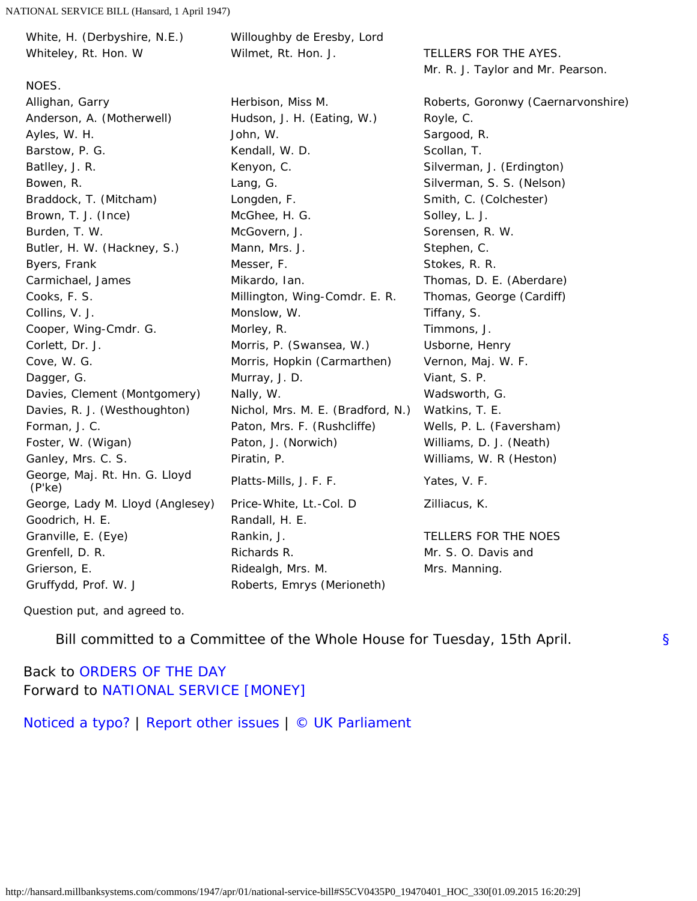White, H. (Derbyshire, N.E.)
Whiteley, Rt. Hon. W
Willoughby de Eresby, Lord
Wilmet, Rt. Hon. J.

TELLERS FOR THE AYES.
Mr. R. J. Taylor and Mr. Pearson.

NOES.

Allighan, Garry
Anderson, A. (Motherwell)
Ayles, W. H.
Barstow, P. G.
Batlley, J. R.
Bowen, R.
Braddock, T. (Mitcham)
Brown, T. J. (Ince)
Burden, T. W.
Butler, H. W. (Hackney, S.)
Byers, Frank
Carmichael, James
Cooks, F. S.
Collins, V. J.
Cooper, Wing-Cmdr. G.
Corlett, Dr. J.
Cove, W. G.
Dagger, G.
Davies, Clement (Montgomery)
Davies, R. J. (Westhoughton)
Forman, J. C.
Foster, W. (Wigan)
Ganley, Mrs. C. S.
George, Maj. Rt. Hn. G. Lloyd (P'ke)
George, Lady M. Lloyd (Anglesey)
Goodrich, H. E.
Granville, E. (Eye)
Grenfell, D. R.
Grierson, E.
Gruffydd, Prof. W. J
Herbison, Miss M.
Hudson, J. H. (Eating, W.)
John, W.
Kendall, W. D.
Kenyon, C.
Lang, G.
Longden, F.
McGhee, H. G.
McGovern, J.
Mann, Mrs. J.
Messer, F.
Mikardo, Ian.
Millington, Wing-Comdr. E. R.
Monslow, W.
Morley, R.
Morris, P. (Swansea, W.)
Morris, Hopkin (Carmarthen)
Murray, J. D.
Nally, W.
Nichol, Mrs. M. E. (Bradford, N.)
Paton, Mrs. F. (Rushcliffe)
Paton, J. (Norwich)
Piratin, P.
Platts-Mills, J. F. F.
Price-White, Lt.-Col. D
Randall, H. E.
Rankin, J.
Richards R.
Ridealgh, Mrs. M.
Roberts, Emrys (Merioneth)
Roberts, Goronwy (Caernarvonshire)
Royle, C.
Sargood, R.
Scollan, T.
Silverman, J. (Erdington)
Silverman, S. S. (Nelson)
Smith, C. (Colchester)
Solley, L. J.
Sorensen, R. W.
Stephen, C.
Stokes, R. R.
Thomas, D. E. (Aberdare)
Thomas, George (Cardiff)
Tiffany, S.
Timmons, J.
Usborne, Henry
Vernon, Maj. W. F.
Viant, S. P.
Wadsworth, G.
Watkins, T. E.
Wells, P. L. (Faversham)
Williams, D. J. (Neath)
Williams, W. R (Heston)
Yates, V. F.
Zilliacus, K.

TELLERS FOR THE NOES
Mr. S. O. Davis and
Mrs. Manning.

Question put, and agreed to.

Bill committed to a Committee of the Whole House for Tuesday, 15th April. §

Back to ORDERS OF THE DAY
Forward to NATIONAL SERVICE [MONEY]

Noticed a typo? | Report other issues | © UK Parliament